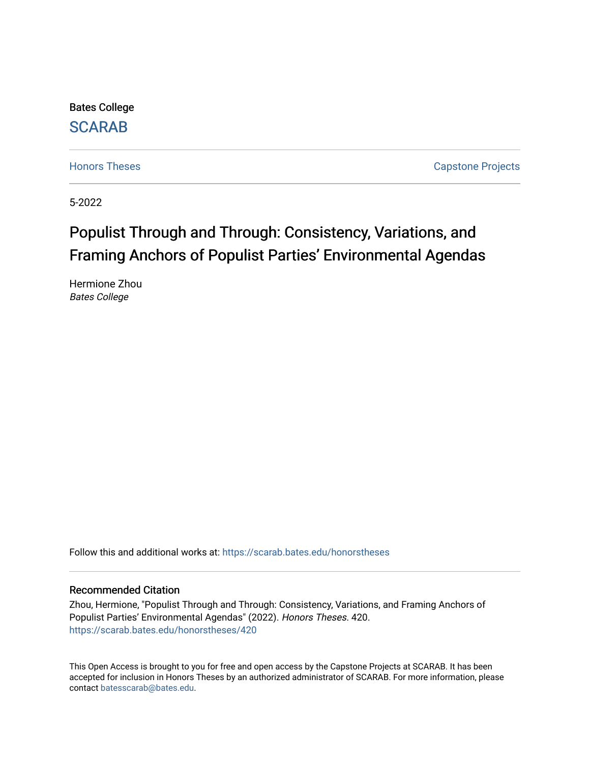Bates College

SCARAB

Honors Theses | Capstone Projects

5-2022

# Populist Through and Through: Consistency, Variations, and Framing Anchors of Populist Parties' Environmental Agendas

Hermione Zhou
*Bates College*

Follow this and additional works at: https://scarab.bates.edu/honorstheses

## Recommended Citation

Zhou, Hermione, "Populist Through and Through: Consistency, Variations, and Framing Anchors of Populist Parties' Environmental Agendas" (2022). *Honors Theses*. 420.
https://scarab.bates.edu/honorstheses/420

This Open Access is brought to you for free and open access by the Capstone Projects at SCARAB. It has been accepted for inclusion in Honors Theses by an authorized administrator of SCARAB. For more information, please contact batesscarab@bates.edu.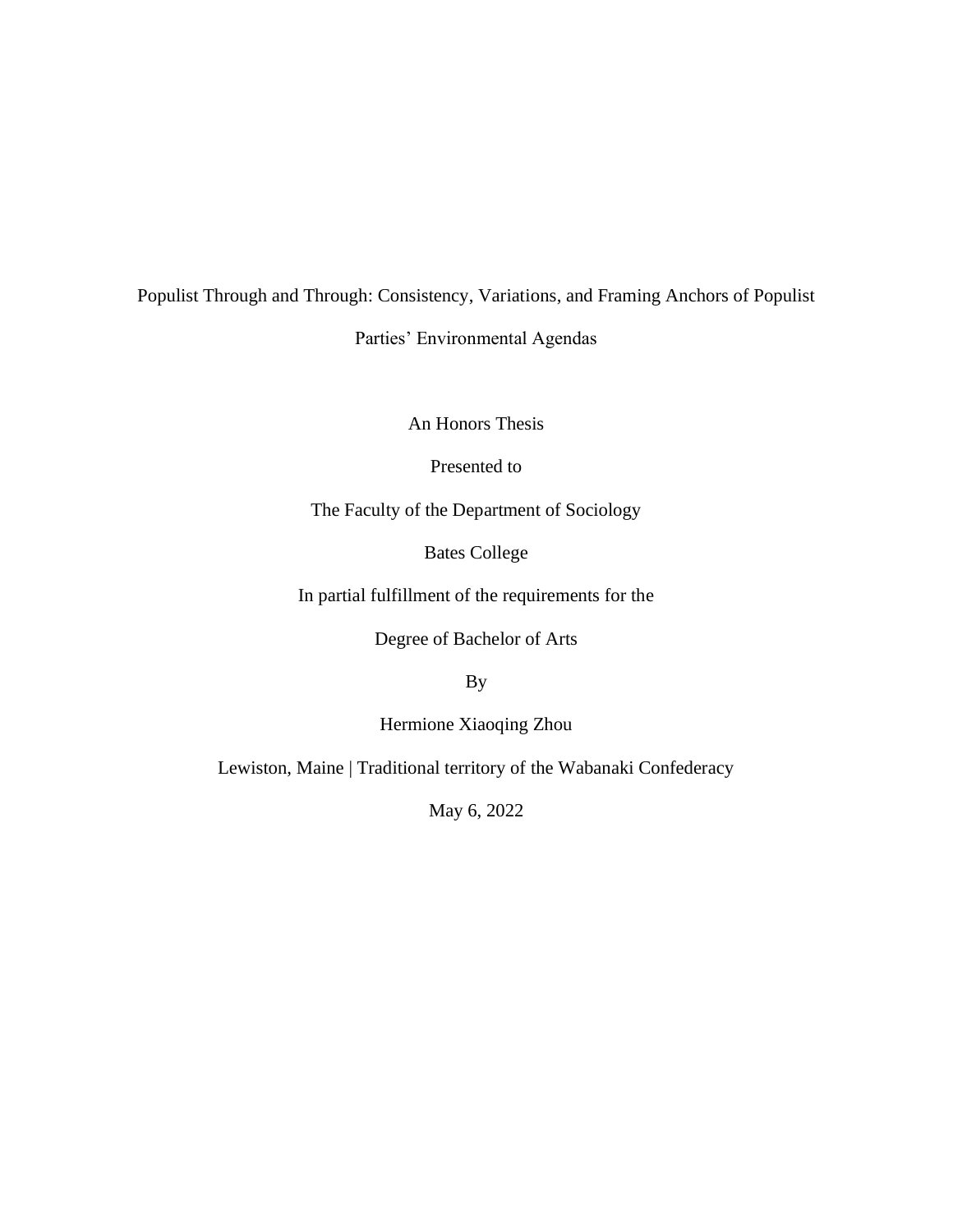# Populist Through and Through: Consistency, Variations, and Framing Anchors of Populist Parties' Environmental Agendas

An Honors Thesis

Presented to

The Faculty of the Department of Sociology

Bates College

In partial fulfillment of the requirements for the

Degree of Bachelor of Arts

By

Hermione Xiaoqing Zhou

Lewiston, Maine | Traditional territory of the Wabanaki Confederacy

May 6, 2022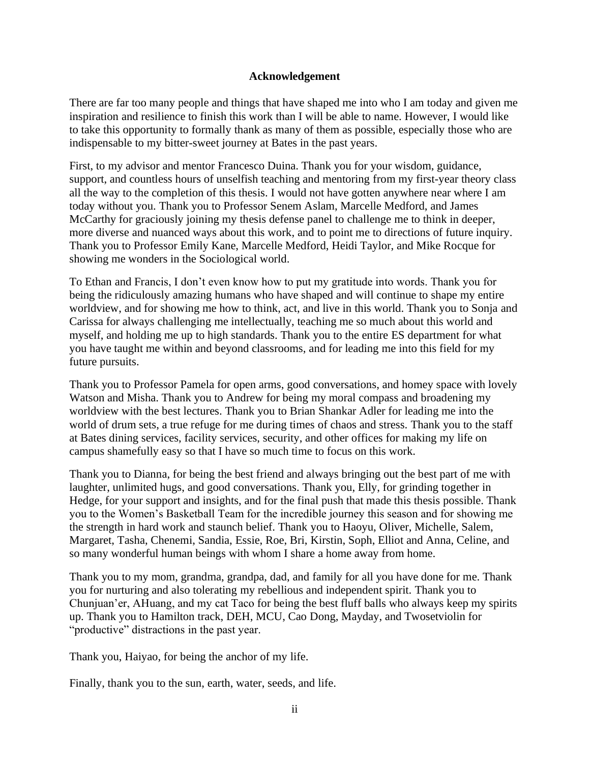## Acknowledgement

There are far too many people and things that have shaped me into who I am today and given me inspiration and resilience to finish this work than I will be able to name. However, I would like to take this opportunity to formally thank as many of them as possible, especially those who are indispensable to my bitter-sweet journey at Bates in the past years.

First, to my advisor and mentor Francesco Duina. Thank you for your wisdom, guidance, support, and countless hours of unselfish teaching and mentoring from my first-year theory class all the way to the completion of this thesis. I would not have gotten anywhere near where I am today without you. Thank you to Professor Senem Aslam, Marcelle Medford, and James McCarthy for graciously joining my thesis defense panel to challenge me to think in deeper, more diverse and nuanced ways about this work, and to point me to directions of future inquiry. Thank you to Professor Emily Kane, Marcelle Medford, Heidi Taylor, and Mike Rocque for showing me wonders in the Sociological world.

To Ethan and Francis, I don't even know how to put my gratitude into words. Thank you for being the ridiculously amazing humans who have shaped and will continue to shape my entire worldview, and for showing me how to think, act, and live in this world. Thank you to Sonja and Carissa for always challenging me intellectually, teaching me so much about this world and myself, and holding me up to high standards. Thank you to the entire ES department for what you have taught me within and beyond classrooms, and for leading me into this field for my future pursuits.

Thank you to Professor Pamela for open arms, good conversations, and homey space with lovely Watson and Misha. Thank you to Andrew for being my moral compass and broadening my worldview with the best lectures. Thank you to Brian Shankar Adler for leading me into the world of drum sets, a true refuge for me during times of chaos and stress. Thank you to the staff at Bates dining services, facility services, security, and other offices for making my life on campus shamefully easy so that I have so much time to focus on this work.

Thank you to Dianna, for being the best friend and always bringing out the best part of me with laughter, unlimited hugs, and good conversations. Thank you, Elly, for grinding together in Hedge, for your support and insights, and for the final push that made this thesis possible. Thank you to the Women's Basketball Team for the incredible journey this season and for showing me the strength in hard work and staunch belief. Thank you to Haoyu, Oliver, Michelle, Salem, Margaret, Tasha, Chenemi, Sandia, Essie, Roe, Bri, Kirstin, Soph, Elliot and Anna, Celine, and so many wonderful human beings with whom I share a home away from home.

Thank you to my mom, grandma, grandpa, dad, and family for all you have done for me. Thank you for nurturing and also tolerating my rebellious and independent spirit. Thank you to Chunjuan'er, AHuang, and my cat Taco for being the best fluff balls who always keep my spirits up. Thank you to Hamilton track, DEH, MCU, Cao Dong, Mayday, and Twosetviolin for "productive" distractions in the past year.

Thank you, Haiyao, for being the anchor of my life.

Finally, thank you to the sun, earth, water, seeds, and life.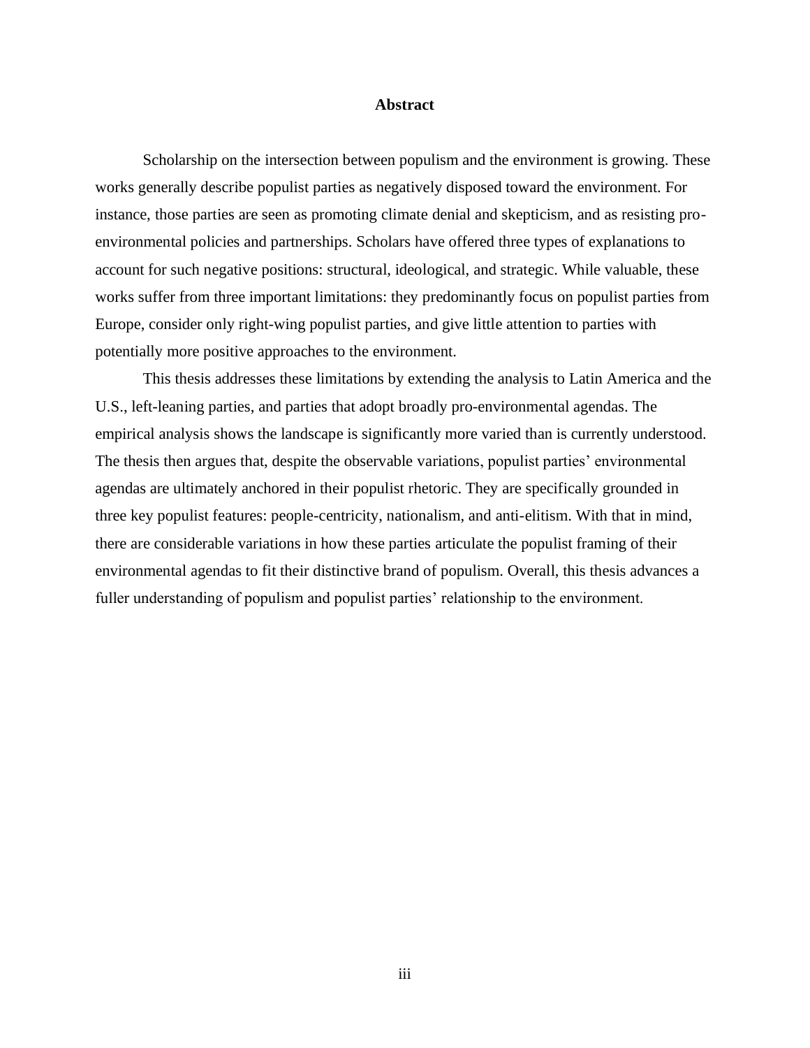## Abstract

Scholarship on the intersection between populism and the environment is growing. These works generally describe populist parties as negatively disposed toward the environment. For instance, those parties are seen as promoting climate denial and skepticism, and as resisting pro-environmental policies and partnerships. Scholars have offered three types of explanations to account for such negative positions: structural, ideological, and strategic. While valuable, these works suffer from three important limitations: they predominantly focus on populist parties from Europe, consider only right-wing populist parties, and give little attention to parties with potentially more positive approaches to the environment.

This thesis addresses these limitations by extending the analysis to Latin America and the U.S., left-leaning parties, and parties that adopt broadly pro-environmental agendas. The empirical analysis shows the landscape is significantly more varied than is currently understood. The thesis then argues that, despite the observable variations, populist parties' environmental agendas are ultimately anchored in their populist rhetoric. They are specifically grounded in three key populist features: people-centricity, nationalism, and anti-elitism. With that in mind, there are considerable variations in how these parties articulate the populist framing of their environmental agendas to fit their distinctive brand of populism. Overall, this thesis advances a fuller understanding of populism and populist parties' relationship to the environment.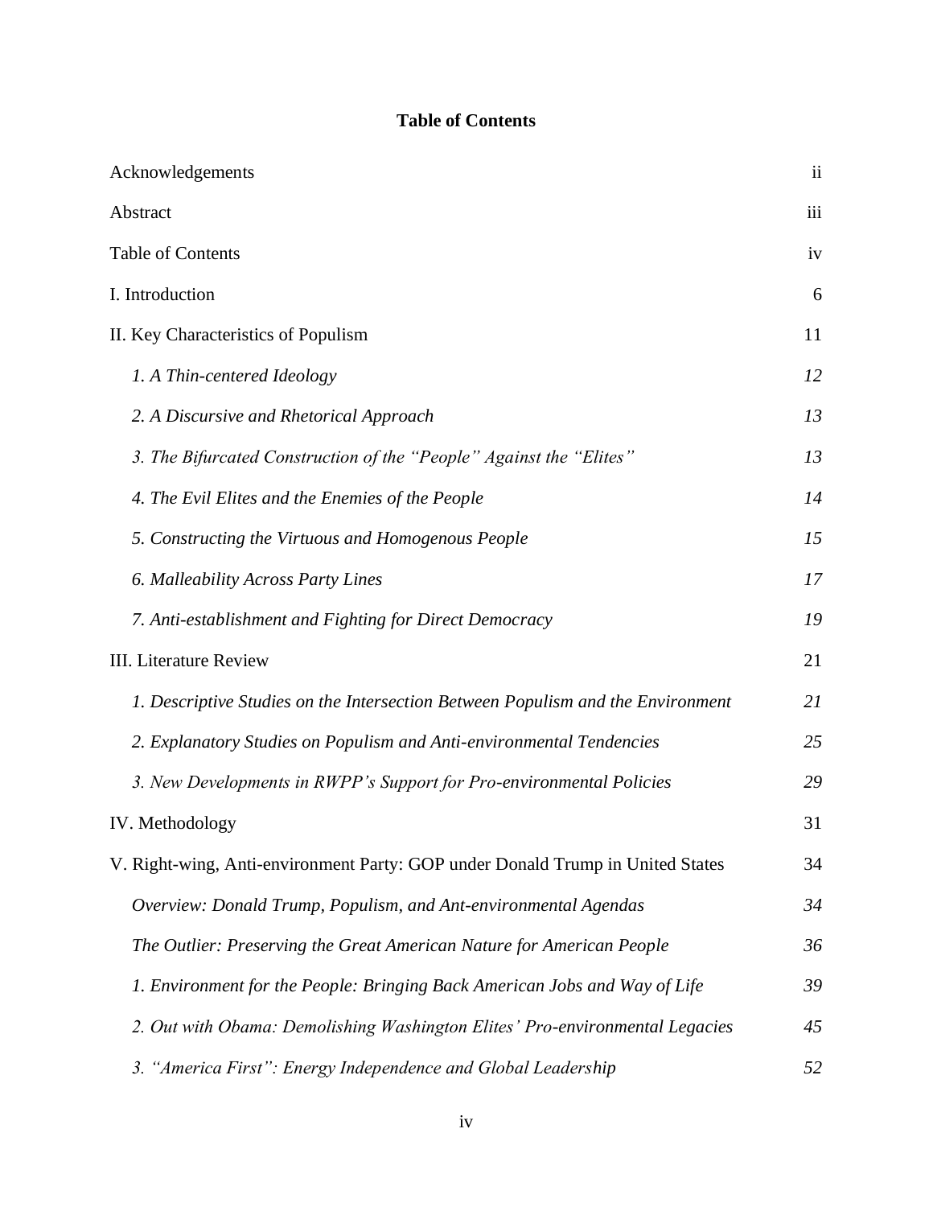**Table of Contents**

| | |
|---|---|
| Acknowledgements | ii |
| Abstract | iii |
| Table of Contents | iv |
| I. Introduction | 6 |
| II. Key Characteristics of Populism | 11 |
| *1. A Thin-centered Ideology* | *12* |
| *2. A Discursive and Rhetorical Approach* | *13* |
| *3. The Bifurcated Construction of the "People" Against the "Elites"* | *13* |
| *4. The Evil Elites and the Enemies of the People* | *14* |
| *5. Constructing the Virtuous and Homogenous People* | *15* |
| *6. Malleability Across Party Lines* | *17* |
| *7. Anti-establishment and Fighting for Direct Democracy* | *19* |
| III. Literature Review | 21 |
| *1. Descriptive Studies on the Intersection Between Populism and the Environment* | *21* |
| *2. Explanatory Studies on Populism and Anti-environmental Tendencies* | *25* |
| *3. New Developments in RWPP's Support for Pro-environmental Policies* | *29* |
| IV. Methodology | 31 |
| V. Right-wing, Anti-environment Party: GOP under Donald Trump in United States | 34 |
| *Overview: Donald Trump, Populism, and Ant-environmental Agendas* | *34* |
| *The Outlier: Preserving the Great American Nature for American People* | *36* |
| *1. Environment for the People: Bringing Back American Jobs and Way of Life* | *39* |
| *2. Out with Obama: Demolishing Washington Elites' Pro-environmental Legacies* | *45* |
| *3. "America First": Energy Independence and Global Leadership* | *52* |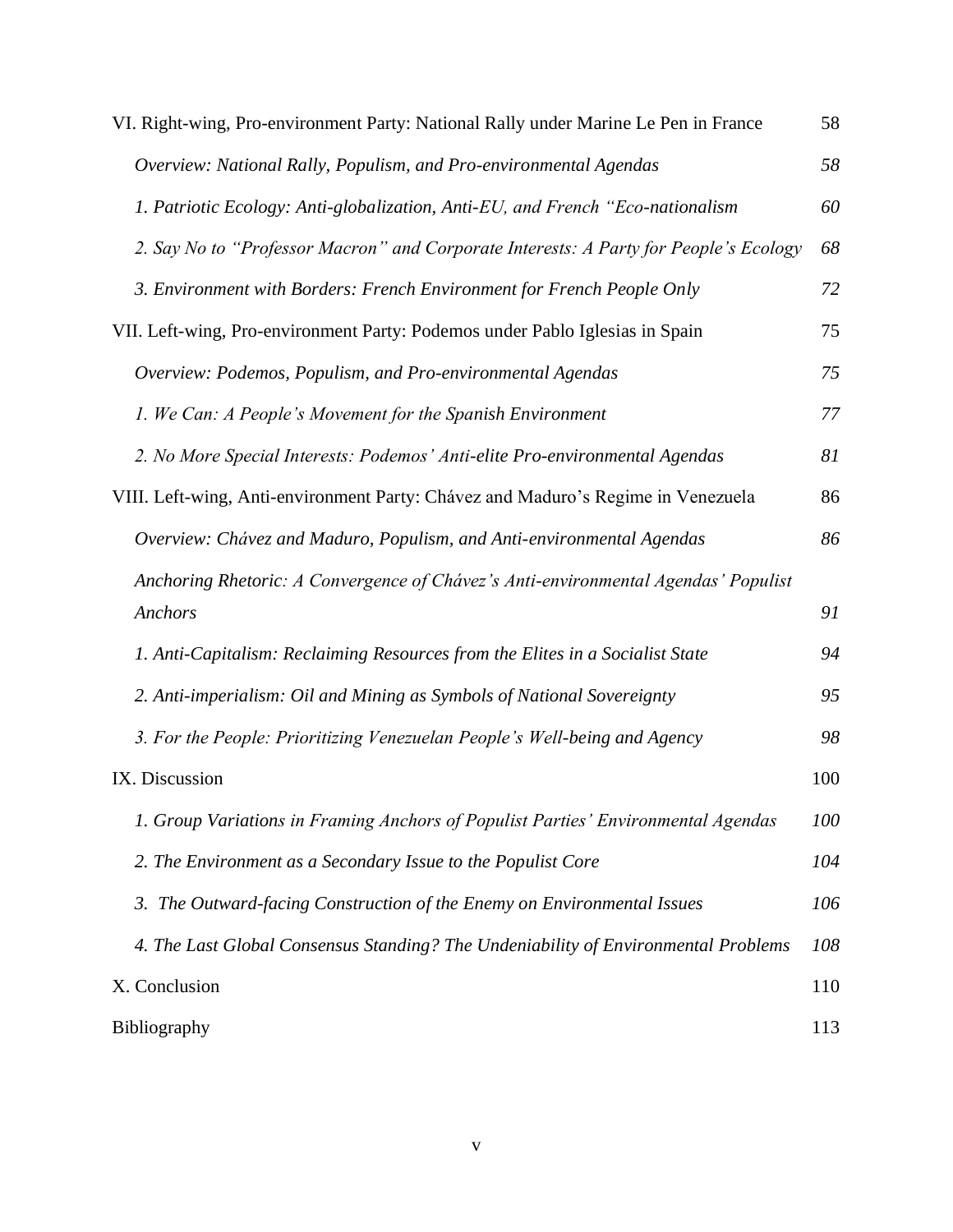VI. Right-wing, Pro-environment Party: National Rally under Marine Le Pen in France 58

*Overview: National Rally, Populism, and Pro-environmental Agendas* *58*

*1. Patriotic Ecology: Anti-globalization, Anti-EU, and French "Eco-nationalism* *60*

*2. Say No to "Professor Macron" and Corporate Interests: A Party for People's Ecology* *68*

*3. Environment with Borders: French Environment for French People Only* *72*

VII. Left-wing, Pro-environment Party: Podemos under Pablo Iglesias in Spain 75

*Overview: Podemos, Populism, and Pro-environmental Agendas* *75*

*1. We Can: A People's Movement for the Spanish Environment* *77*

*2. No More Special Interests: Podemos' Anti-elite Pro-environmental Agendas* *81*

VIII. Left-wing, Anti-environment Party: Chávez and Maduro's Regime in Venezuela 86

*Overview: Chávez and Maduro, Populism, and Anti-environmental Agendas* *86*

*Anchoring Rhetoric: A Convergence of Chávez's Anti-environmental Agendas' Populist Anchors* *91*

*1. Anti-Capitalism: Reclaiming Resources from the Elites in a Socialist State* *94*

*2. Anti-imperialism: Oil and Mining as Symbols of National Sovereignty* *95*

*3. For the People: Prioritizing Venezuelan People's Well-being and Agency* *98*

IX. Discussion 100

*1. Group Variations in Framing Anchors of Populist Parties' Environmental Agendas* *100*

*2. The Environment as a Secondary Issue to the Populist Core* *104*

*3. The Outward-facing Construction of the Enemy on Environmental Issues* *106*

*4. The Last Global Consensus Standing? The Undeniability of Environmental Problems* *108*

X. Conclusion 110

Bibliography 113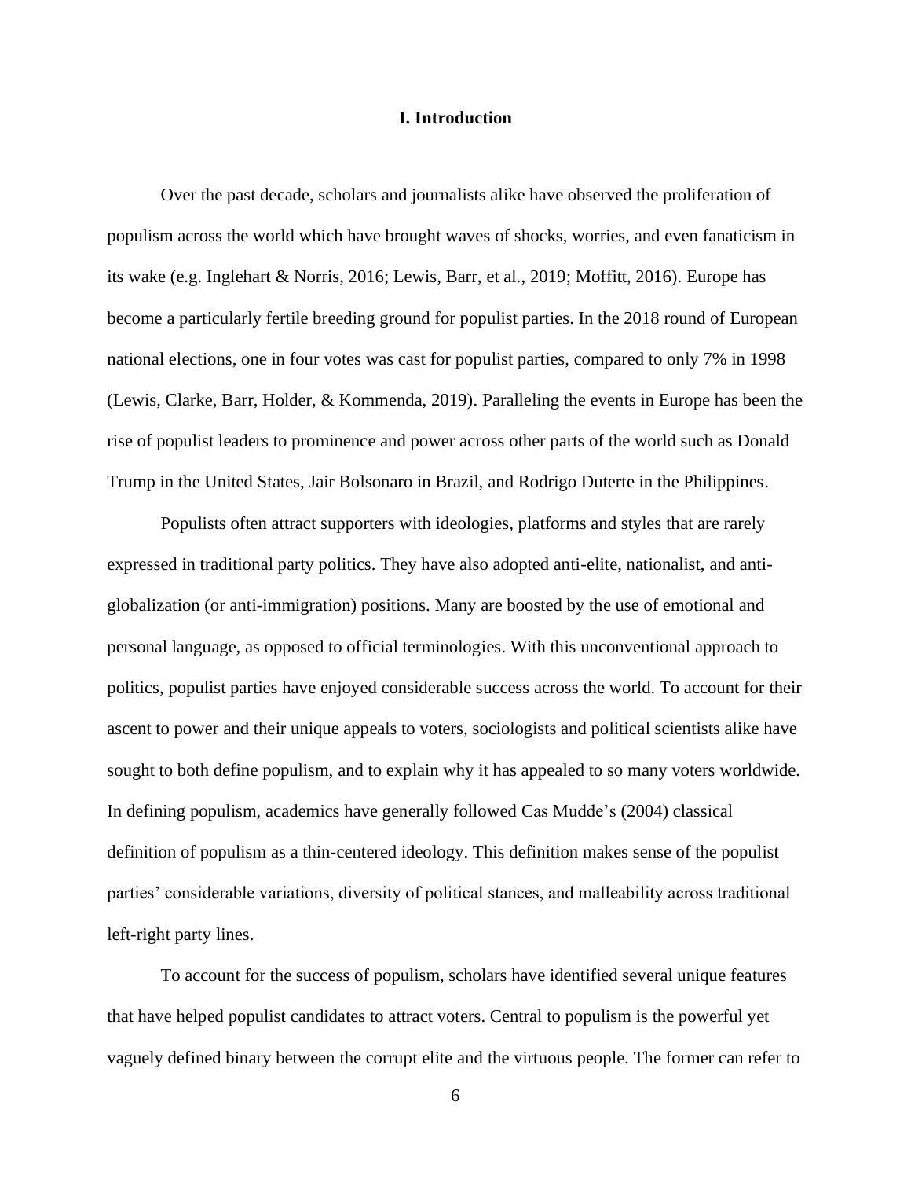## I. Introduction

Over the past decade, scholars and journalists alike have observed the proliferation of populism across the world which have brought waves of shocks, worries, and even fanaticism in its wake (e.g. Inglehart & Norris, 2016; Lewis, Barr, et al., 2019; Moffitt, 2016). Europe has become a particularly fertile breeding ground for populist parties. In the 2018 round of European national elections, one in four votes was cast for populist parties, compared to only 7% in 1998 (Lewis, Clarke, Barr, Holder, & Kommenda, 2019). Paralleling the events in Europe has been the rise of populist leaders to prominence and power across other parts of the world such as Donald Trump in the United States, Jair Bolsonaro in Brazil, and Rodrigo Duterte in the Philippines.

Populists often attract supporters with ideologies, platforms and styles that are rarely expressed in traditional party politics. They have also adopted anti-elite, nationalist, and anti-globalization (or anti-immigration) positions. Many are boosted by the use of emotional and personal language, as opposed to official terminologies. With this unconventional approach to politics, populist parties have enjoyed considerable success across the world. To account for their ascent to power and their unique appeals to voters, sociologists and political scientists alike have sought to both define populism, and to explain why it has appealed to so many voters worldwide. In defining populism, academics have generally followed Cas Mudde's (2004) classical definition of populism as a thin-centered ideology. This definition makes sense of the populist parties' considerable variations, diversity of political stances, and malleability across traditional left-right party lines.

To account for the success of populism, scholars have identified several unique features that have helped populist candidates to attract voters. Central to populism is the powerful yet vaguely defined binary between the corrupt elite and the virtuous people. The former can refer to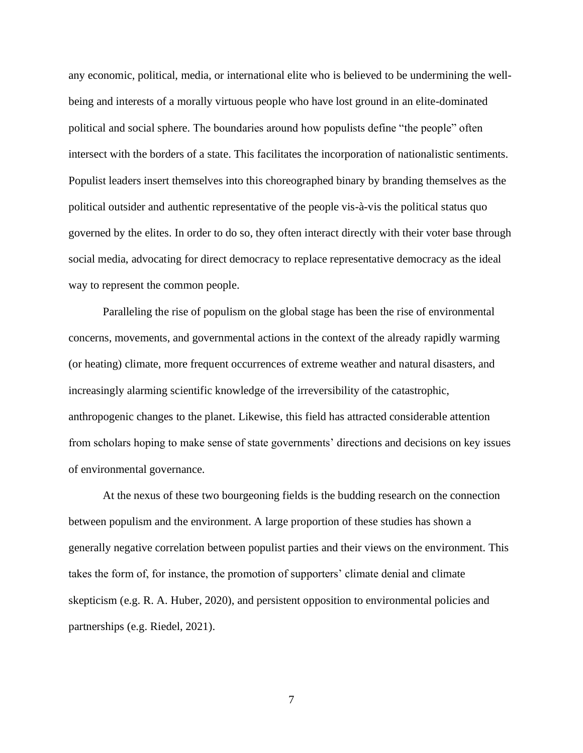any economic, political, media, or international elite who is believed to be undermining the well-being and interests of a morally virtuous people who have lost ground in an elite-dominated political and social sphere. The boundaries around how populists define "the people" often intersect with the borders of a state. This facilitates the incorporation of nationalistic sentiments. Populist leaders insert themselves into this choreographed binary by branding themselves as the political outsider and authentic representative of the people vis-à-vis the political status quo governed by the elites. In order to do so, they often interact directly with their voter base through social media, advocating for direct democracy to replace representative democracy as the ideal way to represent the common people.

Paralleling the rise of populism on the global stage has been the rise of environmental concerns, movements, and governmental actions in the context of the already rapidly warming (or heating) climate, more frequent occurrences of extreme weather and natural disasters, and increasingly alarming scientific knowledge of the irreversibility of the catastrophic, anthropogenic changes to the planet. Likewise, this field has attracted considerable attention from scholars hoping to make sense of state governments' directions and decisions on key issues of environmental governance.

At the nexus of these two bourgeoning fields is the budding research on the connection between populism and the environment. A large proportion of these studies has shown a generally negative correlation between populist parties and their views on the environment. This takes the form of, for instance, the promotion of supporters' climate denial and climate skepticism (e.g. R. A. Huber, 2020), and persistent opposition to environmental policies and partnerships (e.g. Riedel, 2021).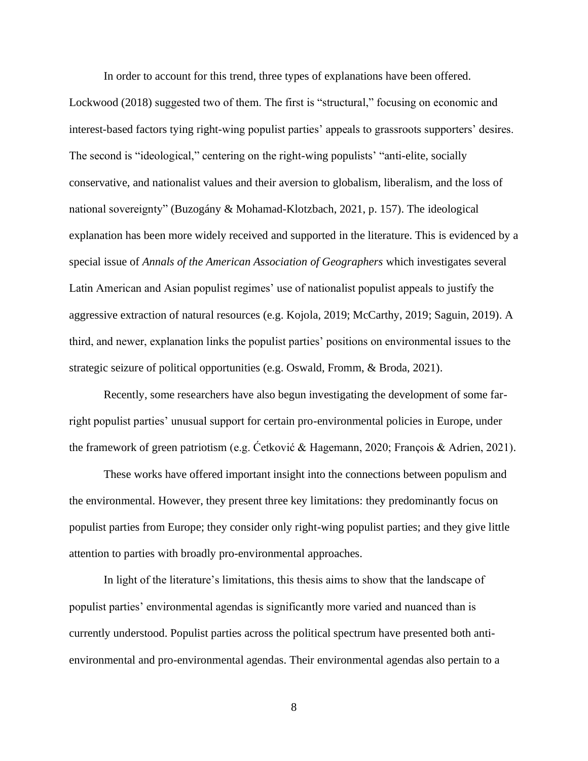In order to account for this trend, three types of explanations have been offered. Lockwood (2018) suggested two of them. The first is "structural," focusing on economic and interest-based factors tying right-wing populist parties' appeals to grassroots supporters' desires. The second is "ideological," centering on the right-wing populists' "anti-elite, socially conservative, and nationalist values and their aversion to globalism, liberalism, and the loss of national sovereignty" (Buzogány & Mohamad-Klotzbach, 2021, p. 157). The ideological explanation has been more widely received and supported in the literature. This is evidenced by a special issue of *Annals of the American Association of Geographers* which investigates several Latin American and Asian populist regimes' use of nationalist populist appeals to justify the aggressive extraction of natural resources (e.g. Kojola, 2019; McCarthy, 2019; Saguin, 2019). A third, and newer, explanation links the populist parties' positions on environmental issues to the strategic seizure of political opportunities (e.g. Oswald, Fromm, & Broda, 2021).

Recently, some researchers have also begun investigating the development of some far-right populist parties' unusual support for certain pro-environmental policies in Europe, under the framework of green patriotism (e.g. Ćetković & Hagemann, 2020; François & Adrien, 2021).

These works have offered important insight into the connections between populism and the environmental. However, they present three key limitations: they predominantly focus on populist parties from Europe; they consider only right-wing populist parties; and they give little attention to parties with broadly pro-environmental approaches.

In light of the literature's limitations, this thesis aims to show that the landscape of populist parties' environmental agendas is significantly more varied and nuanced than is currently understood. Populist parties across the political spectrum have presented both anti-environmental and pro-environmental agendas. Their environmental agendas also pertain to a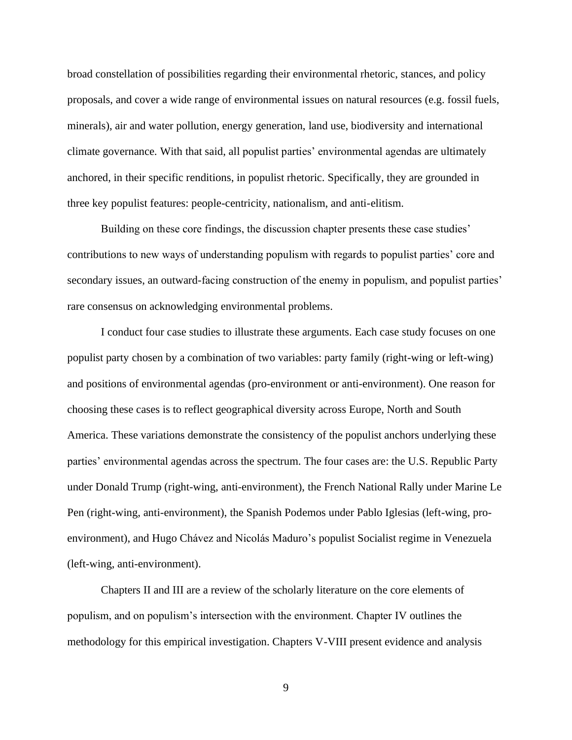broad constellation of possibilities regarding their environmental rhetoric, stances, and policy proposals, and cover a wide range of environmental issues on natural resources (e.g. fossil fuels, minerals), air and water pollution, energy generation, land use, biodiversity and international climate governance. With that said, all populist parties' environmental agendas are ultimately anchored, in their specific renditions, in populist rhetoric. Specifically, they are grounded in three key populist features: people-centricity, nationalism, and anti-elitism.

Building on these core findings, the discussion chapter presents these case studies' contributions to new ways of understanding populism with regards to populist parties' core and secondary issues, an outward-facing construction of the enemy in populism, and populist parties' rare consensus on acknowledging environmental problems.

I conduct four case studies to illustrate these arguments. Each case study focuses on one populist party chosen by a combination of two variables: party family (right-wing or left-wing) and positions of environmental agendas (pro-environment or anti-environment). One reason for choosing these cases is to reflect geographical diversity across Europe, North and South America. These variations demonstrate the consistency of the populist anchors underlying these parties' environmental agendas across the spectrum. The four cases are: the U.S. Republic Party under Donald Trump (right-wing, anti-environment), the French National Rally under Marine Le Pen (right-wing, anti-environment), the Spanish Podemos under Pablo Iglesias (left-wing, pro-environment), and Hugo Chávez and Nicolás Maduro's populist Socialist regime in Venezuela (left-wing, anti-environment).

Chapters II and III are a review of the scholarly literature on the core elements of populism, and on populism's intersection with the environment. Chapter IV outlines the methodology for this empirical investigation. Chapters V-VIII present evidence and analysis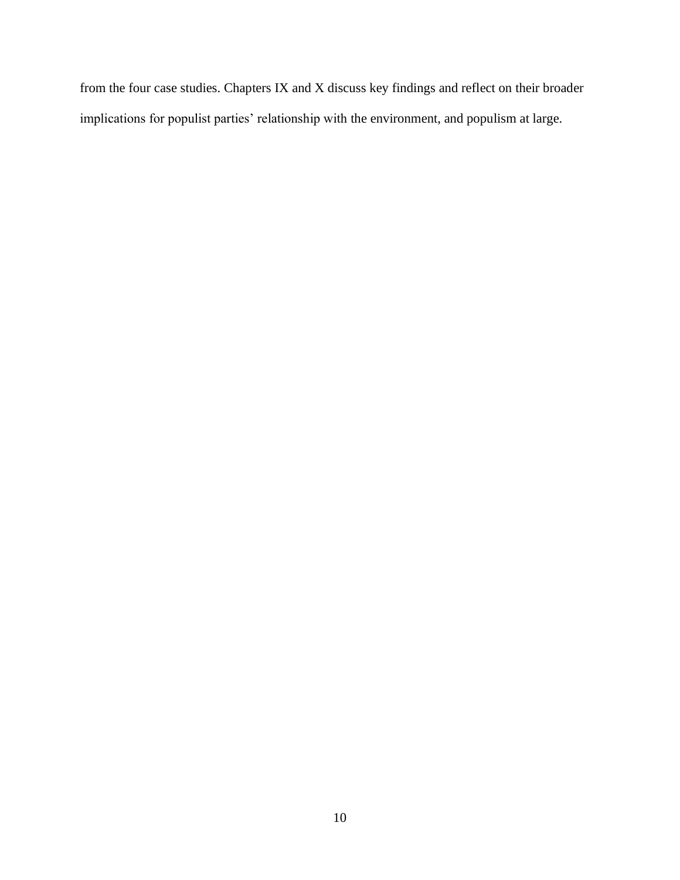from the four case studies. Chapters IX and X discuss key findings and reflect on their broader implications for populist parties' relationship with the environment, and populism at large.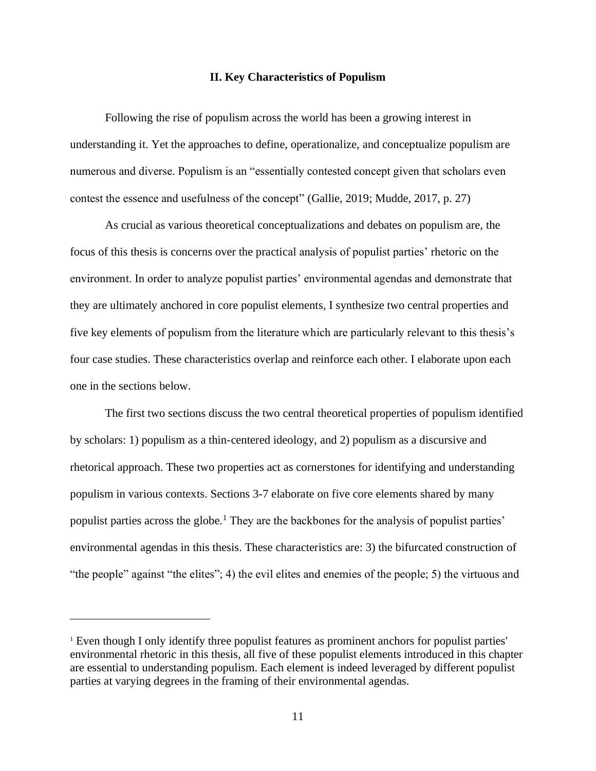## II. Key Characteristics of Populism

Following the rise of populism across the world has been a growing interest in understanding it. Yet the approaches to define, operationalize, and conceptualize populism are numerous and diverse. Populism is an "essentially contested concept given that scholars even contest the essence and usefulness of the concept" (Gallie, 2019; Mudde, 2017, p. 27)

As crucial as various theoretical conceptualizations and debates on populism are, the focus of this thesis is concerns over the practical analysis of populist parties' rhetoric on the environment. In order to analyze populist parties' environmental agendas and demonstrate that they are ultimately anchored in core populist elements, I synthesize two central properties and five key elements of populism from the literature which are particularly relevant to this thesis's four case studies. These characteristics overlap and reinforce each other. I elaborate upon each one in the sections below.

The first two sections discuss the two central theoretical properties of populism identified by scholars: 1) populism as a thin-centered ideology, and 2) populism as a discursive and rhetorical approach. These two properties act as cornerstones for identifying and understanding populism in various contexts. Sections 3-7 elaborate on five core elements shared by many populist parties across the globe.[1] They are the backbones for the analysis of populist parties' environmental agendas in this thesis. These characteristics are: 3) the bifurcated construction of "the people" against "the elites"; 4) the evil elites and enemies of the people; 5) the virtuous and

---

[1] Even though I only identify three populist features as prominent anchors for populist parties' environmental rhetoric in this thesis, all five of these populist elements introduced in this chapter are essential to understanding populism. Each element is indeed leveraged by different populist parties at varying degrees in the framing of their environmental agendas.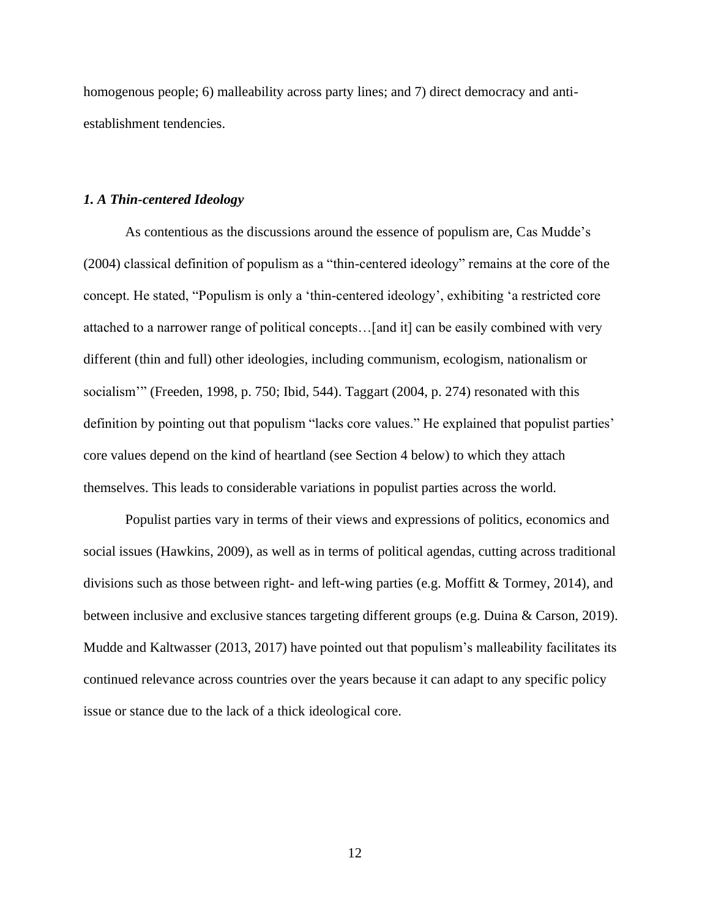homogenous people; 6) malleability across party lines; and 7) direct democracy and anti-establishment tendencies.

### *1. A Thin-centered Ideology*

As contentious as the discussions around the essence of populism are, Cas Mudde's (2004) classical definition of populism as a "thin-centered ideology" remains at the core of the concept. He stated, "Populism is only a 'thin-centered ideology', exhibiting 'a restricted core attached to a narrower range of political concepts…[and it] can be easily combined with very different (thin and full) other ideologies, including communism, ecologism, nationalism or socialism'" (Freeden, 1998, p. 750; Ibid, 544). Taggart (2004, p. 274) resonated with this definition by pointing out that populism "lacks core values." He explained that populist parties' core values depend on the kind of heartland (see Section 4 below) to which they attach themselves. This leads to considerable variations in populist parties across the world.

Populist parties vary in terms of their views and expressions of politics, economics and social issues (Hawkins, 2009), as well as in terms of political agendas, cutting across traditional divisions such as those between right- and left-wing parties (e.g. Moffitt & Tormey, 2014), and between inclusive and exclusive stances targeting different groups (e.g. Duina & Carson, 2019). Mudde and Kaltwasser (2013, 2017) have pointed out that populism's malleability facilitates its continued relevance across countries over the years because it can adapt to any specific policy issue or stance due to the lack of a thick ideological core.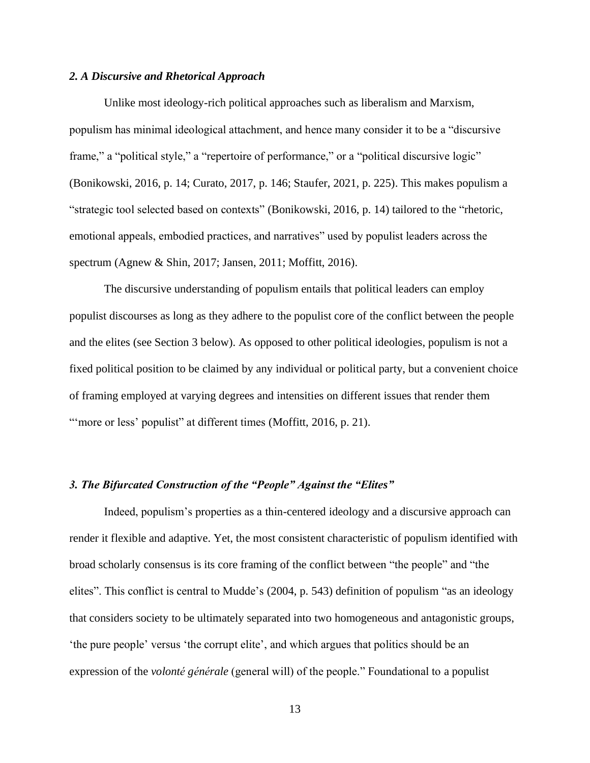### *2. A Discursive and Rhetorical Approach*

Unlike most ideology-rich political approaches such as liberalism and Marxism, populism has minimal ideological attachment, and hence many consider it to be a "discursive frame," a "political style," a "repertoire of performance," or a "political discursive logic" (Bonikowski, 2016, p. 14; Curato, 2017, p. 146; Staufer, 2021, p. 225). This makes populism a "strategic tool selected based on contexts" (Bonikowski, 2016, p. 14) tailored to the "rhetoric, emotional appeals, embodied practices, and narratives" used by populist leaders across the spectrum (Agnew & Shin, 2017; Jansen, 2011; Moffitt, 2016).

The discursive understanding of populism entails that political leaders can employ populist discourses as long as they adhere to the populist core of the conflict between the people and the elites (see Section 3 below). As opposed to other political ideologies, populism is not a fixed political position to be claimed by any individual or political party, but a convenient choice of framing employed at varying degrees and intensities on different issues that render them "'more or less' populist" at different times (Moffitt, 2016, p. 21).

### *3. The Bifurcated Construction of the "People" Against the "Elites"*

Indeed, populism's properties as a thin-centered ideology and a discursive approach can render it flexible and adaptive. Yet, the most consistent characteristic of populism identified with broad scholarly consensus is its core framing of the conflict between "the people" and "the elites". This conflict is central to Mudde's (2004, p. 543) definition of populism "as an ideology that considers society to be ultimately separated into two homogeneous and antagonistic groups, 'the pure people' versus 'the corrupt elite', and which argues that politics should be an expression of the *volonté générale* (general will) of the people." Foundational to a populist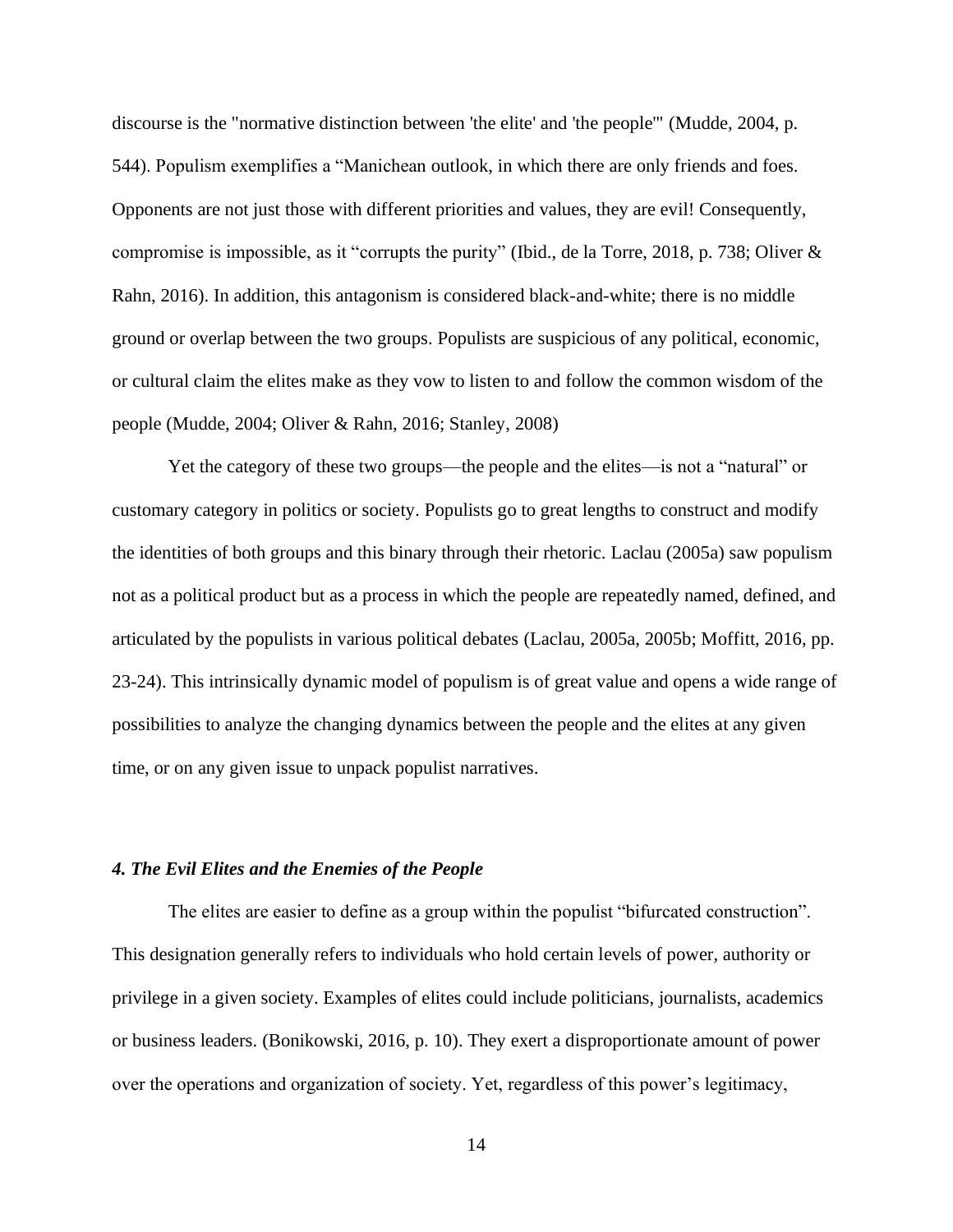discourse is the "normative distinction between 'the elite' and 'the people'" (Mudde, 2004, p. 544). Populism exemplifies a "Manichean outlook, in which there are only friends and foes. Opponents are not just those with different priorities and values, they are evil! Consequently, compromise is impossible, as it "corrupts the purity" (Ibid., de la Torre, 2018, p. 738; Oliver & Rahn, 2016). In addition, this antagonism is considered black-and-white; there is no middle ground or overlap between the two groups. Populists are suspicious of any political, economic, or cultural claim the elites make as they vow to listen to and follow the common wisdom of the people (Mudde, 2004; Oliver & Rahn, 2016; Stanley, 2008)

Yet the category of these two groups—the people and the elites—is not a "natural" or customary category in politics or society. Populists go to great lengths to construct and modify the identities of both groups and this binary through their rhetoric. Laclau (2005a) saw populism not as a political product but as a process in which the people are repeatedly named, defined, and articulated by the populists in various political debates (Laclau, 2005a, 2005b; Moffitt, 2016, pp. 23-24). This intrinsically dynamic model of populism is of great value and opens a wide range of possibilities to analyze the changing dynamics between the people and the elites at any given time, or on any given issue to unpack populist narratives.

### *4. The Evil Elites and the Enemies of the People*

The elites are easier to define as a group within the populist "bifurcated construction". This designation generally refers to individuals who hold certain levels of power, authority or privilege in a given society. Examples of elites could include politicians, journalists, academics or business leaders. (Bonikowski, 2016, p. 10). They exert a disproportionate amount of power over the operations and organization of society. Yet, regardless of this power's legitimacy,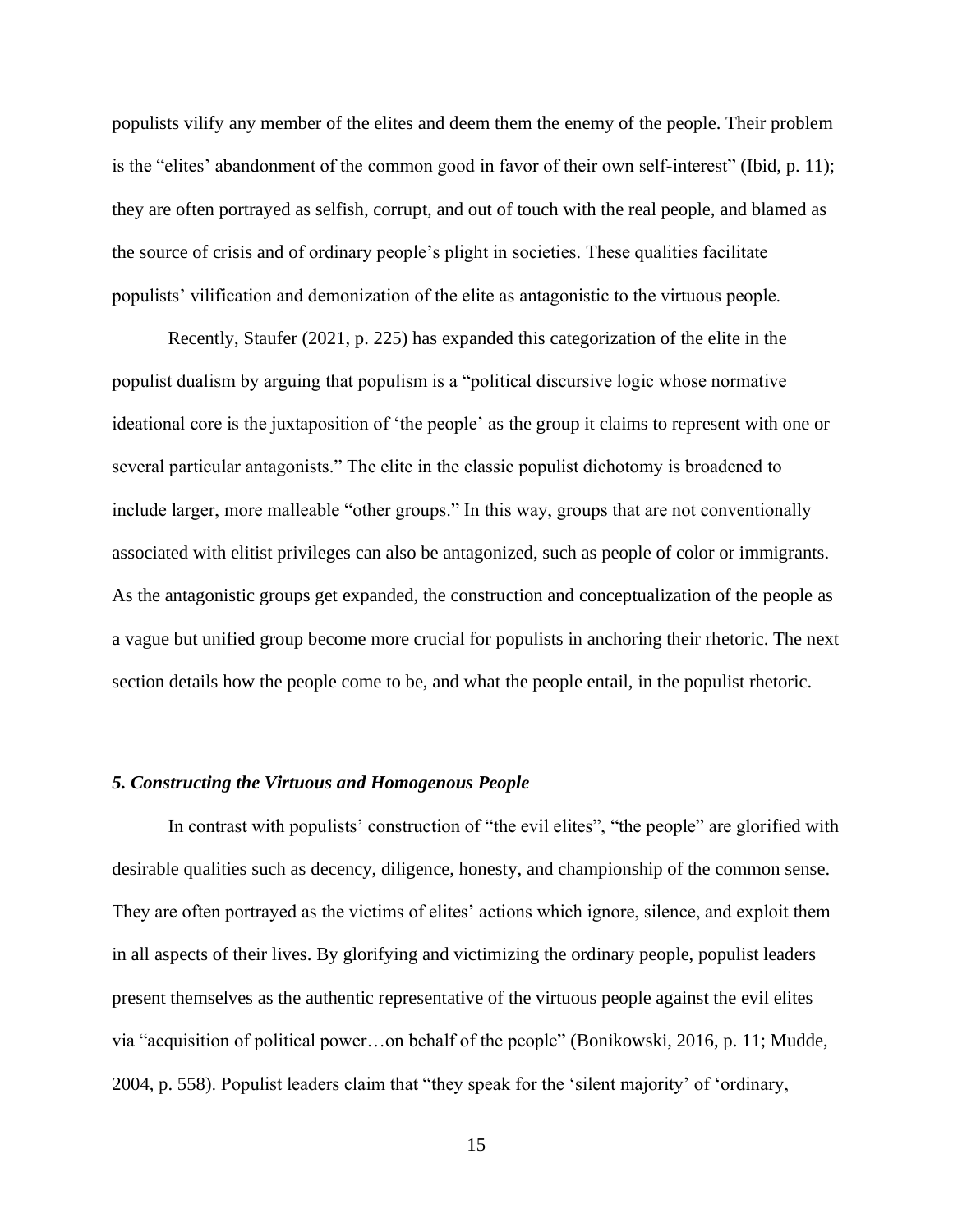populists vilify any member of the elites and deem them the enemy of the people. Their problem is the "elites' abandonment of the common good in favor of their own self-interest" (Ibid, p. 11); they are often portrayed as selfish, corrupt, and out of touch with the real people, and blamed as the source of crisis and of ordinary people's plight in societies. These qualities facilitate populists' vilification and demonization of the elite as antagonistic to the virtuous people.

Recently, Staufer (2021, p. 225) has expanded this categorization of the elite in the populist dualism by arguing that populism is a "political discursive logic whose normative ideational core is the juxtaposition of 'the people' as the group it claims to represent with one or several particular antagonists." The elite in the classic populist dichotomy is broadened to include larger, more malleable "other groups." In this way, groups that are not conventionally associated with elitist privileges can also be antagonized, such as people of color or immigrants. As the antagonistic groups get expanded, the construction and conceptualization of the people as a vague but unified group become more crucial for populists in anchoring their rhetoric. The next section details how the people come to be, and what the people entail, in the populist rhetoric.

### *5. Constructing the Virtuous and Homogenous People*

In contrast with populists' construction of "the evil elites", "the people" are glorified with desirable qualities such as decency, diligence, honesty, and championship of the common sense. They are often portrayed as the victims of elites' actions which ignore, silence, and exploit them in all aspects of their lives. By glorifying and victimizing the ordinary people, populist leaders present themselves as the authentic representative of the virtuous people against the evil elites via "acquisition of political power…on behalf of the people" (Bonikowski, 2016, p. 11; Mudde, 2004, p. 558). Populist leaders claim that "they speak for the 'silent majority' of 'ordinary,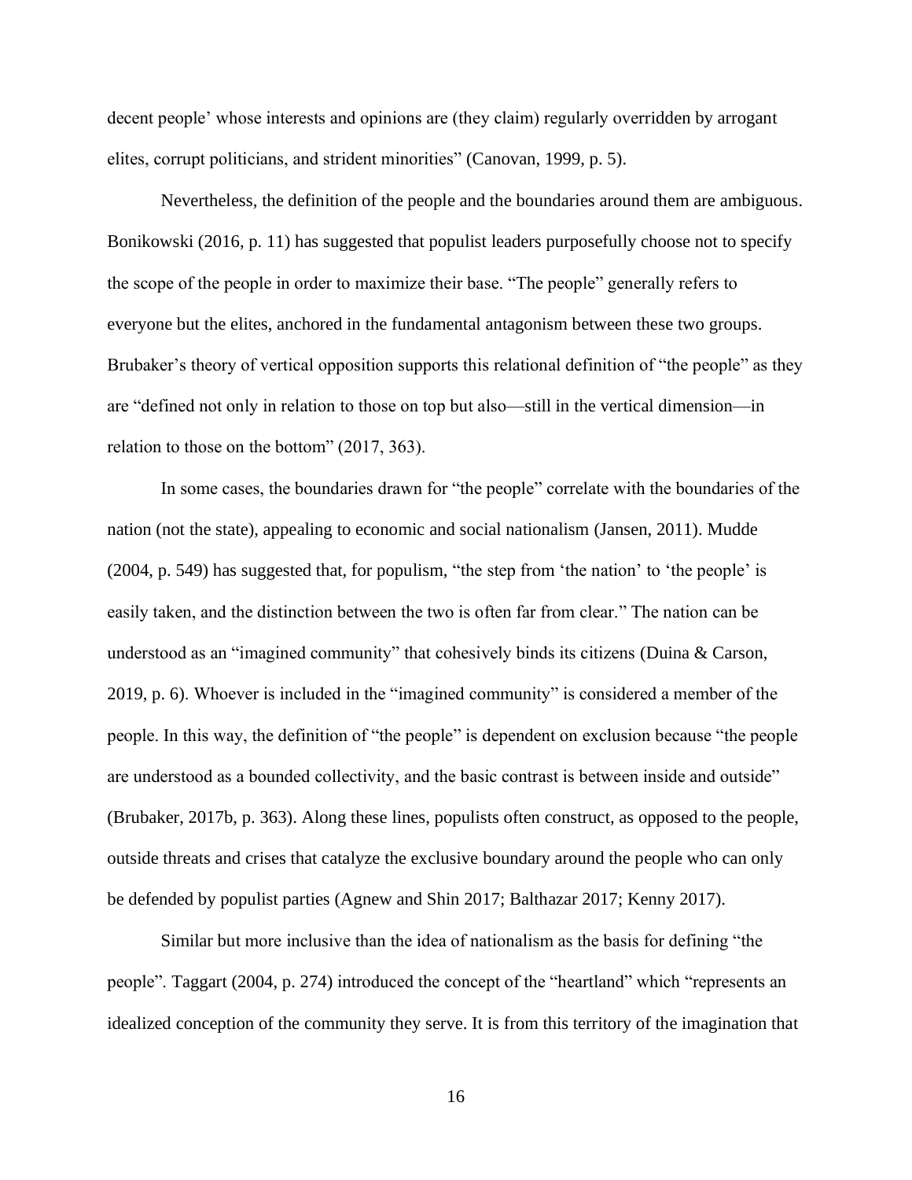decent people' whose interests and opinions are (they claim) regularly overridden by arrogant elites, corrupt politicians, and strident minorities" (Canovan, 1999, p. 5).

Nevertheless, the definition of the people and the boundaries around them are ambiguous. Bonikowski (2016, p. 11) has suggested that populist leaders purposefully choose not to specify the scope of the people in order to maximize their base. "The people" generally refers to everyone but the elites, anchored in the fundamental antagonism between these two groups. Brubaker's theory of vertical opposition supports this relational definition of "the people" as they are "defined not only in relation to those on top but also—still in the vertical dimension—in relation to those on the bottom" (2017, 363).

In some cases, the boundaries drawn for "the people" correlate with the boundaries of the nation (not the state), appealing to economic and social nationalism (Jansen, 2011). Mudde (2004, p. 549) has suggested that, for populism, "the step from 'the nation' to 'the people' is easily taken, and the distinction between the two is often far from clear." The nation can be understood as an "imagined community" that cohesively binds its citizens (Duina & Carson, 2019, p. 6). Whoever is included in the "imagined community" is considered a member of the people. In this way, the definition of "the people" is dependent on exclusion because "the people are understood as a bounded collectivity, and the basic contrast is between inside and outside" (Brubaker, 2017b, p. 363). Along these lines, populists often construct, as opposed to the people, outside threats and crises that catalyze the exclusive boundary around the people who can only be defended by populist parties (Agnew and Shin 2017; Balthazar 2017; Kenny 2017).

Similar but more inclusive than the idea of nationalism as the basis for defining "the people". Taggart (2004, p. 274) introduced the concept of the "heartland" which "represents an idealized conception of the community they serve. It is from this territory of the imagination that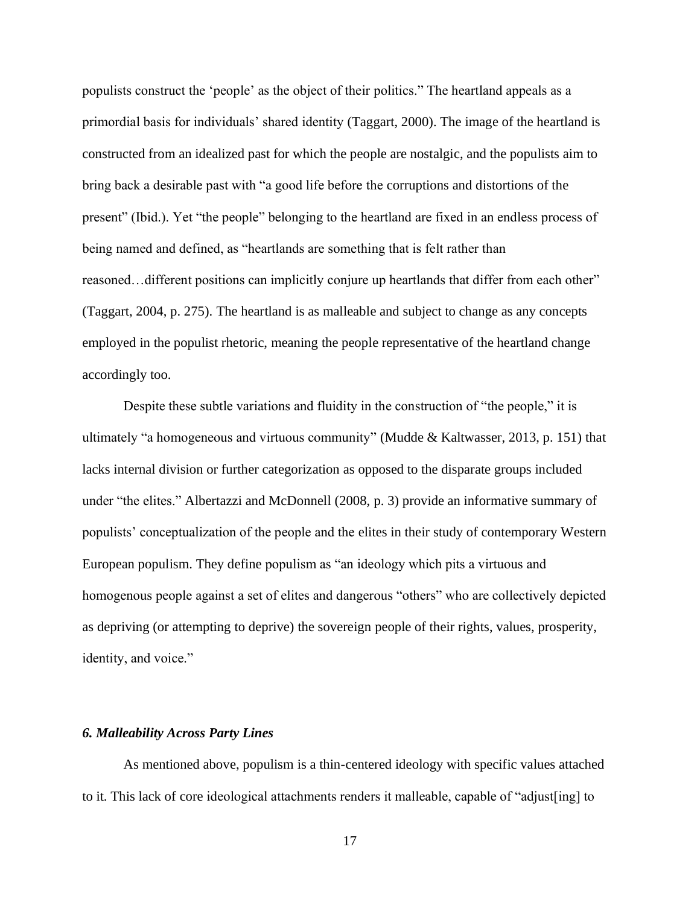populists construct the 'people' as the object of their politics." The heartland appeals as a primordial basis for individuals' shared identity (Taggart, 2000). The image of the heartland is constructed from an idealized past for which the people are nostalgic, and the populists aim to bring back a desirable past with "a good life before the corruptions and distortions of the present" (Ibid.). Yet "the people" belonging to the heartland are fixed in an endless process of being named and defined, as "heartlands are something that is felt rather than reasoned…different positions can implicitly conjure up heartlands that differ from each other" (Taggart, 2004, p. 275). The heartland is as malleable and subject to change as any concepts employed in the populist rhetoric, meaning the people representative of the heartland change accordingly too.

Despite these subtle variations and fluidity in the construction of "the people," it is ultimately "a homogeneous and virtuous community" (Mudde & Kaltwasser, 2013, p. 151) that lacks internal division or further categorization as opposed to the disparate groups included under "the elites." Albertazzi and McDonnell (2008, p. 3) provide an informative summary of populists' conceptualization of the people and the elites in their study of contemporary Western European populism. They define populism as "an ideology which pits a virtuous and homogenous people against a set of elites and dangerous "others" who are collectively depicted as depriving (or attempting to deprive) the sovereign people of their rights, values, prosperity, identity, and voice."

### *6. Malleability Across Party Lines*

As mentioned above, populism is a thin-centered ideology with specific values attached to it. This lack of core ideological attachments renders it malleable, capable of "adjust[ing] to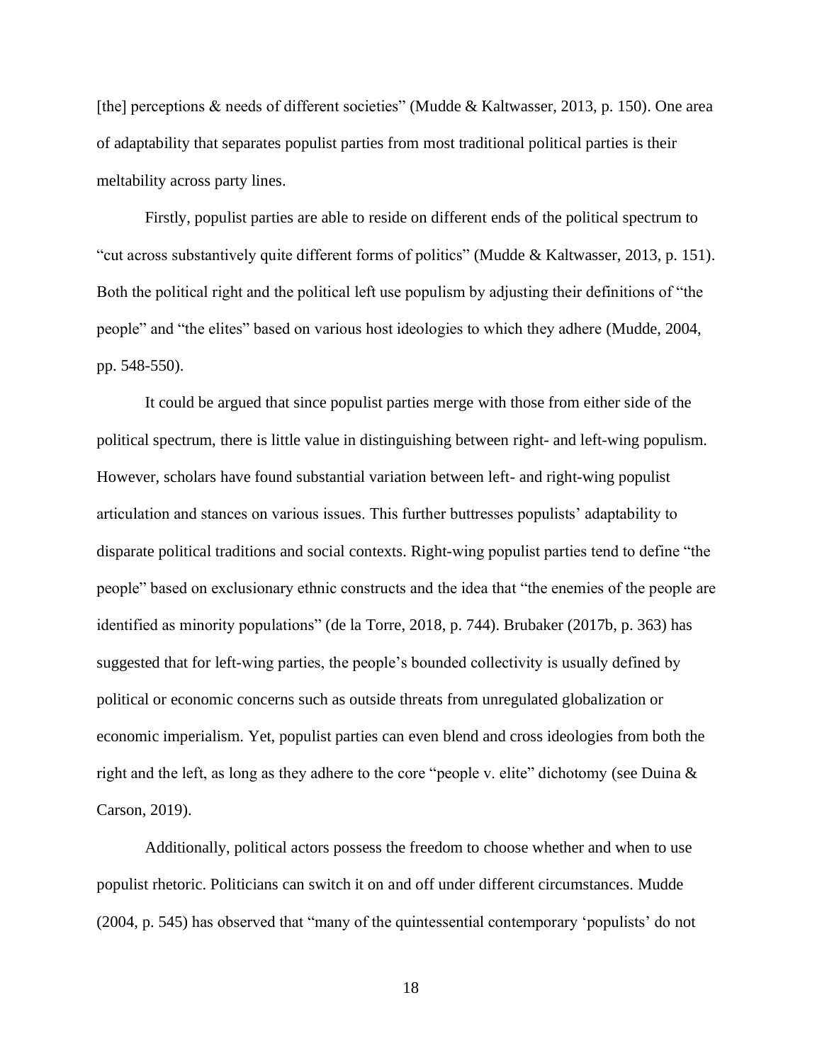[the] perceptions & needs of different societies" (Mudde & Kaltwasser, 2013, p. 150). One area of adaptability that separates populist parties from most traditional political parties is their meltability across party lines.

Firstly, populist parties are able to reside on different ends of the political spectrum to "cut across substantively quite different forms of politics" (Mudde & Kaltwasser, 2013, p. 151). Both the political right and the political left use populism by adjusting their definitions of "the people" and "the elites" based on various host ideologies to which they adhere (Mudde, 2004, pp. 548-550).

It could be argued that since populist parties merge with those from either side of the political spectrum, there is little value in distinguishing between right- and left-wing populism. However, scholars have found substantial variation between left- and right-wing populist articulation and stances on various issues. This further buttresses populists' adaptability to disparate political traditions and social contexts. Right-wing populist parties tend to define "the people" based on exclusionary ethnic constructs and the idea that "the enemies of the people are identified as minority populations" (de la Torre, 2018, p. 744). Brubaker (2017b, p. 363) has suggested that for left-wing parties, the people's bounded collectivity is usually defined by political or economic concerns such as outside threats from unregulated globalization or economic imperialism. Yet, populist parties can even blend and cross ideologies from both the right and the left, as long as they adhere to the core "people v. elite" dichotomy (see Duina & Carson, 2019).

Additionally, political actors possess the freedom to choose whether and when to use populist rhetoric. Politicians can switch it on and off under different circumstances. Mudde (2004, p. 545) has observed that "many of the quintessential contemporary 'populists' do not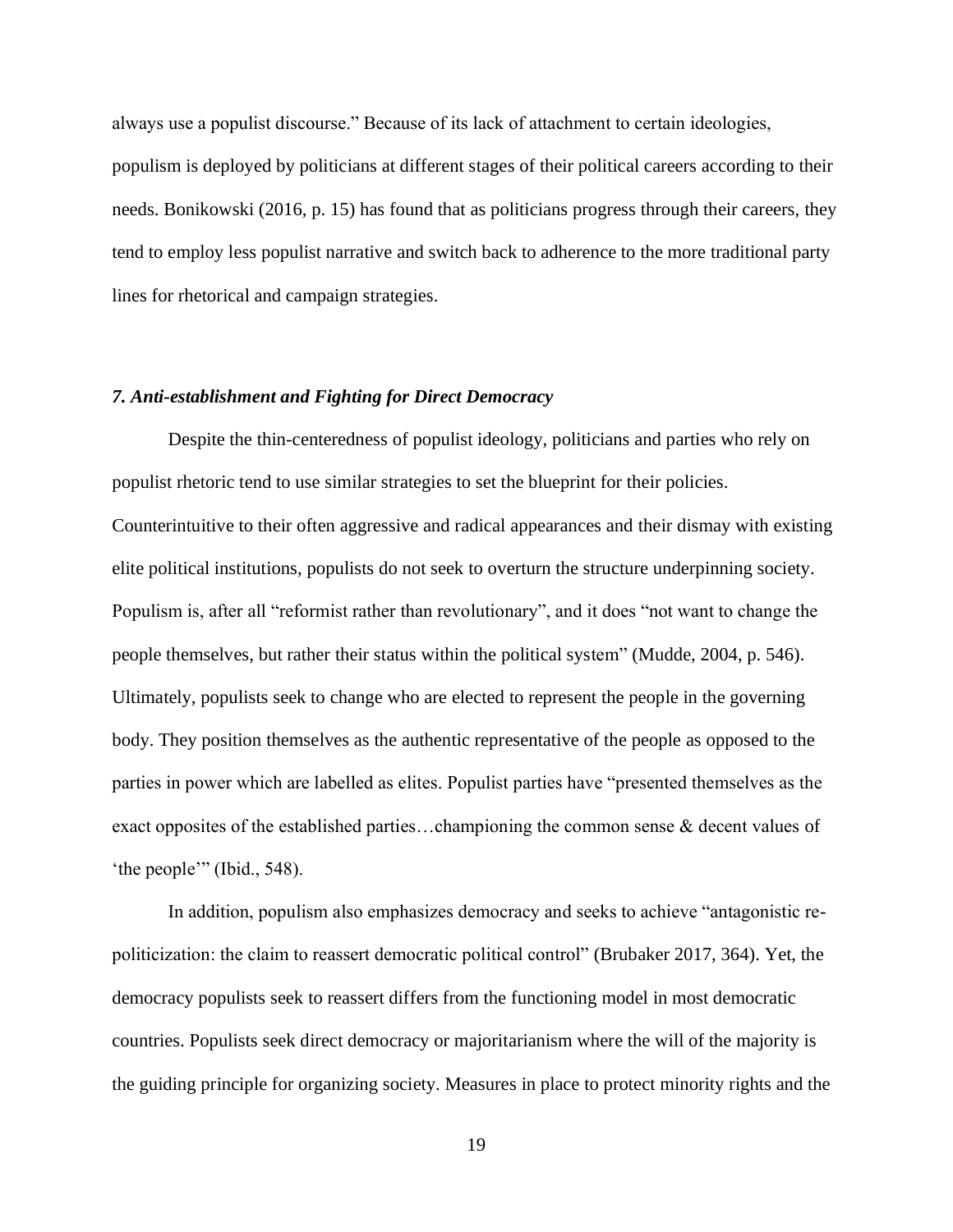always use a populist discourse." Because of its lack of attachment to certain ideologies, populism is deployed by politicians at different stages of their political careers according to their needs. Bonikowski (2016, p. 15) has found that as politicians progress through their careers, they tend to employ less populist narrative and switch back to adherence to the more traditional party lines for rhetorical and campaign strategies.

### *7. Anti-establishment and Fighting for Direct Democracy*

Despite the thin-centeredness of populist ideology, politicians and parties who rely on populist rhetoric tend to use similar strategies to set the blueprint for their policies. Counterintuitive to their often aggressive and radical appearances and their dismay with existing elite political institutions, populists do not seek to overturn the structure underpinning society. Populism is, after all "reformist rather than revolutionary", and it does "not want to change the people themselves, but rather their status within the political system" (Mudde, 2004, p. 546). Ultimately, populists seek to change who are elected to represent the people in the governing body. They position themselves as the authentic representative of the people as opposed to the parties in power which are labelled as elites. Populist parties have "presented themselves as the exact opposites of the established parties…championing the common sense & decent values of 'the people'" (Ibid., 548).

In addition, populism also emphasizes democracy and seeks to achieve "antagonistic re-politicization: the claim to reassert democratic political control" (Brubaker 2017, 364). Yet, the democracy populists seek to reassert differs from the functioning model in most democratic countries. Populists seek direct democracy or majoritarianism where the will of the majority is the guiding principle for organizing society. Measures in place to protect minority rights and the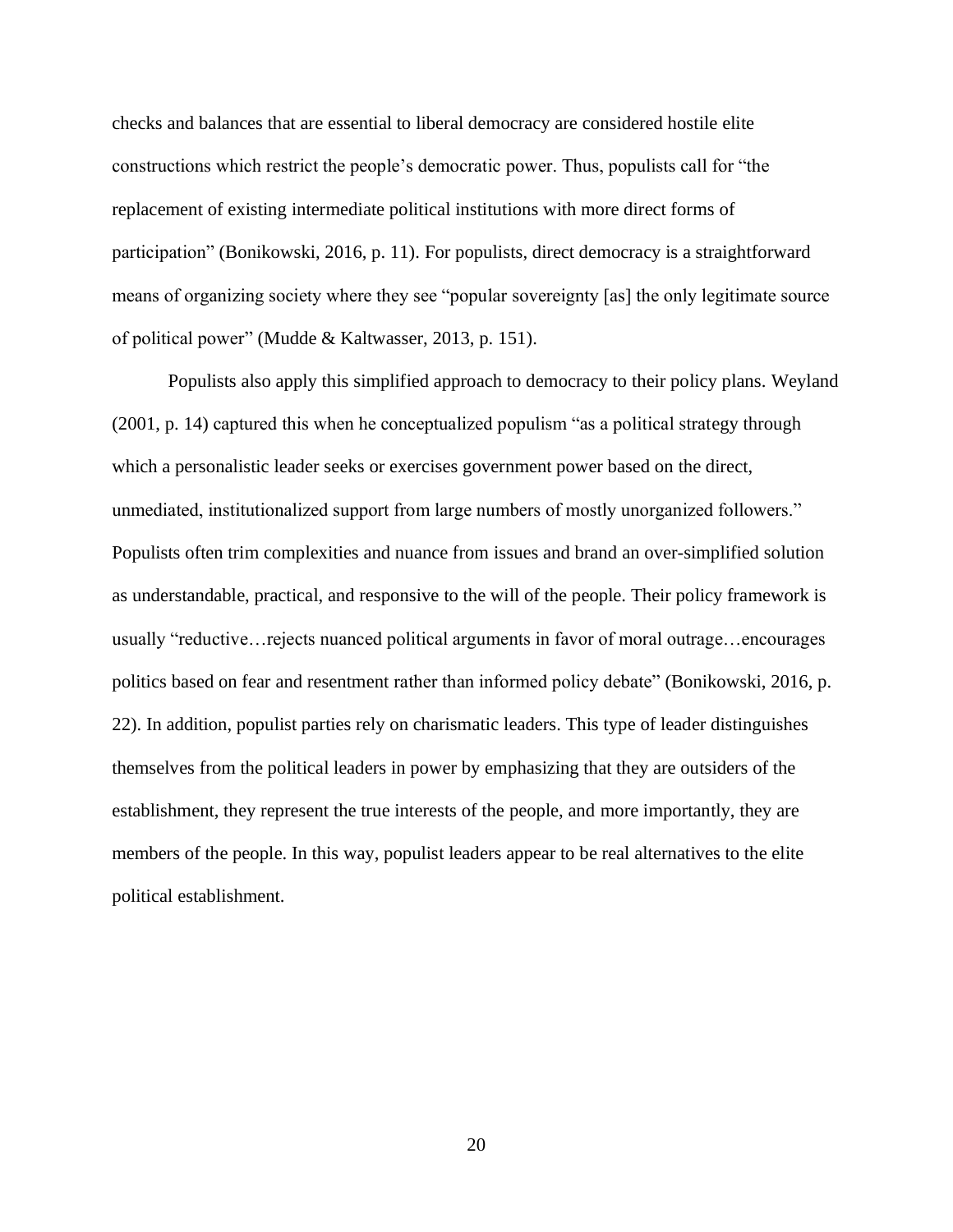checks and balances that are essential to liberal democracy are considered hostile elite constructions which restrict the people's democratic power. Thus, populists call for "the replacement of existing intermediate political institutions with more direct forms of participation" (Bonikowski, 2016, p. 11). For populists, direct democracy is a straightforward means of organizing society where they see "popular sovereignty [as] the only legitimate source of political power" (Mudde & Kaltwasser, 2013, p. 151).

Populists also apply this simplified approach to democracy to their policy plans. Weyland (2001, p. 14) captured this when he conceptualized populism "as a political strategy through which a personalistic leader seeks or exercises government power based on the direct, unmediated, institutionalized support from large numbers of mostly unorganized followers." Populists often trim complexities and nuance from issues and brand an over-simplified solution as understandable, practical, and responsive to the will of the people. Their policy framework is usually "reductive…rejects nuanced political arguments in favor of moral outrage…encourages politics based on fear and resentment rather than informed policy debate" (Bonikowski, 2016, p. 22). In addition, populist parties rely on charismatic leaders. This type of leader distinguishes themselves from the political leaders in power by emphasizing that they are outsiders of the establishment, they represent the true interests of the people, and more importantly, they are members of the people. In this way, populist leaders appear to be real alternatives to the elite political establishment.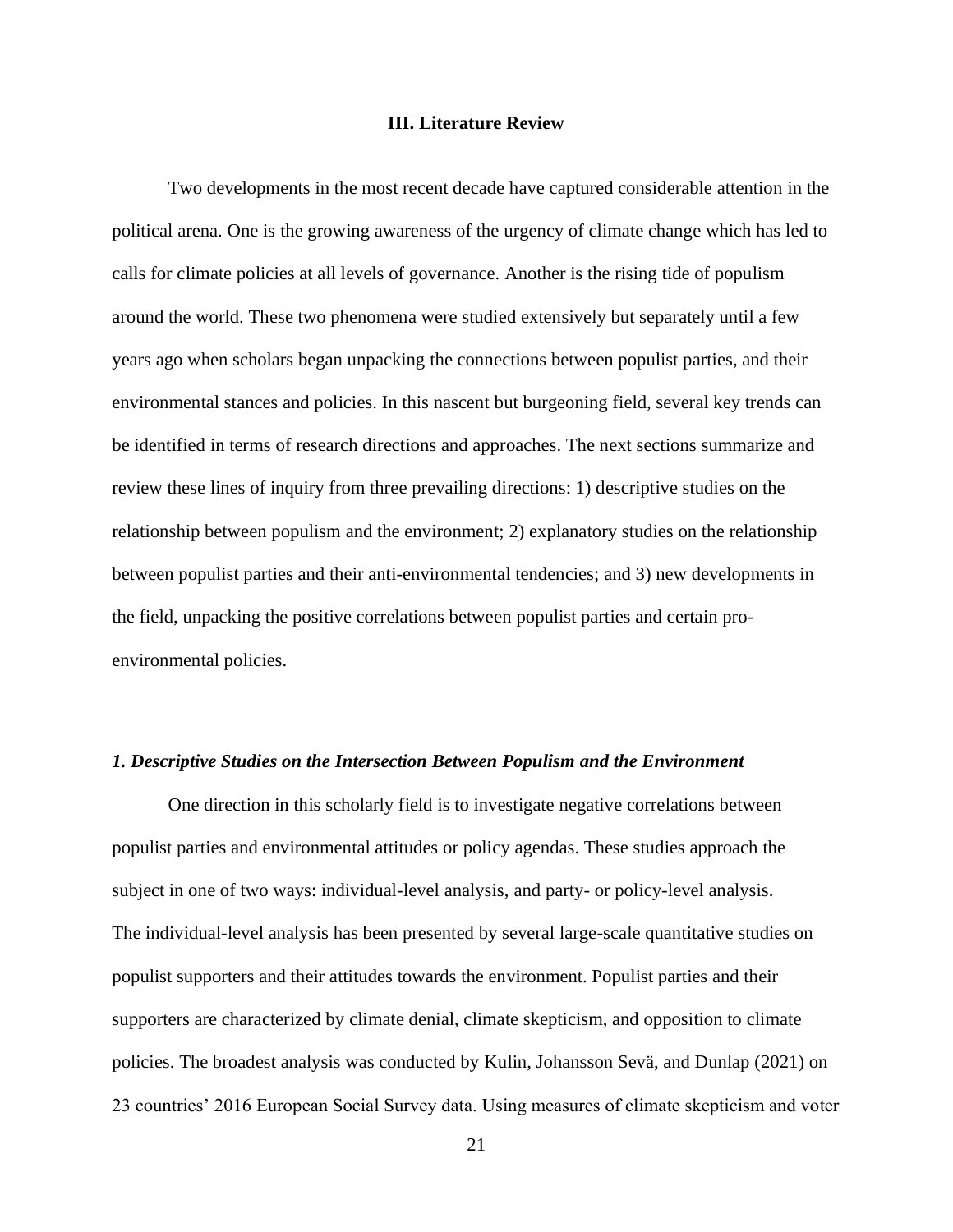## III. Literature Review

Two developments in the most recent decade have captured considerable attention in the political arena. One is the growing awareness of the urgency of climate change which has led to calls for climate policies at all levels of governance. Another is the rising tide of populism around the world. These two phenomena were studied extensively but separately until a few years ago when scholars began unpacking the connections between populist parties, and their environmental stances and policies. In this nascent but burgeoning field, several key trends can be identified in terms of research directions and approaches. The next sections summarize and review these lines of inquiry from three prevailing directions: 1) descriptive studies on the relationship between populism and the environment; 2) explanatory studies on the relationship between populist parties and their anti-environmental tendencies; and 3) new developments in the field, unpacking the positive correlations between populist parties and certain pro-environmental policies.

### *1. Descriptive Studies on the Intersection Between Populism and the Environment*

One direction in this scholarly field is to investigate negative correlations between populist parties and environmental attitudes or policy agendas. These studies approach the subject in one of two ways: individual-level analysis, and party- or policy-level analysis. The individual-level analysis has been presented by several large-scale quantitative studies on populist supporters and their attitudes towards the environment. Populist parties and their supporters are characterized by climate denial, climate skepticism, and opposition to climate policies. The broadest analysis was conducted by Kulin, Johansson Sevä, and Dunlap (2021) on 23 countries' 2016 European Social Survey data. Using measures of climate skepticism and voter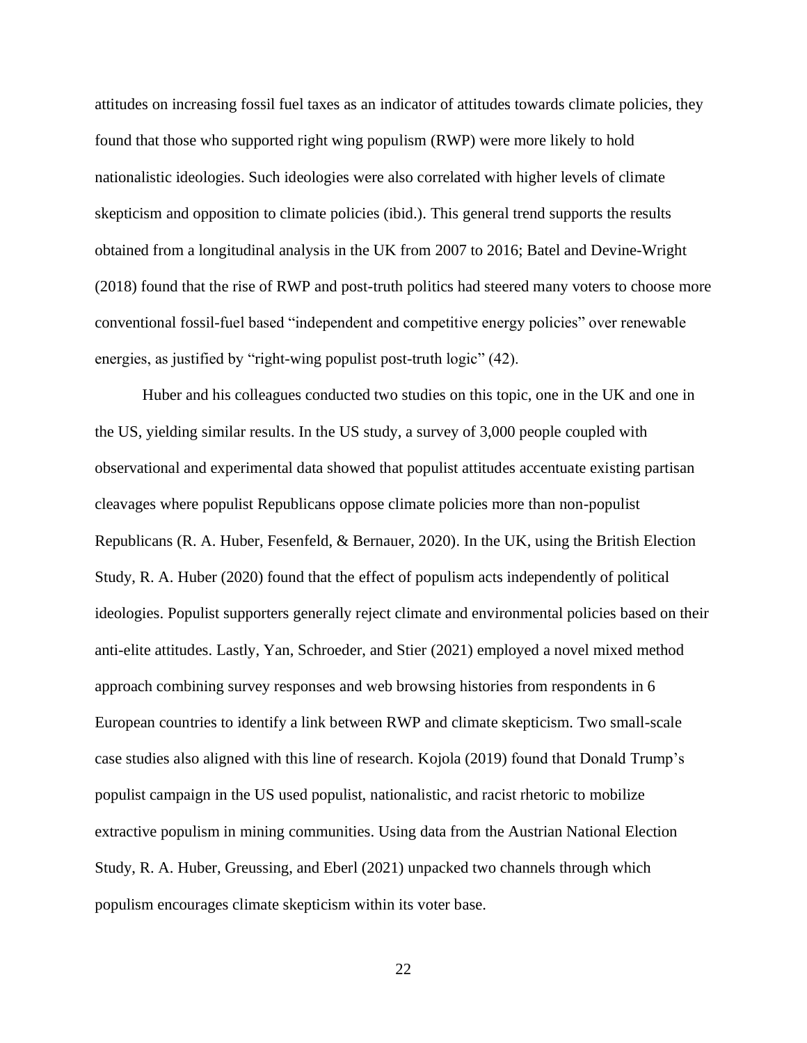attitudes on increasing fossil fuel taxes as an indicator of attitudes towards climate policies, they found that those who supported right wing populism (RWP) were more likely to hold nationalistic ideologies. Such ideologies were also correlated with higher levels of climate skepticism and opposition to climate policies (ibid.). This general trend supports the results obtained from a longitudinal analysis in the UK from 2007 to 2016; Batel and Devine-Wright (2018) found that the rise of RWP and post-truth politics had steered many voters to choose more conventional fossil-fuel based "independent and competitive energy policies" over renewable energies, as justified by "right-wing populist post-truth logic" (42).

Huber and his colleagues conducted two studies on this topic, one in the UK and one in the US, yielding similar results. In the US study, a survey of 3,000 people coupled with observational and experimental data showed that populist attitudes accentuate existing partisan cleavages where populist Republicans oppose climate policies more than non-populist Republicans (R. A. Huber, Fesenfeld, & Bernauer, 2020). In the UK, using the British Election Study, R. A. Huber (2020) found that the effect of populism acts independently of political ideologies. Populist supporters generally reject climate and environmental policies based on their anti-elite attitudes. Lastly, Yan, Schroeder, and Stier (2021) employed a novel mixed method approach combining survey responses and web browsing histories from respondents in 6 European countries to identify a link between RWP and climate skepticism. Two small-scale case studies also aligned with this line of research. Kojola (2019) found that Donald Trump's populist campaign in the US used populist, nationalistic, and racist rhetoric to mobilize extractive populism in mining communities. Using data from the Austrian National Election Study, R. A. Huber, Greussing, and Eberl (2021) unpacked two channels through which populism encourages climate skepticism within its voter base.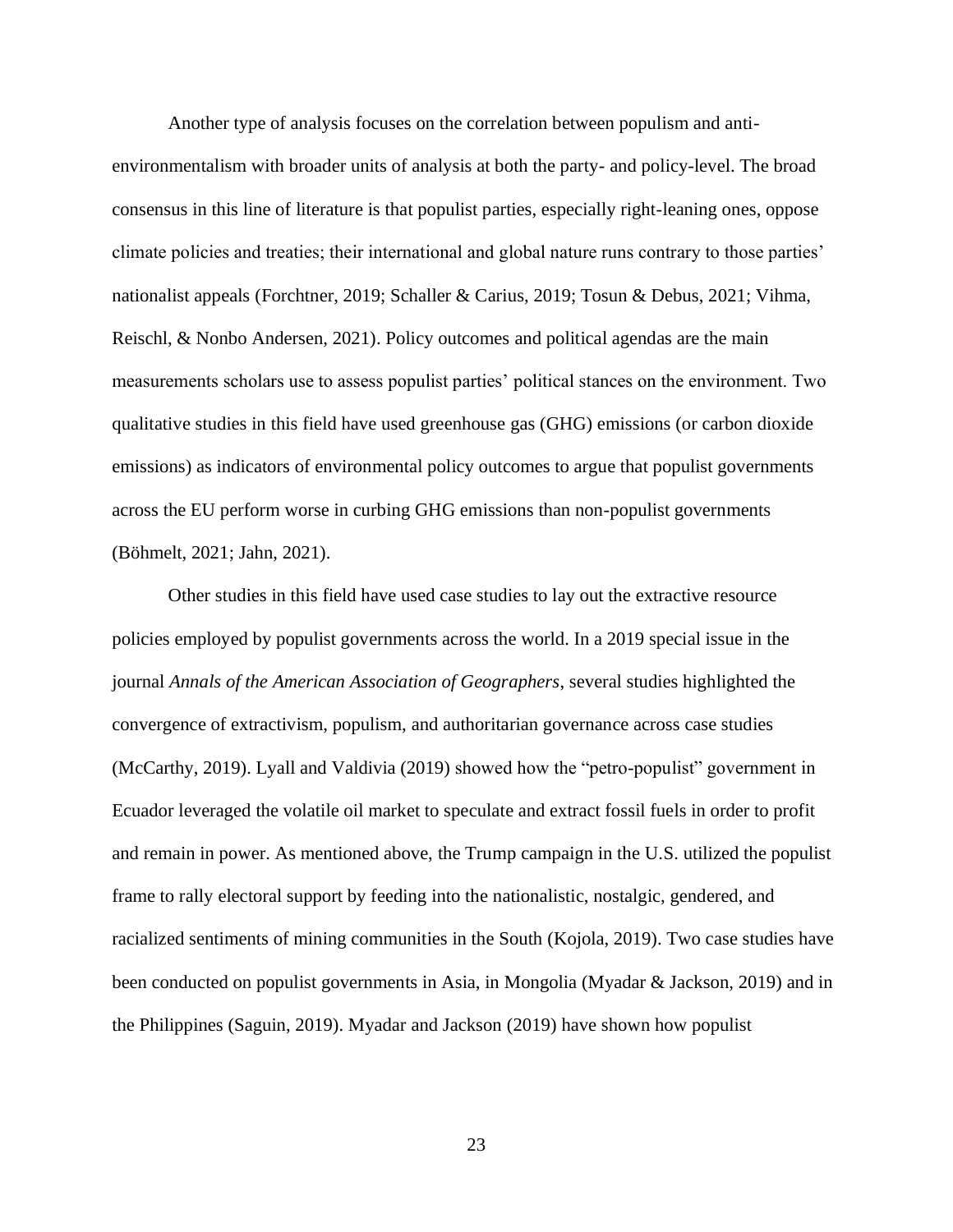Another type of analysis focuses on the correlation between populism and anti-environmentalism with broader units of analysis at both the party- and policy-level. The broad consensus in this line of literature is that populist parties, especially right-leaning ones, oppose climate policies and treaties; their international and global nature runs contrary to those parties' nationalist appeals (Forchtner, 2019; Schaller & Carius, 2019; Tosun & Debus, 2021; Vihma, Reischl, & Nonbo Andersen, 2021). Policy outcomes and political agendas are the main measurements scholars use to assess populist parties' political stances on the environment. Two qualitative studies in this field have used greenhouse gas (GHG) emissions (or carbon dioxide emissions) as indicators of environmental policy outcomes to argue that populist governments across the EU perform worse in curbing GHG emissions than non-populist governments (Böhmelt, 2021; Jahn, 2021).

Other studies in this field have used case studies to lay out the extractive resource policies employed by populist governments across the world. In a 2019 special issue in the journal *Annals of the American Association of Geographers*, several studies highlighted the convergence of extractivism, populism, and authoritarian governance across case studies (McCarthy, 2019). Lyall and Valdivia (2019) showed how the "petro-populist" government in Ecuador leveraged the volatile oil market to speculate and extract fossil fuels in order to profit and remain in power. As mentioned above, the Trump campaign in the U.S. utilized the populist frame to rally electoral support by feeding into the nationalistic, nostalgic, gendered, and racialized sentiments of mining communities in the South (Kojola, 2019). Two case studies have been conducted on populist governments in Asia, in Mongolia (Myadar & Jackson, 2019) and in the Philippines (Saguin, 2019). Myadar and Jackson (2019) have shown how populist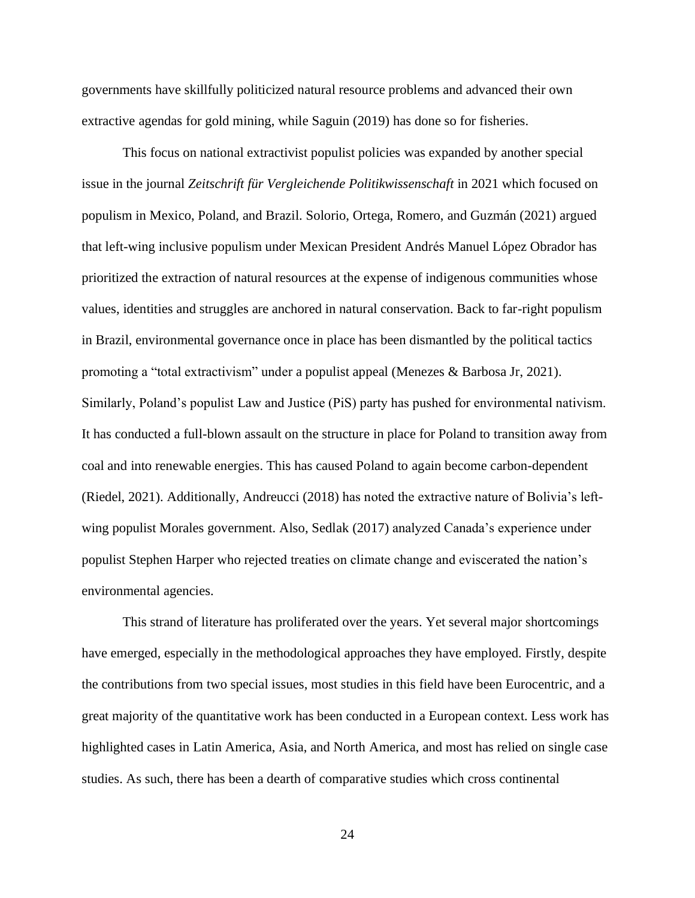governments have skillfully politicized natural resource problems and advanced their own extractive agendas for gold mining, while Saguin (2019) has done so for fisheries.

This focus on national extractivist populist policies was expanded by another special issue in the journal *Zeitschrift für Vergleichende Politikwissenschaft* in 2021 which focused on populism in Mexico, Poland, and Brazil. Solorio, Ortega, Romero, and Guzmán (2021) argued that left-wing inclusive populism under Mexican President Andrés Manuel López Obrador has prioritized the extraction of natural resources at the expense of indigenous communities whose values, identities and struggles are anchored in natural conservation. Back to far-right populism in Brazil, environmental governance once in place has been dismantled by the political tactics promoting a "total extractivism" under a populist appeal (Menezes & Barbosa Jr, 2021). Similarly, Poland's populist Law and Justice (PiS) party has pushed for environmental nativism. It has conducted a full-blown assault on the structure in place for Poland to transition away from coal and into renewable energies. This has caused Poland to again become carbon-dependent (Riedel, 2021). Additionally, Andreucci (2018) has noted the extractive nature of Bolivia's left-wing populist Morales government. Also, Sedlak (2017) analyzed Canada's experience under populist Stephen Harper who rejected treaties on climate change and eviscerated the nation's environmental agencies.

This strand of literature has proliferated over the years. Yet several major shortcomings have emerged, especially in the methodological approaches they have employed. Firstly, despite the contributions from two special issues, most studies in this field have been Eurocentric, and a great majority of the quantitative work has been conducted in a European context. Less work has highlighted cases in Latin America, Asia, and North America, and most has relied on single case studies. As such, there has been a dearth of comparative studies which cross continental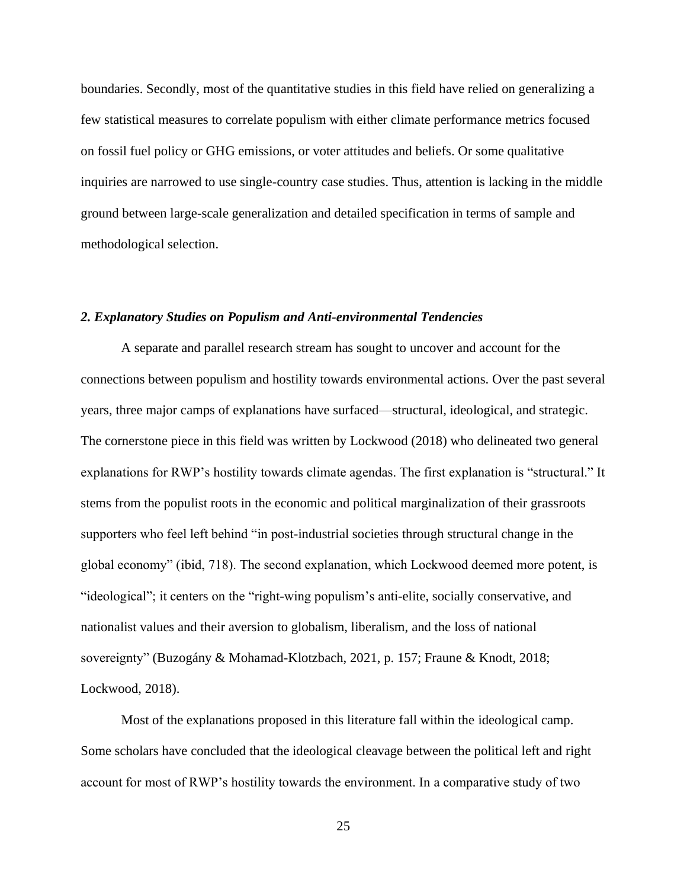boundaries. Secondly, most of the quantitative studies in this field have relied on generalizing a few statistical measures to correlate populism with either climate performance metrics focused on fossil fuel policy or GHG emissions, or voter attitudes and beliefs. Or some qualitative inquiries are narrowed to use single-country case studies. Thus, attention is lacking in the middle ground between large-scale generalization and detailed specification in terms of sample and methodological selection.

### *2. Explanatory Studies on Populism and Anti-environmental Tendencies*

A separate and parallel research stream has sought to uncover and account for the connections between populism and hostility towards environmental actions. Over the past several years, three major camps of explanations have surfaced—structural, ideological, and strategic. The cornerstone piece in this field was written by Lockwood (2018) who delineated two general explanations for RWP's hostility towards climate agendas. The first explanation is "structural." It stems from the populist roots in the economic and political marginalization of their grassroots supporters who feel left behind "in post-industrial societies through structural change in the global economy" (ibid, 718). The second explanation, which Lockwood deemed more potent, is "ideological"; it centers on the "right-wing populism's anti-elite, socially conservative, and nationalist values and their aversion to globalism, liberalism, and the loss of national sovereignty" (Buzogány & Mohamad-Klotzbach, 2021, p. 157; Fraune & Knodt, 2018; Lockwood, 2018).

Most of the explanations proposed in this literature fall within the ideological camp. Some scholars have concluded that the ideological cleavage between the political left and right account for most of RWP's hostility towards the environment. In a comparative study of two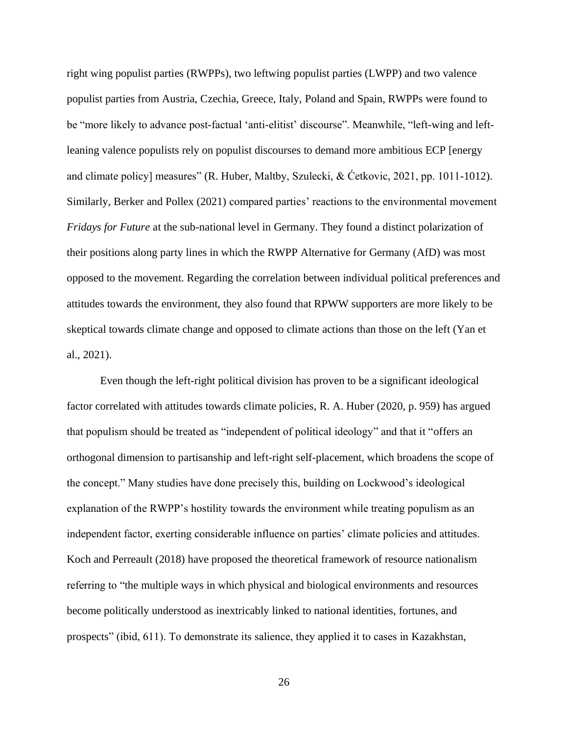right wing populist parties (RWPPs), two leftwing populist parties (LWPP) and two valence populist parties from Austria, Czechia, Greece, Italy, Poland and Spain, RWPPs were found to be "more likely to advance post-factual 'anti-elitist' discourse". Meanwhile, "left-wing and left-leaning valence populists rely on populist discourses to demand more ambitious ECP [energy and climate policy] measures" (R. Huber, Maltby, Szulecki, & Ćetkovic, 2021, pp. 1011-1012). Similarly, Berker and Pollex (2021) compared parties' reactions to the environmental movement *Fridays for Future* at the sub-national level in Germany. They found a distinct polarization of their positions along party lines in which the RWPP Alternative for Germany (AfD) was most opposed to the movement. Regarding the correlation between individual political preferences and attitudes towards the environment, they also found that RPWW supporters are more likely to be skeptical towards climate change and opposed to climate actions than those on the left (Yan et al., 2021).

Even though the left-right political division has proven to be a significant ideological factor correlated with attitudes towards climate policies, R. A. Huber (2020, p. 959) has argued that populism should be treated as "independent of political ideology" and that it "offers an orthogonal dimension to partisanship and left-right self-placement, which broadens the scope of the concept." Many studies have done precisely this, building on Lockwood's ideological explanation of the RWPP's hostility towards the environment while treating populism as an independent factor, exerting considerable influence on parties' climate policies and attitudes. Koch and Perreault (2018) have proposed the theoretical framework of resource nationalism referring to "the multiple ways in which physical and biological environments and resources become politically understood as inextricably linked to national identities, fortunes, and prospects" (ibid, 611). To demonstrate its salience, they applied it to cases in Kazakhstan,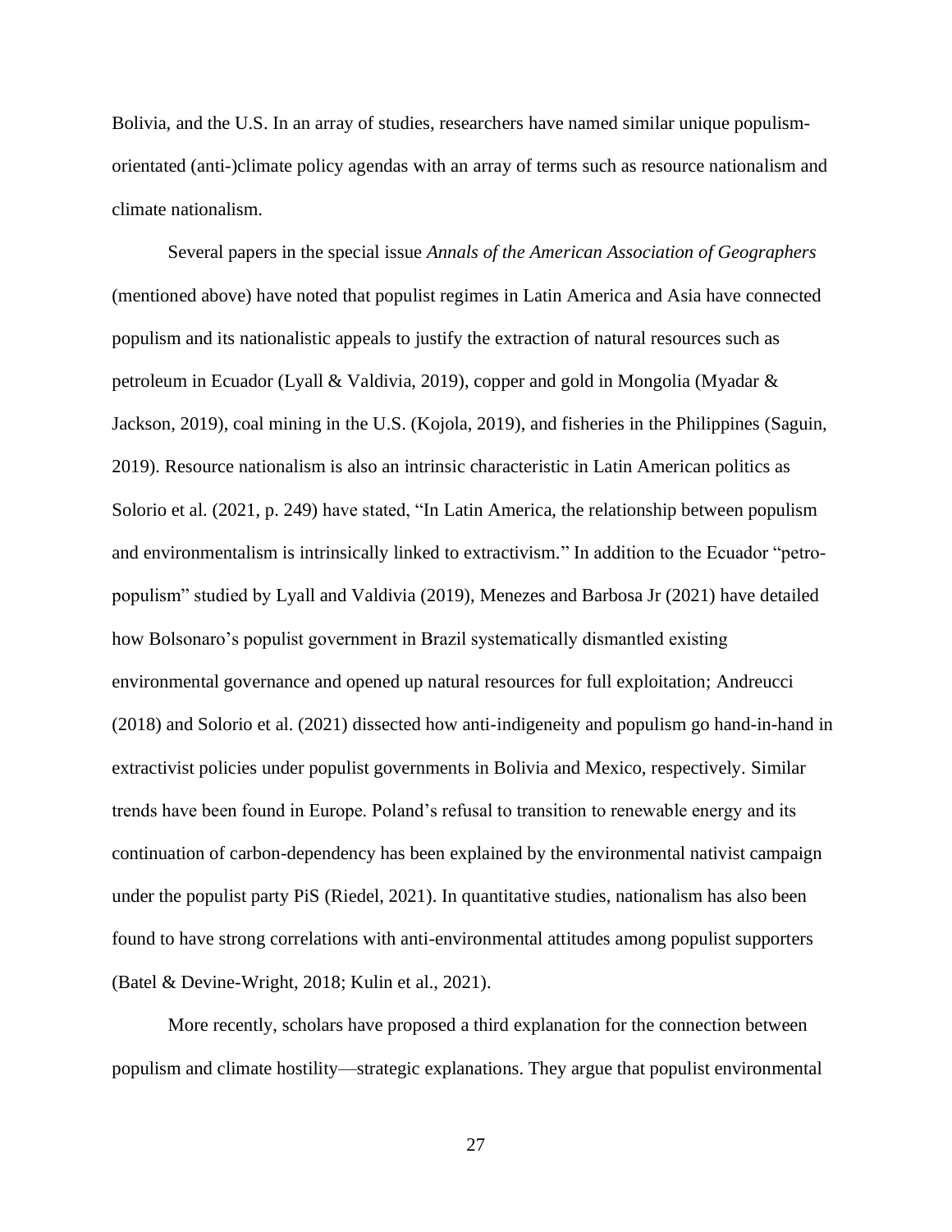Bolivia, and the U.S. In an array of studies, researchers have named similar unique populism-orientated (anti-)climate policy agendas with an array of terms such as resource nationalism and climate nationalism.

Several papers in the special issue *Annals of the American Association of Geographers* (mentioned above) have noted that populist regimes in Latin America and Asia have connected populism and its nationalistic appeals to justify the extraction of natural resources such as petroleum in Ecuador (Lyall & Valdivia, 2019), copper and gold in Mongolia (Myadar & Jackson, 2019), coal mining in the U.S. (Kojola, 2019), and fisheries in the Philippines (Saguin, 2019). Resource nationalism is also an intrinsic characteristic in Latin American politics as Solorio et al. (2021, p. 249) have stated, "In Latin America, the relationship between populism and environmentalism is intrinsically linked to extractivism." In addition to the Ecuador "petro-populism" studied by Lyall and Valdivia (2019), Menezes and Barbosa Jr (2021) have detailed how Bolsonaro's populist government in Brazil systematically dismantled existing environmental governance and opened up natural resources for full exploitation; Andreucci (2018) and Solorio et al. (2021) dissected how anti-indigeneity and populism go hand-in-hand in extractivist policies under populist governments in Bolivia and Mexico, respectively. Similar trends have been found in Europe. Poland's refusal to transition to renewable energy and its continuation of carbon-dependency has been explained by the environmental nativist campaign under the populist party PiS (Riedel, 2021). In quantitative studies, nationalism has also been found to have strong correlations with anti-environmental attitudes among populist supporters (Batel & Devine-Wright, 2018; Kulin et al., 2021).

More recently, scholars have proposed a third explanation for the connection between populism and climate hostility—strategic explanations. They argue that populist environmental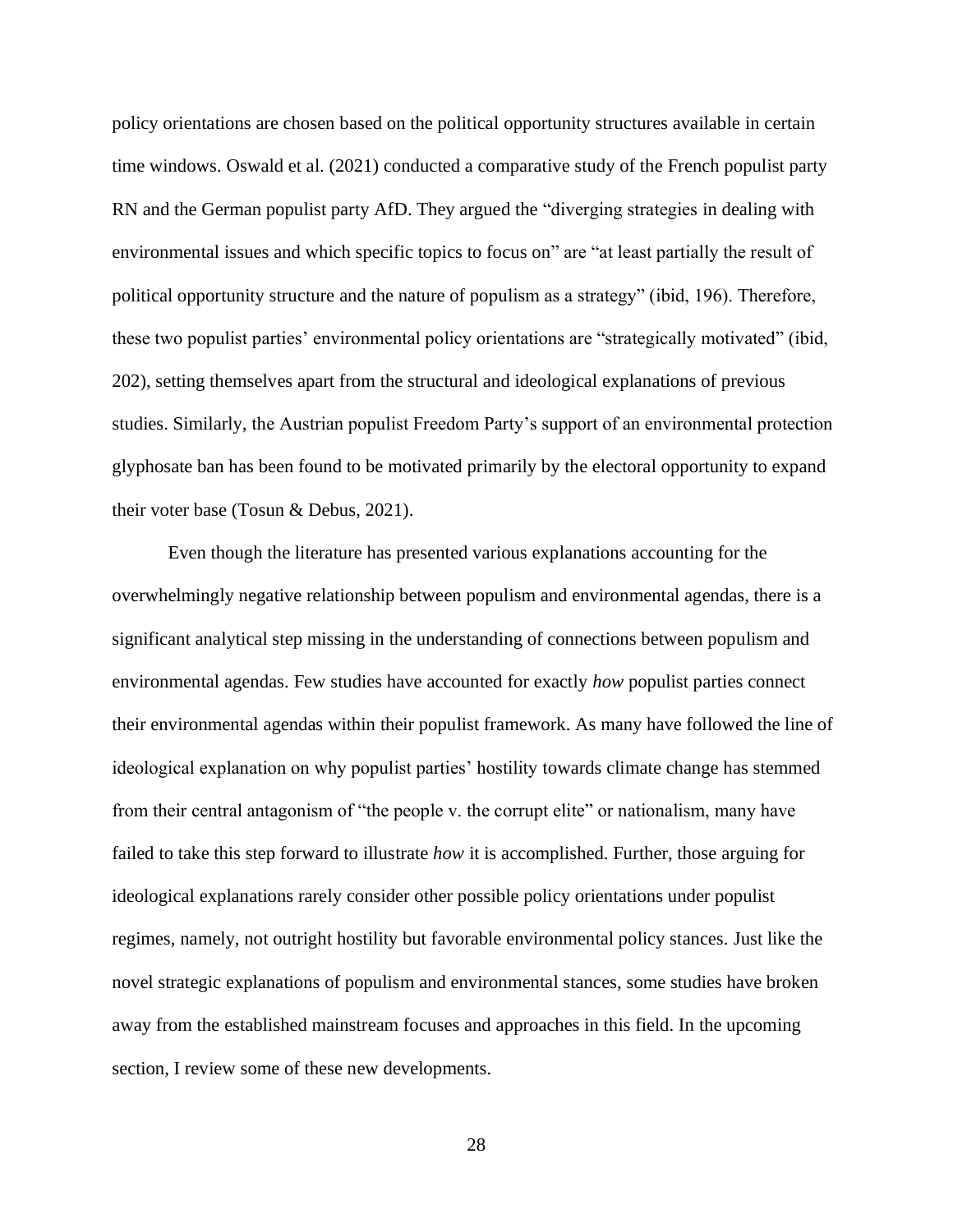policy orientations are chosen based on the political opportunity structures available in certain time windows. Oswald et al. (2021) conducted a comparative study of the French populist party RN and the German populist party AfD. They argued the "diverging strategies in dealing with environmental issues and which specific topics to focus on" are "at least partially the result of political opportunity structure and the nature of populism as a strategy" (ibid, 196). Therefore, these two populist parties' environmental policy orientations are "strategically motivated" (ibid, 202), setting themselves apart from the structural and ideological explanations of previous studies. Similarly, the Austrian populist Freedom Party's support of an environmental protection glyphosate ban has been found to be motivated primarily by the electoral opportunity to expand their voter base (Tosun & Debus, 2021).

Even though the literature has presented various explanations accounting for the overwhelmingly negative relationship between populism and environmental agendas, there is a significant analytical step missing in the understanding of connections between populism and environmental agendas. Few studies have accounted for exactly *how* populist parties connect their environmental agendas within their populist framework. As many have followed the line of ideological explanation on why populist parties' hostility towards climate change has stemmed from their central antagonism of "the people v. the corrupt elite" or nationalism, many have failed to take this step forward to illustrate *how* it is accomplished. Further, those arguing for ideological explanations rarely consider other possible policy orientations under populist regimes, namely, not outright hostility but favorable environmental policy stances. Just like the novel strategic explanations of populism and environmental stances, some studies have broken away from the established mainstream focuses and approaches in this field. In the upcoming section, I review some of these new developments.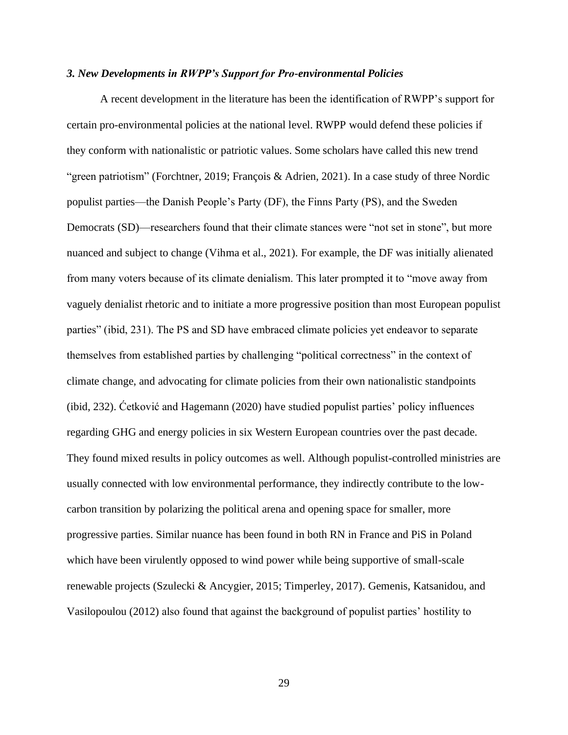### *3. New Developments in RWPP's Support for Pro-environmental Policies*

A recent development in the literature has been the identification of RWPP's support for certain pro-environmental policies at the national level. RWPP would defend these policies if they conform with nationalistic or patriotic values. Some scholars have called this new trend "green patriotism" (Forchtner, 2019; François & Adrien, 2021). In a case study of three Nordic populist parties—the Danish People's Party (DF), the Finns Party (PS), and the Sweden Democrats (SD)—researchers found that their climate stances were "not set in stone", but more nuanced and subject to change (Vihma et al., 2021). For example, the DF was initially alienated from many voters because of its climate denialism. This later prompted it to "move away from vaguely denialist rhetoric and to initiate a more progressive position than most European populist parties" (ibid, 231). The PS and SD have embraced climate policies yet endeavor to separate themselves from established parties by challenging "political correctness" in the context of climate change, and advocating for climate policies from their own nationalistic standpoints (ibid, 232). Ćetković and Hagemann (2020) have studied populist parties' policy influences regarding GHG and energy policies in six Western European countries over the past decade. They found mixed results in policy outcomes as well. Although populist-controlled ministries are usually connected with low environmental performance, they indirectly contribute to the low-carbon transition by polarizing the political arena and opening space for smaller, more progressive parties. Similar nuance has been found in both RN in France and PiS in Poland which have been virulently opposed to wind power while being supportive of small-scale renewable projects (Szulecki & Ancygier, 2015; Timperley, 2017). Gemenis, Katsanidou, and Vasilopoulou (2012) also found that against the background of populist parties' hostility to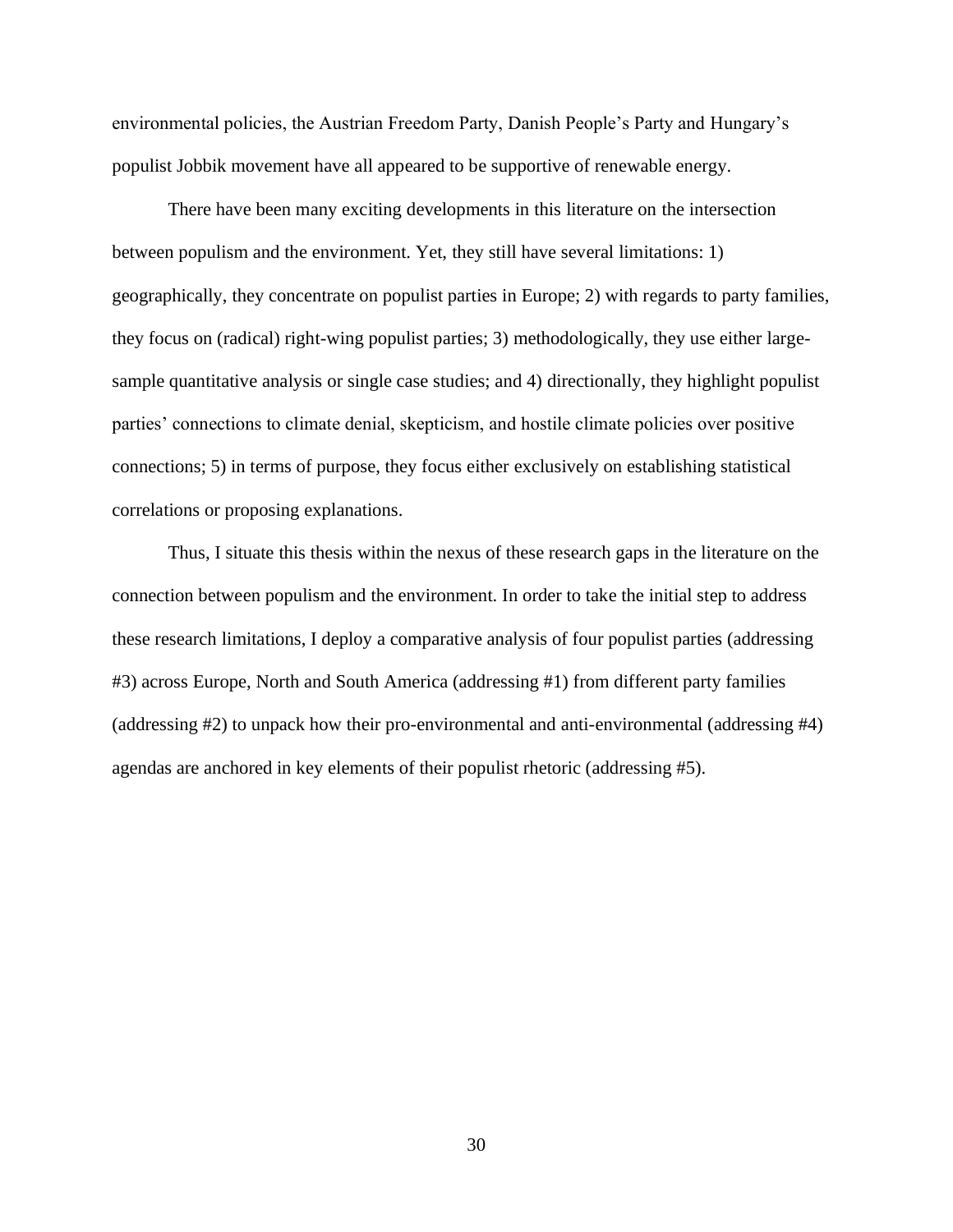environmental policies, the Austrian Freedom Party, Danish People's Party and Hungary's populist Jobbik movement have all appeared to be supportive of renewable energy.

There have been many exciting developments in this literature on the intersection between populism and the environment. Yet, they still have several limitations: 1) geographically, they concentrate on populist parties in Europe; 2) with regards to party families, they focus on (radical) right-wing populist parties; 3) methodologically, they use either large-sample quantitative analysis or single case studies; and 4) directionally, they highlight populist parties' connections to climate denial, skepticism, and hostile climate policies over positive connections; 5) in terms of purpose, they focus either exclusively on establishing statistical correlations or proposing explanations.

Thus, I situate this thesis within the nexus of these research gaps in the literature on the connection between populism and the environment. In order to take the initial step to address these research limitations, I deploy a comparative analysis of four populist parties (addressing #3) across Europe, North and South America (addressing #1) from different party families (addressing #2) to unpack how their pro-environmental and anti-environmental (addressing #4) agendas are anchored in key elements of their populist rhetoric (addressing #5).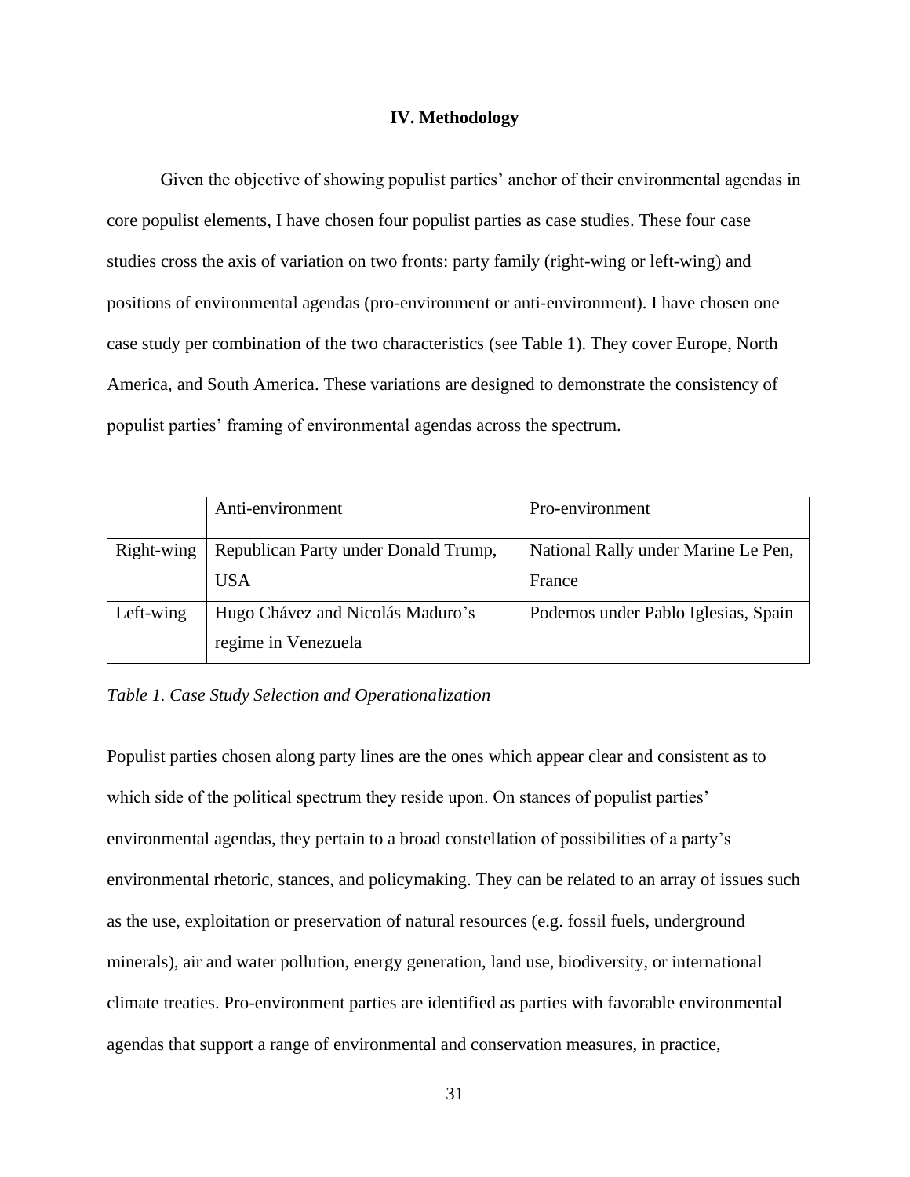## IV. Methodology

Given the objective of showing populist parties' anchor of their environmental agendas in core populist elements, I have chosen four populist parties as case studies. These four case studies cross the axis of variation on two fronts: party family (right-wing or left-wing) and positions of environmental agendas (pro-environment or anti-environment). I have chosen one case study per combination of the two characteristics (see Table 1). They cover Europe, North America, and South America. These variations are designed to demonstrate the consistency of populist parties' framing of environmental agendas across the spectrum.

| | Anti-environment | Pro-environment |
|---|---|---|
| Right-wing | Republican Party under Donald Trump, USA | National Rally under Marine Le Pen, France |
| Left-wing | Hugo Chávez and Nicolás Maduro's regime in Venezuela | Podemos under Pablo Iglesias, Spain |

*Table 1. Case Study Selection and Operationalization*

Populist parties chosen along party lines are the ones which appear clear and consistent as to which side of the political spectrum they reside upon. On stances of populist parties' environmental agendas, they pertain to a broad constellation of possibilities of a party's environmental rhetoric, stances, and policymaking. They can be related to an array of issues such as the use, exploitation or preservation of natural resources (e.g. fossil fuels, underground minerals), air and water pollution, energy generation, land use, biodiversity, or international climate treaties. Pro-environment parties are identified as parties with favorable environmental agendas that support a range of environmental and conservation measures, in practice,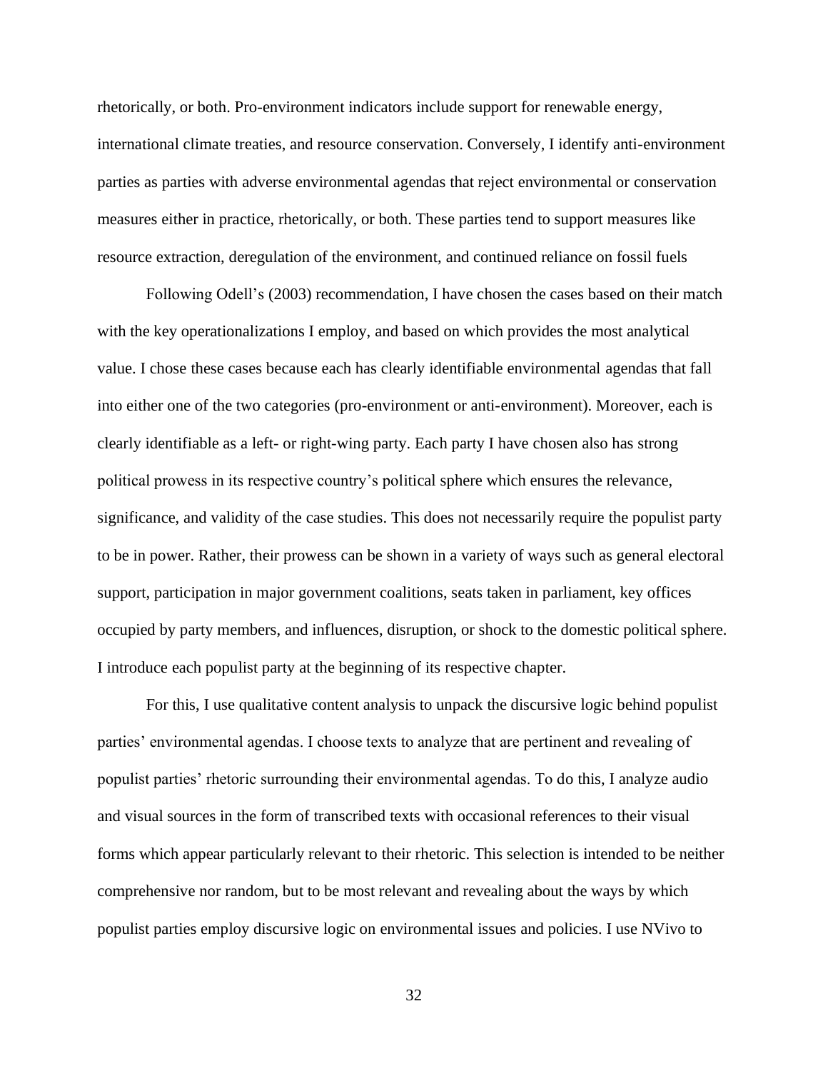rhetorically, or both. Pro-environment indicators include support for renewable energy, international climate treaties, and resource conservation. Conversely, I identify anti-environment parties as parties with adverse environmental agendas that reject environmental or conservation measures either in practice, rhetorically, or both. These parties tend to support measures like resource extraction, deregulation of the environment, and continued reliance on fossil fuels

Following Odell's (2003) recommendation, I have chosen the cases based on their match with the key operationalizations I employ, and based on which provides the most analytical value. I chose these cases because each has clearly identifiable environmental agendas that fall into either one of the two categories (pro-environment or anti-environment). Moreover, each is clearly identifiable as a left- or right-wing party. Each party I have chosen also has strong political prowess in its respective country's political sphere which ensures the relevance, significance, and validity of the case studies. This does not necessarily require the populist party to be in power. Rather, their prowess can be shown in a variety of ways such as general electoral support, participation in major government coalitions, seats taken in parliament, key offices occupied by party members, and influences, disruption, or shock to the domestic political sphere. I introduce each populist party at the beginning of its respective chapter.

For this, I use qualitative content analysis to unpack the discursive logic behind populist parties' environmental agendas. I choose texts to analyze that are pertinent and revealing of populist parties' rhetoric surrounding their environmental agendas. To do this, I analyze audio and visual sources in the form of transcribed texts with occasional references to their visual forms which appear particularly relevant to their rhetoric. This selection is intended to be neither comprehensive nor random, but to be most relevant and revealing about the ways by which populist parties employ discursive logic on environmental issues and policies. I use NVivo to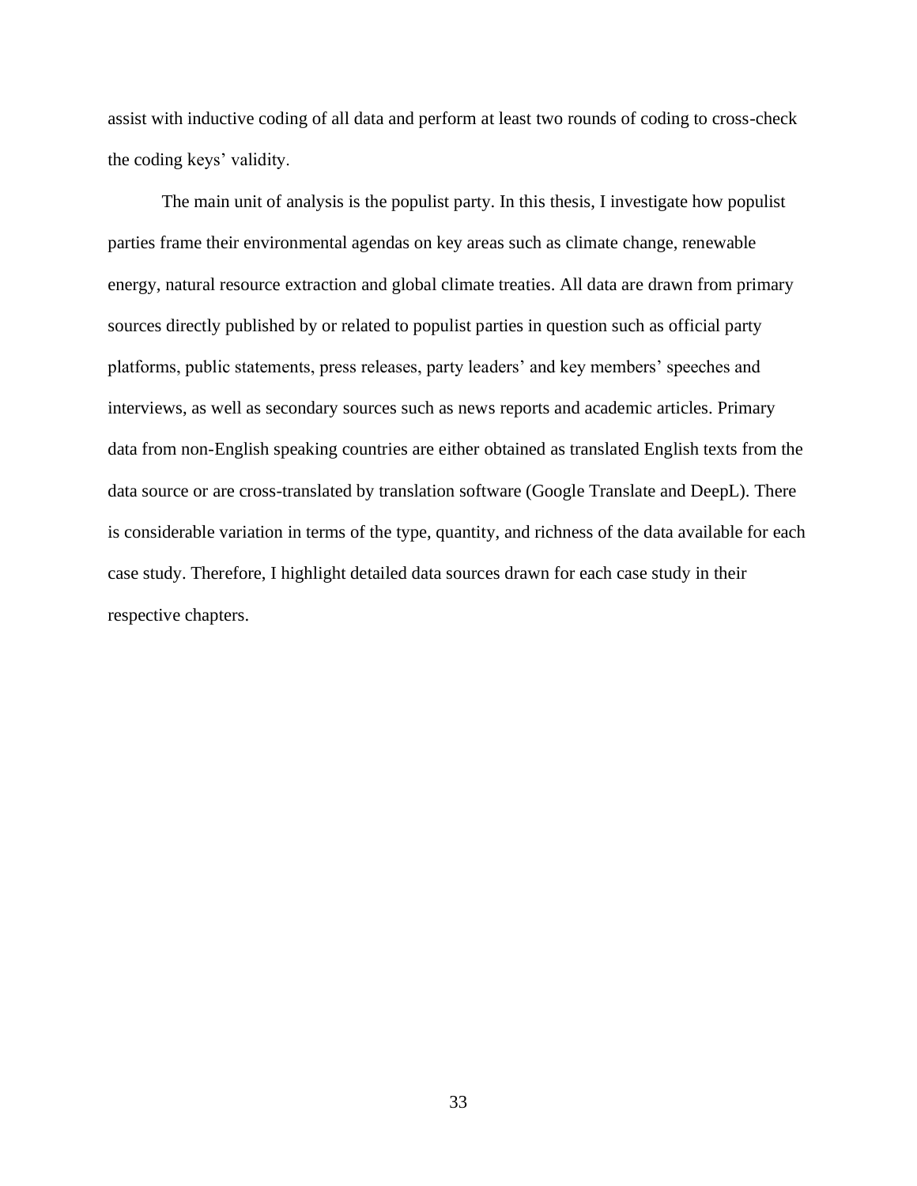assist with inductive coding of all data and perform at least two rounds of coding to cross-check the coding keys' validity.

The main unit of analysis is the populist party. In this thesis, I investigate how populist parties frame their environmental agendas on key areas such as climate change, renewable energy, natural resource extraction and global climate treaties. All data are drawn from primary sources directly published by or related to populist parties in question such as official party platforms, public statements, press releases, party leaders' and key members' speeches and interviews, as well as secondary sources such as news reports and academic articles. Primary data from non-English speaking countries are either obtained as translated English texts from the data source or are cross-translated by translation software (Google Translate and DeepL). There is considerable variation in terms of the type, quantity, and richness of the data available for each case study. Therefore, I highlight detailed data sources drawn for each case study in their respective chapters.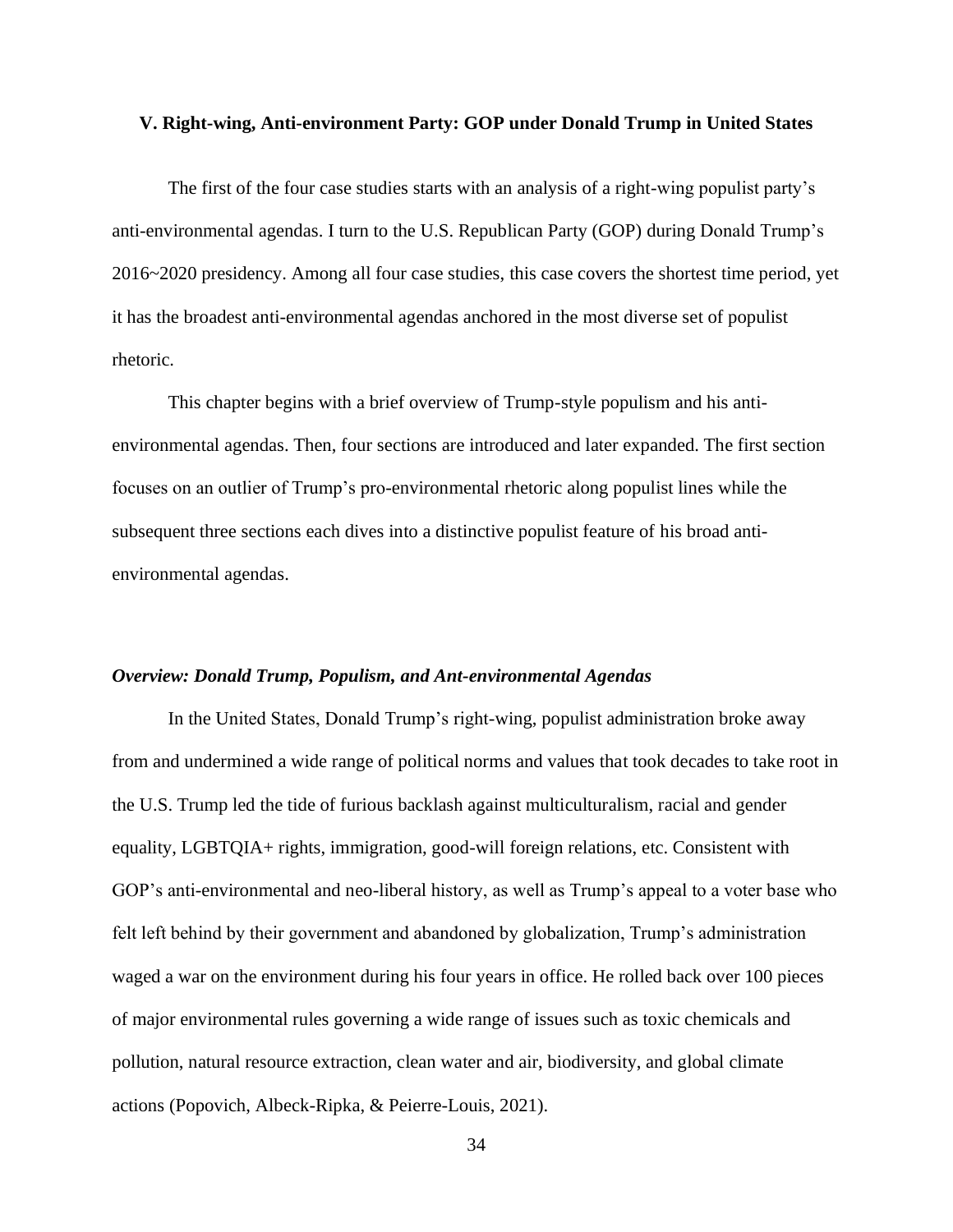## V. Right-wing, Anti-environment Party: GOP under Donald Trump in United States

The first of the four case studies starts with an analysis of a right-wing populist party's anti-environmental agendas. I turn to the U.S. Republican Party (GOP) during Donald Trump's 2016~2020 presidency. Among all four case studies, this case covers the shortest time period, yet it has the broadest anti-environmental agendas anchored in the most diverse set of populist rhetoric.

This chapter begins with a brief overview of Trump-style populism and his anti-environmental agendas. Then, four sections are introduced and later expanded. The first section focuses on an outlier of Trump's pro-environmental rhetoric along populist lines while the subsequent three sections each dives into a distinctive populist feature of his broad anti-environmental agendas.

### *Overview: Donald Trump, Populism, and Ant-environmental Agendas*

In the United States, Donald Trump's right-wing, populist administration broke away from and undermined a wide range of political norms and values that took decades to take root in the U.S. Trump led the tide of furious backlash against multiculturalism, racial and gender equality, LGBTQIA+ rights, immigration, good-will foreign relations, etc. Consistent with GOP's anti-environmental and neo-liberal history, as well as Trump's appeal to a voter base who felt left behind by their government and abandoned by globalization, Trump's administration waged a war on the environment during his four years in office. He rolled back over 100 pieces of major environmental rules governing a wide range of issues such as toxic chemicals and pollution, natural resource extraction, clean water and air, biodiversity, and global climate actions (Popovich, Albeck-Ripka, & Peierre-Louis, 2021).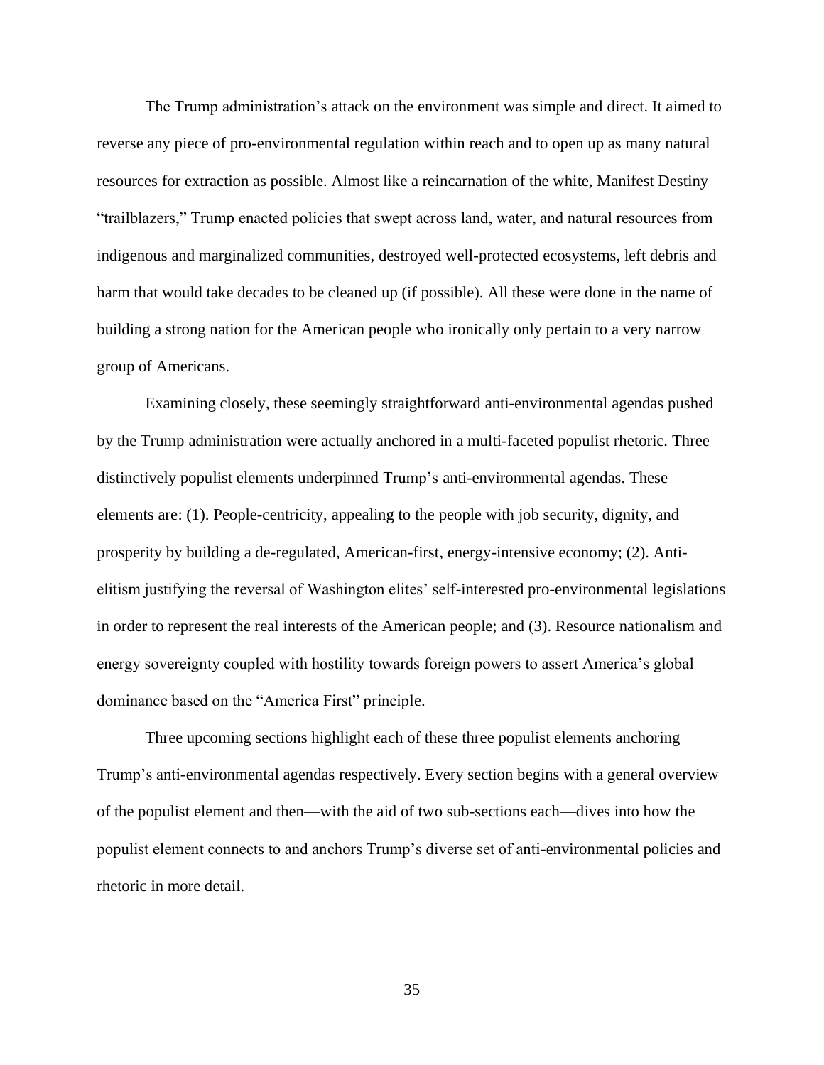The Trump administration's attack on the environment was simple and direct. It aimed to reverse any piece of pro-environmental regulation within reach and to open up as many natural resources for extraction as possible. Almost like a reincarnation of the white, Manifest Destiny "trailblazers," Trump enacted policies that swept across land, water, and natural resources from indigenous and marginalized communities, destroyed well-protected ecosystems, left debris and harm that would take decades to be cleaned up (if possible). All these were done in the name of building a strong nation for the American people who ironically only pertain to a very narrow group of Americans.

Examining closely, these seemingly straightforward anti-environmental agendas pushed by the Trump administration were actually anchored in a multi-faceted populist rhetoric. Three distinctively populist elements underpinned Trump's anti-environmental agendas. These elements are: (1). People-centricity, appealing to the people with job security, dignity, and prosperity by building a de-regulated, American-first, energy-intensive economy; (2). Anti-elitism justifying the reversal of Washington elites' self-interested pro-environmental legislations in order to represent the real interests of the American people; and (3). Resource nationalism and energy sovereignty coupled with hostility towards foreign powers to assert America's global dominance based on the "America First" principle.

Three upcoming sections highlight each of these three populist elements anchoring Trump's anti-environmental agendas respectively. Every section begins with a general overview of the populist element and then—with the aid of two sub-sections each—dives into how the populist element connects to and anchors Trump's diverse set of anti-environmental policies and rhetoric in more detail.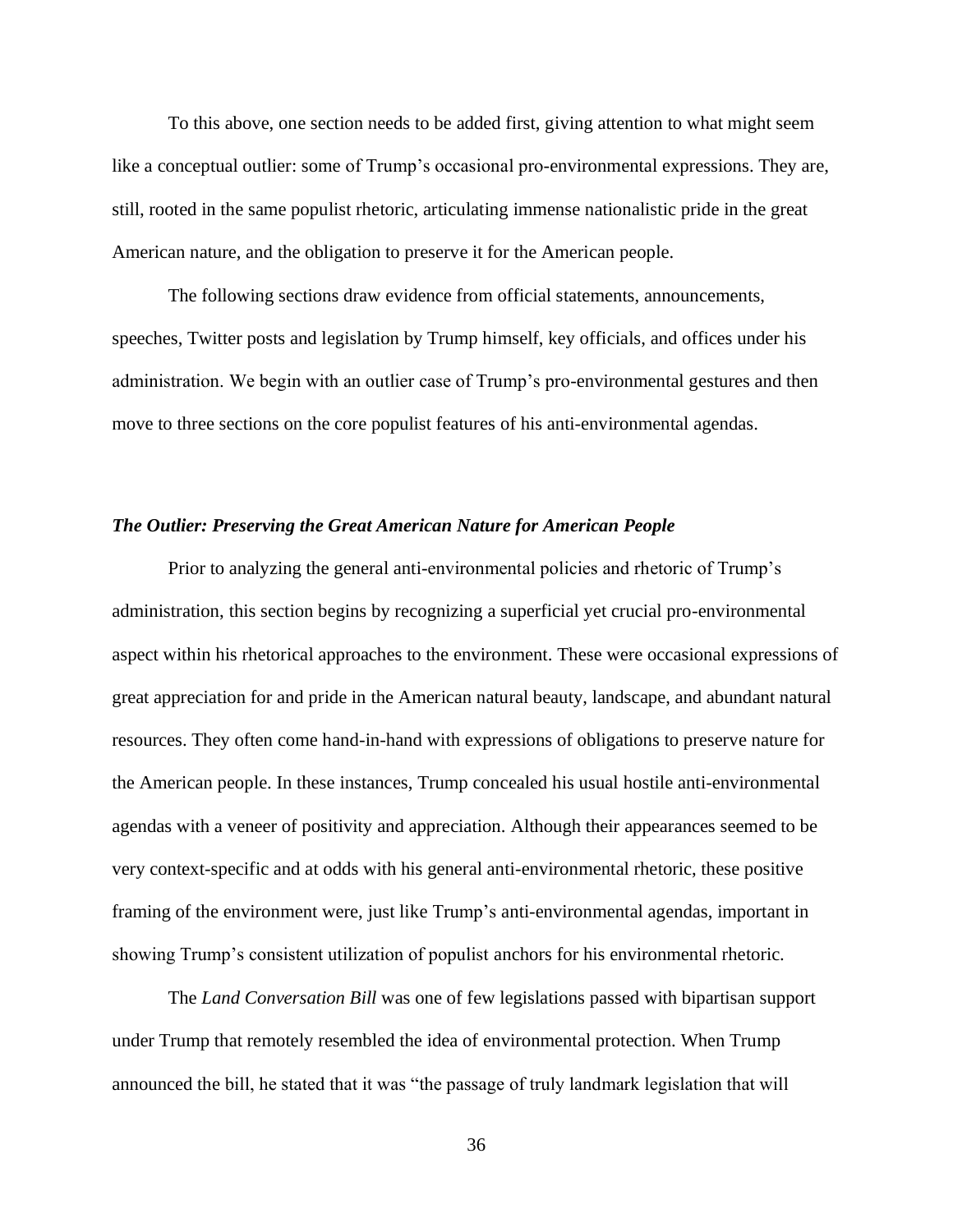To this above, one section needs to be added first, giving attention to what might seem like a conceptual outlier: some of Trump's occasional pro-environmental expressions. They are, still, rooted in the same populist rhetoric, articulating immense nationalistic pride in the great American nature, and the obligation to preserve it for the American people.

The following sections draw evidence from official statements, announcements, speeches, Twitter posts and legislation by Trump himself, key officials, and offices under his administration. We begin with an outlier case of Trump's pro-environmental gestures and then move to three sections on the core populist features of his anti-environmental agendas.

### ***The Outlier: Preserving the Great American Nature for American People***

Prior to analyzing the general anti-environmental policies and rhetoric of Trump's administration, this section begins by recognizing a superficial yet crucial pro-environmental aspect within his rhetorical approaches to the environment. These were occasional expressions of great appreciation for and pride in the American natural beauty, landscape, and abundant natural resources. They often come hand-in-hand with expressions of obligations to preserve nature for the American people. In these instances, Trump concealed his usual hostile anti-environmental agendas with a veneer of positivity and appreciation. Although their appearances seemed to be very context-specific and at odds with his general anti-environmental rhetoric, these positive framing of the environment were, just like Trump's anti-environmental agendas, important in showing Trump's consistent utilization of populist anchors for his environmental rhetoric.

The *Land Conversation Bill* was one of few legislations passed with bipartisan support under Trump that remotely resembled the idea of environmental protection. When Trump announced the bill, he stated that it was "the passage of truly landmark legislation that will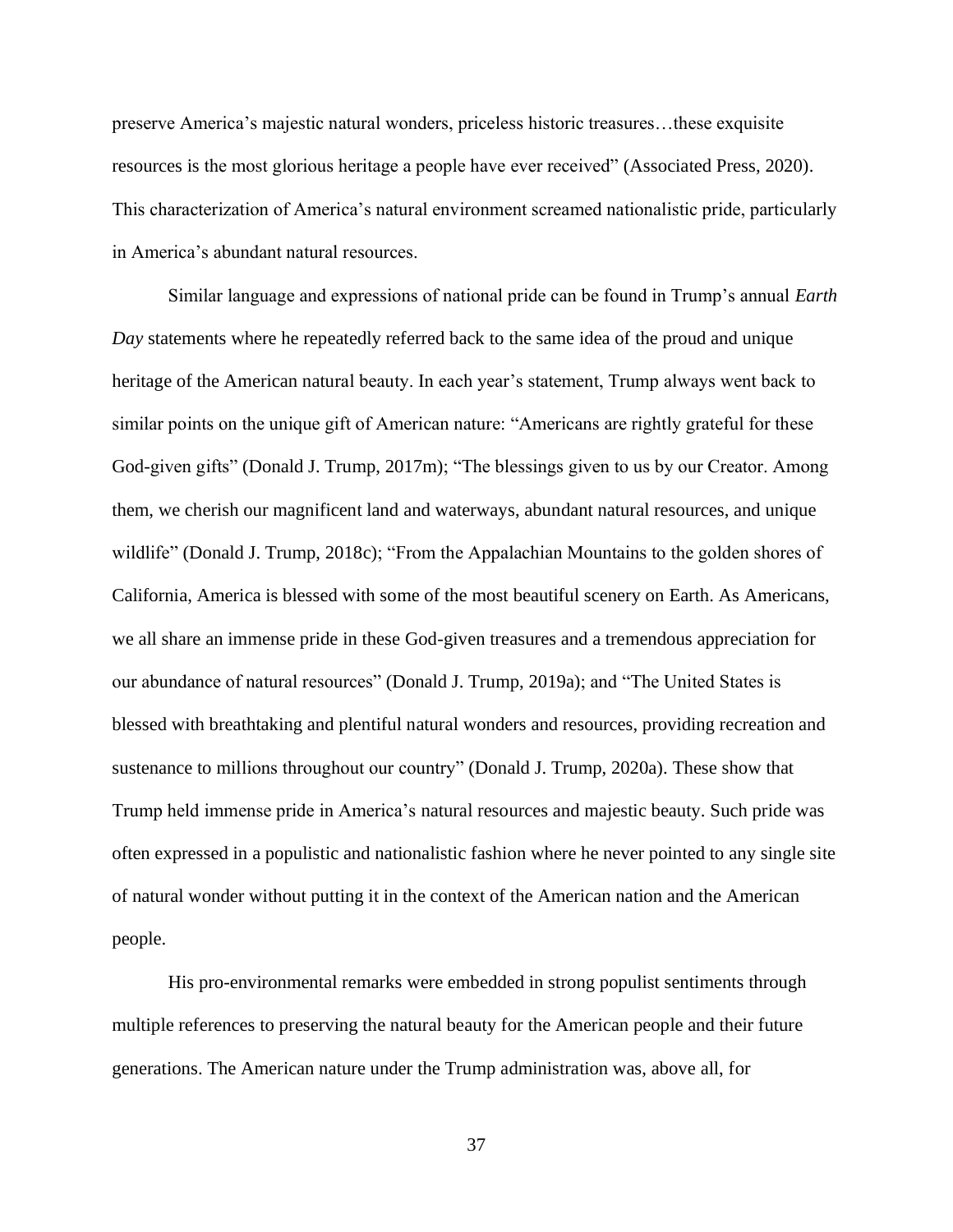preserve America's majestic natural wonders, priceless historic treasures…these exquisite resources is the most glorious heritage a people have ever received" (Associated Press, 2020). This characterization of America's natural environment screamed nationalistic pride, particularly in America's abundant natural resources.

Similar language and expressions of national pride can be found in Trump's annual *Earth Day* statements where he repeatedly referred back to the same idea of the proud and unique heritage of the American natural beauty. In each year's statement, Trump always went back to similar points on the unique gift of American nature: "Americans are rightly grateful for these God-given gifts" (Donald J. Trump, 2017m); "The blessings given to us by our Creator. Among them, we cherish our magnificent land and waterways, abundant natural resources, and unique wildlife" (Donald J. Trump, 2018c); "From the Appalachian Mountains to the golden shores of California, America is blessed with some of the most beautiful scenery on Earth. As Americans, we all share an immense pride in these God-given treasures and a tremendous appreciation for our abundance of natural resources" (Donald J. Trump, 2019a); and "The United States is blessed with breathtaking and plentiful natural wonders and resources, providing recreation and sustenance to millions throughout our country" (Donald J. Trump, 2020a). These show that Trump held immense pride in America's natural resources and majestic beauty. Such pride was often expressed in a populistic and nationalistic fashion where he never pointed to any single site of natural wonder without putting it in the context of the American nation and the American people.

His pro-environmental remarks were embedded in strong populist sentiments through multiple references to preserving the natural beauty for the American people and their future generations. The American nature under the Trump administration was, above all, for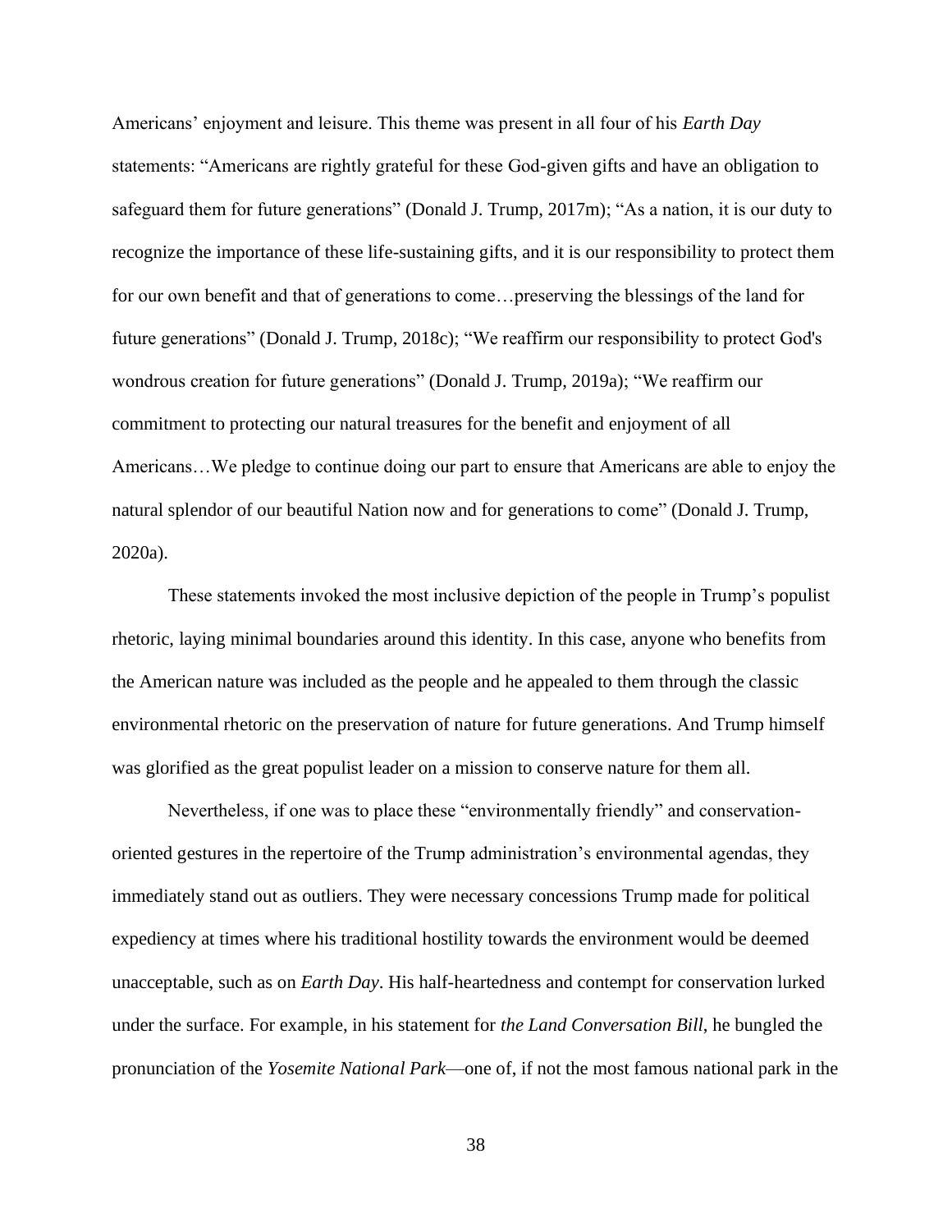Americans' enjoyment and leisure. This theme was present in all four of his *Earth Day* statements: "Americans are rightly grateful for these God-given gifts and have an obligation to safeguard them for future generations" (Donald J. Trump, 2017m); "As a nation, it is our duty to recognize the importance of these life-sustaining gifts, and it is our responsibility to protect them for our own benefit and that of generations to come…preserving the blessings of the land for future generations" (Donald J. Trump, 2018c); "We reaffirm our responsibility to protect God's wondrous creation for future generations" (Donald J. Trump, 2019a); "We reaffirm our commitment to protecting our natural treasures for the benefit and enjoyment of all Americans…We pledge to continue doing our part to ensure that Americans are able to enjoy the natural splendor of our beautiful Nation now and for generations to come" (Donald J. Trump, 2020a).

These statements invoked the most inclusive depiction of the people in Trump's populist rhetoric, laying minimal boundaries around this identity. In this case, anyone who benefits from the American nature was included as the people and he appealed to them through the classic environmental rhetoric on the preservation of nature for future generations. And Trump himself was glorified as the great populist leader on a mission to conserve nature for them all.

Nevertheless, if one was to place these "environmentally friendly" and conservation-oriented gestures in the repertoire of the Trump administration's environmental agendas, they immediately stand out as outliers. They were necessary concessions Trump made for political expediency at times where his traditional hostility towards the environment would be deemed unacceptable, such as on *Earth Day*. His half-heartedness and contempt for conservation lurked under the surface. For example, in his statement for *the Land Conversation Bill*, he bungled the pronunciation of the *Yosemite National Park*—one of, if not the most famous national park in the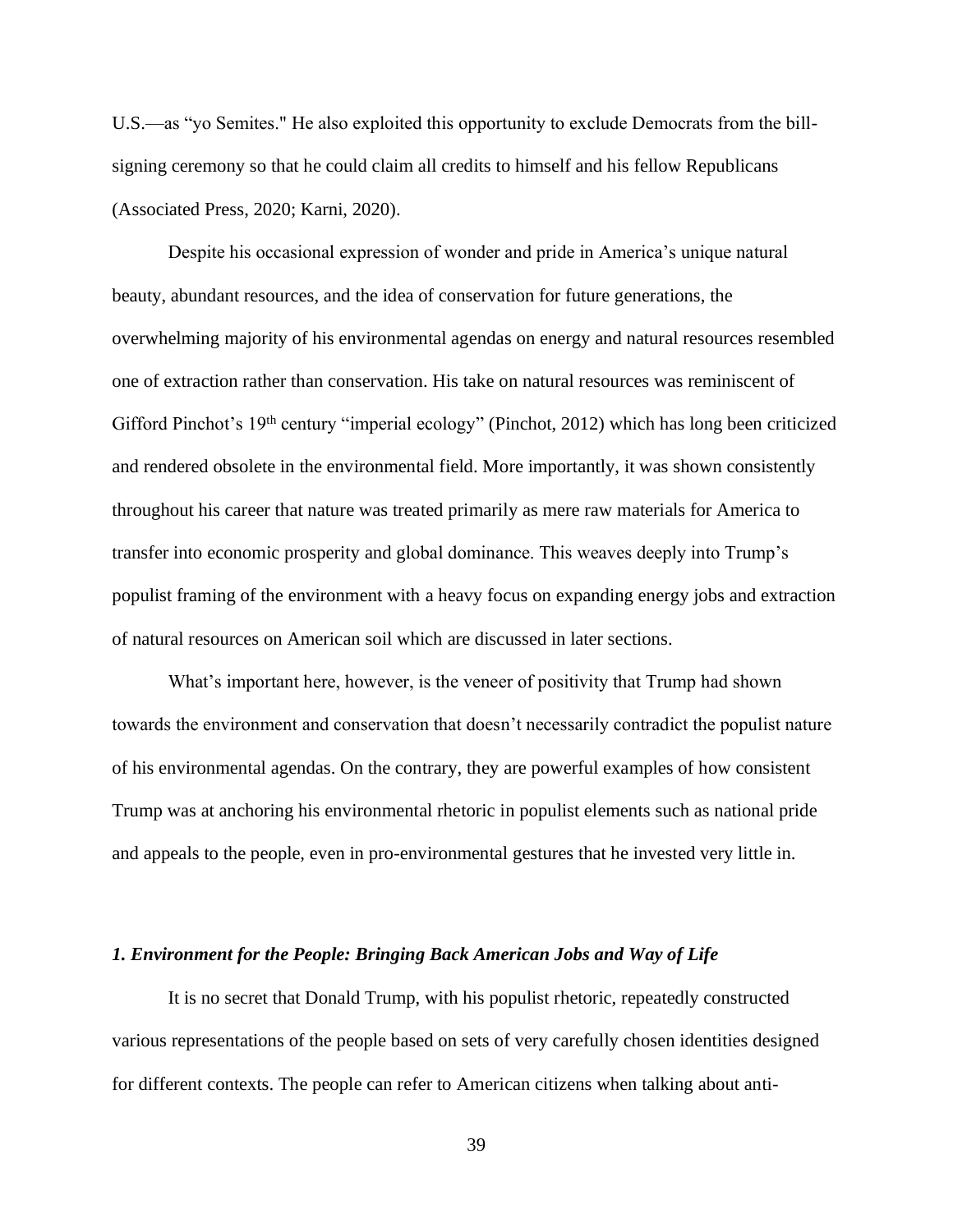U.S.—as "yo Semites." He also exploited this opportunity to exclude Democrats from the bill-signing ceremony so that he could claim all credits to himself and his fellow Republicans (Associated Press, 2020; Karni, 2020).

Despite his occasional expression of wonder and pride in America's unique natural beauty, abundant resources, and the idea of conservation for future generations, the overwhelming majority of his environmental agendas on energy and natural resources resembled one of extraction rather than conservation. His take on natural resources was reminiscent of Gifford Pinchot's 19th century "imperial ecology" (Pinchot, 2012) which has long been criticized and rendered obsolete in the environmental field. More importantly, it was shown consistently throughout his career that nature was treated primarily as mere raw materials for America to transfer into economic prosperity and global dominance. This weaves deeply into Trump's populist framing of the environment with a heavy focus on expanding energy jobs and extraction of natural resources on American soil which are discussed in later sections.

What's important here, however, is the veneer of positivity that Trump had shown towards the environment and conservation that doesn't necessarily contradict the populist nature of his environmental agendas. On the contrary, they are powerful examples of how consistent Trump was at anchoring his environmental rhetoric in populist elements such as national pride and appeals to the people, even in pro-environmental gestures that he invested very little in.

### *1. Environment for the People: Bringing Back American Jobs and Way of Life*

It is no secret that Donald Trump, with his populist rhetoric, repeatedly constructed various representations of the people based on sets of very carefully chosen identities designed for different contexts. The people can refer to American citizens when talking about anti-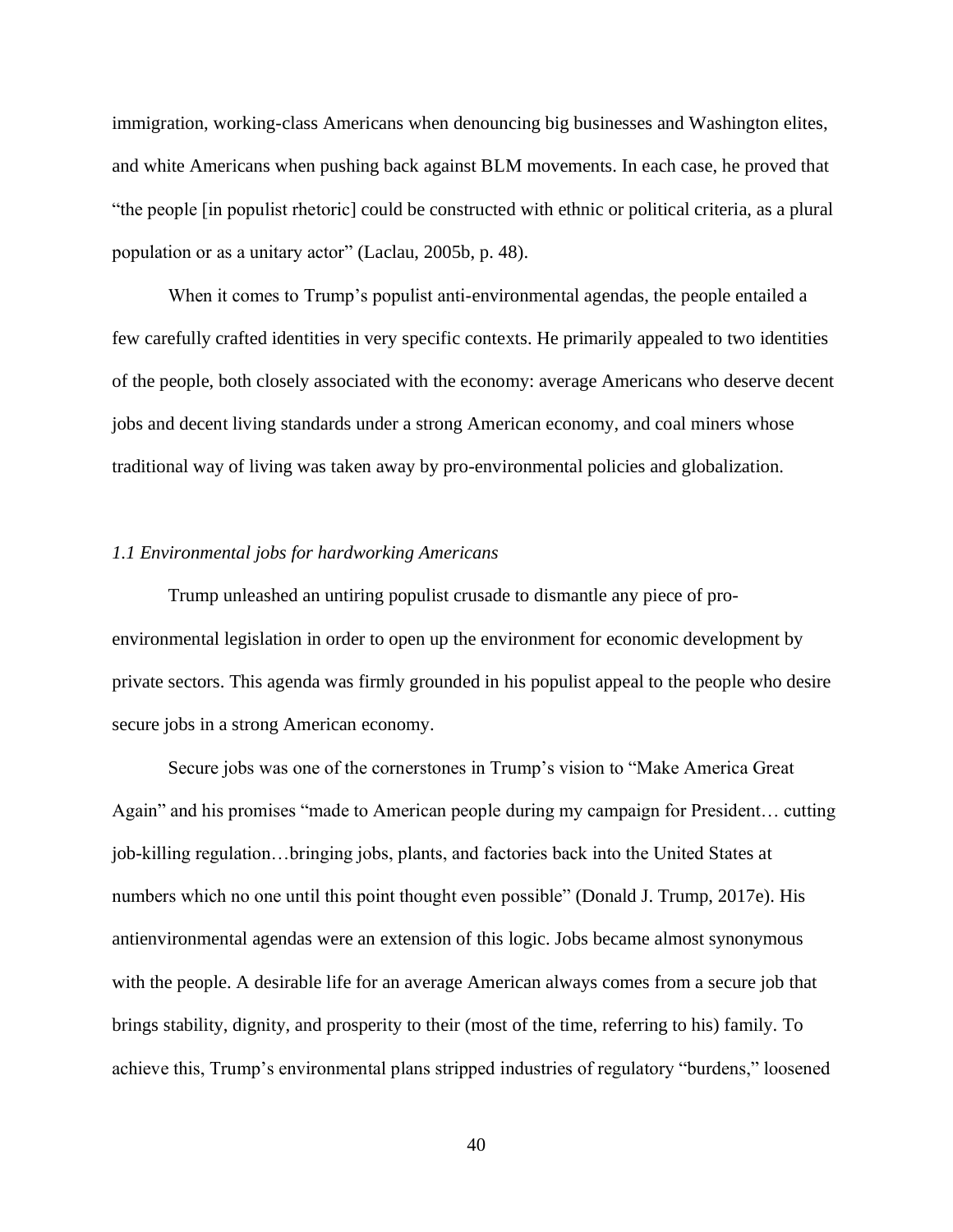immigration, working-class Americans when denouncing big businesses and Washington elites, and white Americans when pushing back against BLM movements. In each case, he proved that "the people [in populist rhetoric] could be constructed with ethnic or political criteria, as a plural population or as a unitary actor" (Laclau, 2005b, p. 48).

When it comes to Trump's populist anti-environmental agendas, the people entailed a few carefully crafted identities in very specific contexts. He primarily appealed to two identities of the people, both closely associated with the economy: average Americans who deserve decent jobs and decent living standards under a strong American economy, and coal miners whose traditional way of living was taken away by pro-environmental policies and globalization.

### *1.1 Environmental jobs for hardworking Americans*

Trump unleashed an untiring populist crusade to dismantle any piece of pro-environmental legislation in order to open up the environment for economic development by private sectors. This agenda was firmly grounded in his populist appeal to the people who desire secure jobs in a strong American economy.

Secure jobs was one of the cornerstones in Trump's vision to "Make America Great Again" and his promises "made to American people during my campaign for President… cutting job-killing regulation…bringing jobs, plants, and factories back into the United States at numbers which no one until this point thought even possible" (Donald J. Trump, 2017e). His antienvironmental agendas were an extension of this logic. Jobs became almost synonymous with the people. A desirable life for an average American always comes from a secure job that brings stability, dignity, and prosperity to their (most of the time, referring to his) family. To achieve this, Trump's environmental plans stripped industries of regulatory "burdens," loosened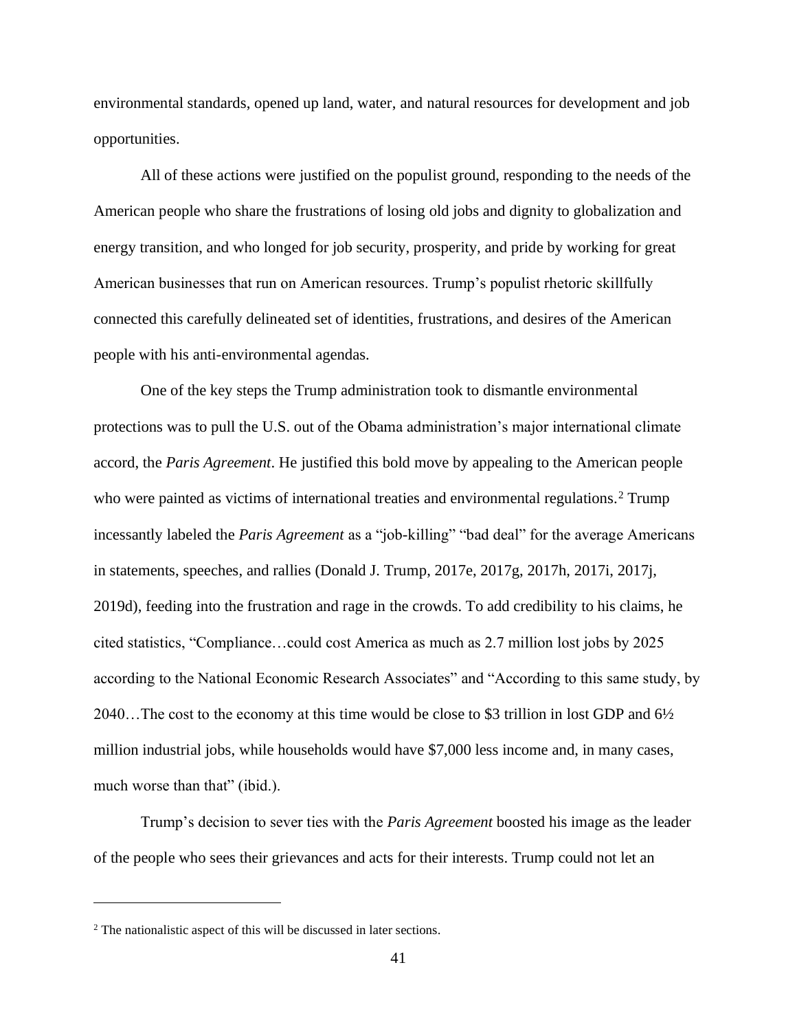environmental standards, opened up land, water, and natural resources for development and job opportunities.

All of these actions were justified on the populist ground, responding to the needs of the American people who share the frustrations of losing old jobs and dignity to globalization and energy transition, and who longed for job security, prosperity, and pride by working for great American businesses that run on American resources. Trump's populist rhetoric skillfully connected this carefully delineated set of identities, frustrations, and desires of the American people with his anti-environmental agendas.

One of the key steps the Trump administration took to dismantle environmental protections was to pull the U.S. out of the Obama administration's major international climate accord, the *Paris Agreement*. He justified this bold move by appealing to the American people who were painted as victims of international treaties and environmental regulations.[2] Trump incessantly labeled the *Paris Agreement* as a "job-killing" "bad deal" for the average Americans in statements, speeches, and rallies (Donald J. Trump, 2017e, 2017g, 2017h, 2017i, 2017j, 2019d), feeding into the frustration and rage in the crowds. To add credibility to his claims, he cited statistics, "Compliance…could cost America as much as 2.7 million lost jobs by 2025 according to the National Economic Research Associates" and "According to this same study, by 2040…The cost to the economy at this time would be close to $3 trillion in lost GDP and 6½ million industrial jobs, while households would have $7,000 less income and, in many cases, much worse than that" (ibid.).

Trump's decision to sever ties with the *Paris Agreement* boosted his image as the leader of the people who sees their grievances and acts for their interests. Trump could not let an

---

[2] The nationalistic aspect of this will be discussed in later sections.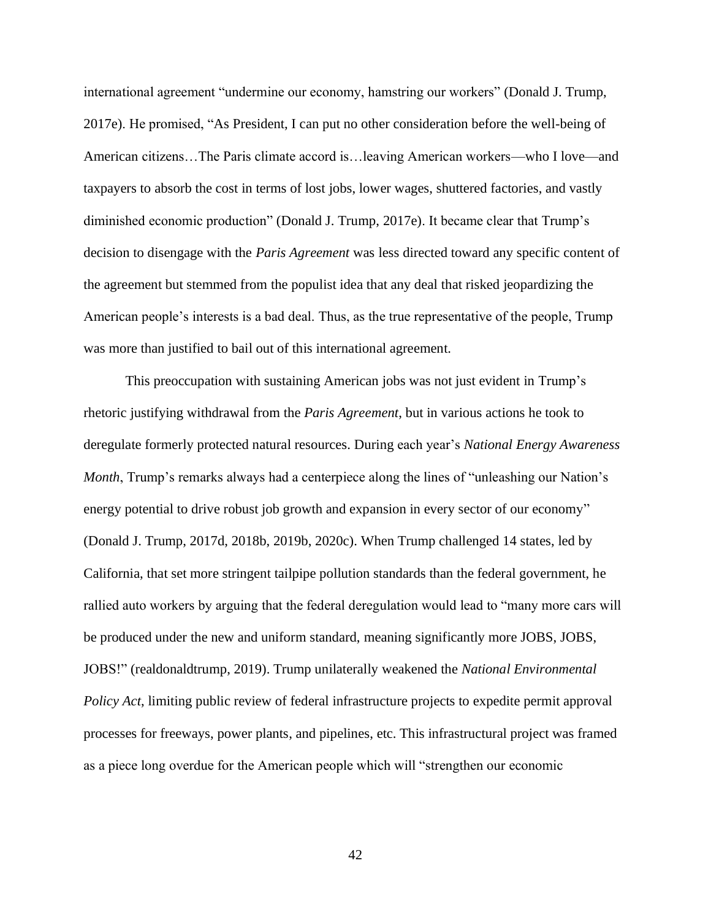international agreement "undermine our economy, hamstring our workers" (Donald J. Trump, 2017e). He promised, "As President, I can put no other consideration before the well-being of American citizens…The Paris climate accord is…leaving American workers—who I love—and taxpayers to absorb the cost in terms of lost jobs, lower wages, shuttered factories, and vastly diminished economic production" (Donald J. Trump, 2017e). It became clear that Trump's decision to disengage with the *Paris Agreement* was less directed toward any specific content of the agreement but stemmed from the populist idea that any deal that risked jeopardizing the American people's interests is a bad deal. Thus, as the true representative of the people, Trump was more than justified to bail out of this international agreement.

This preoccupation with sustaining American jobs was not just evident in Trump's rhetoric justifying withdrawal from the *Paris Agreement*, but in various actions he took to deregulate formerly protected natural resources. During each year's *National Energy Awareness Month*, Trump's remarks always had a centerpiece along the lines of "unleashing our Nation's energy potential to drive robust job growth and expansion in every sector of our economy" (Donald J. Trump, 2017d, 2018b, 2019b, 2020c). When Trump challenged 14 states, led by California, that set more stringent tailpipe pollution standards than the federal government, he rallied auto workers by arguing that the federal deregulation would lead to "many more cars will be produced under the new and uniform standard, meaning significantly more JOBS, JOBS, JOBS!" (realdonaldtrump, 2019). Trump unilaterally weakened the *National Environmental Policy Act*, limiting public review of federal infrastructure projects to expedite permit approval processes for freeways, power plants, and pipelines, etc. This infrastructural project was framed as a piece long overdue for the American people which will "strengthen our economic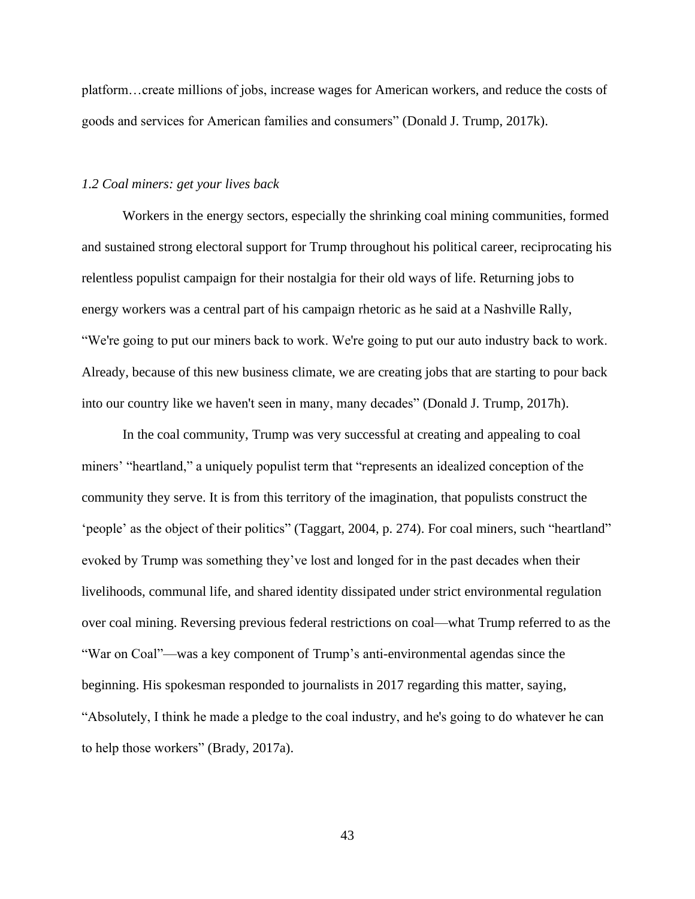platform…create millions of jobs, increase wages for American workers, and reduce the costs of goods and services for American families and consumers" (Donald J. Trump, 2017k).

### *1.2 Coal miners: get your lives back*

Workers in the energy sectors, especially the shrinking coal mining communities, formed and sustained strong electoral support for Trump throughout his political career, reciprocating his relentless populist campaign for their nostalgia for their old ways of life. Returning jobs to energy workers was a central part of his campaign rhetoric as he said at a Nashville Rally, "We're going to put our miners back to work. We're going to put our auto industry back to work. Already, because of this new business climate, we are creating jobs that are starting to pour back into our country like we haven't seen in many, many decades" (Donald J. Trump, 2017h).

In the coal community, Trump was very successful at creating and appealing to coal miners' "heartland," a uniquely populist term that "represents an idealized conception of the community they serve. It is from this territory of the imagination, that populists construct the 'people' as the object of their politics" (Taggart, 2004, p. 274). For coal miners, such "heartland" evoked by Trump was something they've lost and longed for in the past decades when their livelihoods, communal life, and shared identity dissipated under strict environmental regulation over coal mining. Reversing previous federal restrictions on coal—what Trump referred to as the "War on Coal"—was a key component of Trump's anti-environmental agendas since the beginning. His spokesman responded to journalists in 2017 regarding this matter, saying, "Absolutely, I think he made a pledge to the coal industry, and he's going to do whatever he can to help those workers" (Brady, 2017a).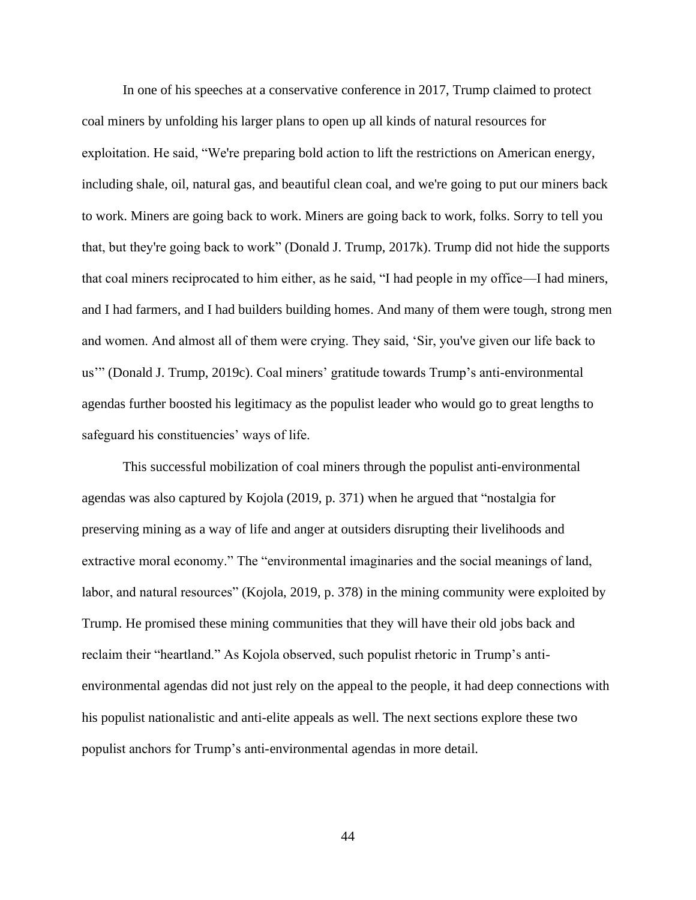In one of his speeches at a conservative conference in 2017, Trump claimed to protect coal miners by unfolding his larger plans to open up all kinds of natural resources for exploitation. He said, "We're preparing bold action to lift the restrictions on American energy, including shale, oil, natural gas, and beautiful clean coal, and we're going to put our miners back to work. Miners are going back to work. Miners are going back to work, folks. Sorry to tell you that, but they're going back to work" (Donald J. Trump, 2017k). Trump did not hide the supports that coal miners reciprocated to him either, as he said, "I had people in my office—I had miners, and I had farmers, and I had builders building homes. And many of them were tough, strong men and women. And almost all of them were crying. They said, 'Sir, you've given our life back to us'" (Donald J. Trump, 2019c). Coal miners' gratitude towards Trump's anti-environmental agendas further boosted his legitimacy as the populist leader who would go to great lengths to safeguard his constituencies' ways of life.

This successful mobilization of coal miners through the populist anti-environmental agendas was also captured by Kojola (2019, p. 371) when he argued that "nostalgia for preserving mining as a way of life and anger at outsiders disrupting their livelihoods and extractive moral economy." The "environmental imaginaries and the social meanings of land, labor, and natural resources" (Kojola, 2019, p. 378) in the mining community were exploited by Trump. He promised these mining communities that they will have their old jobs back and reclaim their "heartland." As Kojola observed, such populist rhetoric in Trump's anti-environmental agendas did not just rely on the appeal to the people, it had deep connections with his populist nationalistic and anti-elite appeals as well. The next sections explore these two populist anchors for Trump's anti-environmental agendas in more detail.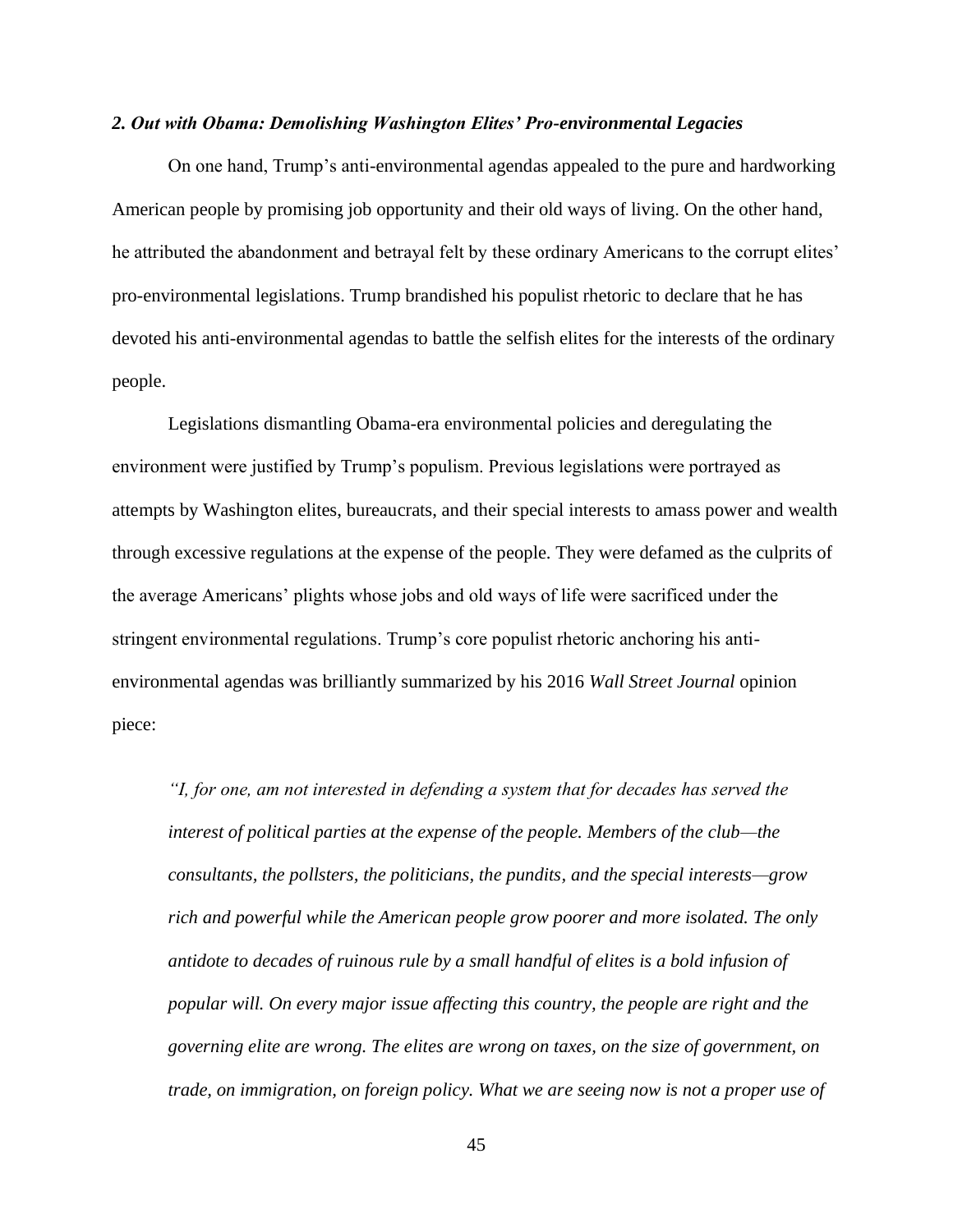### *2. Out with Obama: Demolishing Washington Elites' Pro-environmental Legacies*

On one hand, Trump's anti-environmental agendas appealed to the pure and hardworking American people by promising job opportunity and their old ways of living. On the other hand, he attributed the abandonment and betrayal felt by these ordinary Americans to the corrupt elites' pro-environmental legislations. Trump brandished his populist rhetoric to declare that he has devoted his anti-environmental agendas to battle the selfish elites for the interests of the ordinary people.

Legislations dismantling Obama-era environmental policies and deregulating the environment were justified by Trump's populism. Previous legislations were portrayed as attempts by Washington elites, bureaucrats, and their special interests to amass power and wealth through excessive regulations at the expense of the people. They were defamed as the culprits of the average Americans' plights whose jobs and old ways of life were sacrificed under the stringent environmental regulations. Trump's core populist rhetoric anchoring his anti-environmental agendas was brilliantly summarized by his 2016 *Wall Street Journal* opinion piece:

> *"I, for one, am not interested in defending a system that for decades has served the interest of political parties at the expense of the people. Members of the club—the consultants, the pollsters, the politicians, the pundits, and the special interests—grow rich and powerful while the American people grow poorer and more isolated. The only antidote to decades of ruinous rule by a small handful of elites is a bold infusion of popular will. On every major issue affecting this country, the people are right and the governing elite are wrong. The elites are wrong on taxes, on the size of government, on trade, on immigration, on foreign policy. What we are seeing now is not a proper use of*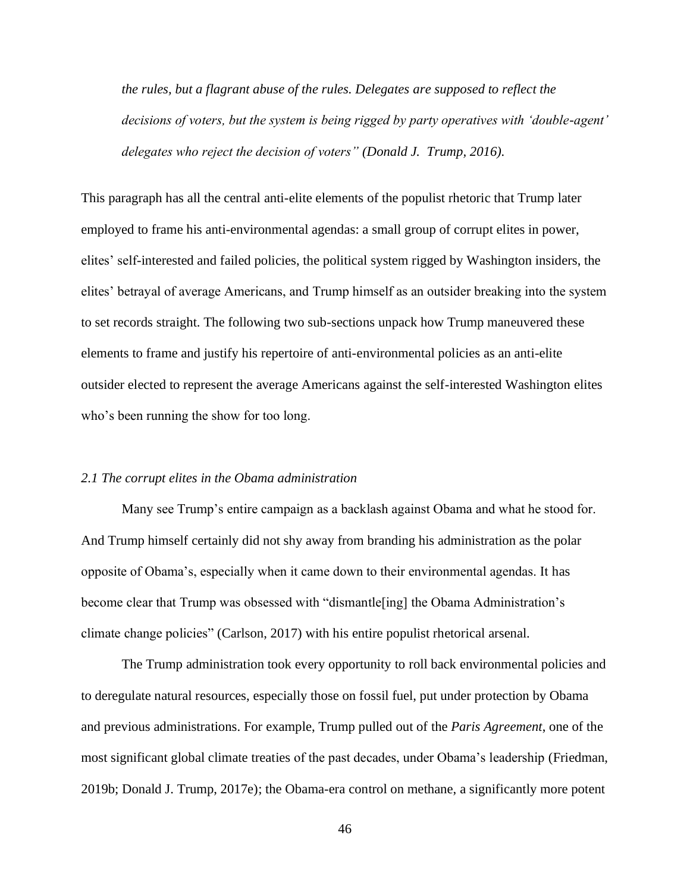*the rules, but a flagrant abuse of the rules. Delegates are supposed to reflect the decisions of voters, but the system is being rigged by party operatives with 'double-agent' delegates who reject the decision of voters" (Donald J. Trump, 2016).*

This paragraph has all the central anti-elite elements of the populist rhetoric that Trump later employed to frame his anti-environmental agendas: a small group of corrupt elites in power, elites' self-interested and failed policies, the political system rigged by Washington insiders, the elites' betrayal of average Americans, and Trump himself as an outsider breaking into the system to set records straight. The following two sub-sections unpack how Trump maneuvered these elements to frame and justify his repertoire of anti-environmental policies as an anti-elite outsider elected to represent the average Americans against the self-interested Washington elites who's been running the show for too long.

### *2.1 The corrupt elites in the Obama administration*

Many see Trump's entire campaign as a backlash against Obama and what he stood for. And Trump himself certainly did not shy away from branding his administration as the polar opposite of Obama's, especially when it came down to their environmental agendas. It has become clear that Trump was obsessed with "dismantle[ing] the Obama Administration's climate change policies" (Carlson, 2017) with his entire populist rhetorical arsenal.

The Trump administration took every opportunity to roll back environmental policies and to deregulate natural resources, especially those on fossil fuel, put under protection by Obama and previous administrations. For example, Trump pulled out of the *Paris Agreement*, one of the most significant global climate treaties of the past decades, under Obama's leadership (Friedman, 2019b; Donald J. Trump, 2017e); the Obama-era control on methane, a significantly more potent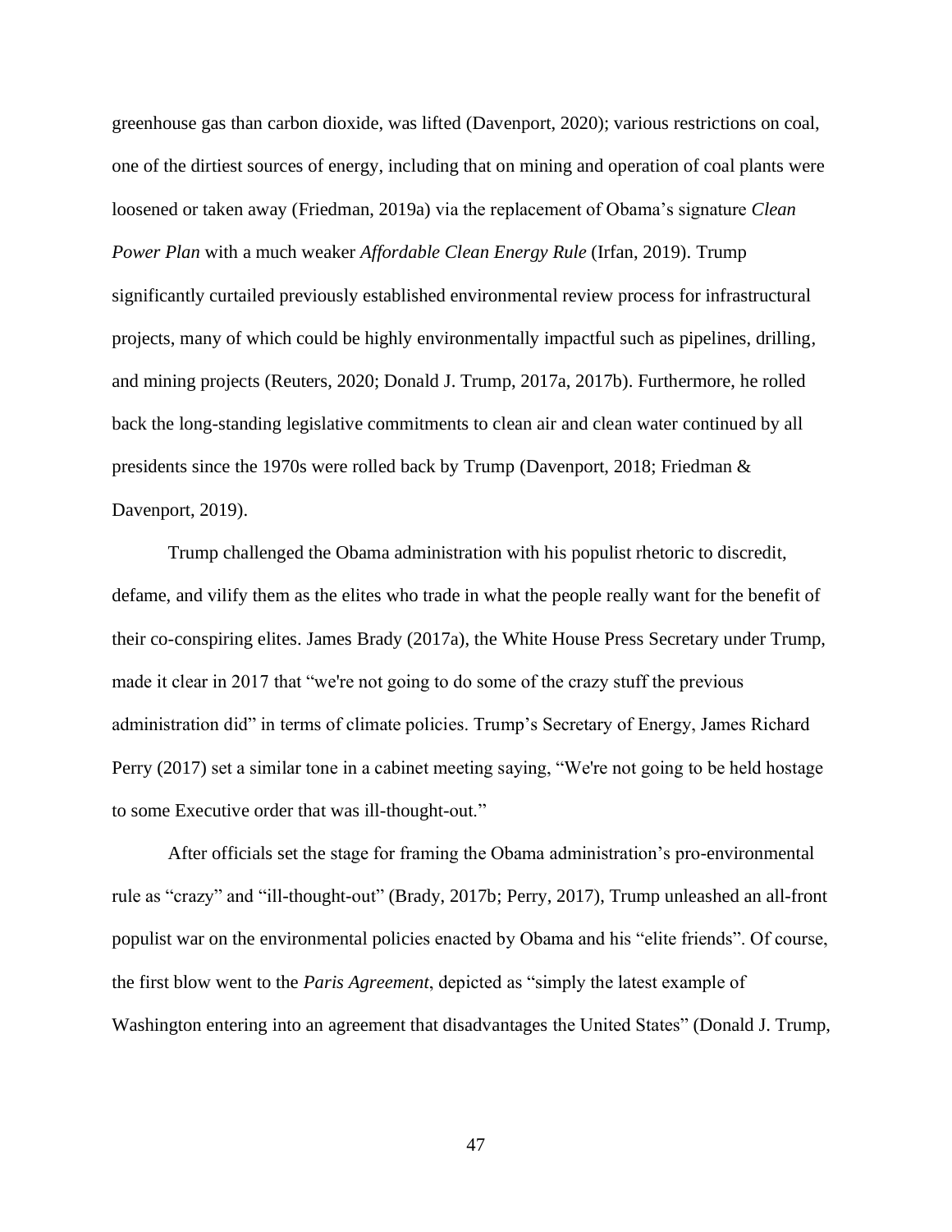greenhouse gas than carbon dioxide, was lifted (Davenport, 2020); various restrictions on coal, one of the dirtiest sources of energy, including that on mining and operation of coal plants were loosened or taken away (Friedman, 2019a) via the replacement of Obama's signature *Clean Power Plan* with a much weaker *Affordable Clean Energy Rule* (Irfan, 2019). Trump significantly curtailed previously established environmental review process for infrastructural projects, many of which could be highly environmentally impactful such as pipelines, drilling, and mining projects (Reuters, 2020; Donald J. Trump, 2017a, 2017b). Furthermore, he rolled back the long-standing legislative commitments to clean air and clean water continued by all presidents since the 1970s were rolled back by Trump (Davenport, 2018; Friedman & Davenport, 2019).

Trump challenged the Obama administration with his populist rhetoric to discredit, defame, and vilify them as the elites who trade in what the people really want for the benefit of their co-conspiring elites. James Brady (2017a), the White House Press Secretary under Trump, made it clear in 2017 that "we're not going to do some of the crazy stuff the previous administration did" in terms of climate policies. Trump's Secretary of Energy, James Richard Perry (2017) set a similar tone in a cabinet meeting saying, "We're not going to be held hostage to some Executive order that was ill-thought-out."

After officials set the stage for framing the Obama administration's pro-environmental rule as "crazy" and "ill-thought-out" (Brady, 2017b; Perry, 2017), Trump unleashed an all-front populist war on the environmental policies enacted by Obama and his "elite friends". Of course, the first blow went to the *Paris Agreement*, depicted as "simply the latest example of Washington entering into an agreement that disadvantages the United States" (Donald J. Trump,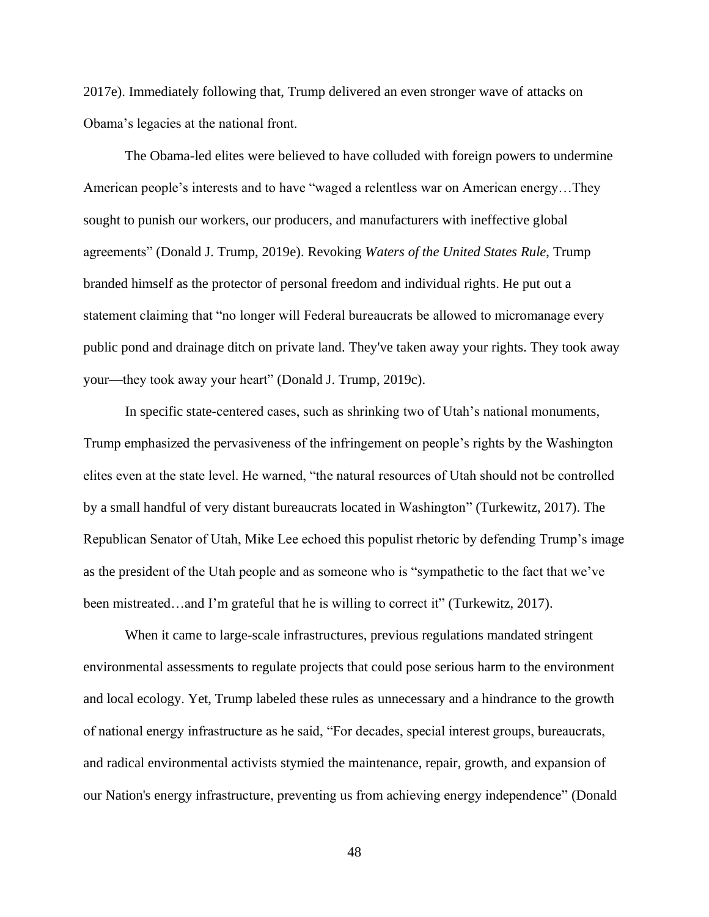2017e). Immediately following that, Trump delivered an even stronger wave of attacks on Obama's legacies at the national front.

The Obama-led elites were believed to have colluded with foreign powers to undermine American people's interests and to have "waged a relentless war on American energy…They sought to punish our workers, our producers, and manufacturers with ineffective global agreements" (Donald J. Trump, 2019e). Revoking *Waters of the United States Rule*, Trump branded himself as the protector of personal freedom and individual rights. He put out a statement claiming that "no longer will Federal bureaucrats be allowed to micromanage every public pond and drainage ditch on private land. They've taken away your rights. They took away your—they took away your heart" (Donald J. Trump, 2019c).

In specific state-centered cases, such as shrinking two of Utah's national monuments, Trump emphasized the pervasiveness of the infringement on people's rights by the Washington elites even at the state level. He warned, "the natural resources of Utah should not be controlled by a small handful of very distant bureaucrats located in Washington" (Turkewitz, 2017). The Republican Senator of Utah, Mike Lee echoed this populist rhetoric by defending Trump's image as the president of the Utah people and as someone who is "sympathetic to the fact that we've been mistreated…and I'm grateful that he is willing to correct it" (Turkewitz, 2017).

When it came to large-scale infrastructures, previous regulations mandated stringent environmental assessments to regulate projects that could pose serious harm to the environment and local ecology. Yet, Trump labeled these rules as unnecessary and a hindrance to the growth of national energy infrastructure as he said, "For decades, special interest groups, bureaucrats, and radical environmental activists stymied the maintenance, repair, growth, and expansion of our Nation's energy infrastructure, preventing us from achieving energy independence" (Donald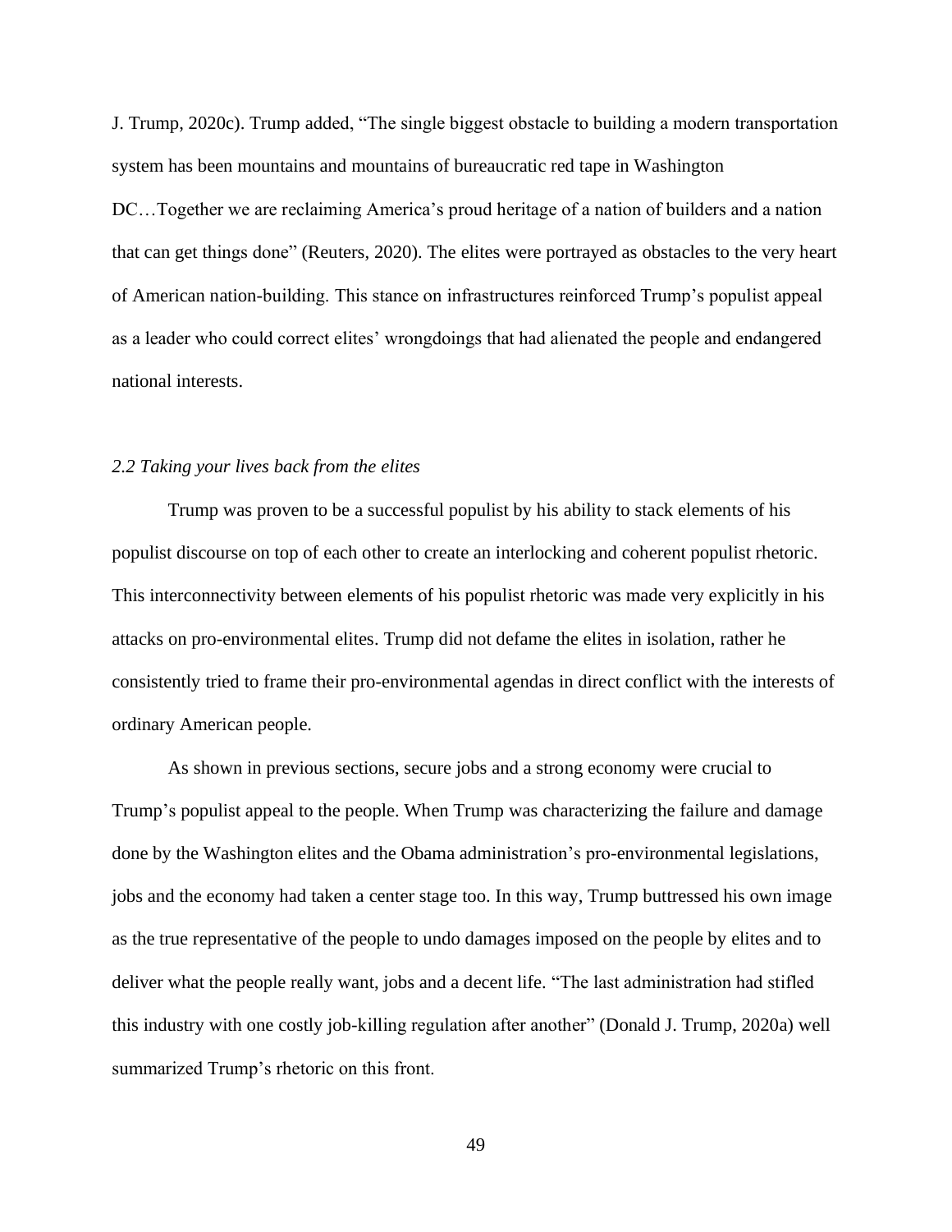J. Trump, 2020c). Trump added, "The single biggest obstacle to building a modern transportation system has been mountains and mountains of bureaucratic red tape in Washington DC…Together we are reclaiming America's proud heritage of a nation of builders and a nation that can get things done" (Reuters, 2020). The elites were portrayed as obstacles to the very heart of American nation-building. This stance on infrastructures reinforced Trump's populist appeal as a leader who could correct elites' wrongdoings that had alienated the people and endangered national interests.

### *2.2 Taking your lives back from the elites*

Trump was proven to be a successful populist by his ability to stack elements of his populist discourse on top of each other to create an interlocking and coherent populist rhetoric. This interconnectivity between elements of his populist rhetoric was made very explicitly in his attacks on pro-environmental elites. Trump did not defame the elites in isolation, rather he consistently tried to frame their pro-environmental agendas in direct conflict with the interests of ordinary American people.

As shown in previous sections, secure jobs and a strong economy were crucial to Trump's populist appeal to the people. When Trump was characterizing the failure and damage done by the Washington elites and the Obama administration's pro-environmental legislations, jobs and the economy had taken a center stage too. In this way, Trump buttressed his own image as the true representative of the people to undo damages imposed on the people by elites and to deliver what the people really want, jobs and a decent life. "The last administration had stifled this industry with one costly job-killing regulation after another" (Donald J. Trump, 2020a) well summarized Trump's rhetoric on this front.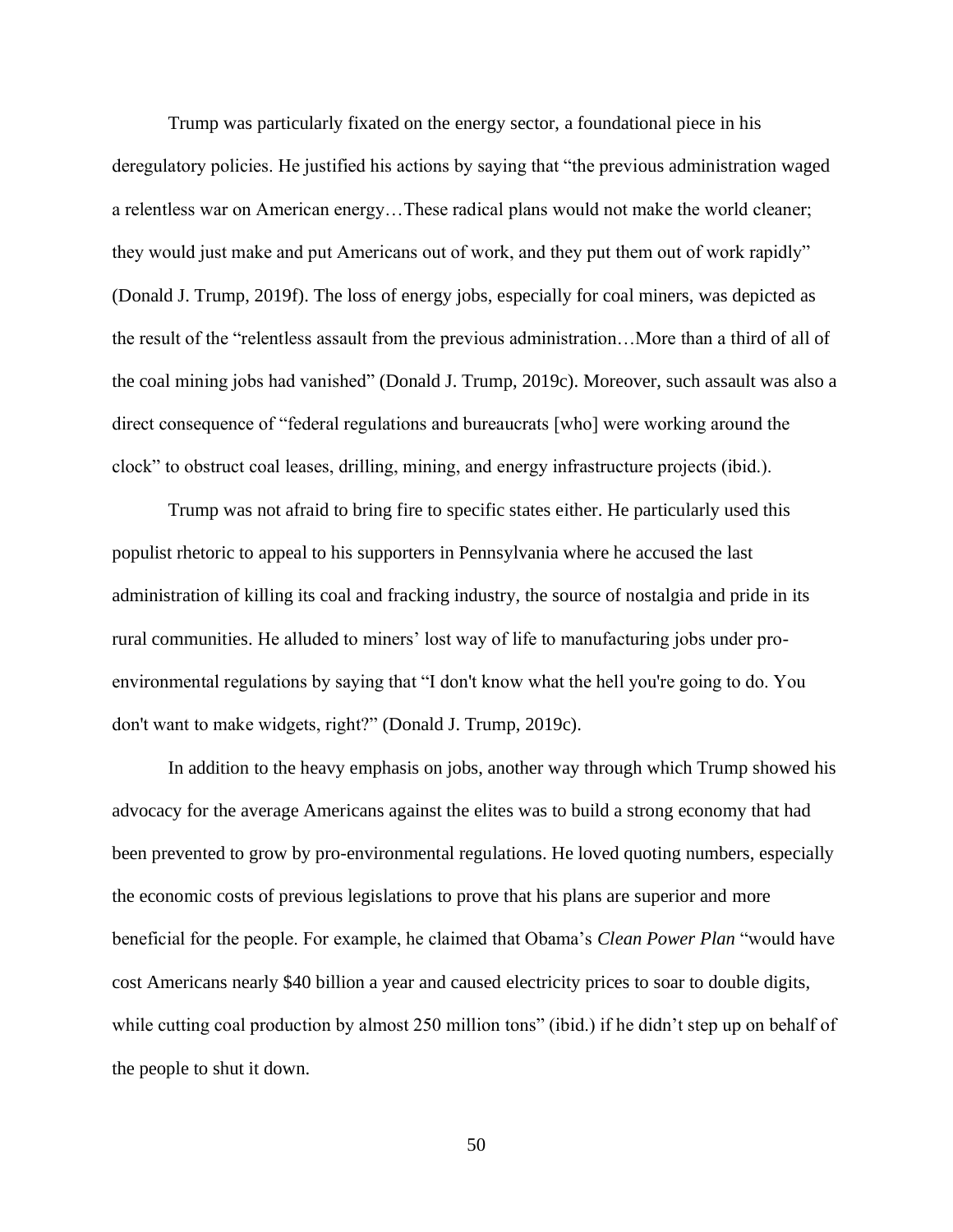Trump was particularly fixated on the energy sector, a foundational piece in his deregulatory policies. He justified his actions by saying that "the previous administration waged a relentless war on American energy…These radical plans would not make the world cleaner; they would just make and put Americans out of work, and they put them out of work rapidly" (Donald J. Trump, 2019f). The loss of energy jobs, especially for coal miners, was depicted as the result of the "relentless assault from the previous administration…More than a third of all of the coal mining jobs had vanished" (Donald J. Trump, 2019c). Moreover, such assault was also a direct consequence of "federal regulations and bureaucrats [who] were working around the clock" to obstruct coal leases, drilling, mining, and energy infrastructure projects (ibid.).

Trump was not afraid to bring fire to specific states either. He particularly used this populist rhetoric to appeal to his supporters in Pennsylvania where he accused the last administration of killing its coal and fracking industry, the source of nostalgia and pride in its rural communities. He alluded to miners' lost way of life to manufacturing jobs under pro-environmental regulations by saying that "I don't know what the hell you're going to do. You don't want to make widgets, right?" (Donald J. Trump, 2019c).

In addition to the heavy emphasis on jobs, another way through which Trump showed his advocacy for the average Americans against the elites was to build a strong economy that had been prevented to grow by pro-environmental regulations. He loved quoting numbers, especially the economic costs of previous legislations to prove that his plans are superior and more beneficial for the people. For example, he claimed that Obama's *Clean Power Plan* "would have cost Americans nearly $40 billion a year and caused electricity prices to soar to double digits, while cutting coal production by almost 250 million tons" (ibid.) if he didn't step up on behalf of the people to shut it down.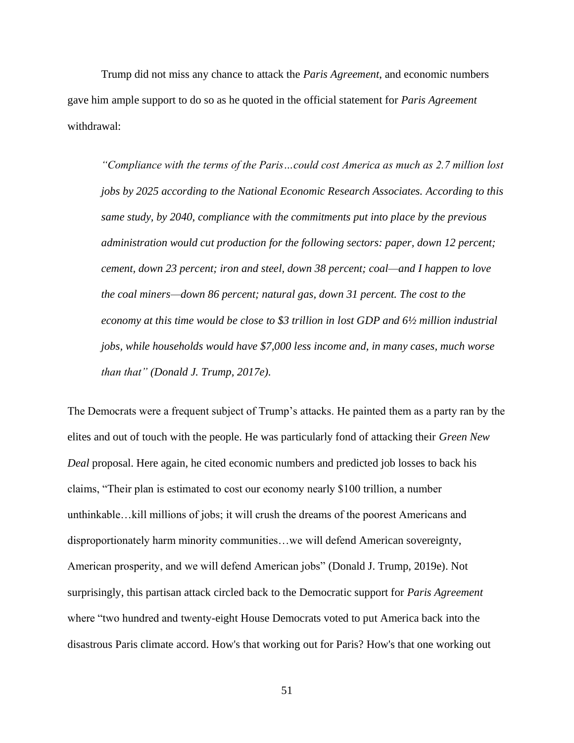Trump did not miss any chance to attack the *Paris Agreement*, and economic numbers gave him ample support to do so as he quoted in the official statement for *Paris Agreement* withdrawal:

> *"Compliance with the terms of the Paris…could cost America as much as 2.7 million lost jobs by 2025 according to the National Economic Research Associates. According to this same study, by 2040, compliance with the commitments put into place by the previous administration would cut production for the following sectors: paper, down 12 percent; cement, down 23 percent; iron and steel, down 38 percent; coal—and I happen to love the coal miners—down 86 percent; natural gas, down 31 percent. The cost to the economy at this time would be close to $3 trillion in lost GDP and 6½ million industrial jobs, while households would have $7,000 less income and, in many cases, much worse than that" (Donald J. Trump, 2017e).*

The Democrats were a frequent subject of Trump's attacks. He painted them as a party ran by the elites and out of touch with the people. He was particularly fond of attacking their *Green New Deal* proposal. Here again, he cited economic numbers and predicted job losses to back his claims, "Their plan is estimated to cost our economy nearly $100 trillion, a number unthinkable…kill millions of jobs; it will crush the dreams of the poorest Americans and disproportionately harm minority communities…we will defend American sovereignty, American prosperity, and we will defend American jobs" (Donald J. Trump, 2019e). Not surprisingly, this partisan attack circled back to the Democratic support for *Paris Agreement* where "two hundred and twenty-eight House Democrats voted to put America back into the disastrous Paris climate accord. How's that working out for Paris? How's that one working out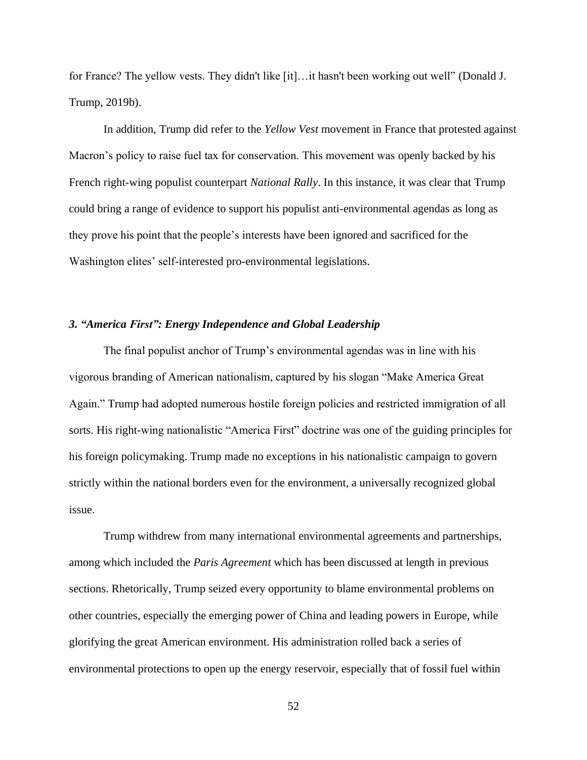for France? The yellow vests. They didn't like [it]…it hasn't been working out well" (Donald J. Trump, 2019b).

In addition, Trump did refer to the *Yellow Vest* movement in France that protested against Macron's policy to raise fuel tax for conservation. This movement was openly backed by his French right-wing populist counterpart *National Rally*. In this instance, it was clear that Trump could bring a range of evidence to support his populist anti-environmental agendas as long as they prove his point that the people's interests have been ignored and sacrificed for the Washington elites' self-interested pro-environmental legislations.

### *3. "America First": Energy Independence and Global Leadership*

The final populist anchor of Trump's environmental agendas was in line with his vigorous branding of American nationalism, captured by his slogan "Make America Great Again." Trump had adopted numerous hostile foreign policies and restricted immigration of all sorts. His right-wing nationalistic "America First" doctrine was one of the guiding principles for his foreign policymaking. Trump made no exceptions in his nationalistic campaign to govern strictly within the national borders even for the environment, a universally recognized global issue.

Trump withdrew from many international environmental agreements and partnerships, among which included the *Paris Agreement* which has been discussed at length in previous sections. Rhetorically, Trump seized every opportunity to blame environmental problems on other countries, especially the emerging power of China and leading powers in Europe, while glorifying the great American environment. His administration rolled back a series of environmental protections to open up the energy reservoir, especially that of fossil fuel within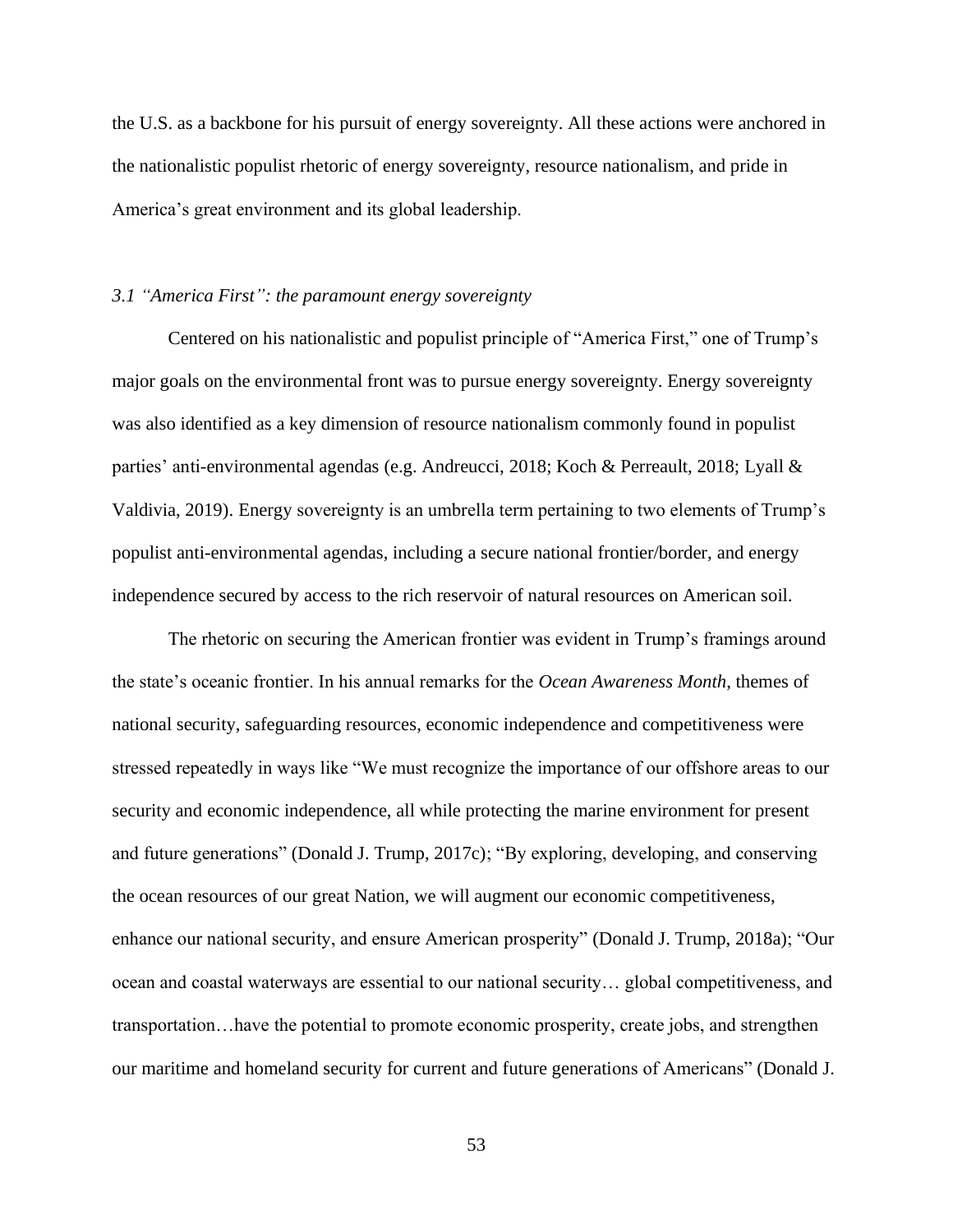the U.S. as a backbone for his pursuit of energy sovereignty. All these actions were anchored in the nationalistic populist rhetoric of energy sovereignty, resource nationalism, and pride in America's great environment and its global leadership.

### *3.1 "America First": the paramount energy sovereignty*

Centered on his nationalistic and populist principle of "America First," one of Trump's major goals on the environmental front was to pursue energy sovereignty. Energy sovereignty was also identified as a key dimension of resource nationalism commonly found in populist parties' anti-environmental agendas (e.g. Andreucci, 2018; Koch & Perreault, 2018; Lyall & Valdivia, 2019). Energy sovereignty is an umbrella term pertaining to two elements of Trump's populist anti-environmental agendas, including a secure national frontier/border, and energy independence secured by access to the rich reservoir of natural resources on American soil.

The rhetoric on securing the American frontier was evident in Trump's framings around the state's oceanic frontier. In his annual remarks for the *Ocean Awareness Month*, themes of national security, safeguarding resources, economic independence and competitiveness were stressed repeatedly in ways like "We must recognize the importance of our offshore areas to our security and economic independence, all while protecting the marine environment for present and future generations" (Donald J. Trump, 2017c); "By exploring, developing, and conserving the ocean resources of our great Nation, we will augment our economic competitiveness, enhance our national security, and ensure American prosperity" (Donald J. Trump, 2018a); "Our ocean and coastal waterways are essential to our national security… global competitiveness, and transportation…have the potential to promote economic prosperity, create jobs, and strengthen our maritime and homeland security for current and future generations of Americans" (Donald J.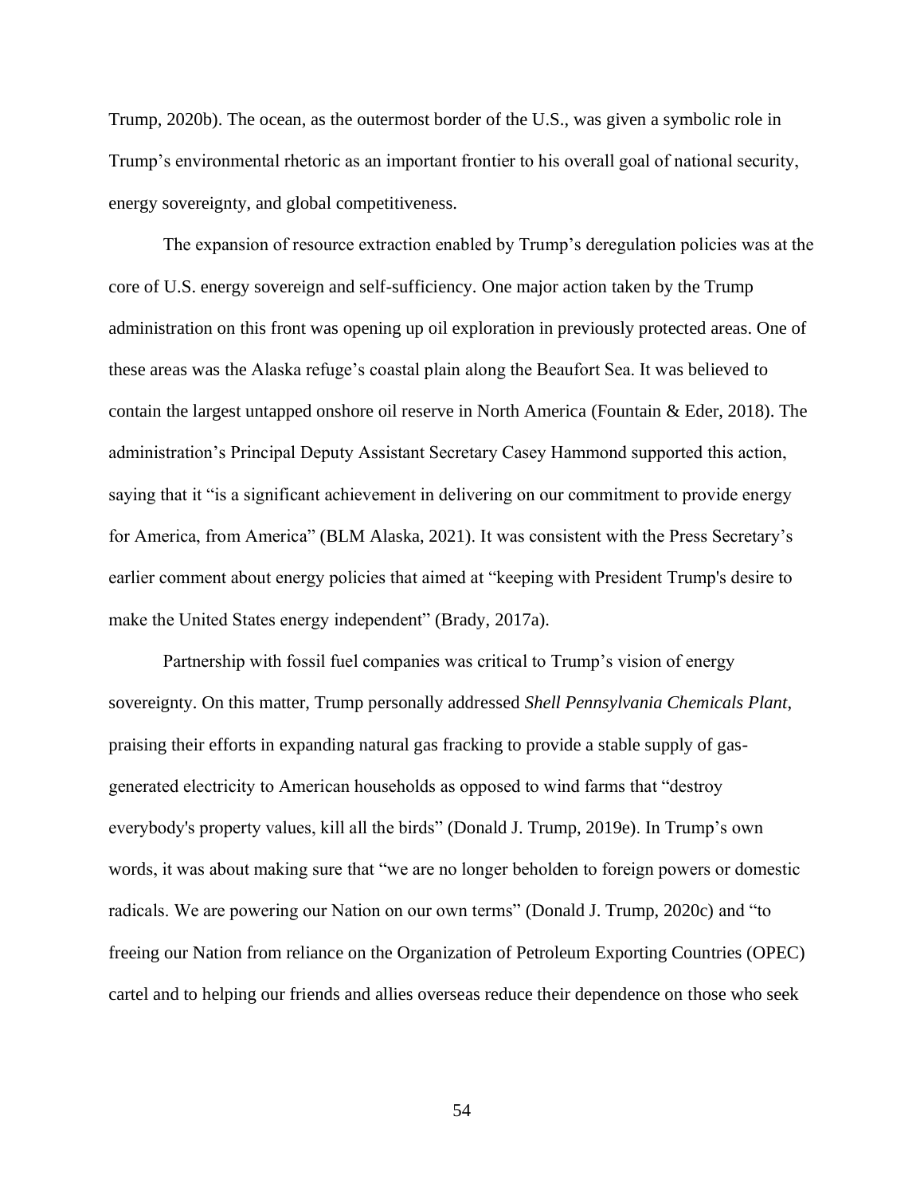Trump, 2020b). The ocean, as the outermost border of the U.S., was given a symbolic role in Trump's environmental rhetoric as an important frontier to his overall goal of national security, energy sovereignty, and global competitiveness.

The expansion of resource extraction enabled by Trump's deregulation policies was at the core of U.S. energy sovereign and self-sufficiency. One major action taken by the Trump administration on this front was opening up oil exploration in previously protected areas. One of these areas was the Alaska refuge's coastal plain along the Beaufort Sea. It was believed to contain the largest untapped onshore oil reserve in North America (Fountain & Eder, 2018). The administration's Principal Deputy Assistant Secretary Casey Hammond supported this action, saying that it "is a significant achievement in delivering on our commitment to provide energy for America, from America" (BLM Alaska, 2021). It was consistent with the Press Secretary's earlier comment about energy policies that aimed at "keeping with President Trump's desire to make the United States energy independent" (Brady, 2017a).

Partnership with fossil fuel companies was critical to Trump's vision of energy sovereignty. On this matter, Trump personally addressed *Shell Pennsylvania Chemicals Plant*, praising their efforts in expanding natural gas fracking to provide a stable supply of gas-generated electricity to American households as opposed to wind farms that "destroy everybody's property values, kill all the birds" (Donald J. Trump, 2019e). In Trump's own words, it was about making sure that "we are no longer beholden to foreign powers or domestic radicals. We are powering our Nation on our own terms" (Donald J. Trump, 2020c) and "to freeing our Nation from reliance on the Organization of Petroleum Exporting Countries (OPEC) cartel and to helping our friends and allies overseas reduce their dependence on those who seek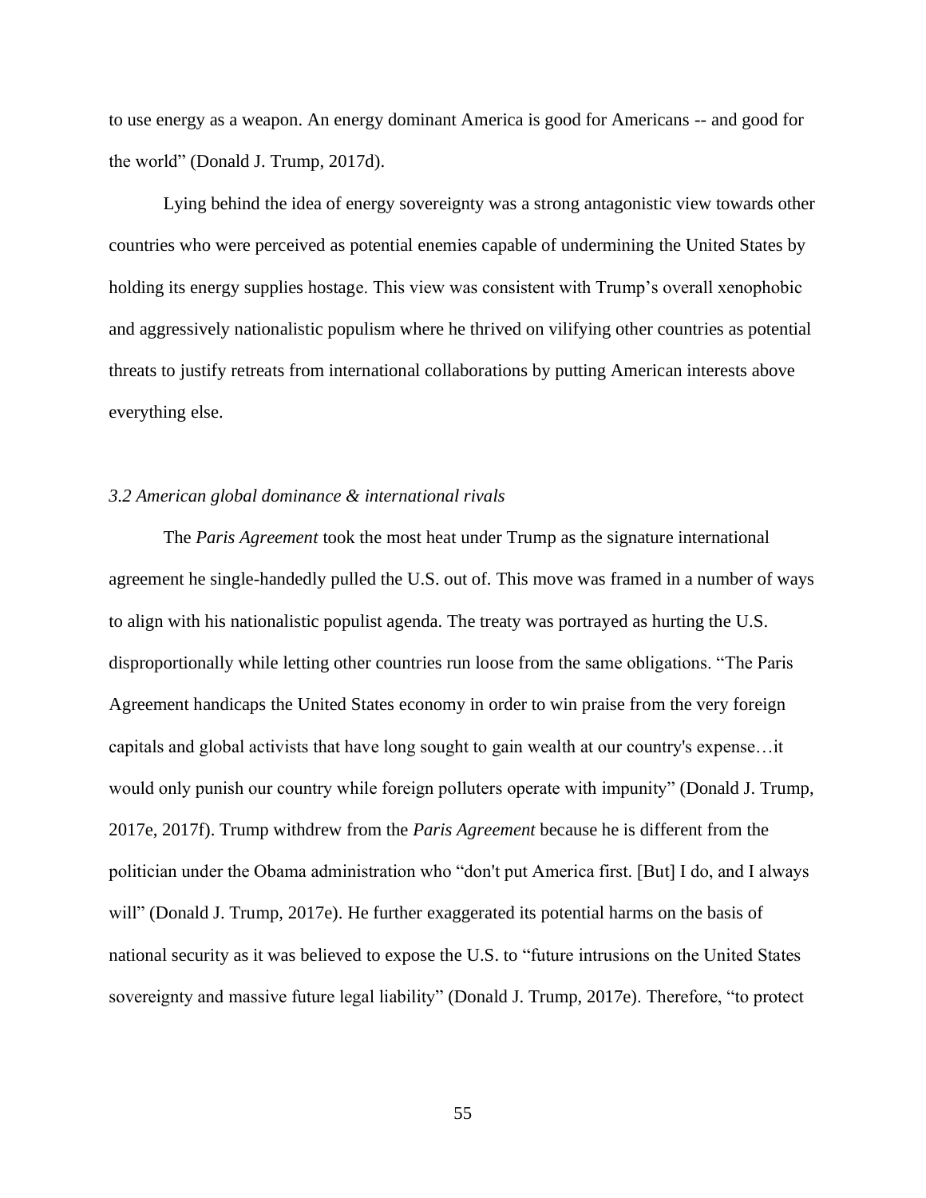to use energy as a weapon. An energy dominant America is good for Americans -- and good for the world" (Donald J. Trump, 2017d).

Lying behind the idea of energy sovereignty was a strong antagonistic view towards other countries who were perceived as potential enemies capable of undermining the United States by holding its energy supplies hostage. This view was consistent with Trump's overall xenophobic and aggressively nationalistic populism where he thrived on vilifying other countries as potential threats to justify retreats from international collaborations by putting American interests above everything else.

### *3.2 American global dominance & international rivals*

The *Paris Agreement* took the most heat under Trump as the signature international agreement he single-handedly pulled the U.S. out of. This move was framed in a number of ways to align with his nationalistic populist agenda. The treaty was portrayed as hurting the U.S. disproportionally while letting other countries run loose from the same obligations. "The Paris Agreement handicaps the United States economy in order to win praise from the very foreign capitals and global activists that have long sought to gain wealth at our country's expense…it would only punish our country while foreign polluters operate with impunity" (Donald J. Trump, 2017e, 2017f). Trump withdrew from the *Paris Agreement* because he is different from the politician under the Obama administration who "don't put America first. [But] I do, and I always will" (Donald J. Trump, 2017e). He further exaggerated its potential harms on the basis of national security as it was believed to expose the U.S. to "future intrusions on the United States sovereignty and massive future legal liability" (Donald J. Trump, 2017e). Therefore, "to protect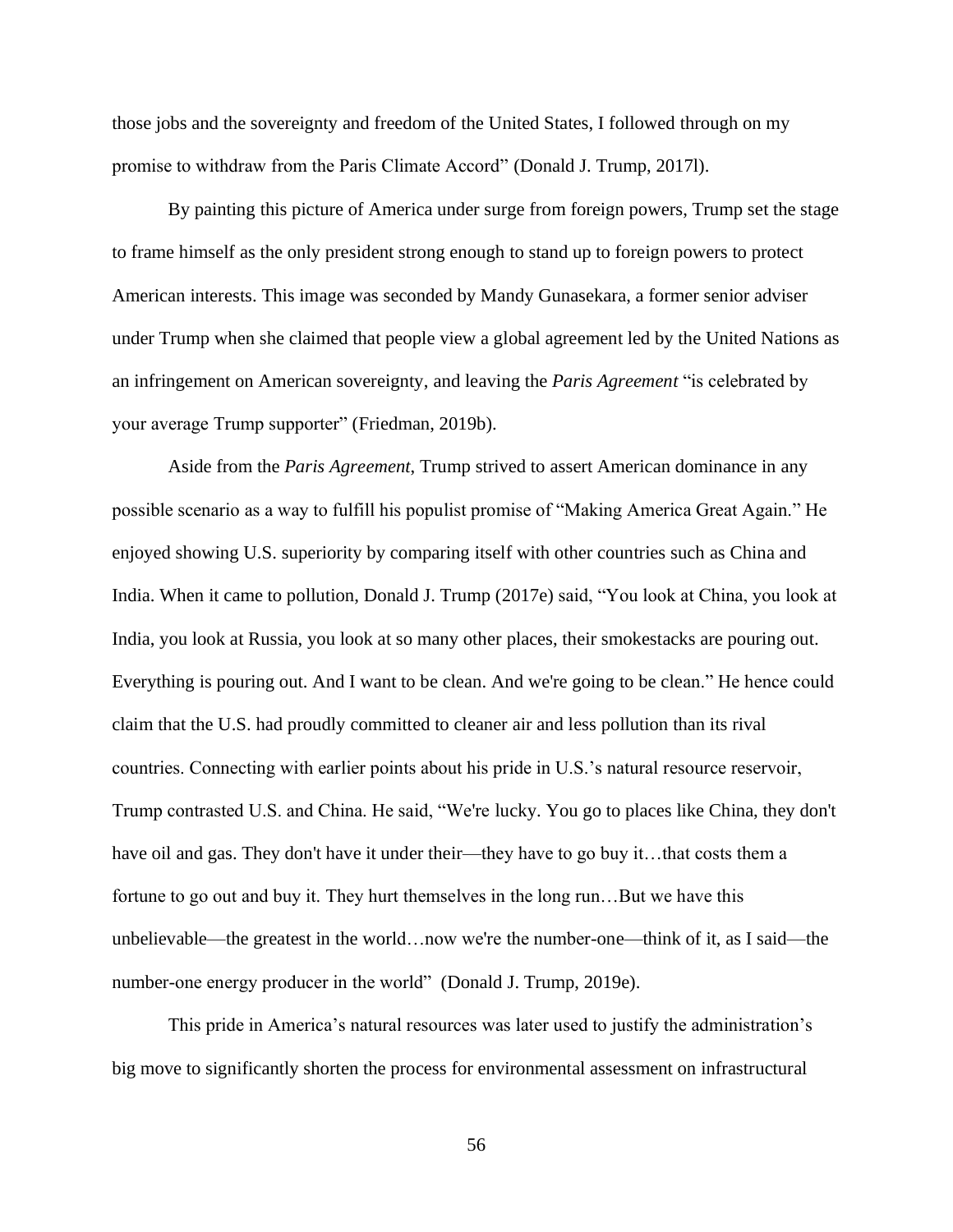those jobs and the sovereignty and freedom of the United States, I followed through on my promise to withdraw from the Paris Climate Accord" (Donald J. Trump, 2017l).

By painting this picture of America under surge from foreign powers, Trump set the stage to frame himself as the only president strong enough to stand up to foreign powers to protect American interests. This image was seconded by Mandy Gunasekara, a former senior adviser under Trump when she claimed that people view a global agreement led by the United Nations as an infringement on American sovereignty, and leaving the *Paris Agreement* "is celebrated by your average Trump supporter" (Friedman, 2019b).

Aside from the *Paris Agreement*, Trump strived to assert American dominance in any possible scenario as a way to fulfill his populist promise of "Making America Great Again." He enjoyed showing U.S. superiority by comparing itself with other countries such as China and India. When it came to pollution, Donald J. Trump (2017e) said, "You look at China, you look at India, you look at Russia, you look at so many other places, their smokestacks are pouring out. Everything is pouring out. And I want to be clean. And we're going to be clean." He hence could claim that the U.S. had proudly committed to cleaner air and less pollution than its rival countries. Connecting with earlier points about his pride in U.S.'s natural resource reservoir, Trump contrasted U.S. and China. He said, "We're lucky. You go to places like China, they don't have oil and gas. They don't have it under their—they have to go buy it…that costs them a fortune to go out and buy it. They hurt themselves in the long run…But we have this unbelievable—the greatest in the world…now we're the number-one—think of it, as I said—the number-one energy producer in the world" (Donald J. Trump, 2019e).

This pride in America's natural resources was later used to justify the administration's big move to significantly shorten the process for environmental assessment on infrastructural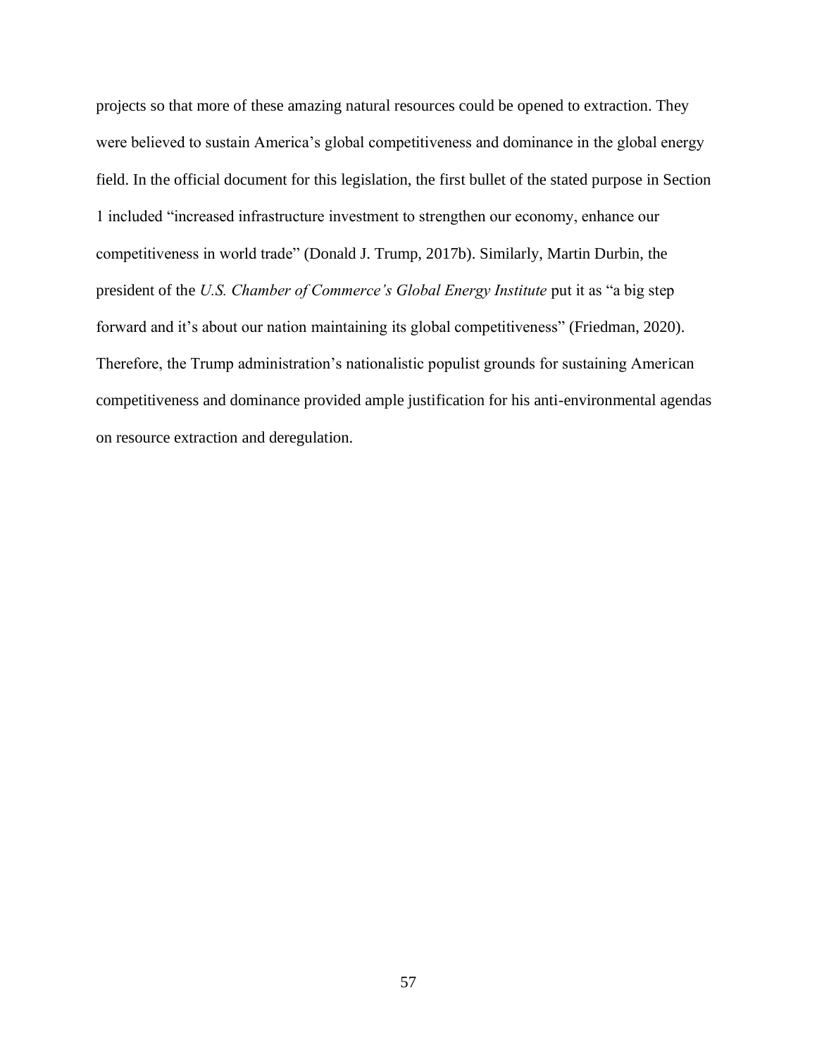projects so that more of these amazing natural resources could be opened to extraction. They were believed to sustain America's global competitiveness and dominance in the global energy field. In the official document for this legislation, the first bullet of the stated purpose in Section 1 included "increased infrastructure investment to strengthen our economy, enhance our competitiveness in world trade" (Donald J. Trump, 2017b). Similarly, Martin Durbin, the president of the *U.S. Chamber of Commerce's Global Energy Institute* put it as "a big step forward and it's about our nation maintaining its global competitiveness" (Friedman, 2020). Therefore, the Trump administration's nationalistic populist grounds for sustaining American competitiveness and dominance provided ample justification for his anti-environmental agendas on resource extraction and deregulation.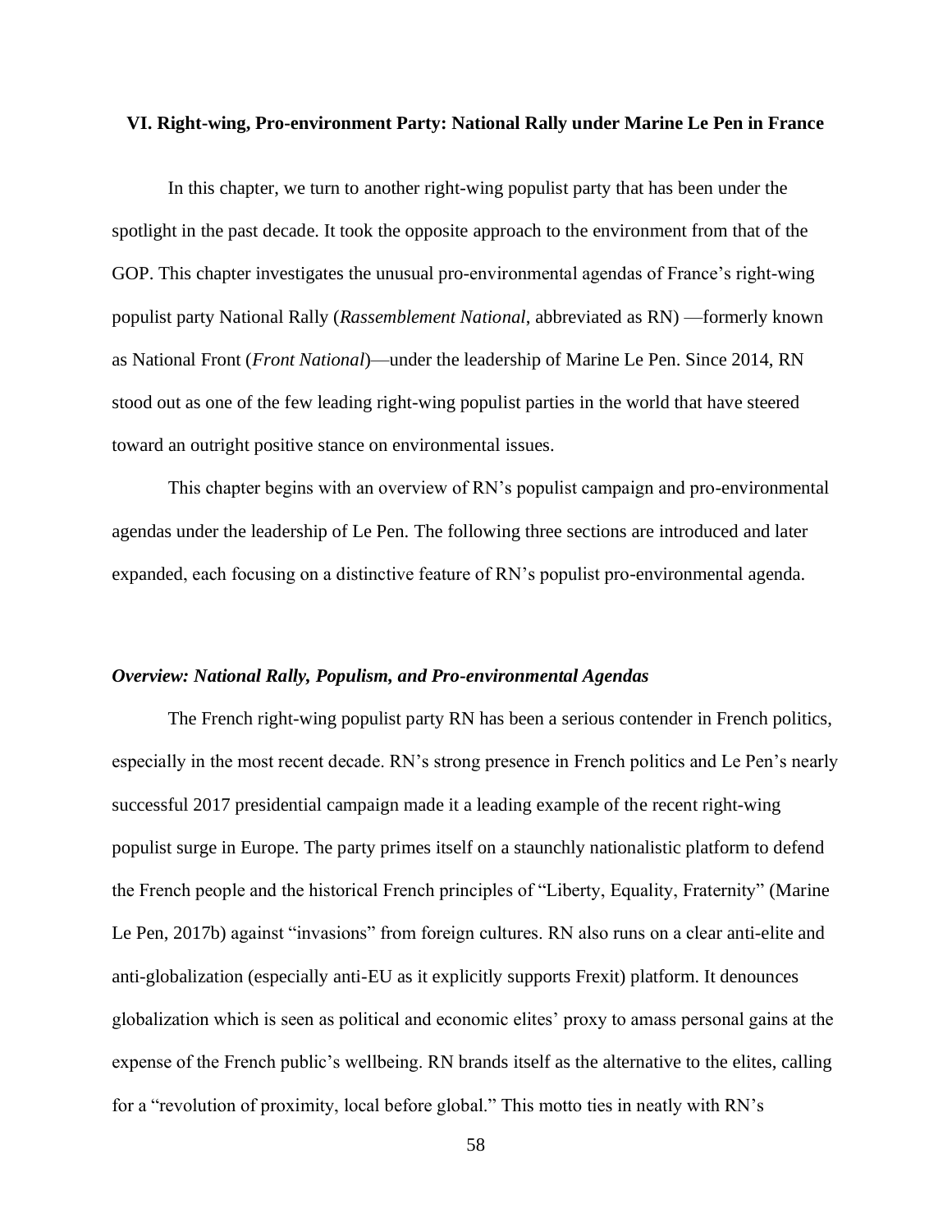## VI. Right-wing, Pro-environment Party: National Rally under Marine Le Pen in France

In this chapter, we turn to another right-wing populist party that has been under the spotlight in the past decade. It took the opposite approach to the environment from that of the GOP. This chapter investigates the unusual pro-environmental agendas of France's right-wing populist party National Rally (*Rassemblement National*, abbreviated as RN) —formerly known as National Front (*Front National*)—under the leadership of Marine Le Pen. Since 2014, RN stood out as one of the few leading right-wing populist parties in the world that have steered toward an outright positive stance on environmental issues.

This chapter begins with an overview of RN's populist campaign and pro-environmental agendas under the leadership of Le Pen. The following three sections are introduced and later expanded, each focusing on a distinctive feature of RN's populist pro-environmental agenda.

### *Overview: National Rally, Populism, and Pro-environmental Agendas*

The French right-wing populist party RN has been a serious contender in French politics, especially in the most recent decade. RN's strong presence in French politics and Le Pen's nearly successful 2017 presidential campaign made it a leading example of the recent right-wing populist surge in Europe. The party primes itself on a staunchly nationalistic platform to defend the French people and the historical French principles of "Liberty, Equality, Fraternity" (Marine Le Pen, 2017b) against "invasions" from foreign cultures. RN also runs on a clear anti-elite and anti-globalization (especially anti-EU as it explicitly supports Frexit) platform. It denounces globalization which is seen as political and economic elites' proxy to amass personal gains at the expense of the French public's wellbeing. RN brands itself as the alternative to the elites, calling for a "revolution of proximity, local before global." This motto ties in neatly with RN's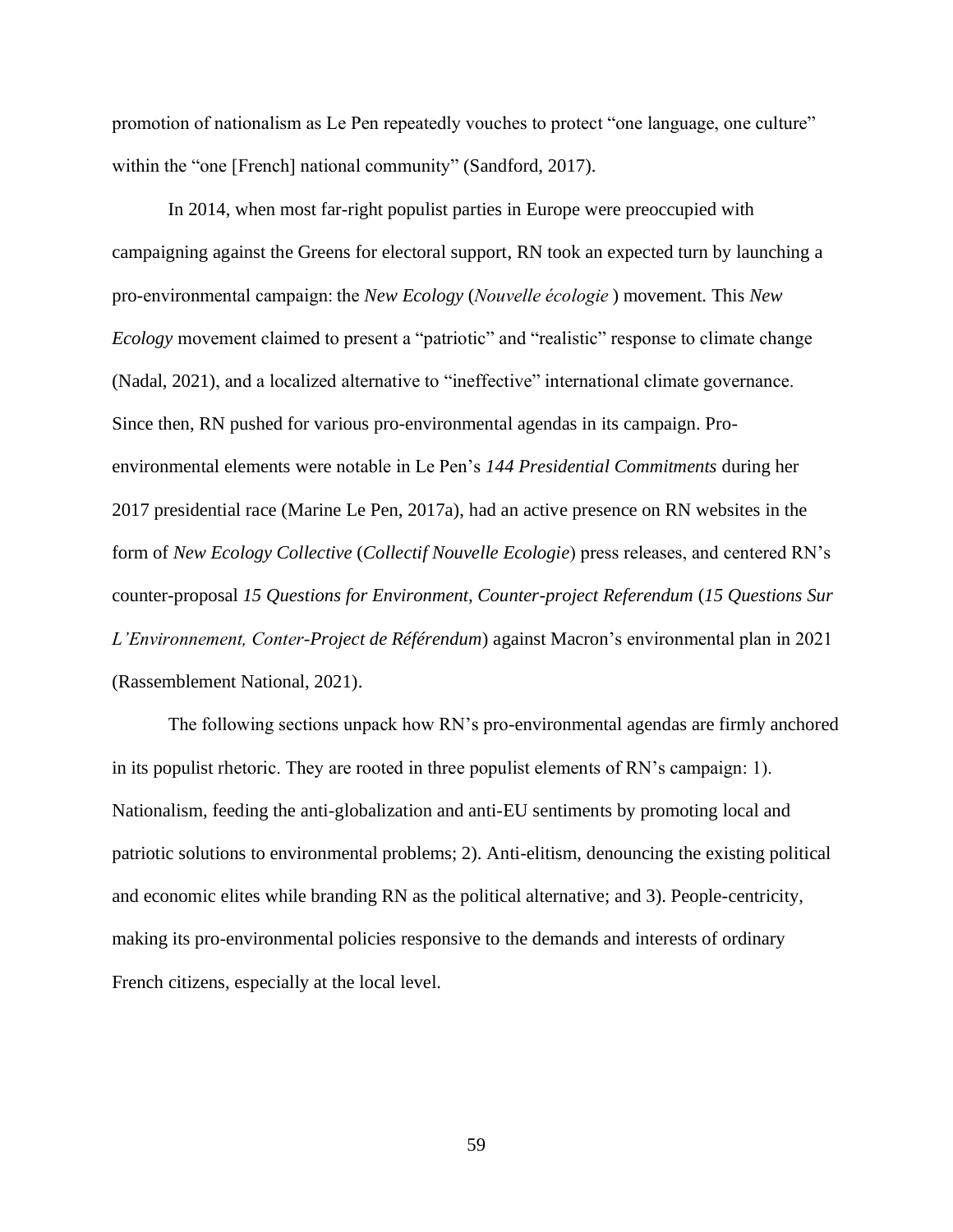promotion of nationalism as Le Pen repeatedly vouches to protect “one language, one culture” within the “one [French] national community” (Sandford, 2017).

In 2014, when most far-right populist parties in Europe were preoccupied with campaigning against the Greens for electoral support, RN took an expected turn by launching a pro-environmental campaign: the *New Ecology* (*Nouvelle écologie* ) movement. This *New Ecology* movement claimed to present a “patriotic” and “realistic” response to climate change (Nadal, 2021), and a localized alternative to “ineffective” international climate governance. Since then, RN pushed for various pro-environmental agendas in its campaign. Pro-environmental elements were notable in Le Pen’s *144 Presidential Commitments* during her 2017 presidential race (Marine Le Pen, 2017a), had an active presence on RN websites in the form of *New Ecology Collective* (*Collectif Nouvelle Ecologie*) press releases, and centered RN’s counter-proposal *15 Questions for Environment, Counter-project Referendum* (*15 Questions Sur L’Environnement, Conter-Project de Référendum*) against Macron’s environmental plan in 2021 (Rassemblement National, 2021).

The following sections unpack how RN’s pro-environmental agendas are firmly anchored in its populist rhetoric. They are rooted in three populist elements of RN’s campaign: 1). Nationalism, feeding the anti-globalization and anti-EU sentiments by promoting local and patriotic solutions to environmental problems; 2). Anti-elitism, denouncing the existing political and economic elites while branding RN as the political alternative; and 3). People-centricity, making its pro-environmental policies responsive to the demands and interests of ordinary French citizens, especially at the local level.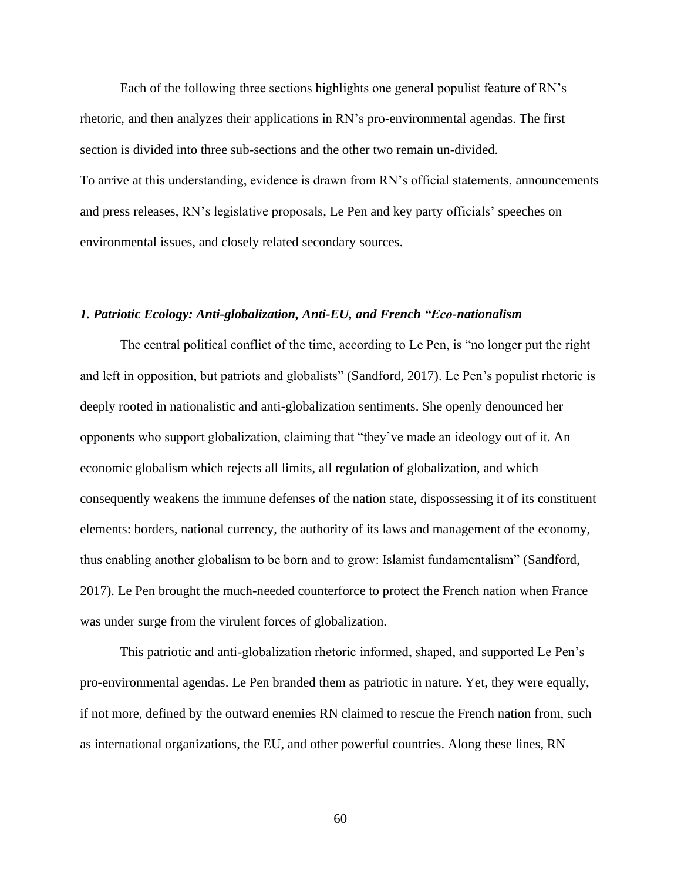Each of the following three sections highlights one general populist feature of RN's rhetoric, and then analyzes their applications in RN's pro-environmental agendas. The first section is divided into three sub-sections and the other two remain un-divided.

To arrive at this understanding, evidence is drawn from RN's official statements, announcements and press releases, RN's legislative proposals, Le Pen and key party officials' speeches on environmental issues, and closely related secondary sources.

### *1. Patriotic Ecology: Anti-globalization, Anti-EU, and French "Eco-nationalism*

The central political conflict of the time, according to Le Pen, is "no longer put the right and left in opposition, but patriots and globalists" (Sandford, 2017). Le Pen's populist rhetoric is deeply rooted in nationalistic and anti-globalization sentiments. She openly denounced her opponents who support globalization, claiming that "they've made an ideology out of it. An economic globalism which rejects all limits, all regulation of globalization, and which consequently weakens the immune defenses of the nation state, dispossessing it of its constituent elements: borders, national currency, the authority of its laws and management of the economy, thus enabling another globalism to be born and to grow: Islamist fundamentalism" (Sandford, 2017). Le Pen brought the much-needed counterforce to protect the French nation when France was under surge from the virulent forces of globalization.

This patriotic and anti-globalization rhetoric informed, shaped, and supported Le Pen's pro-environmental agendas. Le Pen branded them as patriotic in nature. Yet, they were equally, if not more, defined by the outward enemies RN claimed to rescue the French nation from, such as international organizations, the EU, and other powerful countries. Along these lines, RN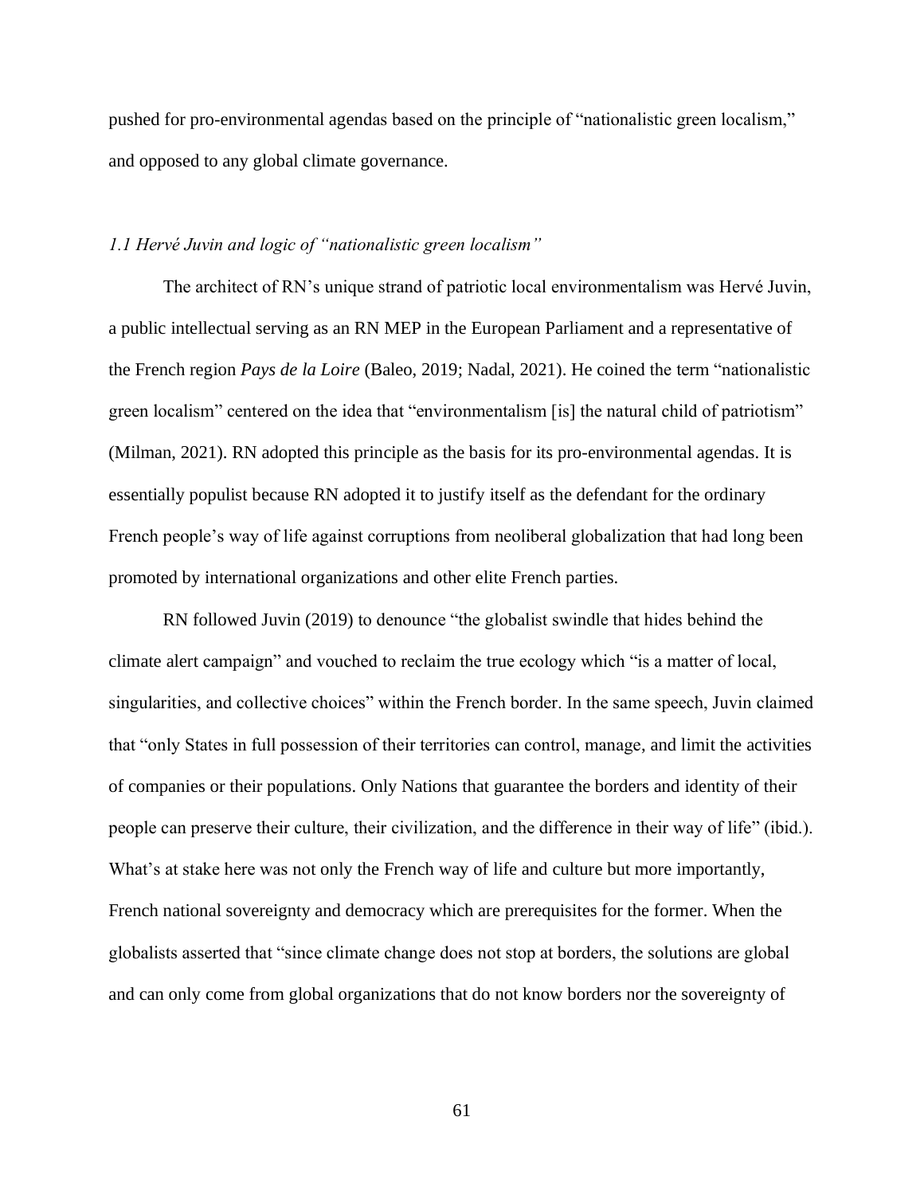pushed for pro-environmental agendas based on the principle of "nationalistic green localism," and opposed to any global climate governance.

### *1.1 Hervé Juvin and logic of "nationalistic green localism"*

The architect of RN's unique strand of patriotic local environmentalism was Hervé Juvin, a public intellectual serving as an RN MEP in the European Parliament and a representative of the French region *Pays de la Loire* (Baleo, 2019; Nadal, 2021). He coined the term "nationalistic green localism" centered on the idea that "environmentalism [is] the natural child of patriotism" (Milman, 2021). RN adopted this principle as the basis for its pro-environmental agendas. It is essentially populist because RN adopted it to justify itself as the defendant for the ordinary French people's way of life against corruptions from neoliberal globalization that had long been promoted by international organizations and other elite French parties.

RN followed Juvin (2019) to denounce "the globalist swindle that hides behind the climate alert campaign" and vouched to reclaim the true ecology which "is a matter of local, singularities, and collective choices" within the French border. In the same speech, Juvin claimed that "only States in full possession of their territories can control, manage, and limit the activities of companies or their populations. Only Nations that guarantee the borders and identity of their people can preserve their culture, their civilization, and the difference in their way of life" (ibid.). What's at stake here was not only the French way of life and culture but more importantly, French national sovereignty and democracy which are prerequisites for the former. When the globalists asserted that "since climate change does not stop at borders, the solutions are global and can only come from global organizations that do not know borders nor the sovereignty of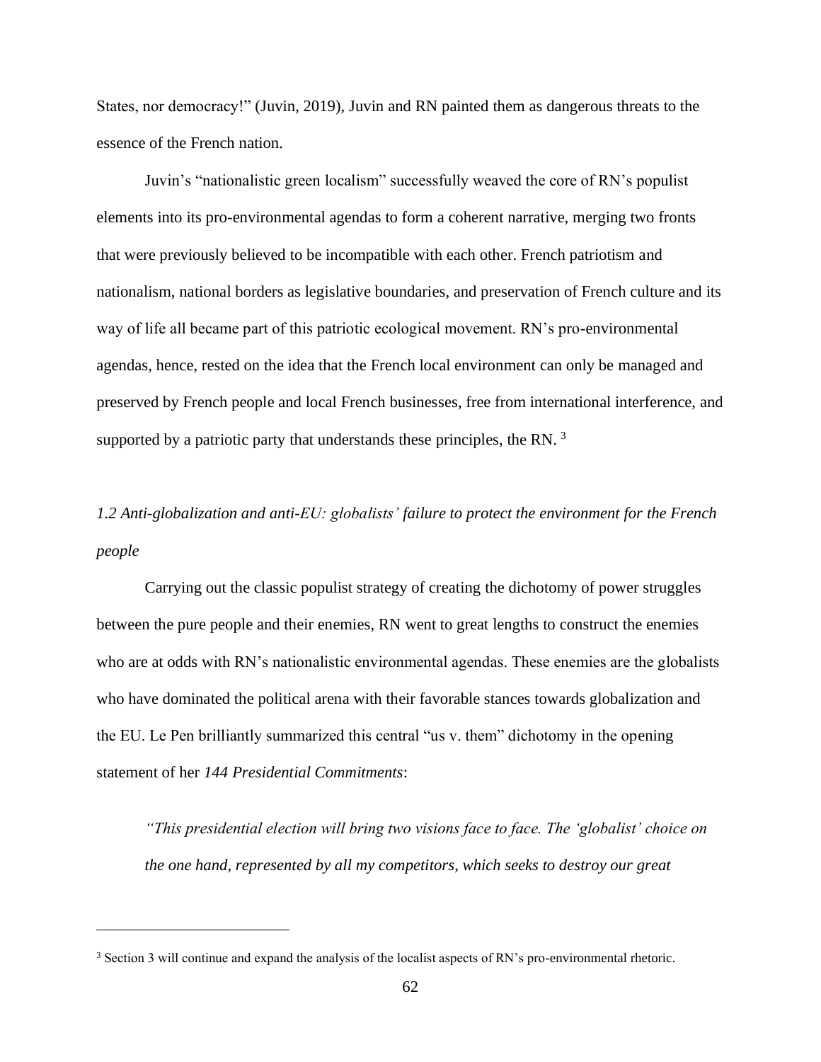States, nor democracy!" (Juvin, 2019), Juvin and RN painted them as dangerous threats to the essence of the French nation.

Juvin's "nationalistic green localism" successfully weaved the core of RN's populist elements into its pro-environmental agendas to form a coherent narrative, merging two fronts that were previously believed to be incompatible with each other. French patriotism and nationalism, national borders as legislative boundaries, and preservation of French culture and its way of life all became part of this patriotic ecological movement. RN's pro-environmental agendas, hence, rested on the idea that the French local environment can only be managed and preserved by French people and local French businesses, free from international interference, and supported by a patriotic party that understands these principles, the RN. [3]

### *1.2 Anti-globalization and anti-EU: globalists' failure to protect the environment for the French people*

Carrying out the classic populist strategy of creating the dichotomy of power struggles between the pure people and their enemies, RN went to great lengths to construct the enemies who are at odds with RN's nationalistic environmental agendas. These enemies are the globalists who have dominated the political arena with their favorable stances towards globalization and the EU. Le Pen brilliantly summarized this central "us v. them" dichotomy in the opening statement of her *144 Presidential Commitments*:

> *"This presidential election will bring two visions face to face. The 'globalist' choice on the one hand, represented by all my competitors, which seeks to destroy our great*

---

[3] Section 3 will continue and expand the analysis of the localist aspects of RN's pro-environmental rhetoric.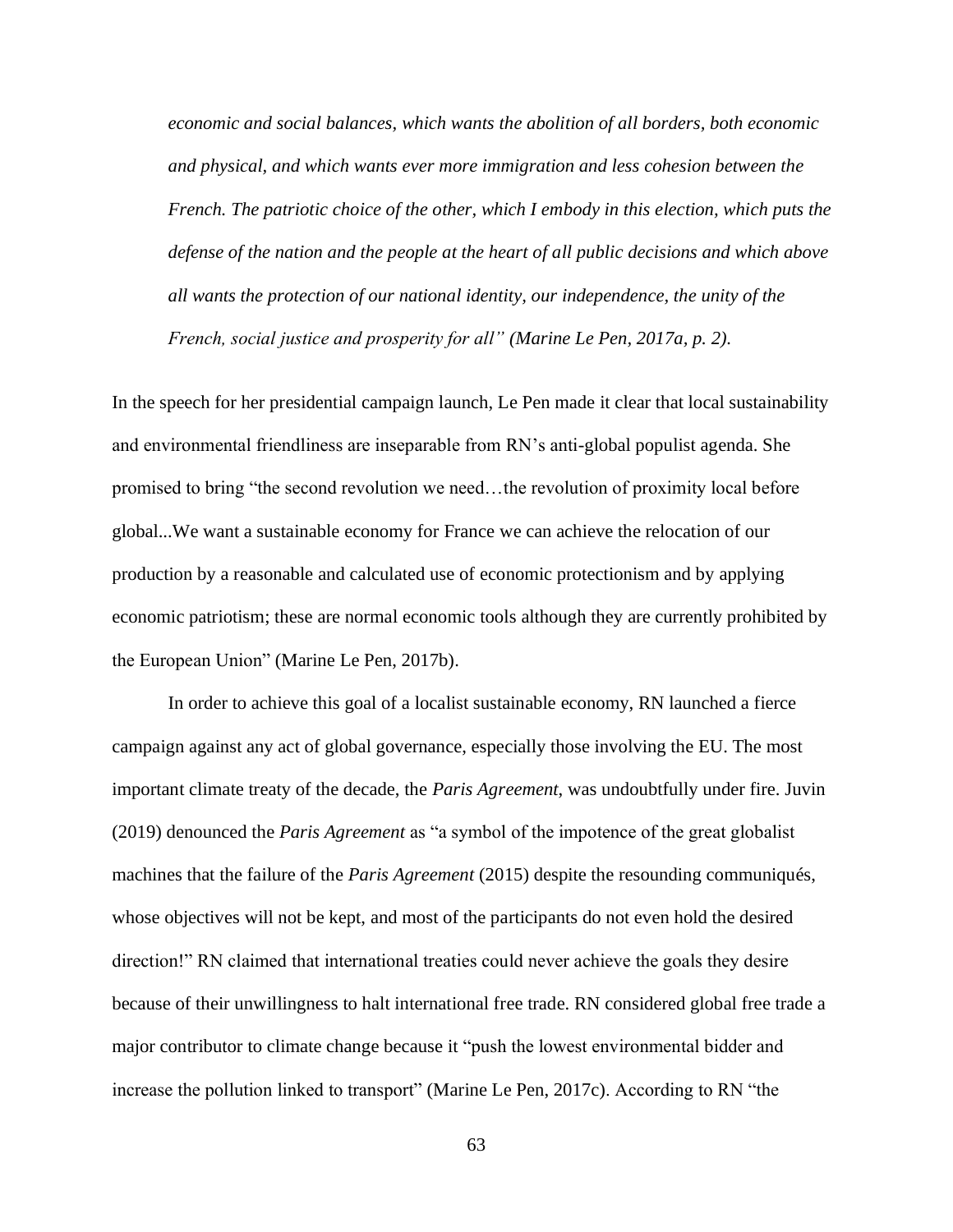*economic and social balances, which wants the abolition of all borders, both economic and physical, and which wants ever more immigration and less cohesion between the French. The patriotic choice of the other, which I embody in this election, which puts the defense of the nation and the people at the heart of all public decisions and which above all wants the protection of our national identity, our independence, the unity of the French, social justice and prosperity for all" (Marine Le Pen, 2017a, p. 2).*

In the speech for her presidential campaign launch, Le Pen made it clear that local sustainability and environmental friendliness are inseparable from RN's anti-global populist agenda. She promised to bring "the second revolution we need…the revolution of proximity local before global...We want a sustainable economy for France we can achieve the relocation of our production by a reasonable and calculated use of economic protectionism and by applying economic patriotism; these are normal economic tools although they are currently prohibited by the European Union" (Marine Le Pen, 2017b).

In order to achieve this goal of a localist sustainable economy, RN launched a fierce campaign against any act of global governance, especially those involving the EU. The most important climate treaty of the decade, the *Paris Agreement*, was undoubtfully under fire. Juvin (2019) denounced the *Paris Agreement* as "a symbol of the impotence of the great globalist machines that the failure of the *Paris Agreement* (2015) despite the resounding communiqués, whose objectives will not be kept, and most of the participants do not even hold the desired direction!" RN claimed that international treaties could never achieve the goals they desire because of their unwillingness to halt international free trade. RN considered global free trade a major contributor to climate change because it "push the lowest environmental bidder and increase the pollution linked to transport" (Marine Le Pen, 2017c). According to RN "the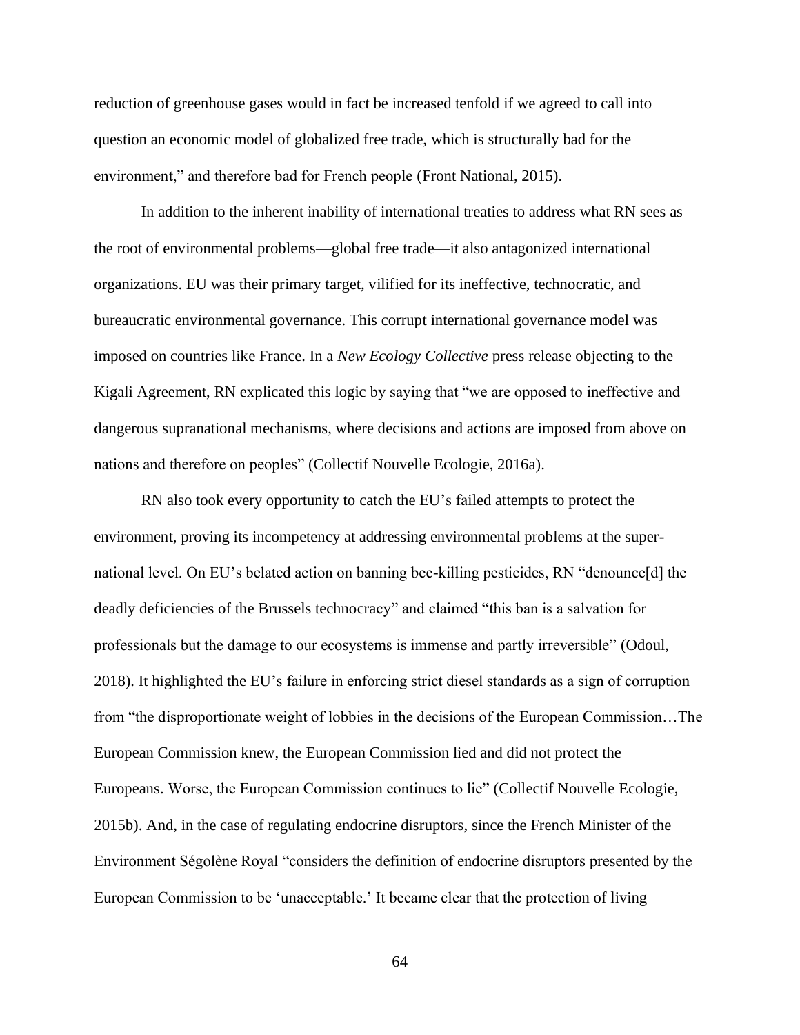reduction of greenhouse gases would in fact be increased tenfold if we agreed to call into question an economic model of globalized free trade, which is structurally bad for the environment," and therefore bad for French people (Front National, 2015).

In addition to the inherent inability of international treaties to address what RN sees as the root of environmental problems—global free trade—it also antagonized international organizations. EU was their primary target, vilified for its ineffective, technocratic, and bureaucratic environmental governance. This corrupt international governance model was imposed on countries like France. In a *New Ecology Collective* press release objecting to the Kigali Agreement, RN explicated this logic by saying that "we are opposed to ineffective and dangerous supranational mechanisms, where decisions and actions are imposed from above on nations and therefore on peoples" (Collectif Nouvelle Ecologie, 2016a).

RN also took every opportunity to catch the EU's failed attempts to protect the environment, proving its incompetency at addressing environmental problems at the super-national level. On EU's belated action on banning bee-killing pesticides, RN "denounce[d] the deadly deficiencies of the Brussels technocracy" and claimed "this ban is a salvation for professionals but the damage to our ecosystems is immense and partly irreversible" (Odoul, 2018). It highlighted the EU's failure in enforcing strict diesel standards as a sign of corruption from "the disproportionate weight of lobbies in the decisions of the European Commission…The European Commission knew, the European Commission lied and did not protect the Europeans. Worse, the European Commission continues to lie" (Collectif Nouvelle Ecologie, 2015b). And, in the case of regulating endocrine disruptors, since the French Minister of the Environment Ségolène Royal "considers the definition of endocrine disruptors presented by the European Commission to be 'unacceptable.' It became clear that the protection of living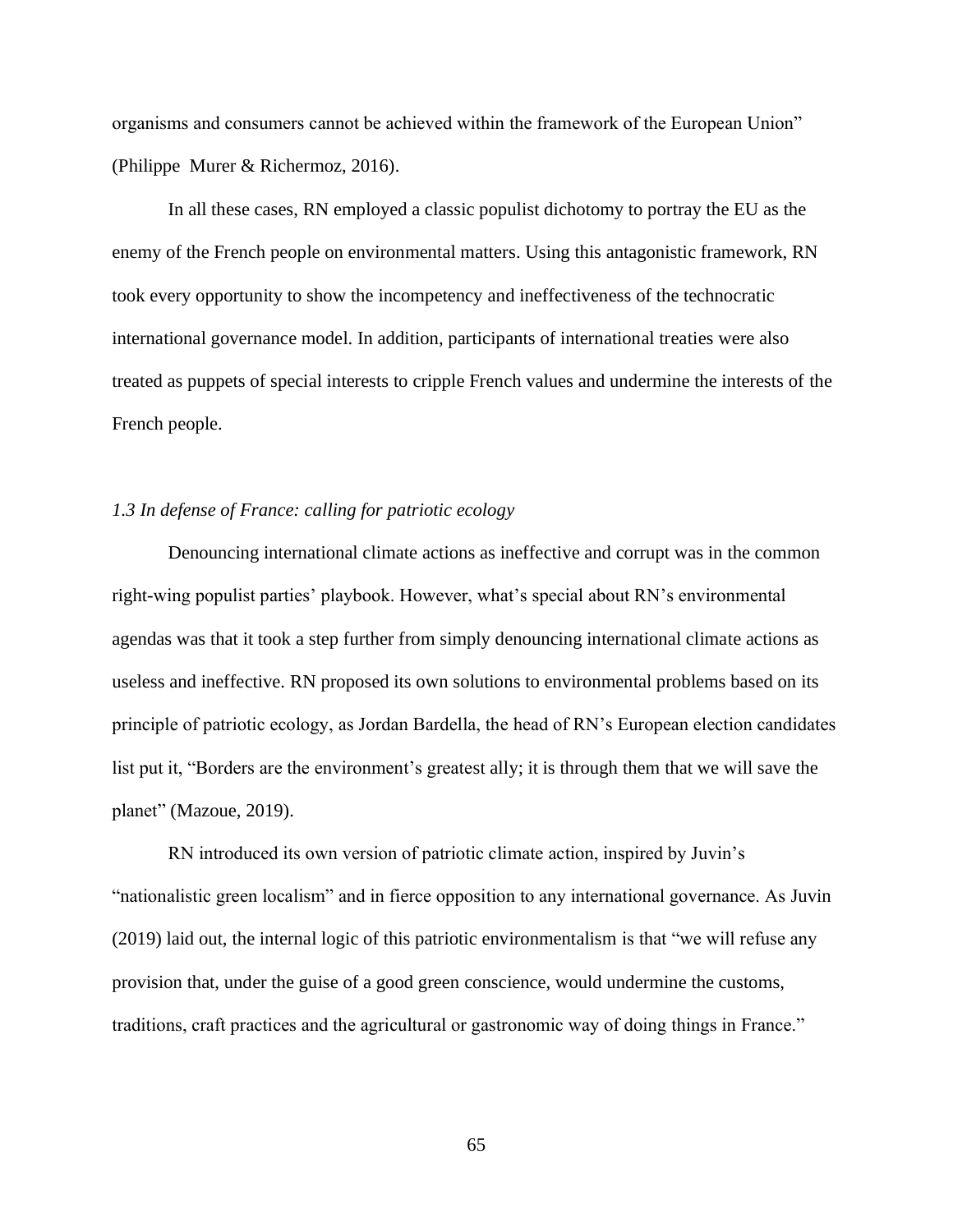organisms and consumers cannot be achieved within the framework of the European Union" (Philippe Murer & Richermoz, 2016).

In all these cases, RN employed a classic populist dichotomy to portray the EU as the enemy of the French people on environmental matters. Using this antagonistic framework, RN took every opportunity to show the incompetency and ineffectiveness of the technocratic international governance model. In addition, participants of international treaties were also treated as puppets of special interests to cripple French values and undermine the interests of the French people.

### *1.3 In defense of France: calling for patriotic ecology*

Denouncing international climate actions as ineffective and corrupt was in the common right-wing populist parties' playbook. However, what's special about RN's environmental agendas was that it took a step further from simply denouncing international climate actions as useless and ineffective. RN proposed its own solutions to environmental problems based on its principle of patriotic ecology, as Jordan Bardella, the head of RN's European election candidates list put it, "Borders are the environment's greatest ally; it is through them that we will save the planet" (Mazoue, 2019).

RN introduced its own version of patriotic climate action, inspired by Juvin's "nationalistic green localism" and in fierce opposition to any international governance. As Juvin (2019) laid out, the internal logic of this patriotic environmentalism is that "we will refuse any provision that, under the guise of a good green conscience, would undermine the customs, traditions, craft practices and the agricultural or gastronomic way of doing things in France."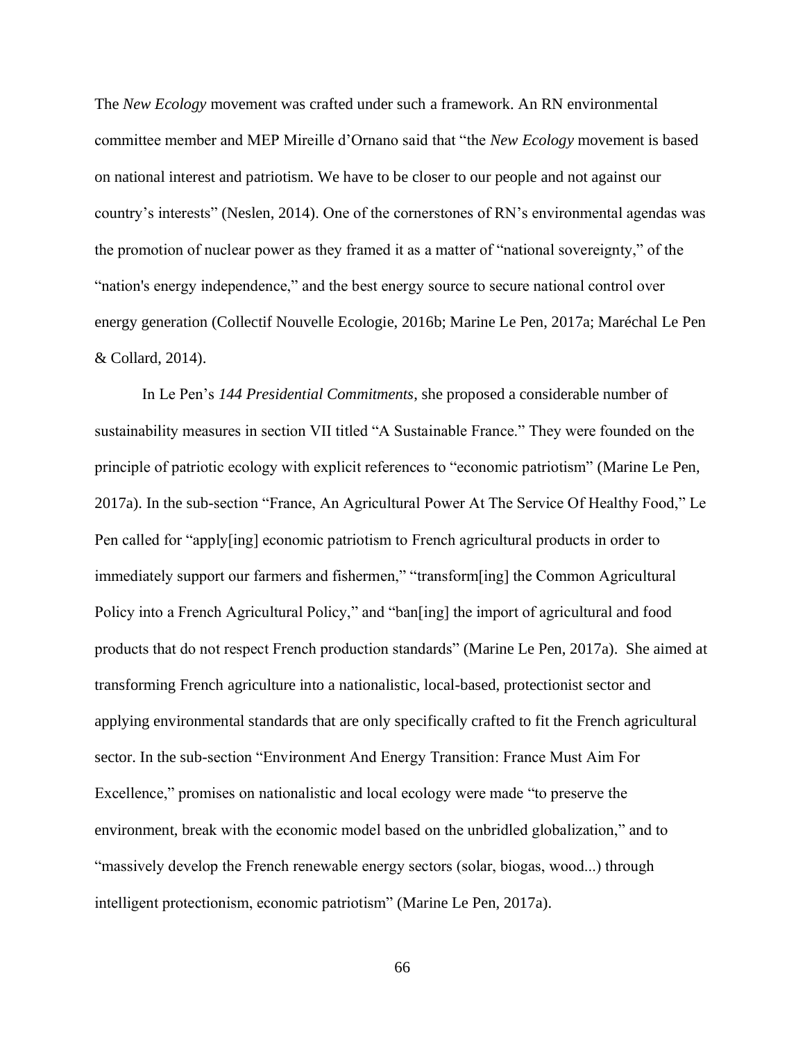The *New Ecology* movement was crafted under such a framework. An RN environmental committee member and MEP Mireille d'Ornano said that "the *New Ecology* movement is based on national interest and patriotism. We have to be closer to our people and not against our country's interests" (Neslen, 2014). One of the cornerstones of RN's environmental agendas was the promotion of nuclear power as they framed it as a matter of "national sovereignty," of the "nation's energy independence," and the best energy source to secure national control over energy generation (Collectif Nouvelle Ecologie, 2016b; Marine Le Pen, 2017a; Maréchal Le Pen & Collard, 2014).

In Le Pen's *144 Presidential Commitments*, she proposed a considerable number of sustainability measures in section VII titled "A Sustainable France." They were founded on the principle of patriotic ecology with explicit references to "economic patriotism" (Marine Le Pen, 2017a). In the sub-section "France, An Agricultural Power At The Service Of Healthy Food," Le Pen called for "apply[ing] economic patriotism to French agricultural products in order to immediately support our farmers and fishermen," "transform[ing] the Common Agricultural Policy into a French Agricultural Policy," and "ban[ing] the import of agricultural and food products that do not respect French production standards" (Marine Le Pen, 2017a). She aimed at transforming French agriculture into a nationalistic, local-based, protectionist sector and applying environmental standards that are only specifically crafted to fit the French agricultural sector. In the sub-section "Environment And Energy Transition: France Must Aim For Excellence," promises on nationalistic and local ecology were made "to preserve the environment, break with the economic model based on the unbridled globalization," and to "massively develop the French renewable energy sectors (solar, biogas, wood...) through intelligent protectionism, economic patriotism" (Marine Le Pen, 2017a).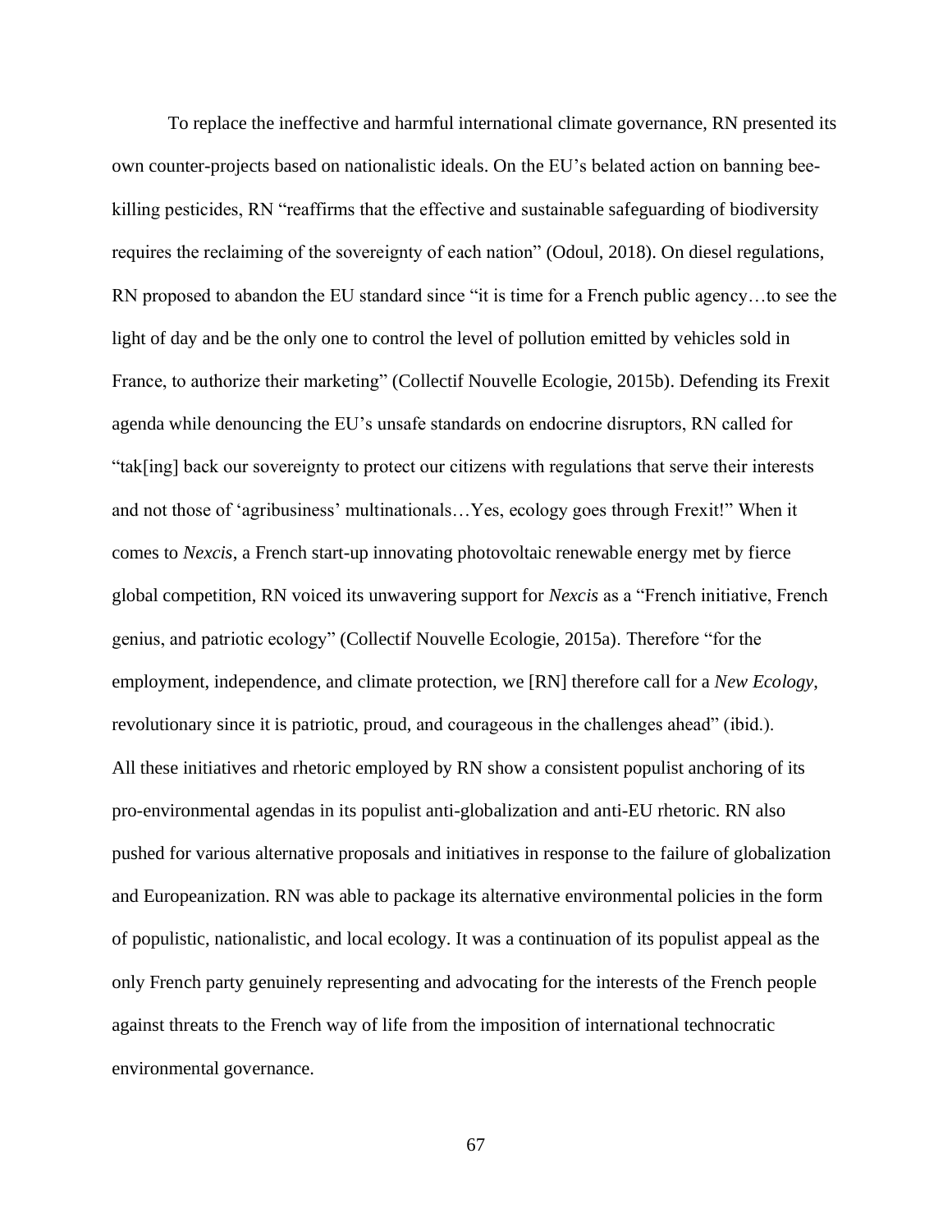To replace the ineffective and harmful international climate governance, RN presented its own counter-projects based on nationalistic ideals. On the EU's belated action on banning bee-killing pesticides, RN "reaffirms that the effective and sustainable safeguarding of biodiversity requires the reclaiming of the sovereignty of each nation" (Odoul, 2018). On diesel regulations, RN proposed to abandon the EU standard since "it is time for a French public agency…to see the light of day and be the only one to control the level of pollution emitted by vehicles sold in France, to authorize their marketing" (Collectif Nouvelle Ecologie, 2015b). Defending its Frexit agenda while denouncing the EU's unsafe standards on endocrine disruptors, RN called for "tak[ing] back our sovereignty to protect our citizens with regulations that serve their interests and not those of 'agribusiness' multinationals…Yes, ecology goes through Frexit!" When it comes to *Nexcis*, a French start-up innovating photovoltaic renewable energy met by fierce global competition, RN voiced its unwavering support for *Nexcis* as a "French initiative, French genius, and patriotic ecology" (Collectif Nouvelle Ecologie, 2015a). Therefore "for the employment, independence, and climate protection, we [RN] therefore call for a *New Ecology*, revolutionary since it is patriotic, proud, and courageous in the challenges ahead" (ibid.). All these initiatives and rhetoric employed by RN show a consistent populist anchoring of its pro-environmental agendas in its populist anti-globalization and anti-EU rhetoric. RN also pushed for various alternative proposals and initiatives in response to the failure of globalization and Europeanization. RN was able to package its alternative environmental policies in the form of populistic, nationalistic, and local ecology. It was a continuation of its populist appeal as the only French party genuinely representing and advocating for the interests of the French people against threats to the French way of life from the imposition of international technocratic environmental governance.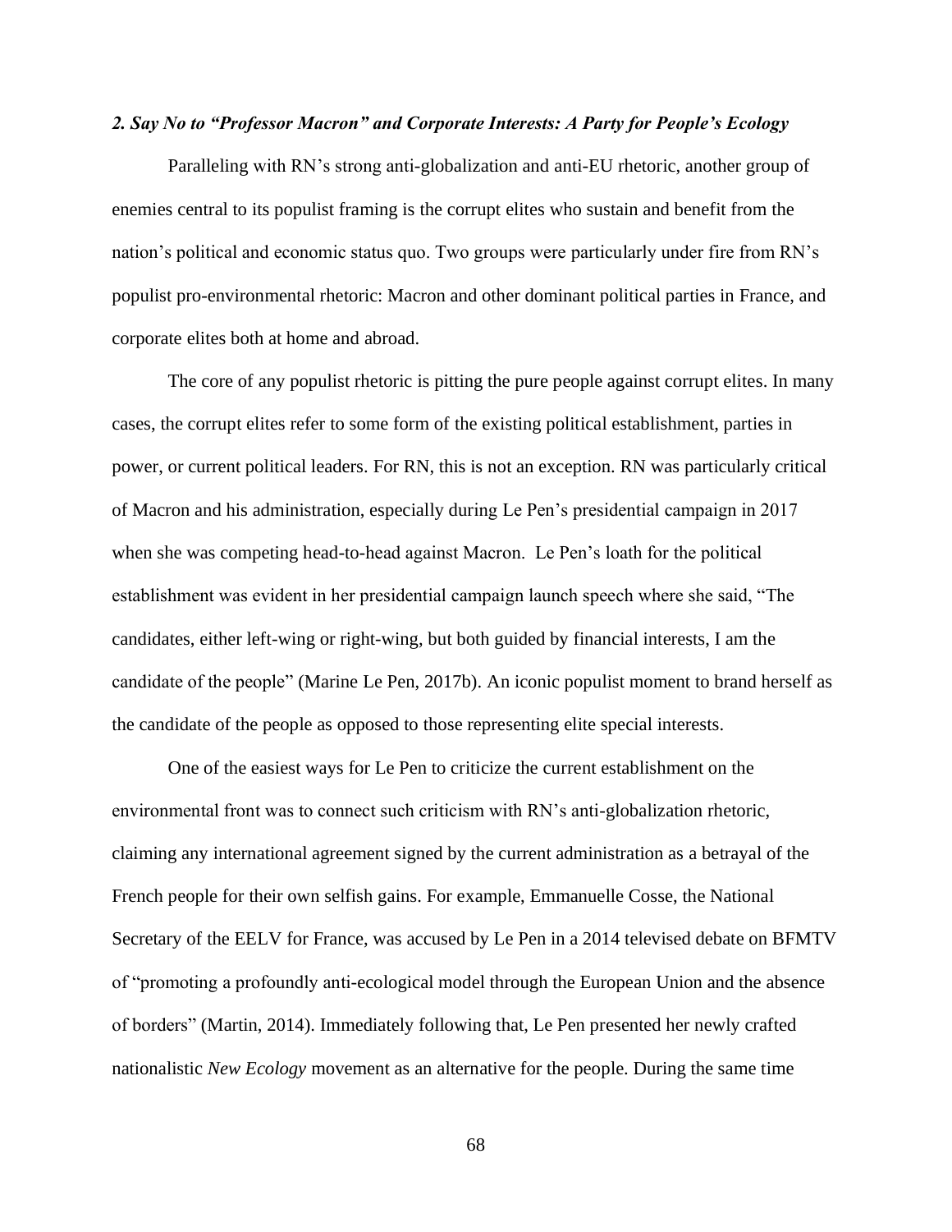### *2. Say No to "Professor Macron" and Corporate Interests: A Party for People's Ecology*

Paralleling with RN's strong anti-globalization and anti-EU rhetoric, another group of enemies central to its populist framing is the corrupt elites who sustain and benefit from the nation's political and economic status quo. Two groups were particularly under fire from RN's populist pro-environmental rhetoric: Macron and other dominant political parties in France, and corporate elites both at home and abroad.

The core of any populist rhetoric is pitting the pure people against corrupt elites. In many cases, the corrupt elites refer to some form of the existing political establishment, parties in power, or current political leaders. For RN, this is not an exception. RN was particularly critical of Macron and his administration, especially during Le Pen's presidential campaign in 2017 when she was competing head-to-head against Macron. Le Pen's loath for the political establishment was evident in her presidential campaign launch speech where she said, "The candidates, either left-wing or right-wing, but both guided by financial interests, I am the candidate of the people" (Marine Le Pen, 2017b). An iconic populist moment to brand herself as the candidate of the people as opposed to those representing elite special interests.

One of the easiest ways for Le Pen to criticize the current establishment on the environmental front was to connect such criticism with RN's anti-globalization rhetoric, claiming any international agreement signed by the current administration as a betrayal of the French people for their own selfish gains. For example, Emmanuelle Cosse, the National Secretary of the EELV for France, was accused by Le Pen in a 2014 televised debate on BFMTV of "promoting a profoundly anti-ecological model through the European Union and the absence of borders" (Martin, 2014). Immediately following that, Le Pen presented her newly crafted nationalistic *New Ecology* movement as an alternative for the people. During the same time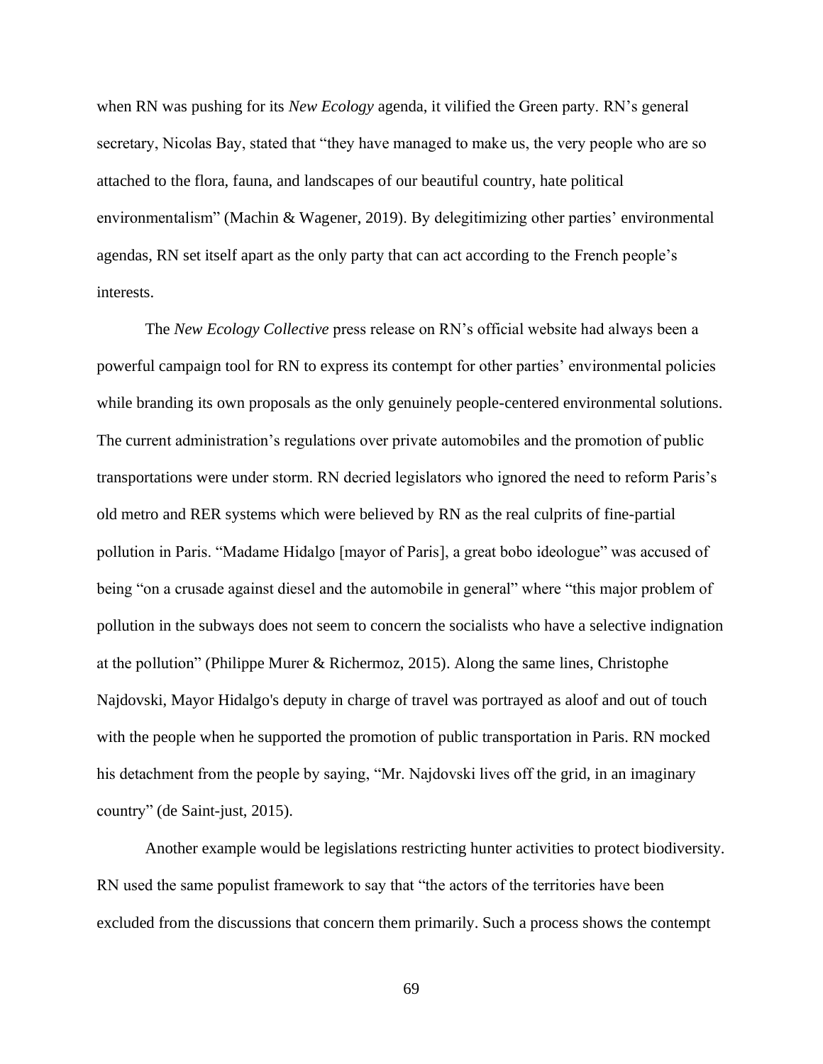when RN was pushing for its *New Ecology* agenda, it vilified the Green party. RN's general secretary, Nicolas Bay, stated that "they have managed to make us, the very people who are so attached to the flora, fauna, and landscapes of our beautiful country, hate political environmentalism" (Machin & Wagener, 2019). By delegitimizing other parties' environmental agendas, RN set itself apart as the only party that can act according to the French people's interests.

The *New Ecology Collective* press release on RN's official website had always been a powerful campaign tool for RN to express its contempt for other parties' environmental policies while branding its own proposals as the only genuinely people-centered environmental solutions. The current administration's regulations over private automobiles and the promotion of public transportations were under storm. RN decried legislators who ignored the need to reform Paris's old metro and RER systems which were believed by RN as the real culprits of fine-partial pollution in Paris. "Madame Hidalgo [mayor of Paris], a great bobo ideologue" was accused of being "on a crusade against diesel and the automobile in general" where "this major problem of pollution in the subways does not seem to concern the socialists who have a selective indignation at the pollution" (Philippe Murer & Richermoz, 2015). Along the same lines, Christophe Najdovski, Mayor Hidalgo's deputy in charge of travel was portrayed as aloof and out of touch with the people when he supported the promotion of public transportation in Paris. RN mocked his detachment from the people by saying, "Mr. Najdovski lives off the grid, in an imaginary country" (de Saint-just, 2015).

Another example would be legislations restricting hunter activities to protect biodiversity. RN used the same populist framework to say that "the actors of the territories have been excluded from the discussions that concern them primarily. Such a process shows the contempt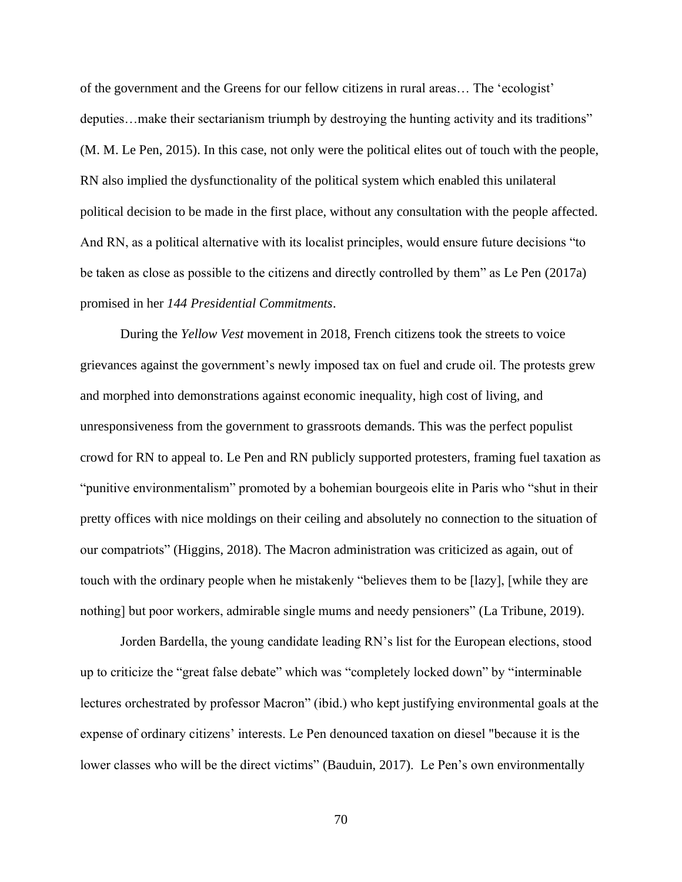of the government and the Greens for our fellow citizens in rural areas… The 'ecologist' deputies…make their sectarianism triumph by destroying the hunting activity and its traditions" (M. M. Le Pen, 2015). In this case, not only were the political elites out of touch with the people, RN also implied the dysfunctionality of the political system which enabled this unilateral political decision to be made in the first place, without any consultation with the people affected. And RN, as a political alternative with its localist principles, would ensure future decisions "to be taken as close as possible to the citizens and directly controlled by them" as Le Pen (2017a) promised in her *144 Presidential Commitments*.

During the *Yellow Vest* movement in 2018, French citizens took the streets to voice grievances against the government's newly imposed tax on fuel and crude oil. The protests grew and morphed into demonstrations against economic inequality, high cost of living, and unresponsiveness from the government to grassroots demands. This was the perfect populist crowd for RN to appeal to. Le Pen and RN publicly supported protesters, framing fuel taxation as "punitive environmentalism" promoted by a bohemian bourgeois elite in Paris who "shut in their pretty offices with nice moldings on their ceiling and absolutely no connection to the situation of our compatriots" (Higgins, 2018). The Macron administration was criticized as again, out of touch with the ordinary people when he mistakenly "believes them to be [lazy], [while they are nothing] but poor workers, admirable single mums and needy pensioners" (La Tribune, 2019).

Jorden Bardella, the young candidate leading RN's list for the European elections, stood up to criticize the "great false debate" which was "completely locked down" by "interminable lectures orchestrated by professor Macron" (ibid.) who kept justifying environmental goals at the expense of ordinary citizens' interests. Le Pen denounced taxation on diesel "because it is the lower classes who will be the direct victims" (Bauduin, 2017). Le Pen's own environmentally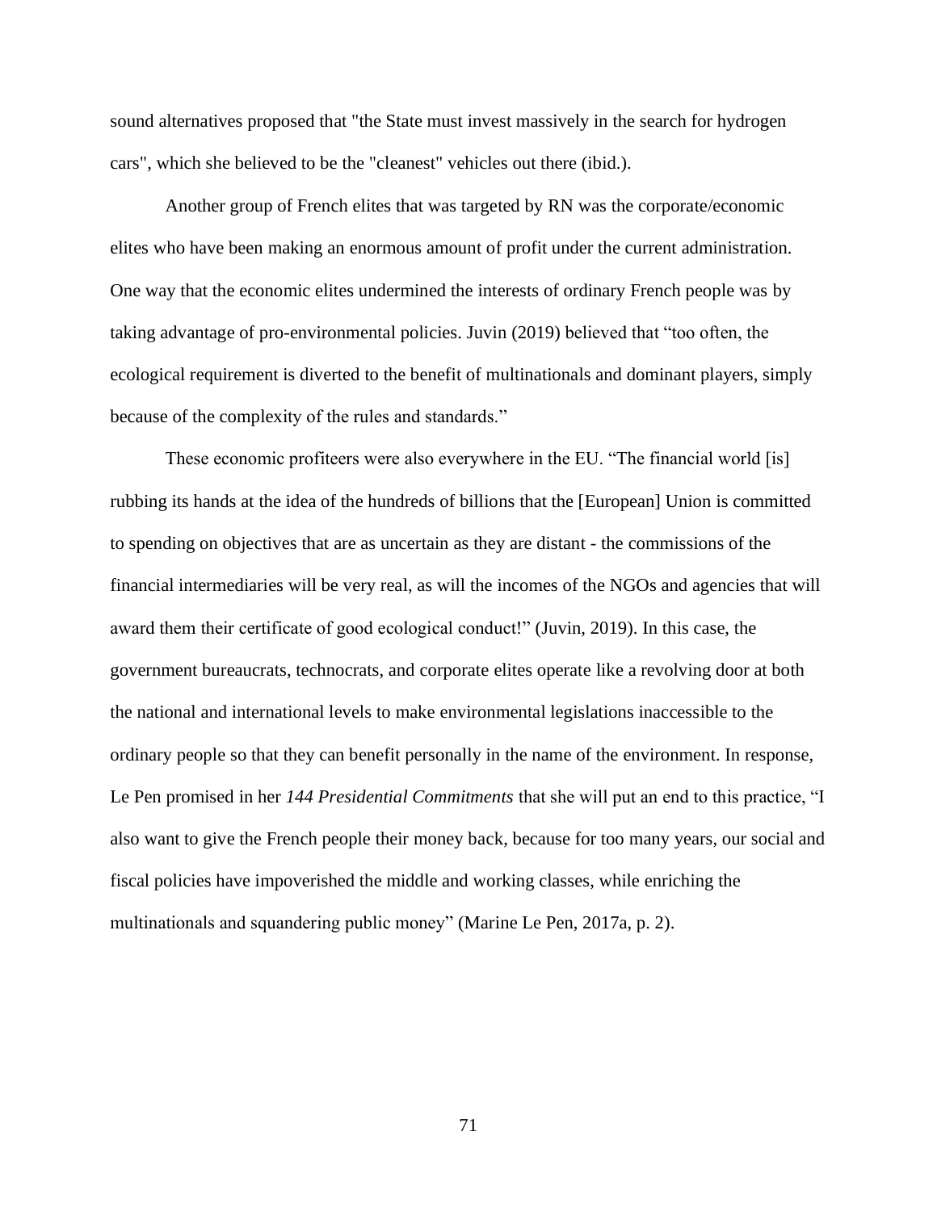sound alternatives proposed that "the State must invest massively in the search for hydrogen cars", which she believed to be the "cleanest" vehicles out there (ibid.).

Another group of French elites that was targeted by RN was the corporate/economic elites who have been making an enormous amount of profit under the current administration. One way that the economic elites undermined the interests of ordinary French people was by taking advantage of pro-environmental policies. Juvin (2019) believed that “too often, the ecological requirement is diverted to the benefit of multinationals and dominant players, simply because of the complexity of the rules and standards.”

These economic profiteers were also everywhere in the EU. “The financial world [is] rubbing its hands at the idea of the hundreds of billions that the [European] Union is committed to spending on objectives that are as uncertain as they are distant - the commissions of the financial intermediaries will be very real, as will the incomes of the NGOs and agencies that will award them their certificate of good ecological conduct!” (Juvin, 2019). In this case, the government bureaucrats, technocrats, and corporate elites operate like a revolving door at both the national and international levels to make environmental legislations inaccessible to the ordinary people so that they can benefit personally in the name of the environment. In response, Le Pen promised in her *144 Presidential Commitments* that she will put an end to this practice, “I also want to give the French people their money back, because for too many years, our social and fiscal policies have impoverished the middle and working classes, while enriching the multinationals and squandering public money” (Marine Le Pen, 2017a, p. 2).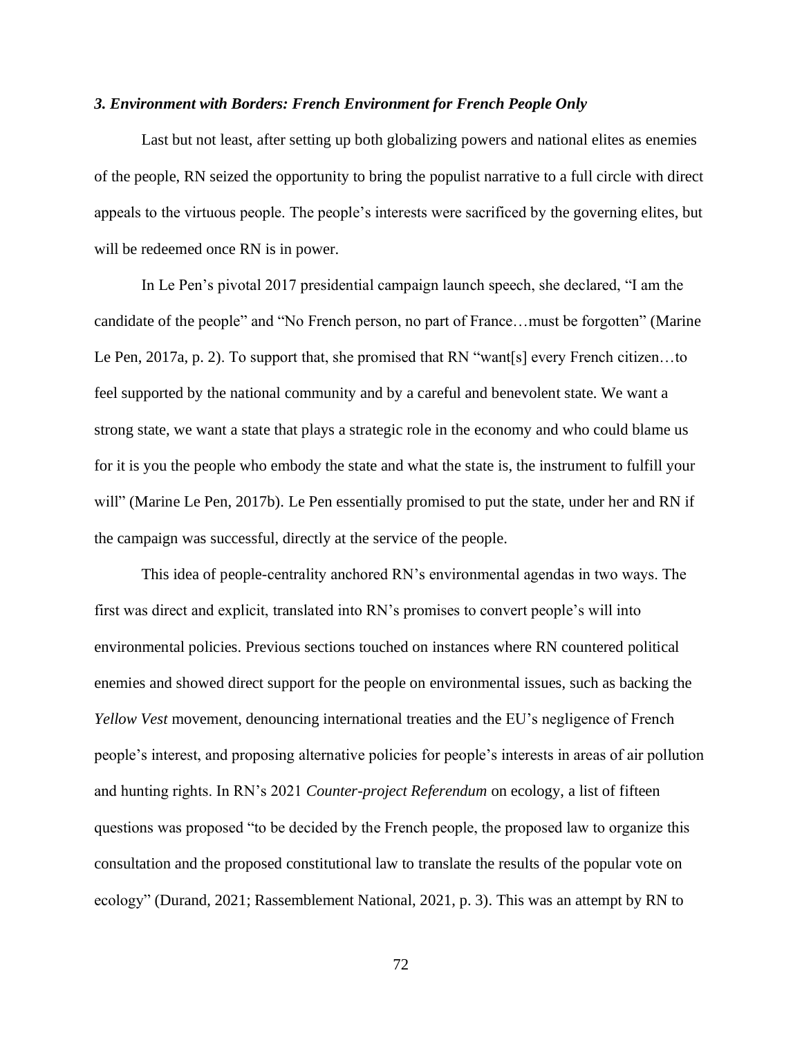### *3. Environment with Borders: French Environment for French People Only*

Last but not least, after setting up both globalizing powers and national elites as enemies of the people, RN seized the opportunity to bring the populist narrative to a full circle with direct appeals to the virtuous people. The people's interests were sacrificed by the governing elites, but will be redeemed once RN is in power.

In Le Pen's pivotal 2017 presidential campaign launch speech, she declared, "I am the candidate of the people" and "No French person, no part of France…must be forgotten" (Marine Le Pen, 2017a, p. 2). To support that, she promised that RN "want[s] every French citizen…to feel supported by the national community and by a careful and benevolent state. We want a strong state, we want a state that plays a strategic role in the economy and who could blame us for it is you the people who embody the state and what the state is, the instrument to fulfill your will" (Marine Le Pen, 2017b). Le Pen essentially promised to put the state, under her and RN if the campaign was successful, directly at the service of the people.

This idea of people-centrality anchored RN's environmental agendas in two ways. The first was direct and explicit, translated into RN's promises to convert people's will into environmental policies. Previous sections touched on instances where RN countered political enemies and showed direct support for the people on environmental issues, such as backing the *Yellow Vest* movement, denouncing international treaties and the EU's negligence of French people's interest, and proposing alternative policies for people's interests in areas of air pollution and hunting rights. In RN's 2021 *Counter-project Referendum* on ecology, a list of fifteen questions was proposed "to be decided by the French people, the proposed law to organize this consultation and the proposed constitutional law to translate the results of the popular vote on ecology" (Durand, 2021; Rassemblement National, 2021, p. 3). This was an attempt by RN to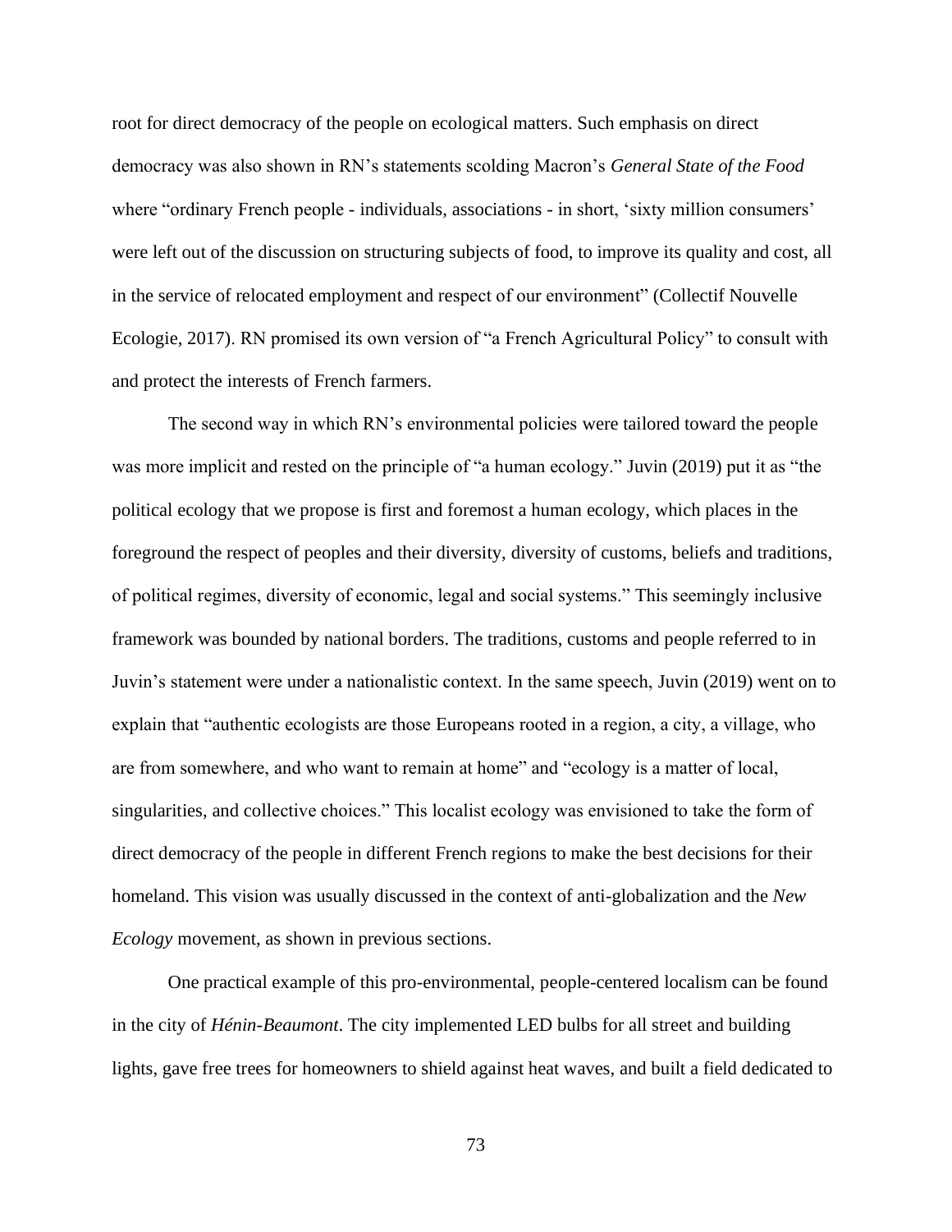root for direct democracy of the people on ecological matters. Such emphasis on direct democracy was also shown in RN's statements scolding Macron's *General State of the Food* where "ordinary French people - individuals, associations - in short, 'sixty million consumers' were left out of the discussion on structuring subjects of food, to improve its quality and cost, all in the service of relocated employment and respect of our environment" (Collectif Nouvelle Ecologie, 2017). RN promised its own version of "a French Agricultural Policy" to consult with and protect the interests of French farmers.

The second way in which RN's environmental policies were tailored toward the people was more implicit and rested on the principle of "a human ecology." Juvin (2019) put it as "the political ecology that we propose is first and foremost a human ecology, which places in the foreground the respect of peoples and their diversity, diversity of customs, beliefs and traditions, of political regimes, diversity of economic, legal and social systems." This seemingly inclusive framework was bounded by national borders. The traditions, customs and people referred to in Juvin's statement were under a nationalistic context. In the same speech, Juvin (2019) went on to explain that "authentic ecologists are those Europeans rooted in a region, a city, a village, who are from somewhere, and who want to remain at home" and "ecology is a matter of local, singularities, and collective choices." This localist ecology was envisioned to take the form of direct democracy of the people in different French regions to make the best decisions for their homeland. This vision was usually discussed in the context of anti-globalization and the *New Ecology* movement, as shown in previous sections.

One practical example of this pro-environmental, people-centered localism can be found in the city of *Hénin-Beaumont*. The city implemented LED bulbs for all street and building lights, gave free trees for homeowners to shield against heat waves, and built a field dedicated to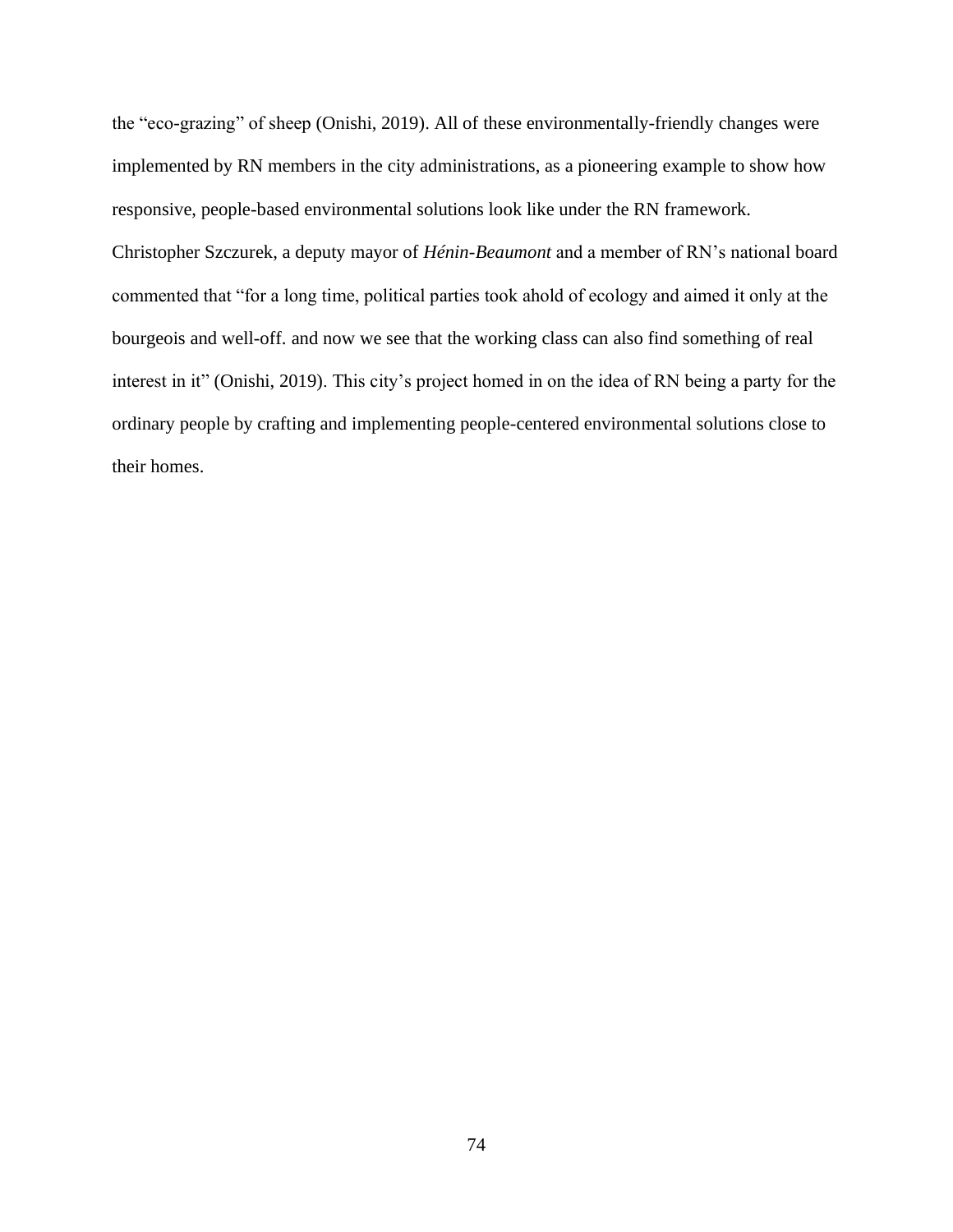the "eco-grazing" of sheep (Onishi, 2019). All of these environmentally-friendly changes were implemented by RN members in the city administrations, as a pioneering example to show how responsive, people-based environmental solutions look like under the RN framework. Christopher Szczurek, a deputy mayor of *Hénin-Beaumont* and a member of RN's national board commented that "for a long time, political parties took ahold of ecology and aimed it only at the bourgeois and well-off. and now we see that the working class can also find something of real interest in it" (Onishi, 2019). This city's project homed in on the idea of RN being a party for the ordinary people by crafting and implementing people-centered environmental solutions close to their homes.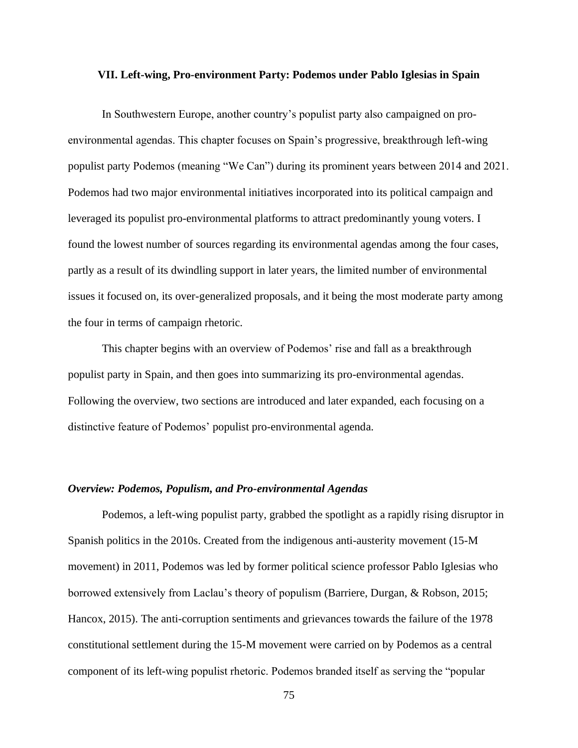## VII. Left-wing, Pro-environment Party: Podemos under Pablo Iglesias in Spain

In Southwestern Europe, another country's populist party also campaigned on pro-environmental agendas. This chapter focuses on Spain's progressive, breakthrough left-wing populist party Podemos (meaning "We Can") during its prominent years between 2014 and 2021. Podemos had two major environmental initiatives incorporated into its political campaign and leveraged its populist pro-environmental platforms to attract predominantly young voters. I found the lowest number of sources regarding its environmental agendas among the four cases, partly as a result of its dwindling support in later years, the limited number of environmental issues it focused on, its over-generalized proposals, and it being the most moderate party among the four in terms of campaign rhetoric.

This chapter begins with an overview of Podemos' rise and fall as a breakthrough populist party in Spain, and then goes into summarizing its pro-environmental agendas. Following the overview, two sections are introduced and later expanded, each focusing on a distinctive feature of Podemos' populist pro-environmental agenda.

### *Overview: Podemos, Populism, and Pro-environmental Agendas*

Podemos, a left-wing populist party, grabbed the spotlight as a rapidly rising disruptor in Spanish politics in the 2010s. Created from the indigenous anti-austerity movement (15-M movement) in 2011, Podemos was led by former political science professor Pablo Iglesias who borrowed extensively from Laclau's theory of populism (Barriere, Durgan, & Robson, 2015; Hancox, 2015). The anti-corruption sentiments and grievances towards the failure of the 1978 constitutional settlement during the 15-M movement were carried on by Podemos as a central component of its left-wing populist rhetoric. Podemos branded itself as serving the "popular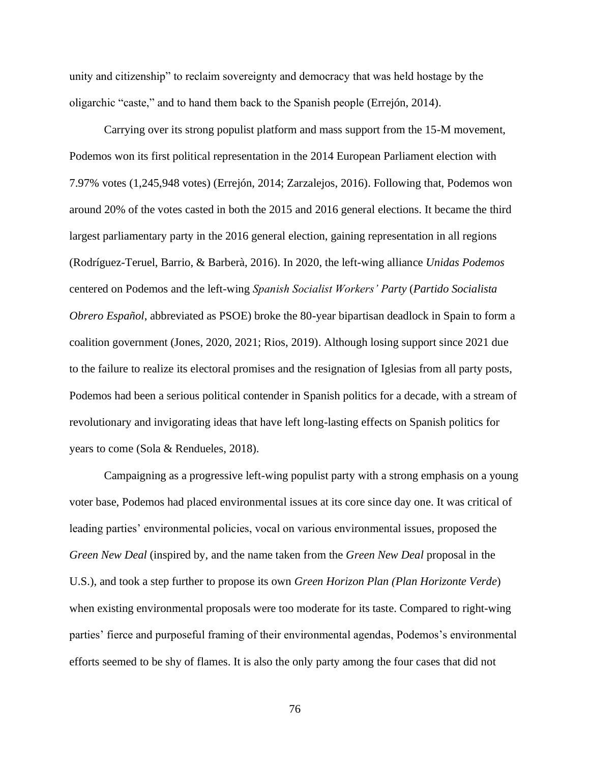unity and citizenship" to reclaim sovereignty and democracy that was held hostage by the oligarchic "caste," and to hand them back to the Spanish people (Errejón, 2014).

Carrying over its strong populist platform and mass support from the 15-M movement, Podemos won its first political representation in the 2014 European Parliament election with 7.97% votes (1,245,948 votes) (Errejón, 2014; Zarzalejos, 2016). Following that, Podemos won around 20% of the votes casted in both the 2015 and 2016 general elections. It became the third largest parliamentary party in the 2016 general election, gaining representation in all regions (Rodríguez-Teruel, Barrio, & Barberà, 2016). In 2020, the left-wing alliance *Unidas Podemos* centered on Podemos and the left-wing *Spanish Socialist Workers' Party* (*Partido Socialista Obrero Español*, abbreviated as PSOE) broke the 80-year bipartisan deadlock in Spain to form a coalition government (Jones, 2020, 2021; Rios, 2019). Although losing support since 2021 due to the failure to realize its electoral promises and the resignation of Iglesias from all party posts, Podemos had been a serious political contender in Spanish politics for a decade, with a stream of revolutionary and invigorating ideas that have left long-lasting effects on Spanish politics for years to come (Sola & Rendueles, 2018).

Campaigning as a progressive left-wing populist party with a strong emphasis on a young voter base, Podemos had placed environmental issues at its core since day one. It was critical of leading parties' environmental policies, vocal on various environmental issues, proposed the *Green New Deal* (inspired by, and the name taken from the *Green New Deal* proposal in the U.S.), and took a step further to propose its own *Green Horizon Plan (Plan Horizonte Verde*) when existing environmental proposals were too moderate for its taste. Compared to right-wing parties' fierce and purposeful framing of their environmental agendas, Podemos's environmental efforts seemed to be shy of flames. It is also the only party among the four cases that did not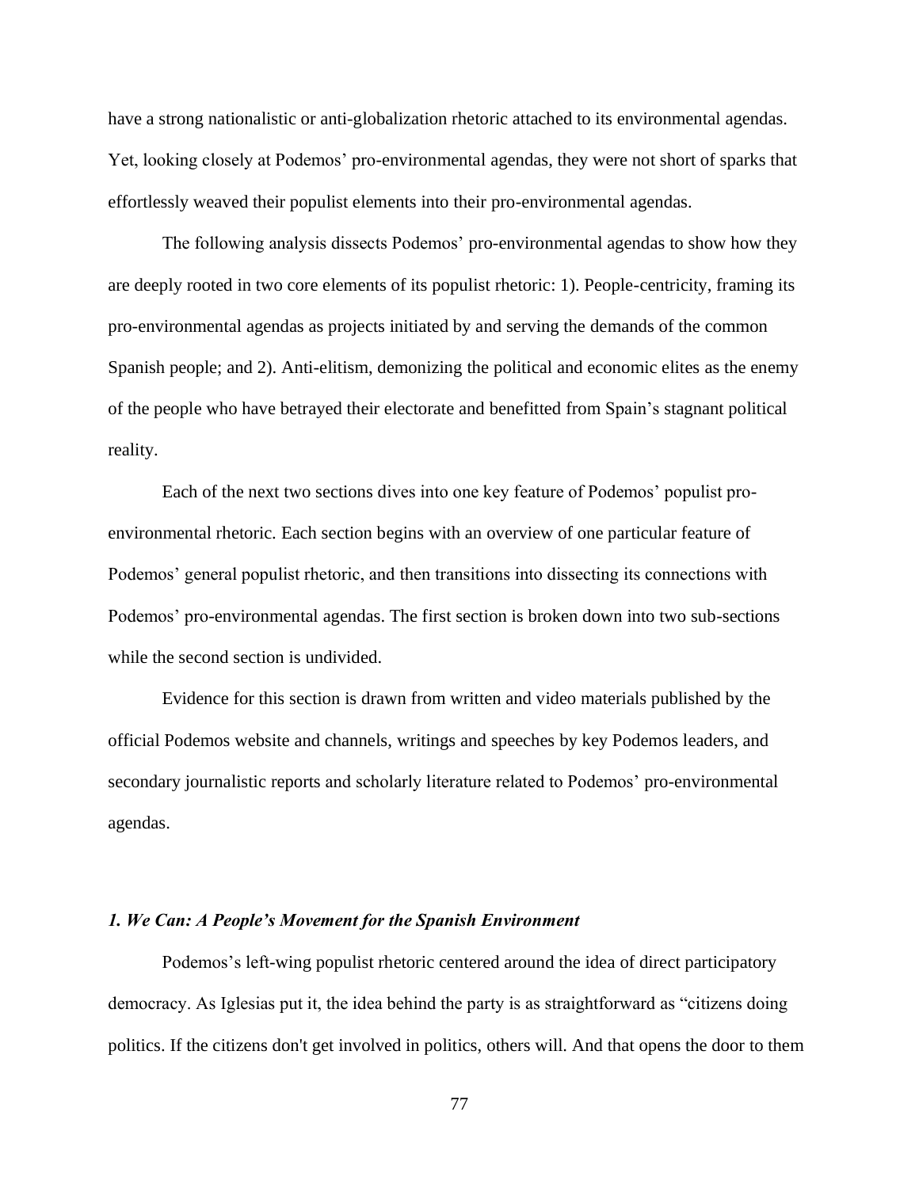have a strong nationalistic or anti-globalization rhetoric attached to its environmental agendas. Yet, looking closely at Podemos' pro-environmental agendas, they were not short of sparks that effortlessly weaved their populist elements into their pro-environmental agendas.

The following analysis dissects Podemos' pro-environmental agendas to show how they are deeply rooted in two core elements of its populist rhetoric: 1). People-centricity, framing its pro-environmental agendas as projects initiated by and serving the demands of the common Spanish people; and 2). Anti-elitism, demonizing the political and economic elites as the enemy of the people who have betrayed their electorate and benefitted from Spain's stagnant political reality.

Each of the next two sections dives into one key feature of Podemos' populist pro-environmental rhetoric. Each section begins with an overview of one particular feature of Podemos' general populist rhetoric, and then transitions into dissecting its connections with Podemos' pro-environmental agendas. The first section is broken down into two sub-sections while the second section is undivided.

Evidence for this section is drawn from written and video materials published by the official Podemos website and channels, writings and speeches by key Podemos leaders, and secondary journalistic reports and scholarly literature related to Podemos' pro-environmental agendas.

### *1. We Can: A People's Movement for the Spanish Environment*

Podemos's left-wing populist rhetoric centered around the idea of direct participatory democracy. As Iglesias put it, the idea behind the party is as straightforward as "citizens doing politics. If the citizens don't get involved in politics, others will. And that opens the door to them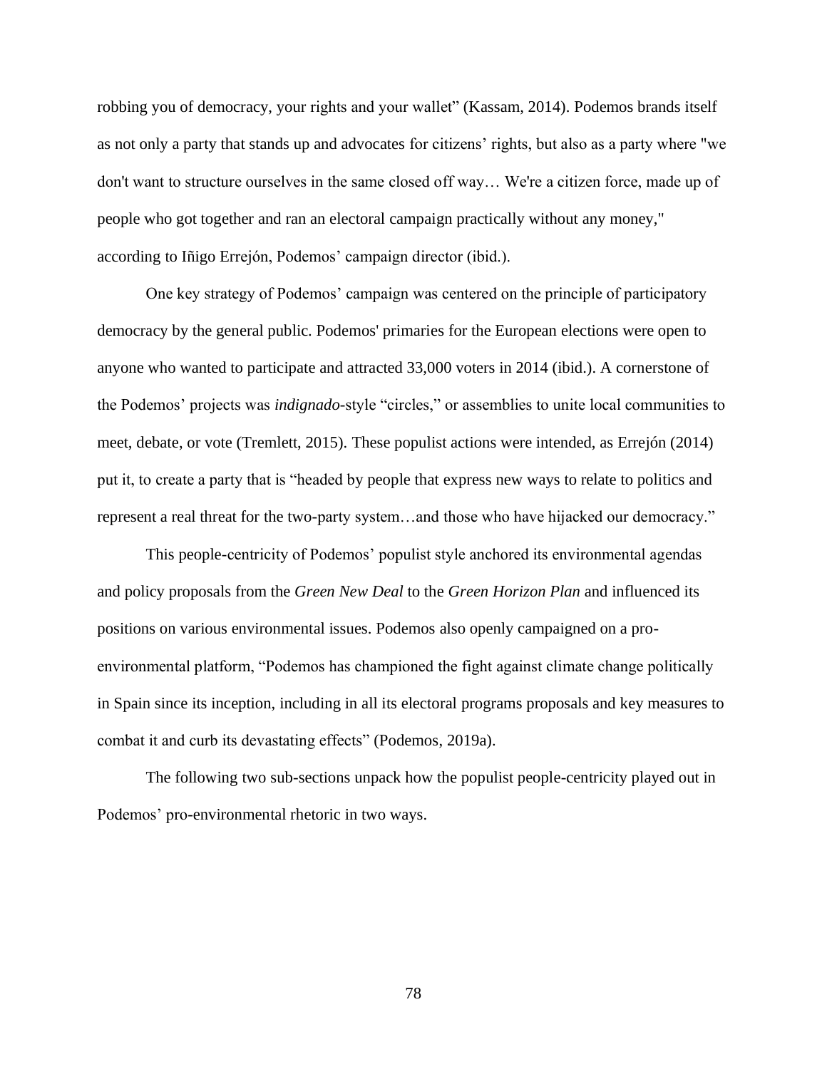robbing you of democracy, your rights and your wallet" (Kassam, 2014). Podemos brands itself as not only a party that stands up and advocates for citizens' rights, but also as a party where "we don't want to structure ourselves in the same closed off way… We're a citizen force, made up of people who got together and ran an electoral campaign practically without any money," according to Iñigo Errejón, Podemos' campaign director (ibid.).

One key strategy of Podemos' campaign was centered on the principle of participatory democracy by the general public. Podemos' primaries for the European elections were open to anyone who wanted to participate and attracted 33,000 voters in 2014 (ibid.). A cornerstone of the Podemos' projects was *indignado*-style "circles," or assemblies to unite local communities to meet, debate, or vote (Tremlett, 2015). These populist actions were intended, as Errejón (2014) put it, to create a party that is "headed by people that express new ways to relate to politics and represent a real threat for the two-party system…and those who have hijacked our democracy."

This people-centricity of Podemos' populist style anchored its environmental agendas and policy proposals from the *Green New Deal* to the *Green Horizon Plan* and influenced its positions on various environmental issues. Podemos also openly campaigned on a pro-environmental platform, "Podemos has championed the fight against climate change politically in Spain since its inception, including in all its electoral programs proposals and key measures to combat it and curb its devastating effects" (Podemos, 2019a).

The following two sub-sections unpack how the populist people-centricity played out in Podemos' pro-environmental rhetoric in two ways.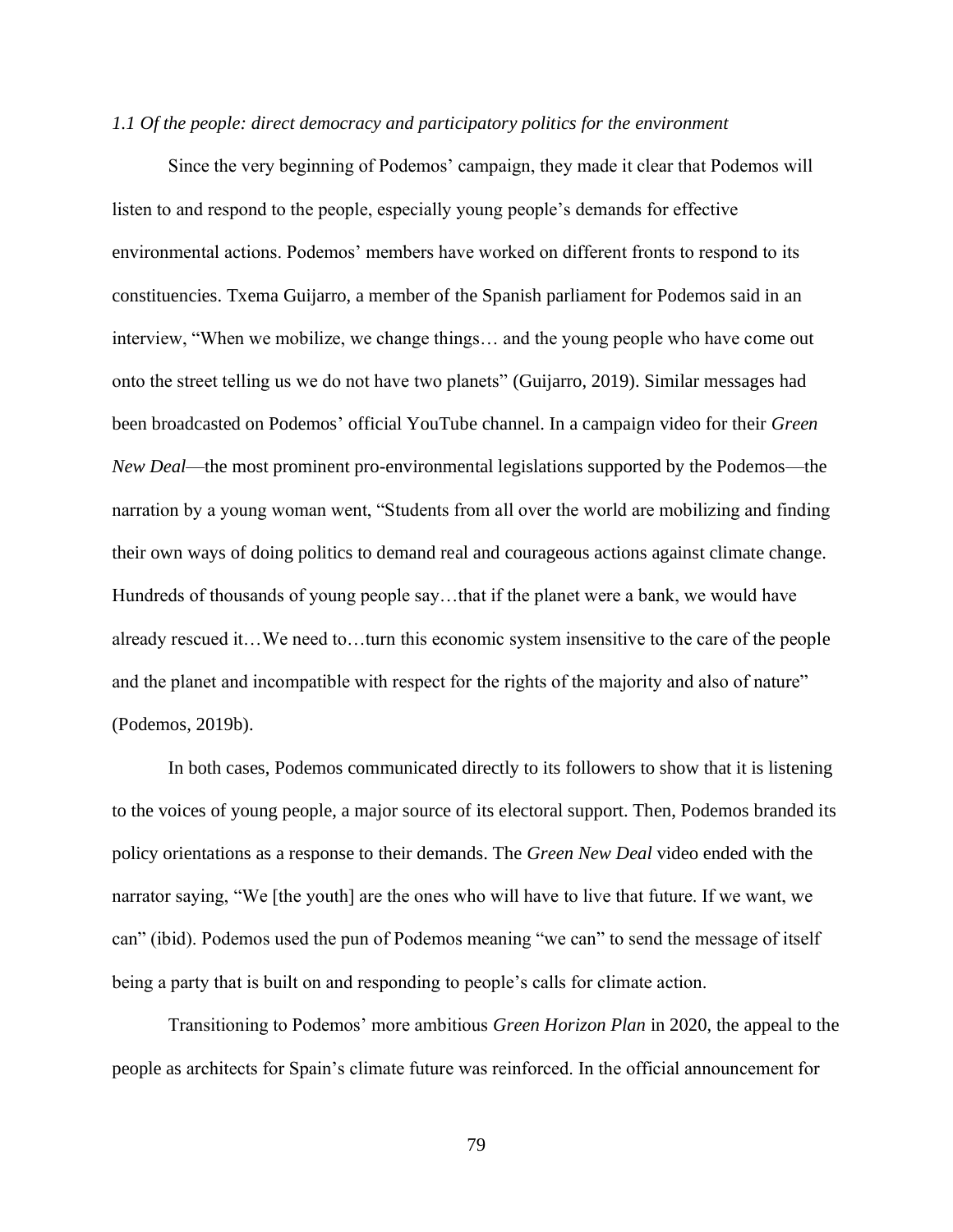### *1.1 Of the people: direct democracy and participatory politics for the environment*

Since the very beginning of Podemos' campaign, they made it clear that Podemos will listen to and respond to the people, especially young people's demands for effective environmental actions. Podemos' members have worked on different fronts to respond to its constituencies. Txema Guijarro, a member of the Spanish parliament for Podemos said in an interview, "When we mobilize, we change things… and the young people who have come out onto the street telling us we do not have two planets" (Guijarro, 2019). Similar messages had been broadcasted on Podemos' official YouTube channel. In a campaign video for their *Green New Deal*—the most prominent pro-environmental legislations supported by the Podemos—the narration by a young woman went, "Students from all over the world are mobilizing and finding their own ways of doing politics to demand real and courageous actions against climate change. Hundreds of thousands of young people say…that if the planet were a bank, we would have already rescued it…We need to…turn this economic system insensitive to the care of the people and the planet and incompatible with respect for the rights of the majority and also of nature" (Podemos, 2019b).

In both cases, Podemos communicated directly to its followers to show that it is listening to the voices of young people, a major source of its electoral support. Then, Podemos branded its policy orientations as a response to their demands. The *Green New Deal* video ended with the narrator saying, "We [the youth] are the ones who will have to live that future. If we want, we can" (ibid). Podemos used the pun of Podemos meaning "we can" to send the message of itself being a party that is built on and responding to people's calls for climate action.

Transitioning to Podemos' more ambitious *Green Horizon Plan* in 2020, the appeal to the people as architects for Spain's climate future was reinforced. In the official announcement for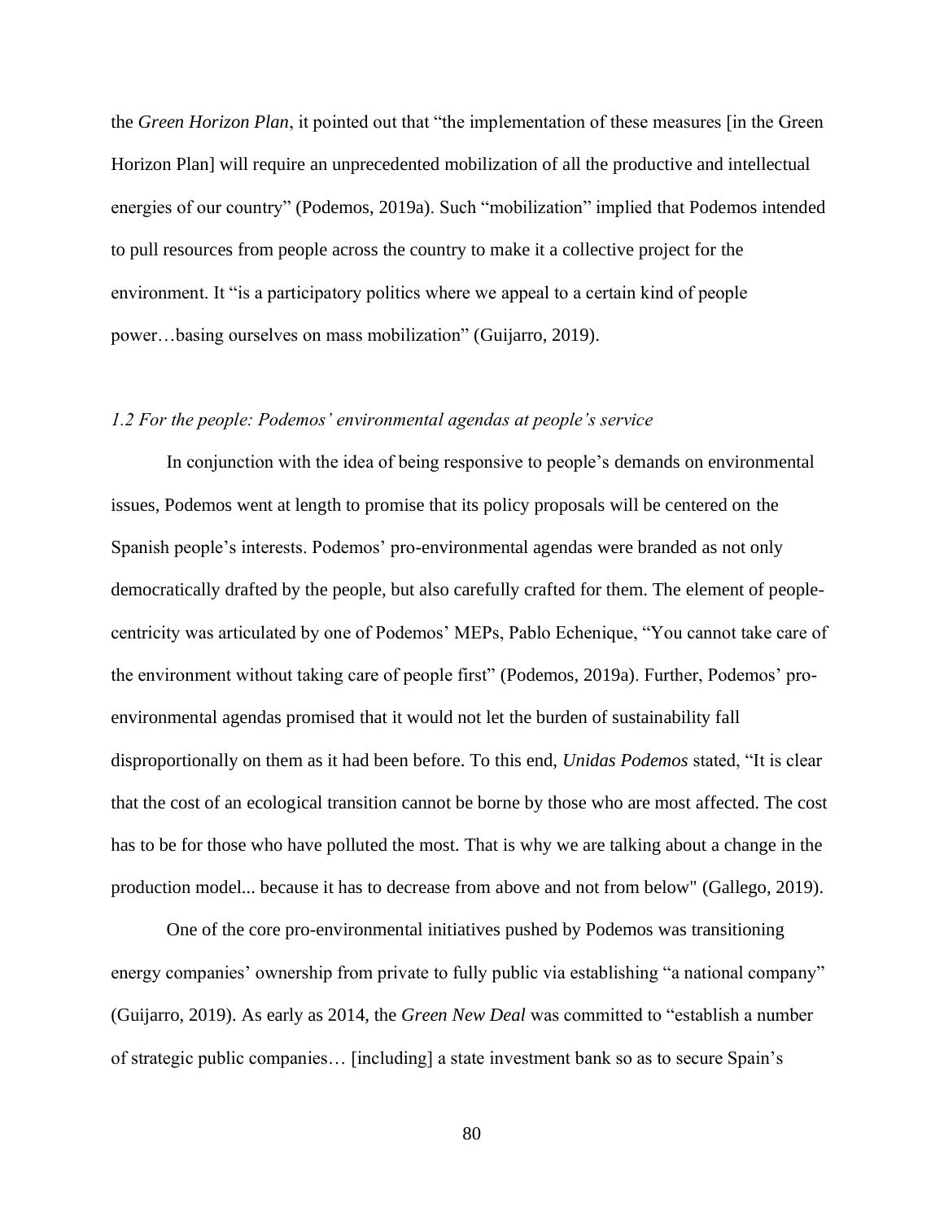the *Green Horizon Plan*, it pointed out that "the implementation of these measures [in the Green Horizon Plan] will require an unprecedented mobilization of all the productive and intellectual energies of our country" (Podemos, 2019a). Such "mobilization" implied that Podemos intended to pull resources from people across the country to make it a collective project for the environment. It "is a participatory politics where we appeal to a certain kind of people power…basing ourselves on mass mobilization" (Guijarro, 2019).

### *1.2 For the people: Podemos' environmental agendas at people's service*

In conjunction with the idea of being responsive to people's demands on environmental issues, Podemos went at length to promise that its policy proposals will be centered on the Spanish people's interests. Podemos' pro-environmental agendas were branded as not only democratically drafted by the people, but also carefully crafted for them. The element of people-centricity was articulated by one of Podemos' MEPs, Pablo Echenique, "You cannot take care of the environment without taking care of people first" (Podemos, 2019a). Further, Podemos' pro-environmental agendas promised that it would not let the burden of sustainability fall disproportionally on them as it had been before. To this end, *Unidas Podemos* stated, "It is clear that the cost of an ecological transition cannot be borne by those who are most affected. The cost has to be for those who have polluted the most. That is why we are talking about a change in the production model... because it has to decrease from above and not from below" (Gallego, 2019).

One of the core pro-environmental initiatives pushed by Podemos was transitioning energy companies' ownership from private to fully public via establishing "a national company" (Guijarro, 2019). As early as 2014, the *Green New Deal* was committed to "establish a number of strategic public companies… [including] a state investment bank so as to secure Spain's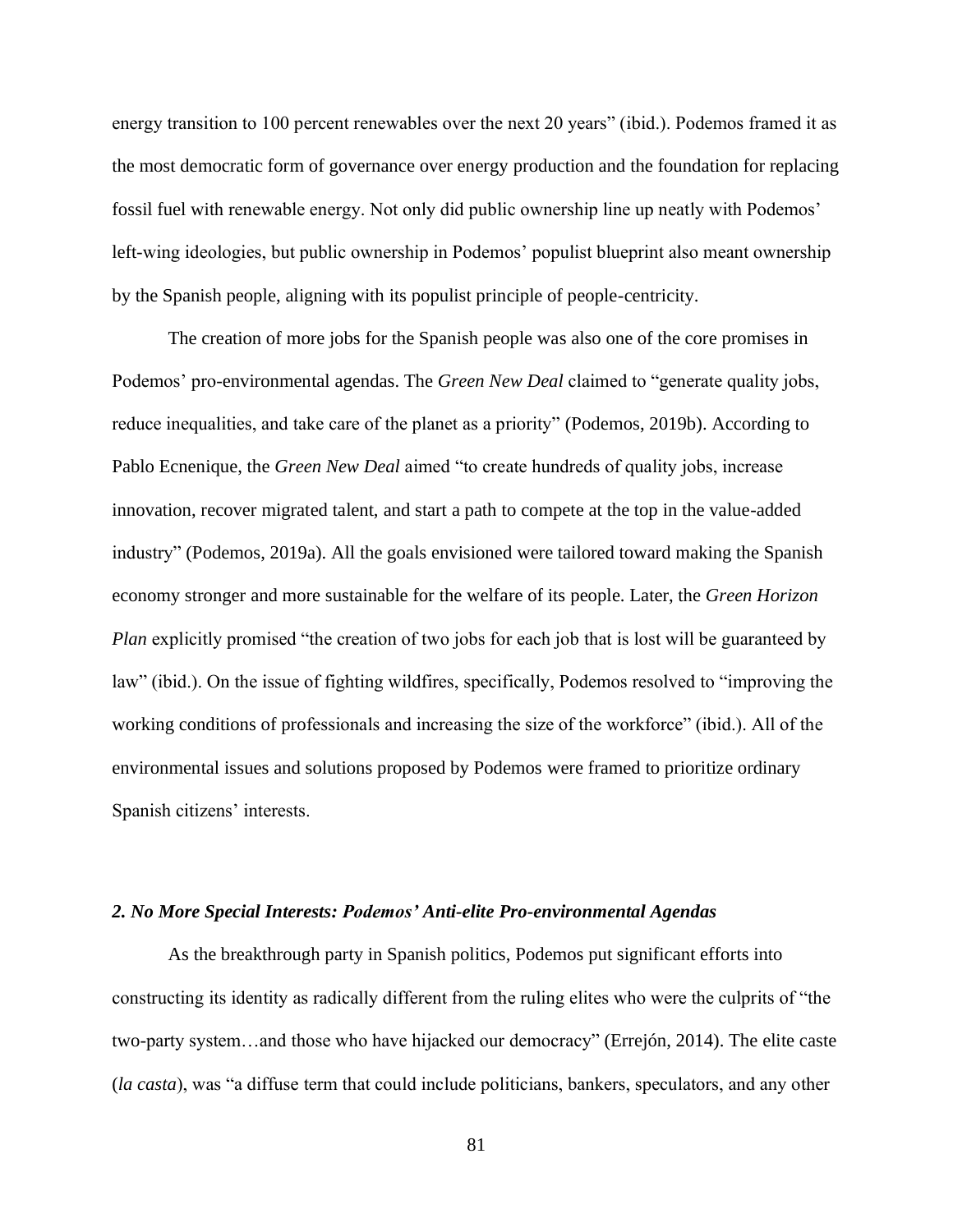energy transition to 100 percent renewables over the next 20 years" (ibid.). Podemos framed it as the most democratic form of governance over energy production and the foundation for replacing fossil fuel with renewable energy. Not only did public ownership line up neatly with Podemos' left-wing ideologies, but public ownership in Podemos' populist blueprint also meant ownership by the Spanish people, aligning with its populist principle of people-centricity.

The creation of more jobs for the Spanish people was also one of the core promises in Podemos' pro-environmental agendas. The *Green New Deal* claimed to "generate quality jobs, reduce inequalities, and take care of the planet as a priority" (Podemos, 2019b). According to Pablo Ecnenique, the *Green New Deal* aimed "to create hundreds of quality jobs, increase innovation, recover migrated talent, and start a path to compete at the top in the value-added industry" (Podemos, 2019a). All the goals envisioned were tailored toward making the Spanish economy stronger and more sustainable for the welfare of its people. Later, the *Green Horizon Plan* explicitly promised "the creation of two jobs for each job that is lost will be guaranteed by law" (ibid.). On the issue of fighting wildfires, specifically, Podemos resolved to "improving the working conditions of professionals and increasing the size of the workforce" (ibid.). All of the environmental issues and solutions proposed by Podemos were framed to prioritize ordinary Spanish citizens' interests.

### *2. No More Special Interests: Podemos' Anti-elite Pro-environmental Agendas*

As the breakthrough party in Spanish politics, Podemos put significant efforts into constructing its identity as radically different from the ruling elites who were the culprits of "the two-party system…and those who have hijacked our democracy" (Errejón, 2014). The elite caste (*la casta*), was "a diffuse term that could include politicians, bankers, speculators, and any other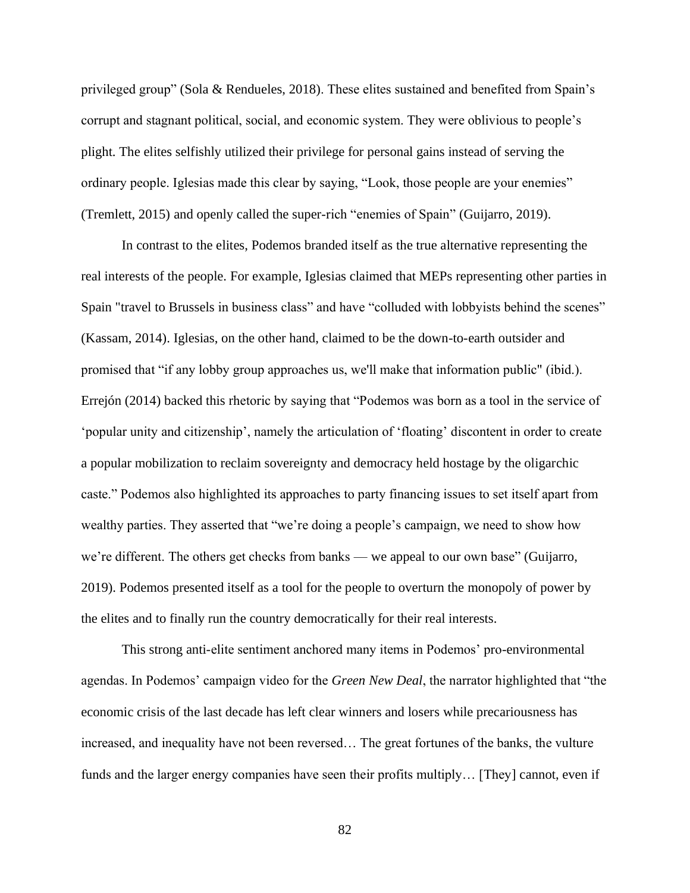privileged group" (Sola & Rendueles, 2018). These elites sustained and benefited from Spain's corrupt and stagnant political, social, and economic system. They were oblivious to people's plight. The elites selfishly utilized their privilege for personal gains instead of serving the ordinary people. Iglesias made this clear by saying, "Look, those people are your enemies" (Tremlett, 2015) and openly called the super-rich "enemies of Spain" (Guijarro, 2019).

In contrast to the elites, Podemos branded itself as the true alternative representing the real interests of the people. For example, Iglesias claimed that MEPs representing other parties in Spain "travel to Brussels in business class" and have "colluded with lobbyists behind the scenes" (Kassam, 2014). Iglesias, on the other hand, claimed to be the down-to-earth outsider and promised that "if any lobby group approaches us, we'll make that information public" (ibid.). Errejón (2014) backed this rhetoric by saying that "Podemos was born as a tool in the service of 'popular unity and citizenship', namely the articulation of 'floating' discontent in order to create a popular mobilization to reclaim sovereignty and democracy held hostage by the oligarchic caste." Podemos also highlighted its approaches to party financing issues to set itself apart from wealthy parties. They asserted that "we're doing a people's campaign, we need to show how we're different. The others get checks from banks — we appeal to our own base" (Guijarro, 2019). Podemos presented itself as a tool for the people to overturn the monopoly of power by the elites and to finally run the country democratically for their real interests.

This strong anti-elite sentiment anchored many items in Podemos' pro-environmental agendas. In Podemos' campaign video for the *Green New Deal*, the narrator highlighted that "the economic crisis of the last decade has left clear winners and losers while precariousness has increased, and inequality have not been reversed… The great fortunes of the banks, the vulture funds and the larger energy companies have seen their profits multiply… [They] cannot, even if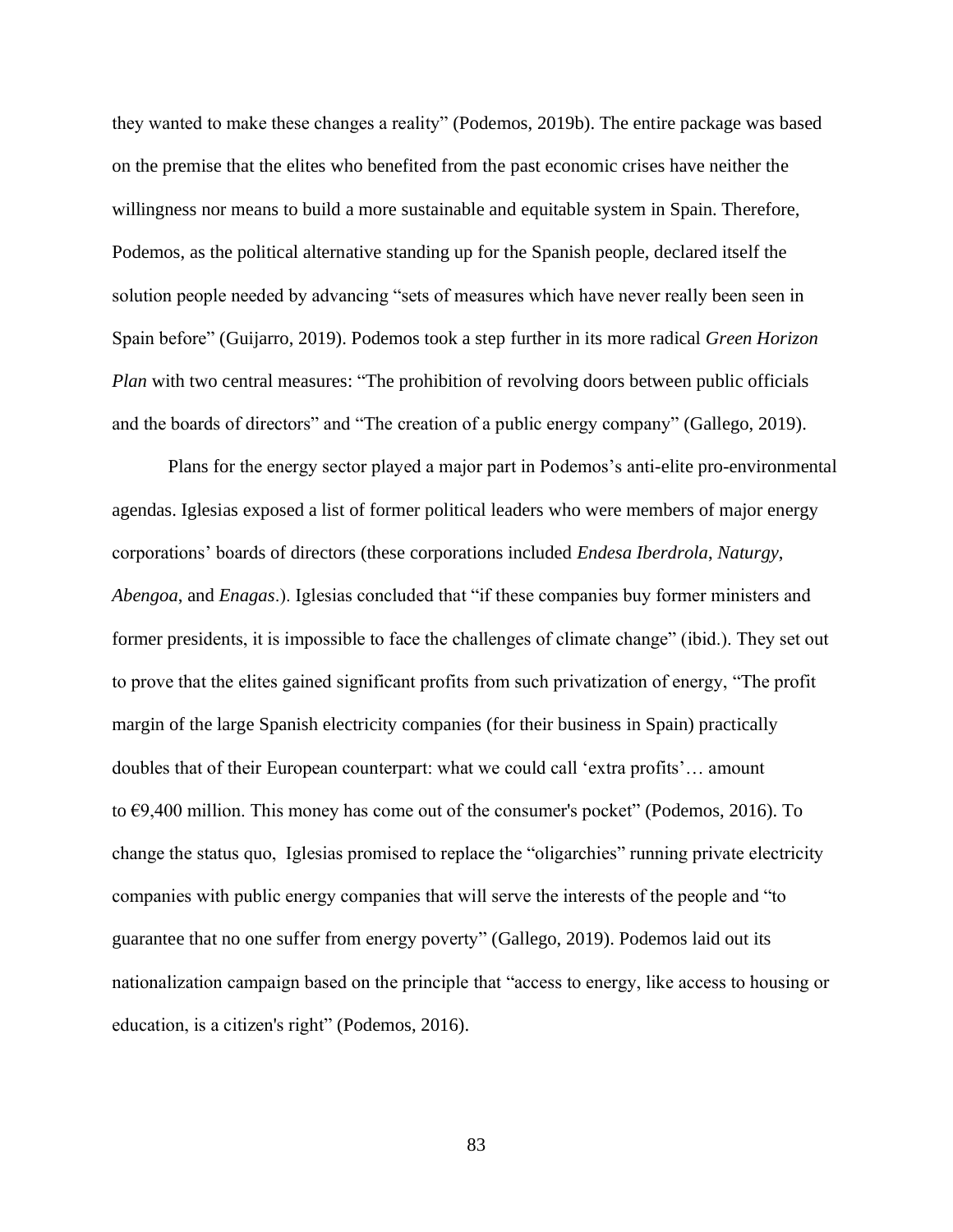they wanted to make these changes a reality" (Podemos, 2019b). The entire package was based on the premise that the elites who benefited from the past economic crises have neither the willingness nor means to build a more sustainable and equitable system in Spain. Therefore, Podemos, as the political alternative standing up for the Spanish people, declared itself the solution people needed by advancing "sets of measures which have never really been seen in Spain before" (Guijarro, 2019). Podemos took a step further in its more radical *Green Horizon Plan* with two central measures: "The prohibition of revolving doors between public officials and the boards of directors" and "The creation of a public energy company" (Gallego, 2019).

Plans for the energy sector played a major part in Podemos's anti-elite pro-environmental agendas. Iglesias exposed a list of former political leaders who were members of major energy corporations' boards of directors (these corporations included *Endesa Iberdrola*, *Naturgy*, *Abengoa*, and *Enagas*.). Iglesias concluded that "if these companies buy former ministers and former presidents, it is impossible to face the challenges of climate change" (ibid.). They set out to prove that the elites gained significant profits from such privatization of energy, "The profit margin of the large Spanish electricity companies (for their business in Spain) practically doubles that of their European counterpart: what we could call 'extra profits'… amount to €9,400 million. This money has come out of the consumer's pocket" (Podemos, 2016). To change the status quo, Iglesias promised to replace the "oligarchies" running private electricity companies with public energy companies that will serve the interests of the people and "to guarantee that no one suffer from energy poverty" (Gallego, 2019). Podemos laid out its nationalization campaign based on the principle that "access to energy, like access to housing or education, is a citizen's right" (Podemos, 2016).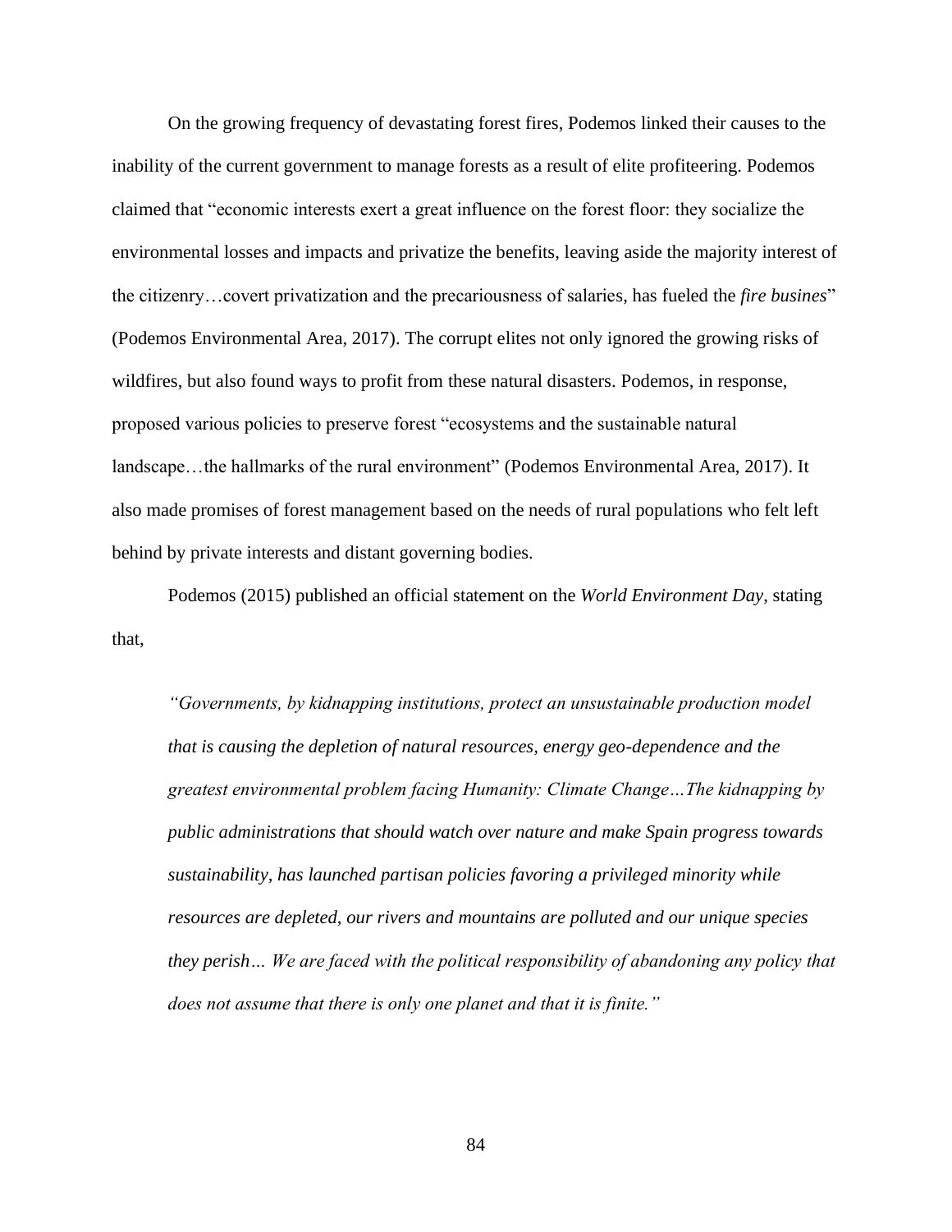On the growing frequency of devastating forest fires, Podemos linked their causes to the inability of the current government to manage forests as a result of elite profiteering. Podemos claimed that "economic interests exert a great influence on the forest floor: they socialize the environmental losses and impacts and privatize the benefits, leaving aside the majority interest of the citizenry…covert privatization and the precariousness of salaries, has fueled the *fire busines*" (Podemos Environmental Area, 2017). The corrupt elites not only ignored the growing risks of wildfires, but also found ways to profit from these natural disasters. Podemos, in response, proposed various policies to preserve forest "ecosystems and the sustainable natural landscape…the hallmarks of the rural environment" (Podemos Environmental Area, 2017). It also made promises of forest management based on the needs of rural populations who felt left behind by private interests and distant governing bodies.

Podemos (2015) published an official statement on the *World Environment Day*, stating that,

> *"Governments, by kidnapping institutions, protect an unsustainable production model that is causing the depletion of natural resources, energy geo-dependence and the greatest environmental problem facing Humanity: Climate Change…The kidnapping by public administrations that should watch over nature and make Spain progress towards sustainability, has launched partisan policies favoring a privileged minority while resources are depleted, our rivers and mountains are polluted and our unique species they perish… We are faced with the political responsibility of abandoning any policy that does not assume that there is only one planet and that it is finite."*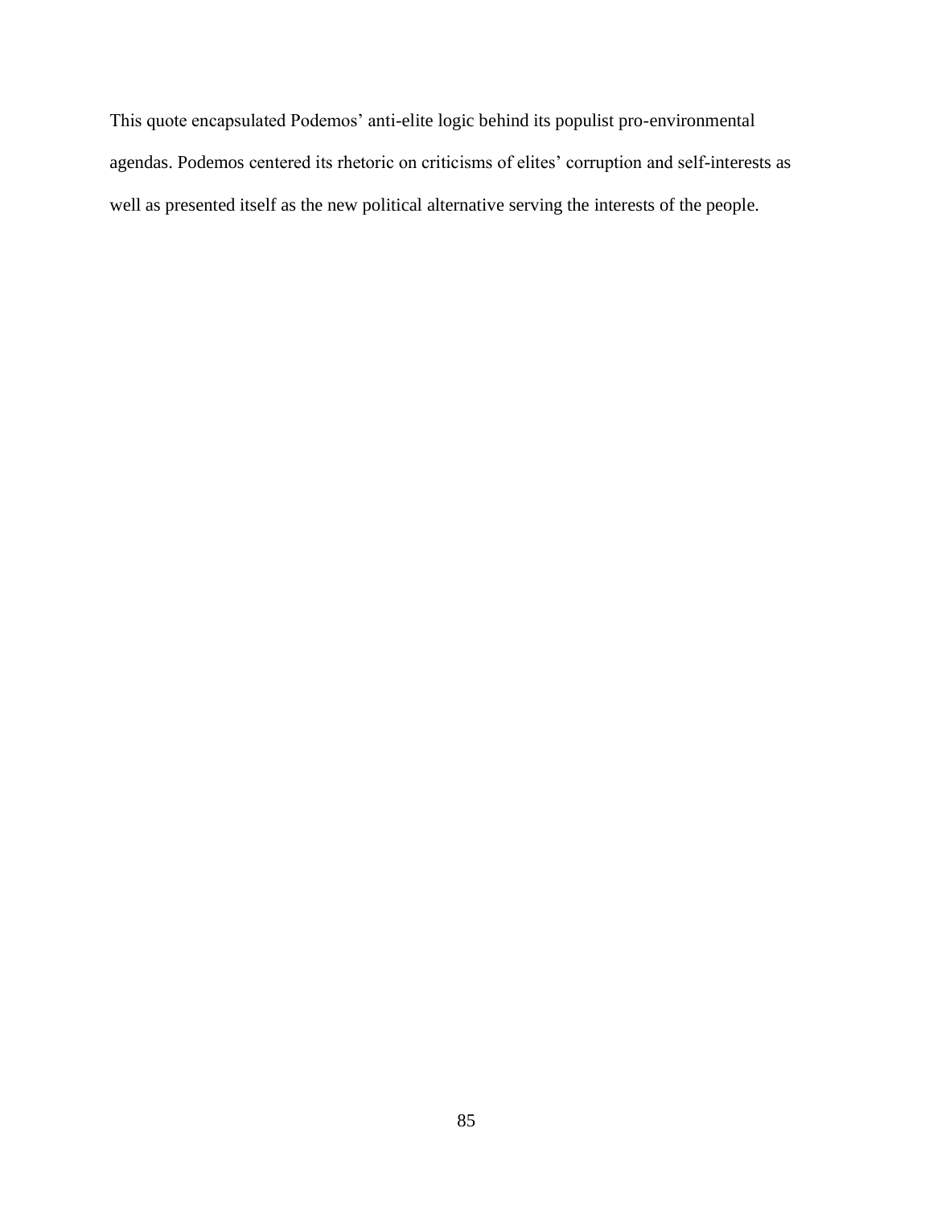This quote encapsulated Podemos' anti-elite logic behind its populist pro-environmental agendas. Podemos centered its rhetoric on criticisms of elites' corruption and self-interests as well as presented itself as the new political alternative serving the interests of the people.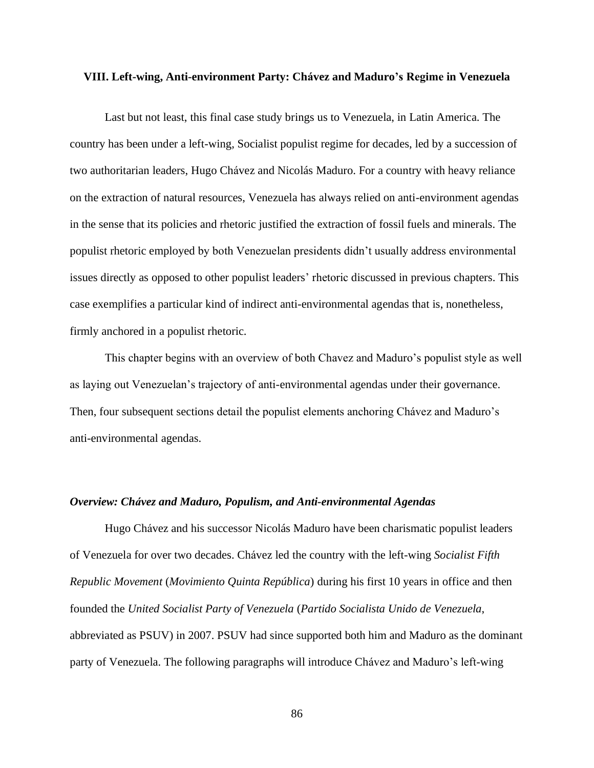## VIII. Left-wing, Anti-environment Party: Chávez and Maduro's Regime in Venezuela

Last but not least, this final case study brings us to Venezuela, in Latin America. The country has been under a left-wing, Socialist populist regime for decades, led by a succession of two authoritarian leaders, Hugo Chávez and Nicolás Maduro. For a country with heavy reliance on the extraction of natural resources, Venezuela has always relied on anti-environment agendas in the sense that its policies and rhetoric justified the extraction of fossil fuels and minerals. The populist rhetoric employed by both Venezuelan presidents didn't usually address environmental issues directly as opposed to other populist leaders' rhetoric discussed in previous chapters. This case exemplifies a particular kind of indirect anti-environmental agendas that is, nonetheless, firmly anchored in a populist rhetoric.

This chapter begins with an overview of both Chavez and Maduro's populist style as well as laying out Venezuelan's trajectory of anti-environmental agendas under their governance. Then, four subsequent sections detail the populist elements anchoring Chávez and Maduro's anti-environmental agendas.

### *Overview: Chávez and Maduro, Populism, and Anti-environmental Agendas*

Hugo Chávez and his successor Nicolás Maduro have been charismatic populist leaders of Venezuela for over two decades. Chávez led the country with the left-wing *Socialist Fifth Republic Movement* (*Movimiento Quinta República*) during his first 10 years in office and then founded the *United Socialist Party of Venezuela* (*Partido Socialista Unido de Venezuela*, abbreviated as PSUV) in 2007. PSUV had since supported both him and Maduro as the dominant party of Venezuela. The following paragraphs will introduce Chávez and Maduro's left-wing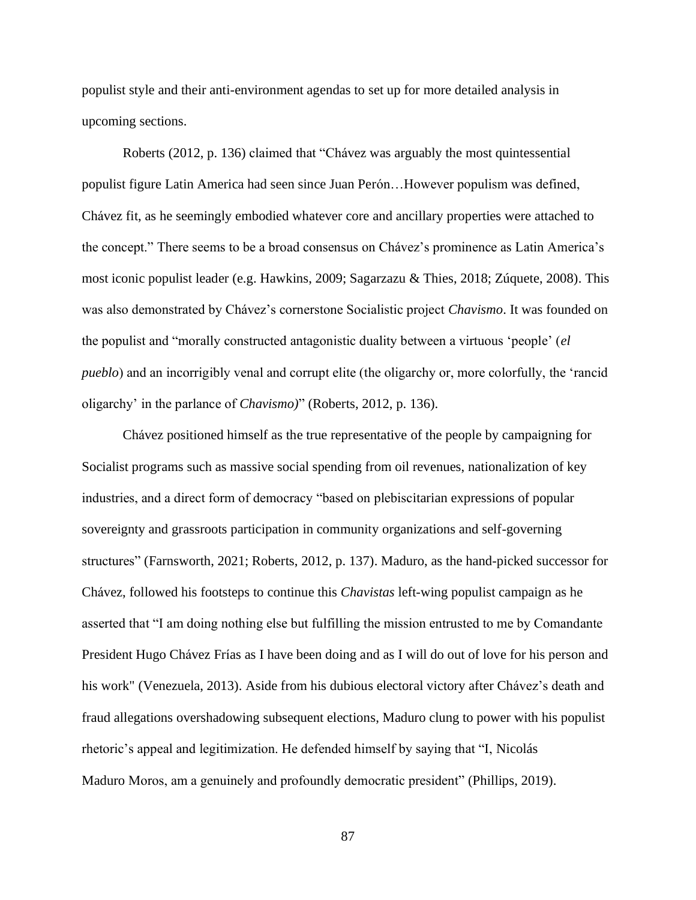populist style and their anti-environment agendas to set up for more detailed analysis in upcoming sections.

Roberts (2012, p. 136) claimed that "Chávez was arguably the most quintessential populist figure Latin America had seen since Juan Perón…However populism was defined, Chávez fit, as he seemingly embodied whatever core and ancillary properties were attached to the concept." There seems to be a broad consensus on Chávez's prominence as Latin America's most iconic populist leader (e.g. Hawkins, 2009; Sagarzazu & Thies, 2018; Zúquete, 2008). This was also demonstrated by Chávez's cornerstone Socialistic project *Chavismo*. It was founded on the populist and "morally constructed antagonistic duality between a virtuous 'people' (*el pueblo*) and an incorrigibly venal and corrupt elite (the oligarchy or, more colorfully, the 'rancid oligarchy' in the parlance of *Chavismo)*" (Roberts, 2012, p. 136).

Chávez positioned himself as the true representative of the people by campaigning for Socialist programs such as massive social spending from oil revenues, nationalization of key industries, and a direct form of democracy "based on plebiscitarian expressions of popular sovereignty and grassroots participation in community organizations and self-governing structures" (Farnsworth, 2021; Roberts, 2012, p. 137). Maduro, as the hand-picked successor for Chávez, followed his footsteps to continue this *Chavistas* left-wing populist campaign as he asserted that "I am doing nothing else but fulfilling the mission entrusted to me by Comandante President Hugo Chávez Frías as I have been doing and as I will do out of love for his person and his work" (Venezuela, 2013). Aside from his dubious electoral victory after Chávez's death and fraud allegations overshadowing subsequent elections, Maduro clung to power with his populist rhetoric's appeal and legitimization. He defended himself by saying that "I, Nicolás Maduro Moros, am a genuinely and profoundly democratic president" (Phillips, 2019).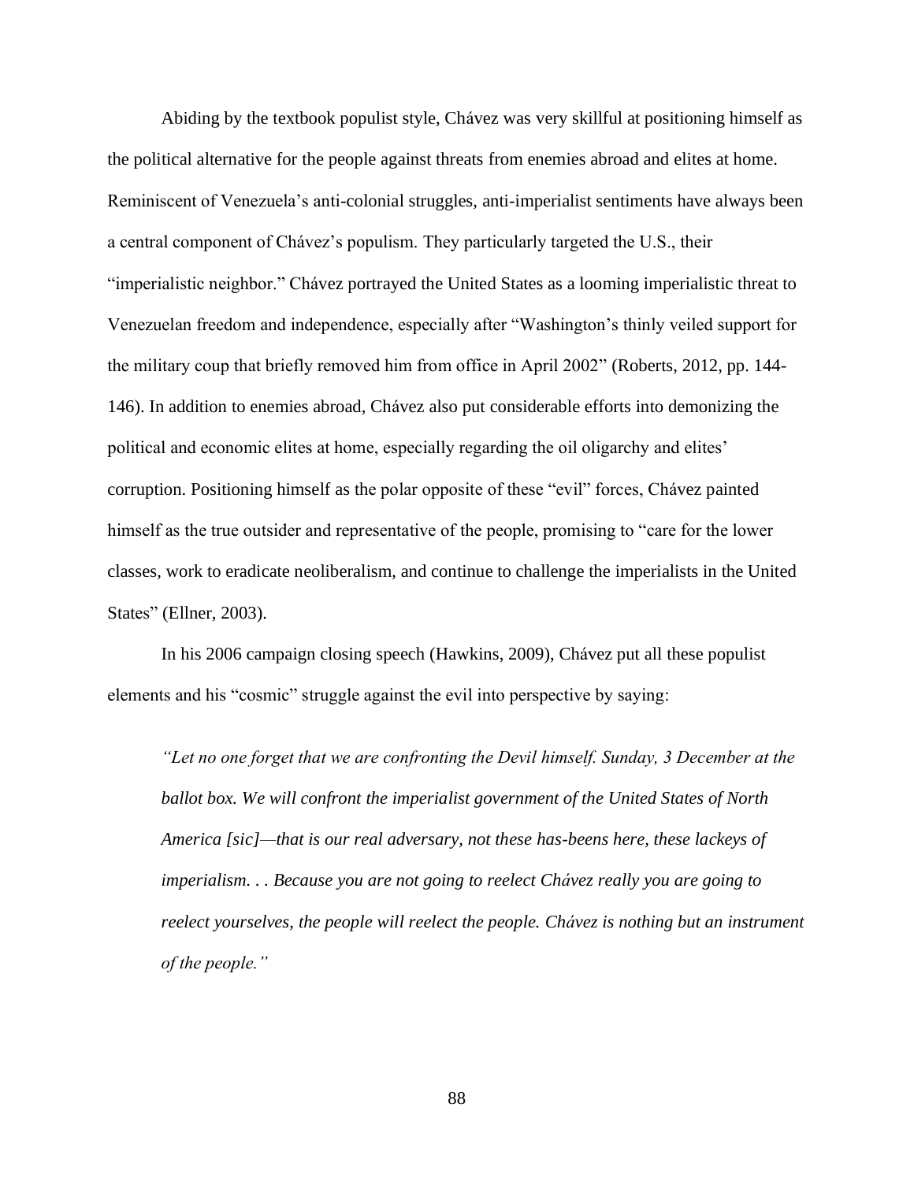Abiding by the textbook populist style, Chávez was very skillful at positioning himself as the political alternative for the people against threats from enemies abroad and elites at home. Reminiscent of Venezuela's anti-colonial struggles, anti-imperialist sentiments have always been a central component of Chávez's populism. They particularly targeted the U.S., their "imperialistic neighbor." Chávez portrayed the United States as a looming imperialistic threat to Venezuelan freedom and independence, especially after "Washington's thinly veiled support for the military coup that briefly removed him from office in April 2002" (Roberts, 2012, pp. 144-146). In addition to enemies abroad, Chávez also put considerable efforts into demonizing the political and economic elites at home, especially regarding the oil oligarchy and elites' corruption. Positioning himself as the polar opposite of these "evil" forces, Chávez painted himself as the true outsider and representative of the people, promising to "care for the lower classes, work to eradicate neoliberalism, and continue to challenge the imperialists in the United States" (Ellner, 2003).

In his 2006 campaign closing speech (Hawkins, 2009), Chávez put all these populist elements and his "cosmic" struggle against the evil into perspective by saying:

> *"Let no one forget that we are confronting the Devil himself. Sunday, 3 December at the ballot box. We will confront the imperialist government of the United States of North America [sic]—that is our real adversary, not these has-beens here, these lackeys of imperialism. . . Because you are not going to reelect Chávez really you are going to reelect yourselves, the people will reelect the people. Chávez is nothing but an instrument of the people."*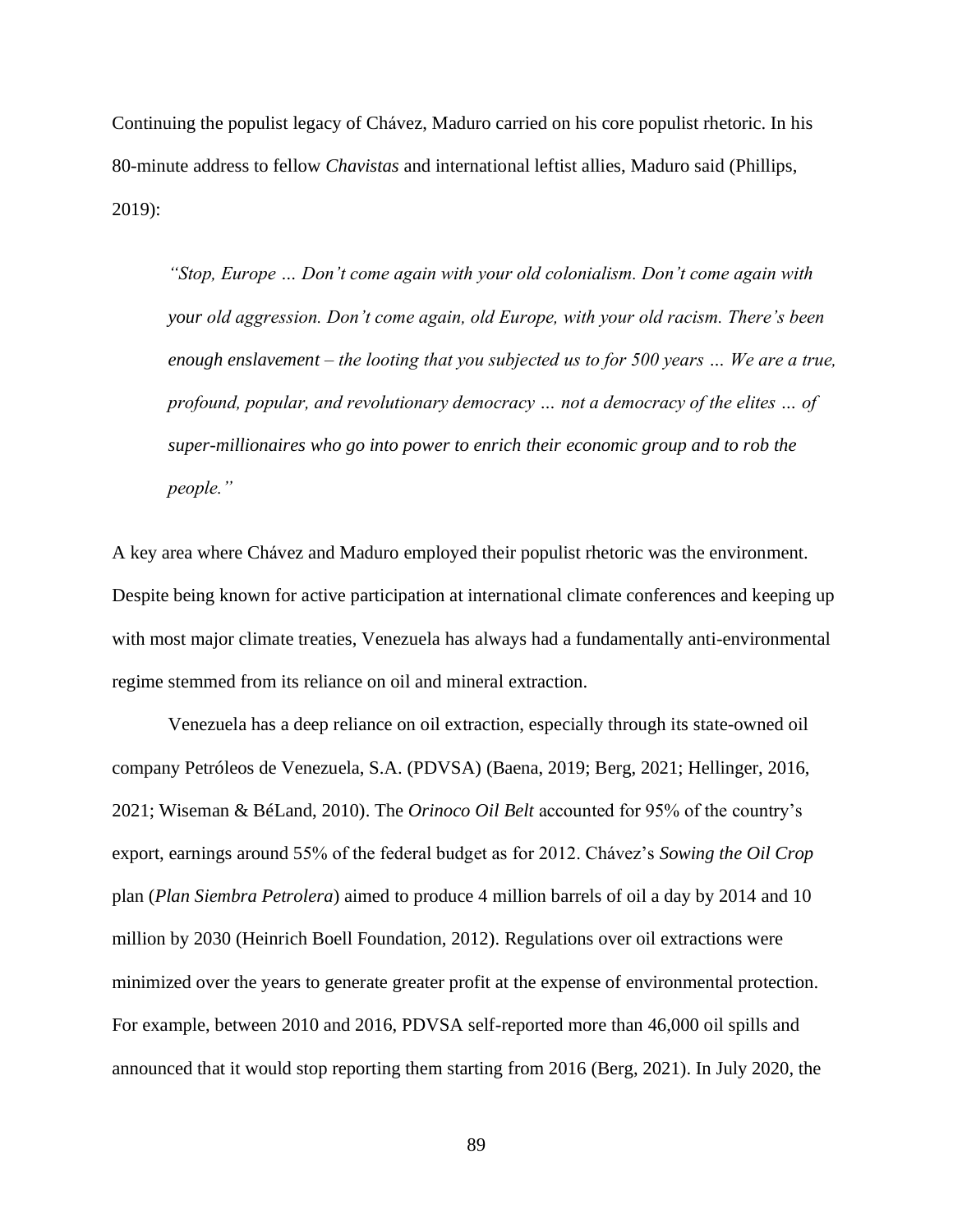Continuing the populist legacy of Chávez, Maduro carried on his core populist rhetoric. In his 80-minute address to fellow *Chavistas* and international leftist allies, Maduro said (Phillips, 2019):

> *"Stop, Europe … Don't come again with your old colonialism. Don't come again with your old aggression. Don't come again, old Europe, with your old racism. There's been enough enslavement – the looting that you subjected us to for 500 years … We are a true, profound, popular, and revolutionary democracy … not a democracy of the elites … of super-millionaires who go into power to enrich their economic group and to rob the people."*

A key area where Chávez and Maduro employed their populist rhetoric was the environment. Despite being known for active participation at international climate conferences and keeping up with most major climate treaties, Venezuela has always had a fundamentally anti-environmental regime stemmed from its reliance on oil and mineral extraction.

Venezuela has a deep reliance on oil extraction, especially through its state-owned oil company Petróleos de Venezuela, S.A. (PDVSA) (Baena, 2019; Berg, 2021; Hellinger, 2016, 2021; Wiseman & BéLand, 2010). The *Orinoco Oil Belt* accounted for 95% of the country's export, earnings around 55% of the federal budget as for 2012. Chávez's *Sowing the Oil Crop* plan (*Plan Siembra Petrolera*) aimed to produce 4 million barrels of oil a day by 2014 and 10 million by 2030 (Heinrich Boell Foundation, 2012). Regulations over oil extractions were minimized over the years to generate greater profit at the expense of environmental protection. For example, between 2010 and 2016, PDVSA self-reported more than 46,000 oil spills and announced that it would stop reporting them starting from 2016 (Berg, 2021). In July 2020, the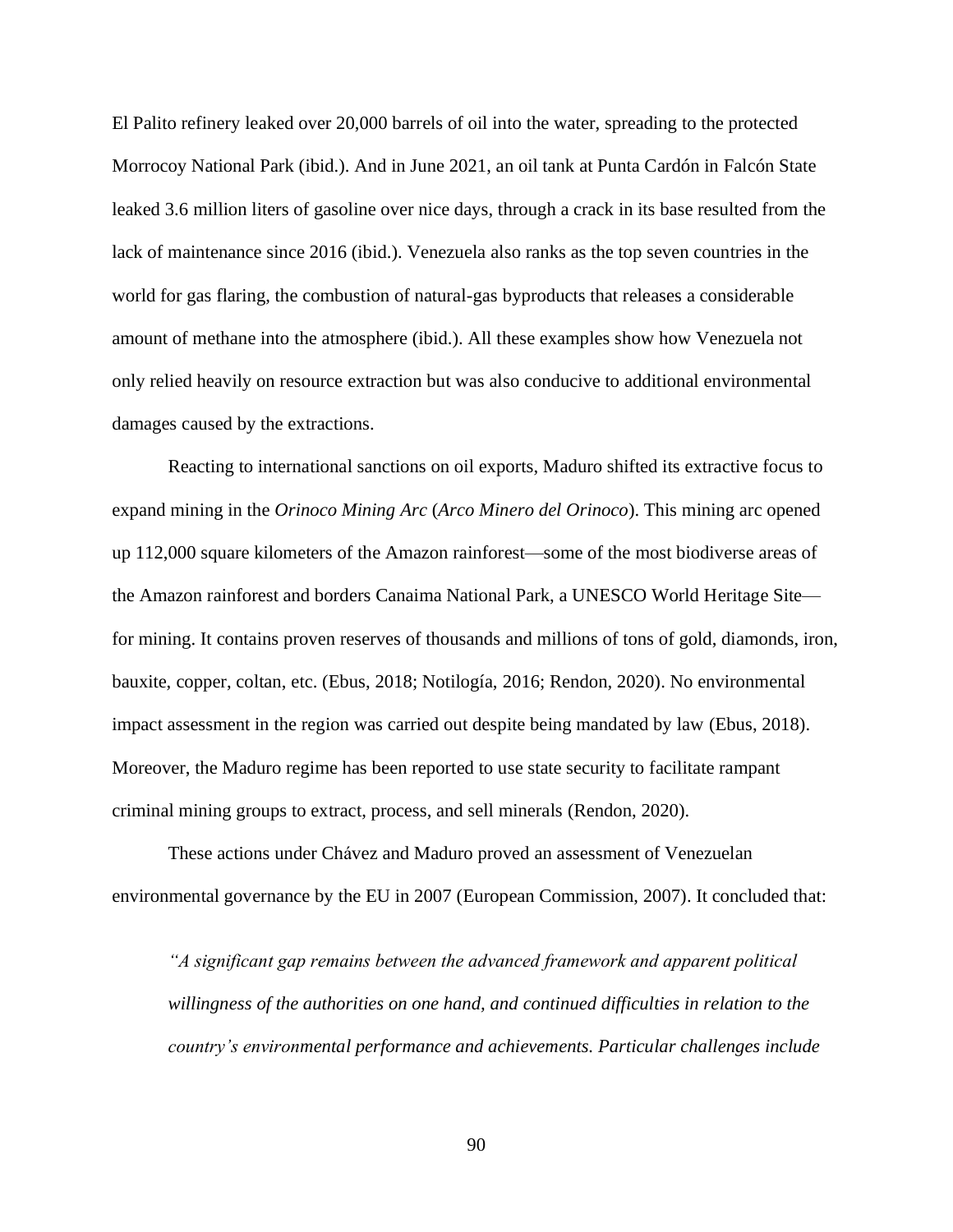El Palito refinery leaked over 20,000 barrels of oil into the water, spreading to the protected Morrocoy National Park (ibid.). And in June 2021, an oil tank at Punta Cardón in Falcón State leaked 3.6 million liters of gasoline over nice days, through a crack in its base resulted from the lack of maintenance since 2016 (ibid.). Venezuela also ranks as the top seven countries in the world for gas flaring, the combustion of natural-gas byproducts that releases a considerable amount of methane into the atmosphere (ibid.). All these examples show how Venezuela not only relied heavily on resource extraction but was also conducive to additional environmental damages caused by the extractions.

Reacting to international sanctions on oil exports, Maduro shifted its extractive focus to expand mining in the *Orinoco Mining Arc* (*Arco Minero del Orinoco*). This mining arc opened up 112,000 square kilometers of the Amazon rainforest—some of the most biodiverse areas of the Amazon rainforest and borders Canaima National Park, a UNESCO World Heritage Site—for mining. It contains proven reserves of thousands and millions of tons of gold, diamonds, iron, bauxite, copper, coltan, etc. (Ebus, 2018; Notilogía, 2016; Rendon, 2020). No environmental impact assessment in the region was carried out despite being mandated by law (Ebus, 2018). Moreover, the Maduro regime has been reported to use state security to facilitate rampant criminal mining groups to extract, process, and sell minerals (Rendon, 2020).

These actions under Chávez and Maduro proved an assessment of Venezuelan environmental governance by the EU in 2007 (European Commission, 2007). It concluded that:

> *"A significant gap remains between the advanced framework and apparent political willingness of the authorities on one hand, and continued difficulties in relation to the country's environmental performance and achievements. Particular challenges include*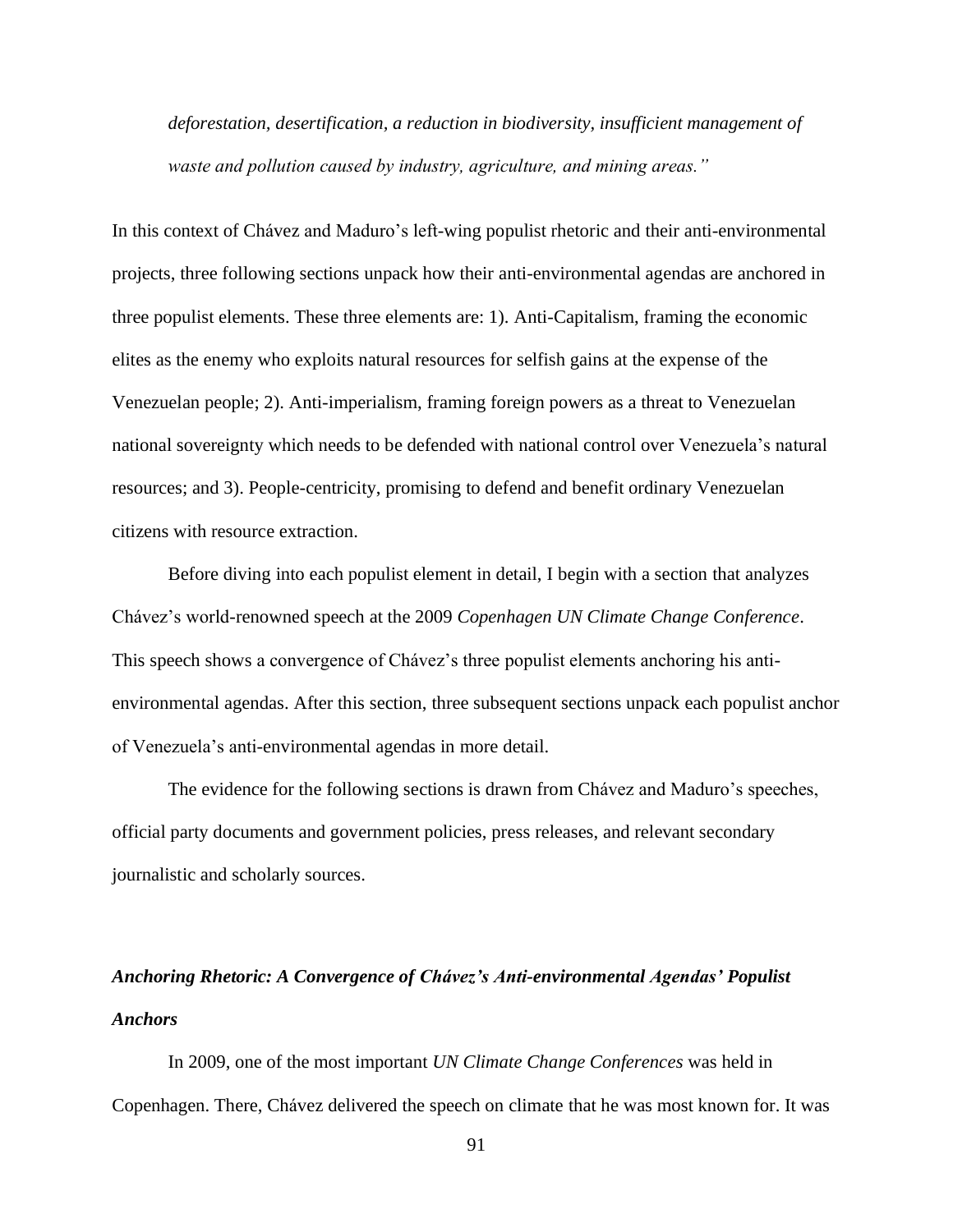*deforestation, desertification, a reduction in biodiversity, insufficient management of waste and pollution caused by industry, agriculture, and mining areas."*

In this context of Chávez and Maduro's left-wing populist rhetoric and their anti-environmental projects, three following sections unpack how their anti-environmental agendas are anchored in three populist elements. These three elements are: 1). Anti-Capitalism, framing the economic elites as the enemy who exploits natural resources for selfish gains at the expense of the Venezuelan people; 2). Anti-imperialism, framing foreign powers as a threat to Venezuelan national sovereignty which needs to be defended with national control over Venezuela's natural resources; and 3). People-centricity, promising to defend and benefit ordinary Venezuelan citizens with resource extraction.

Before diving into each populist element in detail, I begin with a section that analyzes Chávez's world-renowned speech at the 2009 *Copenhagen UN Climate Change Conference*. This speech shows a convergence of Chávez's three populist elements anchoring his anti-environmental agendas. After this section, three subsequent sections unpack each populist anchor of Venezuela's anti-environmental agendas in more detail.

The evidence for the following sections is drawn from Chávez and Maduro's speeches, official party documents and government policies, press releases, and relevant secondary journalistic and scholarly sources.

### *Anchoring Rhetoric: A Convergence of Chávez's Anti-environmental Agendas' Populist Anchors*

In 2009, one of the most important *UN Climate Change Conferences* was held in Copenhagen. There, Chávez delivered the speech on climate that he was most known for. It was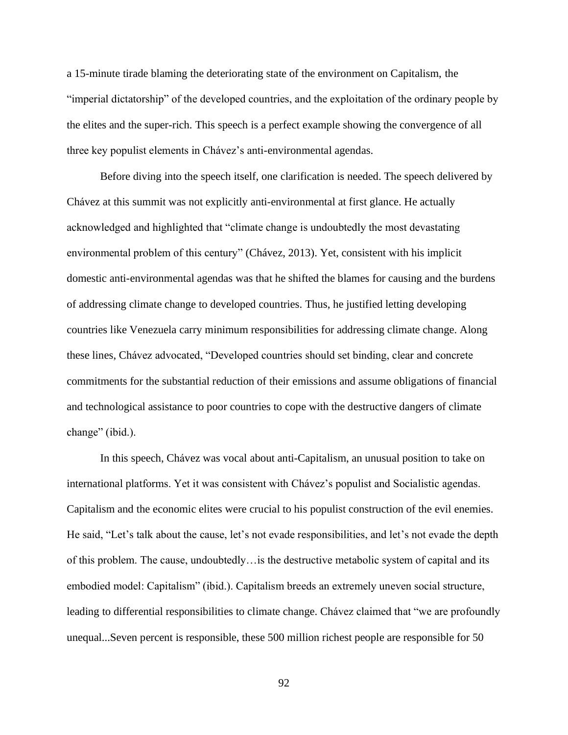a 15-minute tirade blaming the deteriorating state of the environment on Capitalism, the "imperial dictatorship" of the developed countries, and the exploitation of the ordinary people by the elites and the super-rich. This speech is a perfect example showing the convergence of all three key populist elements in Chávez's anti-environmental agendas.

Before diving into the speech itself, one clarification is needed. The speech delivered by Chávez at this summit was not explicitly anti-environmental at first glance. He actually acknowledged and highlighted that "climate change is undoubtedly the most devastating environmental problem of this century" (Chávez, 2013). Yet, consistent with his implicit domestic anti-environmental agendas was that he shifted the blames for causing and the burdens of addressing climate change to developed countries. Thus, he justified letting developing countries like Venezuela carry minimum responsibilities for addressing climate change. Along these lines, Chávez advocated, "Developed countries should set binding, clear and concrete commitments for the substantial reduction of their emissions and assume obligations of financial and technological assistance to poor countries to cope with the destructive dangers of climate change" (ibid.).

In this speech, Chávez was vocal about anti-Capitalism, an unusual position to take on international platforms. Yet it was consistent with Chávez's populist and Socialistic agendas. Capitalism and the economic elites were crucial to his populist construction of the evil enemies. He said, "Let's talk about the cause, let's not evade responsibilities, and let's not evade the depth of this problem. The cause, undoubtedly…is the destructive metabolic system of capital and its embodied model: Capitalism" (ibid.). Capitalism breeds an extremely uneven social structure, leading to differential responsibilities to climate change. Chávez claimed that "we are profoundly unequal...Seven percent is responsible, these 500 million richest people are responsible for 50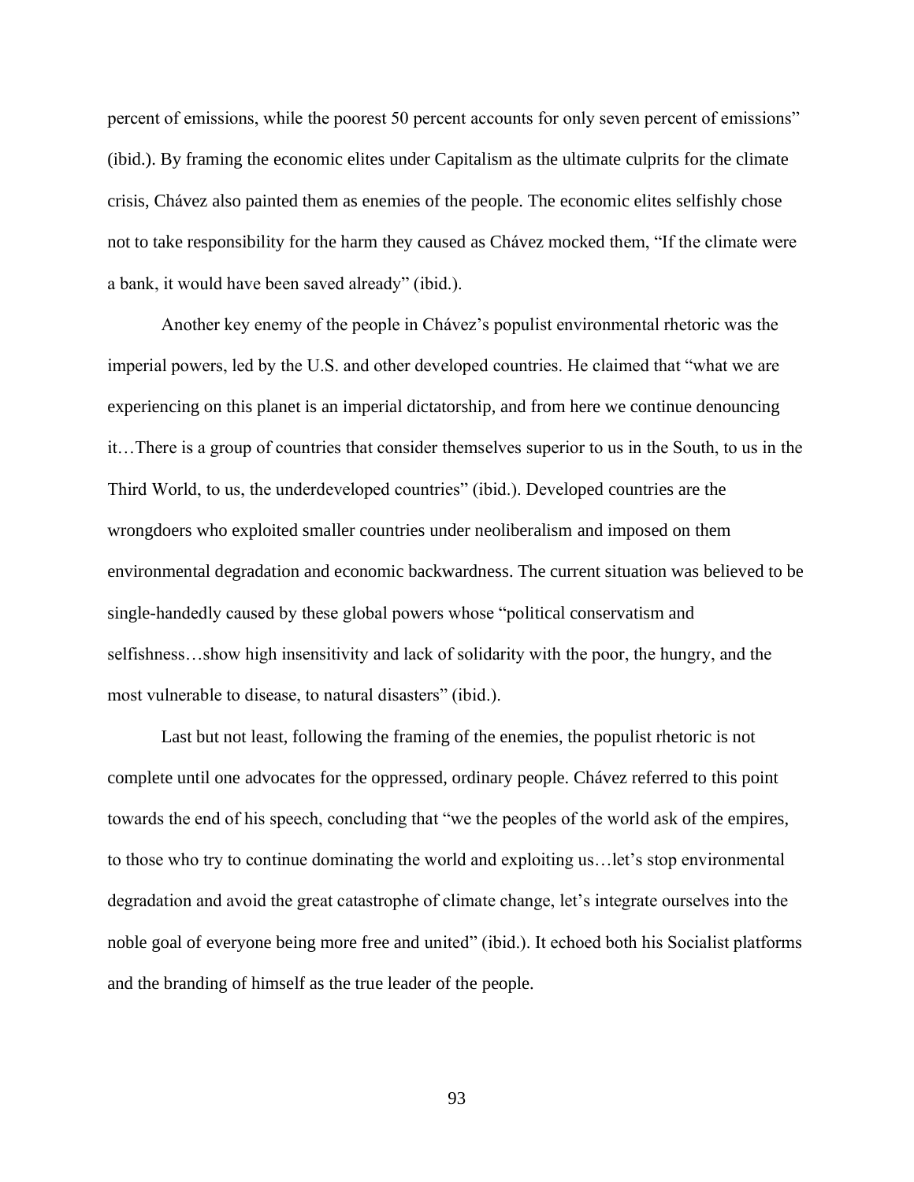percent of emissions, while the poorest 50 percent accounts for only seven percent of emissions" (ibid.). By framing the economic elites under Capitalism as the ultimate culprits for the climate crisis, Chávez also painted them as enemies of the people. The economic elites selfishly chose not to take responsibility for the harm they caused as Chávez mocked them, "If the climate were a bank, it would have been saved already" (ibid.).

Another key enemy of the people in Chávez's populist environmental rhetoric was the imperial powers, led by the U.S. and other developed countries. He claimed that "what we are experiencing on this planet is an imperial dictatorship, and from here we continue denouncing it…There is a group of countries that consider themselves superior to us in the South, to us in the Third World, to us, the underdeveloped countries" (ibid.). Developed countries are the wrongdoers who exploited smaller countries under neoliberalism and imposed on them environmental degradation and economic backwardness. The current situation was believed to be single-handedly caused by these global powers whose "political conservatism and selfishness…show high insensitivity and lack of solidarity with the poor, the hungry, and the most vulnerable to disease, to natural disasters" (ibid.).

Last but not least, following the framing of the enemies, the populist rhetoric is not complete until one advocates for the oppressed, ordinary people. Chávez referred to this point towards the end of his speech, concluding that "we the peoples of the world ask of the empires, to those who try to continue dominating the world and exploiting us…let's stop environmental degradation and avoid the great catastrophe of climate change, let's integrate ourselves into the noble goal of everyone being more free and united" (ibid.). It echoed both his Socialist platforms and the branding of himself as the true leader of the people.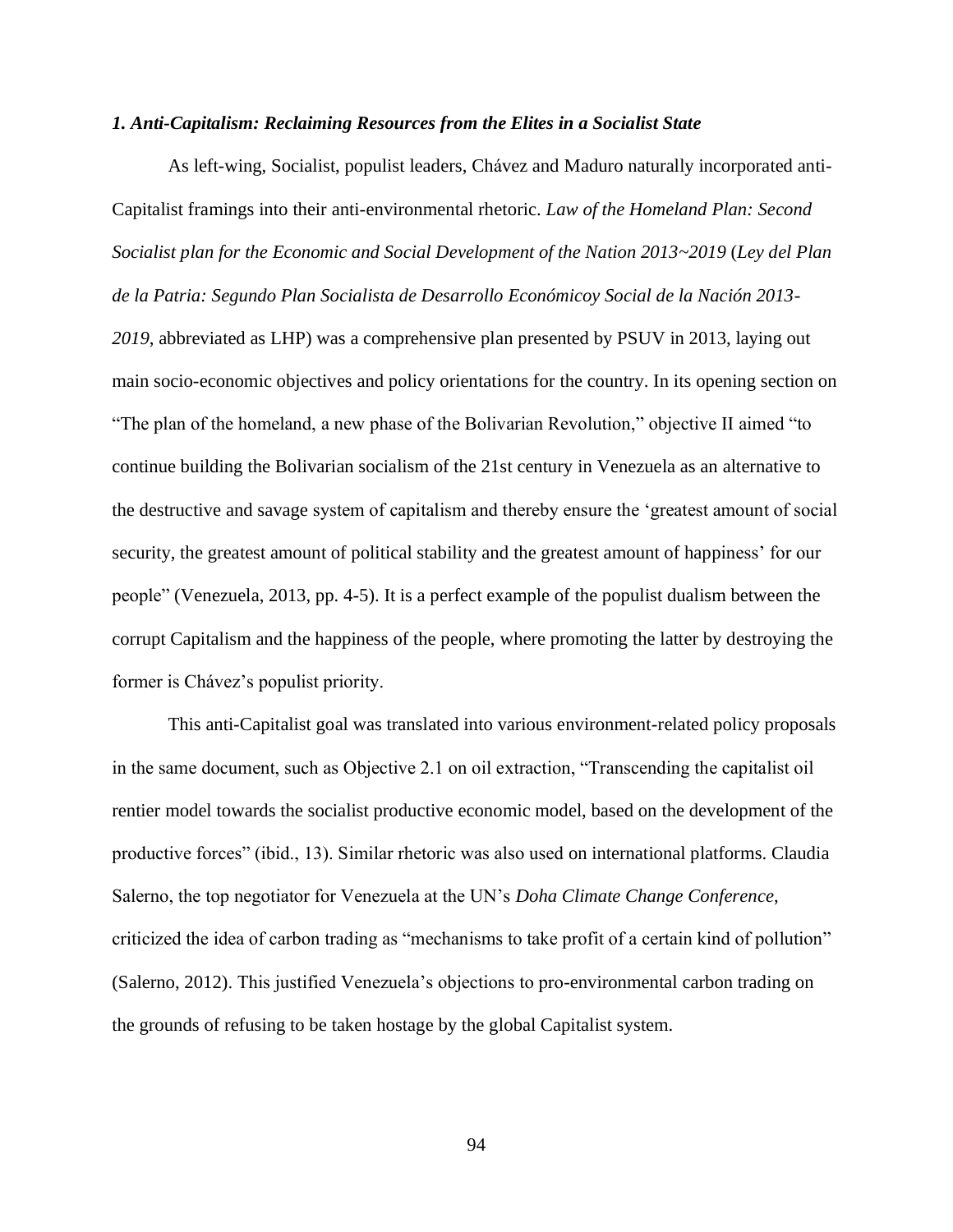### *1. Anti-Capitalism: Reclaiming Resources from the Elites in a Socialist State*

As left-wing, Socialist, populist leaders, Chávez and Maduro naturally incorporated anti-Capitalist framings into their anti-environmental rhetoric. *Law of the Homeland Plan: Second Socialist plan for the Economic and Social Development of the Nation 2013~2019* (*Ley del Plan de la Patria: Segundo Plan Socialista de Desarrollo Económicoy Social de la Nación 2013-2019*, abbreviated as LHP) was a comprehensive plan presented by PSUV in 2013, laying out main socio-economic objectives and policy orientations for the country. In its opening section on "The plan of the homeland, a new phase of the Bolivarian Revolution," objective II aimed "to continue building the Bolivarian socialism of the 21st century in Venezuela as an alternative to the destructive and savage system of capitalism and thereby ensure the 'greatest amount of social security, the greatest amount of political stability and the greatest amount of happiness' for our people" (Venezuela, 2013, pp. 4-5). It is a perfect example of the populist dualism between the corrupt Capitalism and the happiness of the people, where promoting the latter by destroying the former is Chávez's populist priority.

This anti-Capitalist goal was translated into various environment-related policy proposals in the same document, such as Objective 2.1 on oil extraction, "Transcending the capitalist oil rentier model towards the socialist productive economic model, based on the development of the productive forces" (ibid., 13). Similar rhetoric was also used on international platforms. Claudia Salerno, the top negotiator for Venezuela at the UN's *Doha Climate Change Conference*, criticized the idea of carbon trading as "mechanisms to take profit of a certain kind of pollution" (Salerno, 2012). This justified Venezuela's objections to pro-environmental carbon trading on the grounds of refusing to be taken hostage by the global Capitalist system.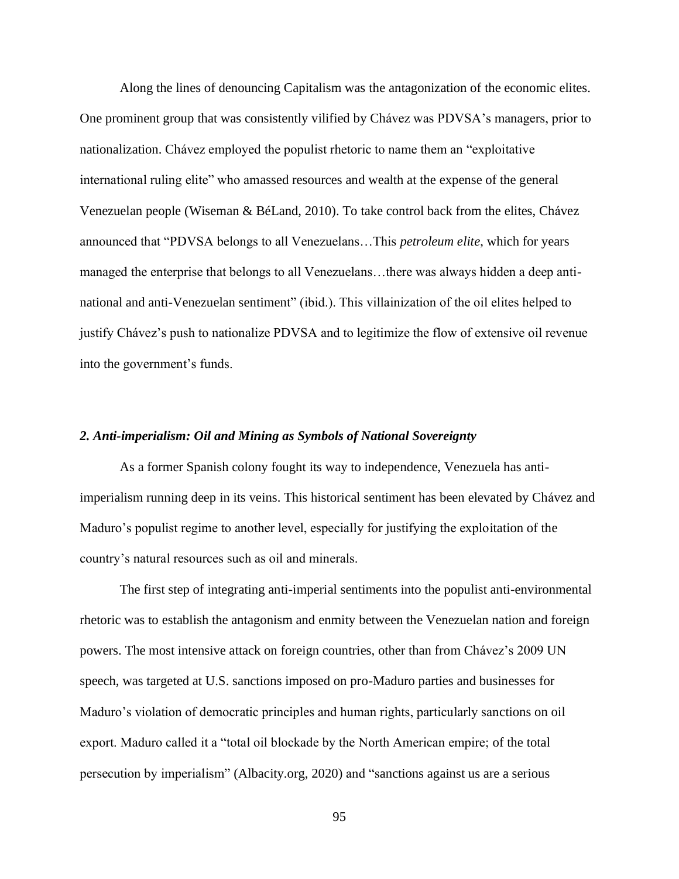Along the lines of denouncing Capitalism was the antagonization of the economic elites. One prominent group that was consistently vilified by Chávez was PDVSA's managers, prior to nationalization. Chávez employed the populist rhetoric to name them an "exploitative international ruling elite" who amassed resources and wealth at the expense of the general Venezuelan people (Wiseman & BéLand, 2010). To take control back from the elites, Chávez announced that "PDVSA belongs to all Venezuelans…This *petroleum elite*, which for years managed the enterprise that belongs to all Venezuelans…there was always hidden a deep anti-national and anti-Venezuelan sentiment" (ibid.). This villainization of the oil elites helped to justify Chávez's push to nationalize PDVSA and to legitimize the flow of extensive oil revenue into the government's funds.

### *2. Anti-imperialism: Oil and Mining as Symbols of National Sovereignty*

As a former Spanish colony fought its way to independence, Venezuela has anti-imperialism running deep in its veins. This historical sentiment has been elevated by Chávez and Maduro's populist regime to another level, especially for justifying the exploitation of the country's natural resources such as oil and minerals.

The first step of integrating anti-imperial sentiments into the populist anti-environmental rhetoric was to establish the antagonism and enmity between the Venezuelan nation and foreign powers. The most intensive attack on foreign countries, other than from Chávez's 2009 UN speech, was targeted at U.S. sanctions imposed on pro-Maduro parties and businesses for Maduro's violation of democratic principles and human rights, particularly sanctions on oil export. Maduro called it a "total oil blockade by the North American empire; of the total persecution by imperialism" (Albacity.org, 2020) and "sanctions against us are a serious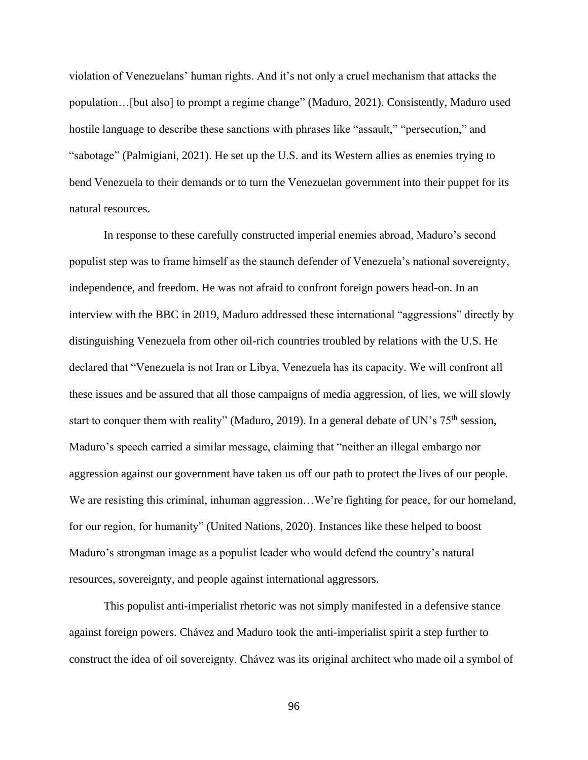violation of Venezuelans' human rights. And it's not only a cruel mechanism that attacks the population…[but also] to prompt a regime change" (Maduro, 2021). Consistently, Maduro used hostile language to describe these sanctions with phrases like "assault," "persecution," and "sabotage" (Palmigiani, 2021). He set up the U.S. and its Western allies as enemies trying to bend Venezuela to their demands or to turn the Venezuelan government into their puppet for its natural resources.

In response to these carefully constructed imperial enemies abroad, Maduro's second populist step was to frame himself as the staunch defender of Venezuela's national sovereignty, independence, and freedom. He was not afraid to confront foreign powers head-on. In an interview with the BBC in 2019, Maduro addressed these international "aggressions" directly by distinguishing Venezuela from other oil-rich countries troubled by relations with the U.S. He declared that "Venezuela is not Iran or Libya, Venezuela has its capacity. We will confront all these issues and be assured that all those campaigns of media aggression, of lies, we will slowly start to conquer them with reality" (Maduro, 2019). In a general debate of UN's 75th session, Maduro's speech carried a similar message, claiming that "neither an illegal embargo nor aggression against our government have taken us off our path to protect the lives of our people. We are resisting this criminal, inhuman aggression…We're fighting for peace, for our homeland, for our region, for humanity" (United Nations, 2020). Instances like these helped to boost Maduro's strongman image as a populist leader who would defend the country's natural resources, sovereignty, and people against international aggressors.

This populist anti-imperialist rhetoric was not simply manifested in a defensive stance against foreign powers. Chávez and Maduro took the anti-imperialist spirit a step further to construct the idea of oil sovereignty. Chávez was its original architect who made oil a symbol of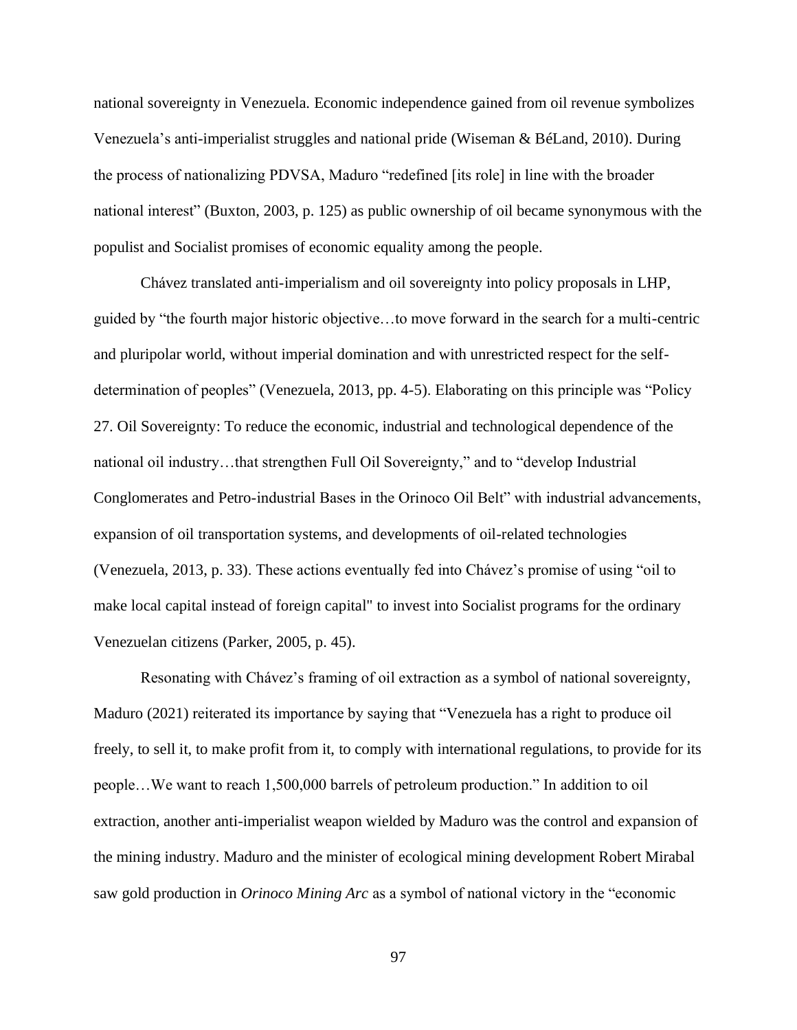national sovereignty in Venezuela. Economic independence gained from oil revenue symbolizes Venezuela's anti-imperialist struggles and national pride (Wiseman & BéLand, 2010). During the process of nationalizing PDVSA, Maduro "redefined [its role] in line with the broader national interest" (Buxton, 2003, p. 125) as public ownership of oil became synonymous with the populist and Socialist promises of economic equality among the people.

Chávez translated anti-imperialism and oil sovereignty into policy proposals in LHP, guided by "the fourth major historic objective…to move forward in the search for a multi-centric and pluripolar world, without imperial domination and with unrestricted respect for the self-determination of peoples" (Venezuela, 2013, pp. 4-5). Elaborating on this principle was "Policy 27. Oil Sovereignty: To reduce the economic, industrial and technological dependence of the national oil industry…that strengthen Full Oil Sovereignty," and to "develop Industrial Conglomerates and Petro-industrial Bases in the Orinoco Oil Belt" with industrial advancements, expansion of oil transportation systems, and developments of oil-related technologies (Venezuela, 2013, p. 33). These actions eventually fed into Chávez's promise of using "oil to make local capital instead of foreign capital" to invest into Socialist programs for the ordinary Venezuelan citizens (Parker, 2005, p. 45).

Resonating with Chávez's framing of oil extraction as a symbol of national sovereignty, Maduro (2021) reiterated its importance by saying that "Venezuela has a right to produce oil freely, to sell it, to make profit from it, to comply with international regulations, to provide for its people…We want to reach 1,500,000 barrels of petroleum production." In addition to oil extraction, another anti-imperialist weapon wielded by Maduro was the control and expansion of the mining industry. Maduro and the minister of ecological mining development Robert Mirabal saw gold production in *Orinoco Mining Arc* as a symbol of national victory in the "economic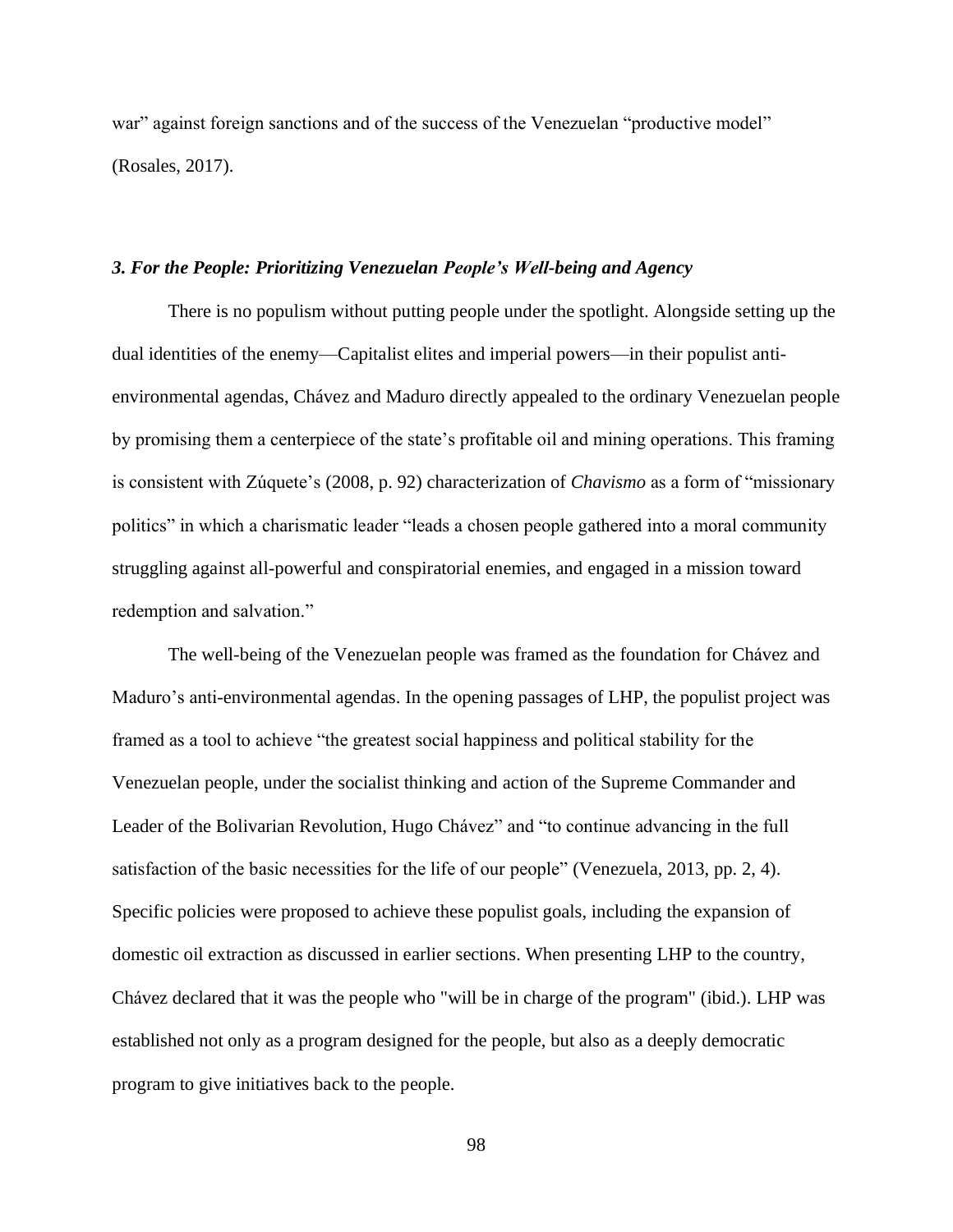war" against foreign sanctions and of the success of the Venezuelan "productive model" (Rosales, 2017).

### *3. For the People: Prioritizing Venezuelan People's Well-being and Agency*

There is no populism without putting people under the spotlight. Alongside setting up the dual identities of the enemy—Capitalist elites and imperial powers—in their populist anti-environmental agendas, Chávez and Maduro directly appealed to the ordinary Venezuelan people by promising them a centerpiece of the state's profitable oil and mining operations. This framing is consistent with Zúquete's (2008, p. 92) characterization of *Chavismo* as a form of "missionary politics" in which a charismatic leader "leads a chosen people gathered into a moral community struggling against all-powerful and conspiratorial enemies, and engaged in a mission toward redemption and salvation."

The well-being of the Venezuelan people was framed as the foundation for Chávez and Maduro's anti-environmental agendas. In the opening passages of LHP, the populist project was framed as a tool to achieve "the greatest social happiness and political stability for the Venezuelan people, under the socialist thinking and action of the Supreme Commander and Leader of the Bolivarian Revolution, Hugo Chávez" and "to continue advancing in the full satisfaction of the basic necessities for the life of our people" (Venezuela, 2013, pp. 2, 4). Specific policies were proposed to achieve these populist goals, including the expansion of domestic oil extraction as discussed in earlier sections. When presenting LHP to the country, Chávez declared that it was the people who "will be in charge of the program" (ibid.). LHP was established not only as a program designed for the people, but also as a deeply democratic program to give initiatives back to the people.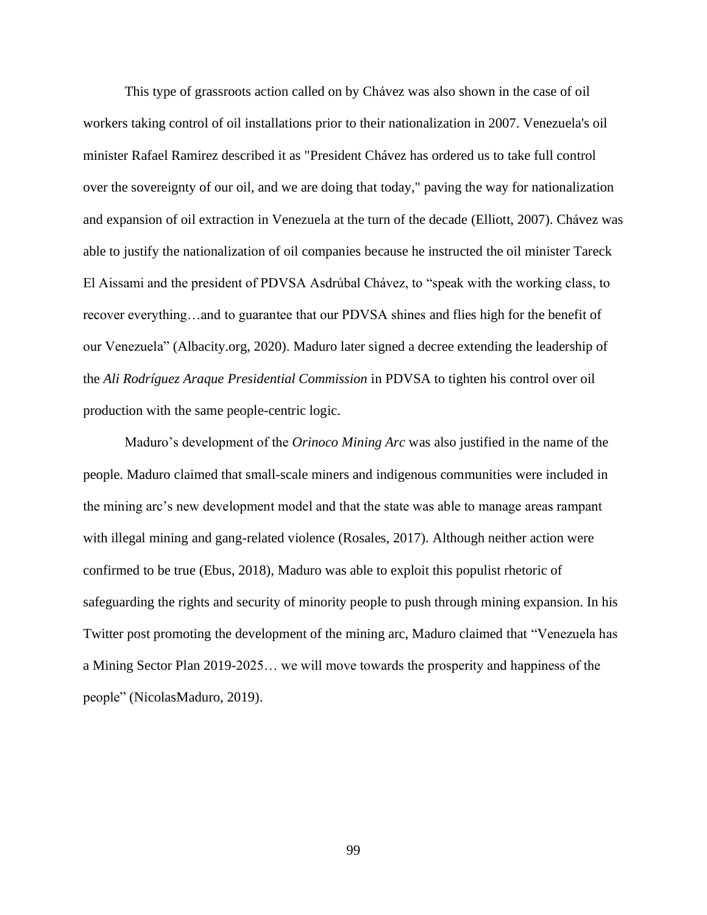This type of grassroots action called on by Chávez was also shown in the case of oil workers taking control of oil installations prior to their nationalization in 2007. Venezuela's oil minister Rafael Ramirez described it as "President Chávez has ordered us to take full control over the sovereignty of our oil, and we are doing that today," paving the way for nationalization and expansion of oil extraction in Venezuela at the turn of the decade (Elliott, 2007). Chávez was able to justify the nationalization of oil companies because he instructed the oil minister Tareck El Aissami and the president of PDVSA Asdrúbal Chávez, to "speak with the working class, to recover everything…and to guarantee that our PDVSA shines and flies high for the benefit of our Venezuela" (Albacity.org, 2020). Maduro later signed a decree extending the leadership of the *Ali Rodríguez Araque Presidential Commission* in PDVSA to tighten his control over oil production with the same people-centric logic.

Maduro's development of the *Orinoco Mining Arc* was also justified in the name of the people. Maduro claimed that small-scale miners and indigenous communities were included in the mining arc's new development model and that the state was able to manage areas rampant with illegal mining and gang-related violence (Rosales, 2017). Although neither action were confirmed to be true (Ebus, 2018), Maduro was able to exploit this populist rhetoric of safeguarding the rights and security of minority people to push through mining expansion. In his Twitter post promoting the development of the mining arc, Maduro claimed that "Venezuela has a Mining Sector Plan 2019-2025… we will move towards the prosperity and happiness of the people" (NicolasMaduro, 2019).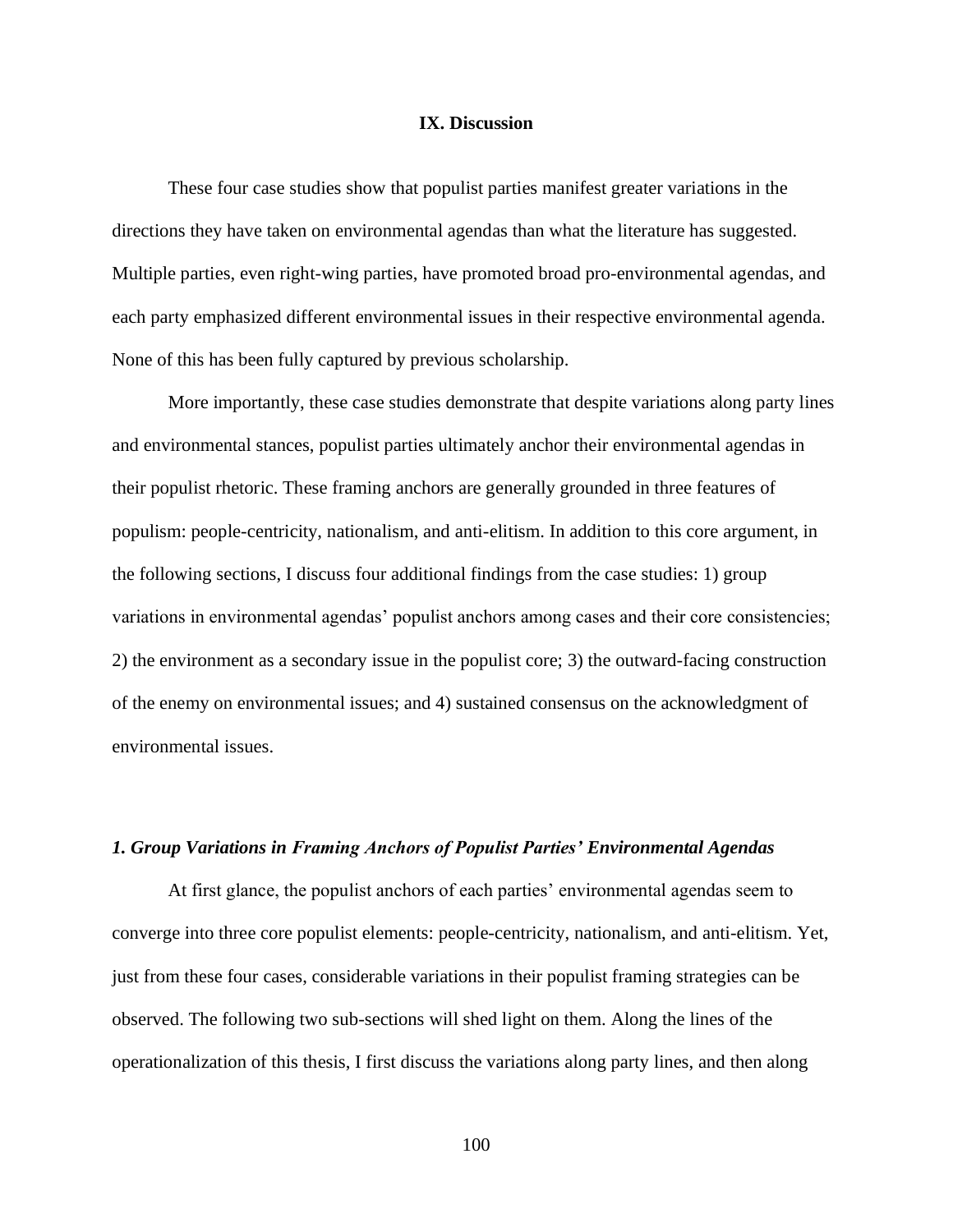## IX. Discussion

These four case studies show that populist parties manifest greater variations in the directions they have taken on environmental agendas than what the literature has suggested. Multiple parties, even right-wing parties, have promoted broad pro-environmental agendas, and each party emphasized different environmental issues in their respective environmental agenda. None of this has been fully captured by previous scholarship.

More importantly, these case studies demonstrate that despite variations along party lines and environmental stances, populist parties ultimately anchor their environmental agendas in their populist rhetoric. These framing anchors are generally grounded in three features of populism: people-centricity, nationalism, and anti-elitism. In addition to this core argument, in the following sections, I discuss four additional findings from the case studies: 1) group variations in environmental agendas' populist anchors among cases and their core consistencies; 2) the environment as a secondary issue in the populist core; 3) the outward-facing construction of the enemy on environmental issues; and 4) sustained consensus on the acknowledgment of environmental issues.

### *1. Group Variations in Framing Anchors of Populist Parties' Environmental Agendas*

At first glance, the populist anchors of each parties' environmental agendas seem to converge into three core populist elements: people-centricity, nationalism, and anti-elitism. Yet, just from these four cases, considerable variations in their populist framing strategies can be observed. The following two sub-sections will shed light on them. Along the lines of the operationalization of this thesis, I first discuss the variations along party lines, and then along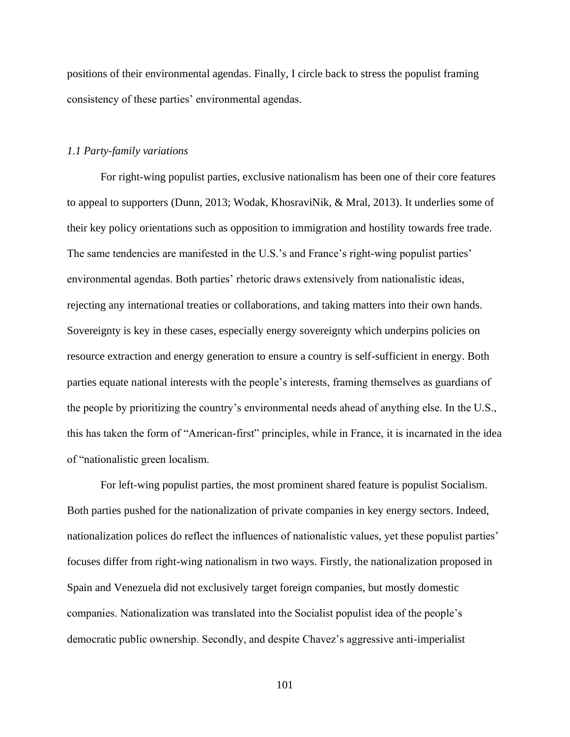positions of their environmental agendas. Finally, I circle back to stress the populist framing consistency of these parties' environmental agendas.

### *1.1 Party-family variations*

For right-wing populist parties, exclusive nationalism has been one of their core features to appeal to supporters (Dunn, 2013; Wodak, KhosraviNik, & Mral, 2013). It underlies some of their key policy orientations such as opposition to immigration and hostility towards free trade. The same tendencies are manifested in the U.S.'s and France's right-wing populist parties' environmental agendas. Both parties' rhetoric draws extensively from nationalistic ideas, rejecting any international treaties or collaborations, and taking matters into their own hands. Sovereignty is key in these cases, especially energy sovereignty which underpins policies on resource extraction and energy generation to ensure a country is self-sufficient in energy. Both parties equate national interests with the people's interests, framing themselves as guardians of the people by prioritizing the country's environmental needs ahead of anything else. In the U.S., this has taken the form of "American-first" principles, while in France, it is incarnated in the idea of "nationalistic green localism.

For left-wing populist parties, the most prominent shared feature is populist Socialism. Both parties pushed for the nationalization of private companies in key energy sectors. Indeed, nationalization polices do reflect the influences of nationalistic values, yet these populist parties' focuses differ from right-wing nationalism in two ways. Firstly, the nationalization proposed in Spain and Venezuela did not exclusively target foreign companies, but mostly domestic companies. Nationalization was translated into the Socialist populist idea of the people's democratic public ownership. Secondly, and despite Chavez's aggressive anti-imperialist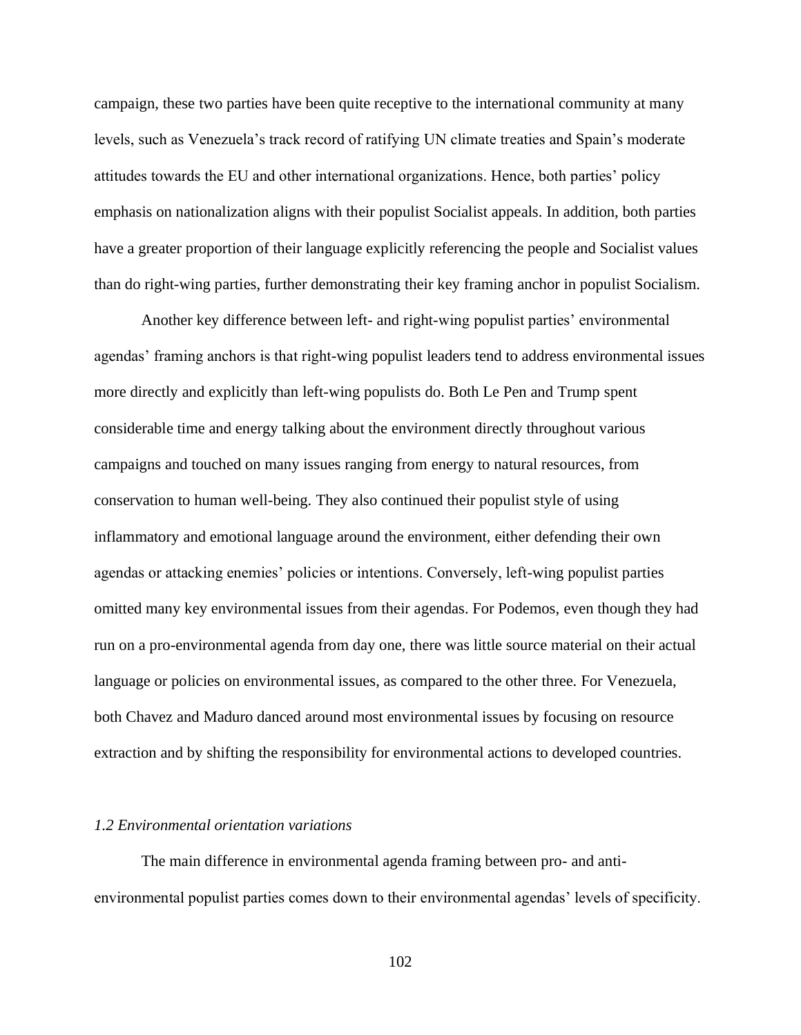campaign, these two parties have been quite receptive to the international community at many levels, such as Venezuela's track record of ratifying UN climate treaties and Spain's moderate attitudes towards the EU and other international organizations. Hence, both parties' policy emphasis on nationalization aligns with their populist Socialist appeals. In addition, both parties have a greater proportion of their language explicitly referencing the people and Socialist values than do right-wing parties, further demonstrating their key framing anchor in populist Socialism.

Another key difference between left- and right-wing populist parties' environmental agendas' framing anchors is that right-wing populist leaders tend to address environmental issues more directly and explicitly than left-wing populists do. Both Le Pen and Trump spent considerable time and energy talking about the environment directly throughout various campaigns and touched on many issues ranging from energy to natural resources, from conservation to human well-being. They also continued their populist style of using inflammatory and emotional language around the environment, either defending their own agendas or attacking enemies' policies or intentions. Conversely, left-wing populist parties omitted many key environmental issues from their agendas. For Podemos, even though they had run on a pro-environmental agenda from day one, there was little source material on their actual language or policies on environmental issues, as compared to the other three. For Venezuela, both Chavez and Maduro danced around most environmental issues by focusing on resource extraction and by shifting the responsibility for environmental actions to developed countries.

### *1.2 Environmental orientation variations*

The main difference in environmental agenda framing between pro- and anti-environmental populist parties comes down to their environmental agendas' levels of specificity.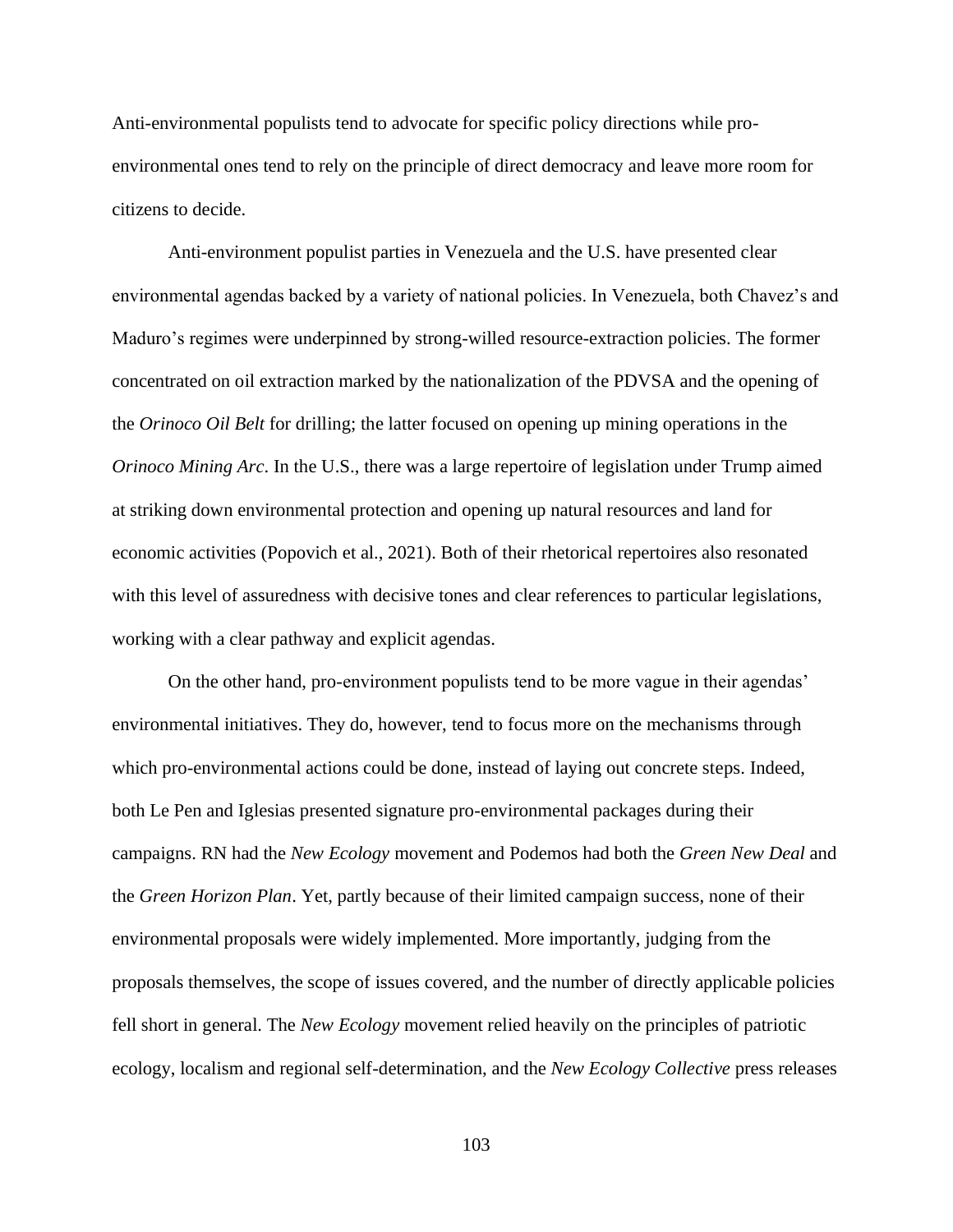Anti-environmental populists tend to advocate for specific policy directions while pro-environmental ones tend to rely on the principle of direct democracy and leave more room for citizens to decide.

Anti-environment populist parties in Venezuela and the U.S. have presented clear environmental agendas backed by a variety of national policies. In Venezuela, both Chavez's and Maduro's regimes were underpinned by strong-willed resource-extraction policies. The former concentrated on oil extraction marked by the nationalization of the PDVSA and the opening of the *Orinoco Oil Belt* for drilling; the latter focused on opening up mining operations in the *Orinoco Mining Arc*. In the U.S., there was a large repertoire of legislation under Trump aimed at striking down environmental protection and opening up natural resources and land for economic activities (Popovich et al., 2021). Both of their rhetorical repertoires also resonated with this level of assuredness with decisive tones and clear references to particular legislations, working with a clear pathway and explicit agendas.

On the other hand, pro-environment populists tend to be more vague in their agendas' environmental initiatives. They do, however, tend to focus more on the mechanisms through which pro-environmental actions could be done, instead of laying out concrete steps. Indeed, both Le Pen and Iglesias presented signature pro-environmental packages during their campaigns. RN had the *New Ecology* movement and Podemos had both the *Green New Deal* and the *Green Horizon Plan*. Yet, partly because of their limited campaign success, none of their environmental proposals were widely implemented. More importantly, judging from the proposals themselves, the scope of issues covered, and the number of directly applicable policies fell short in general. The *New Ecology* movement relied heavily on the principles of patriotic ecology, localism and regional self-determination, and the *New Ecology Collective* press releases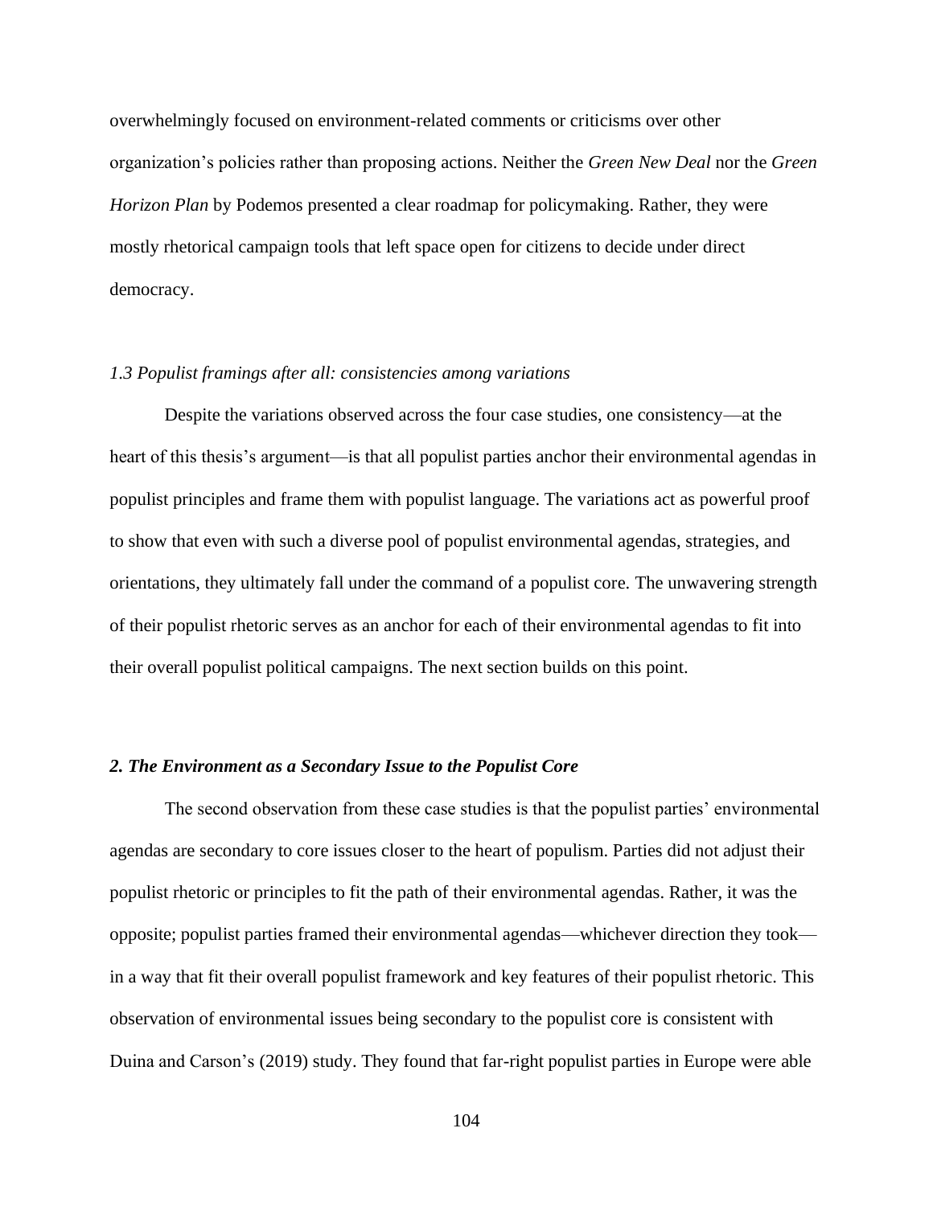overwhelmingly focused on environment-related comments or criticisms over other organization's policies rather than proposing actions. Neither the *Green New Deal* nor the *Green Horizon Plan* by Podemos presented a clear roadmap for policymaking. Rather, they were mostly rhetorical campaign tools that left space open for citizens to decide under direct democracy.

### *1.3 Populist framings after all: consistencies among variations*

Despite the variations observed across the four case studies, one consistency—at the heart of this thesis's argument—is that all populist parties anchor their environmental agendas in populist principles and frame them with populist language. The variations act as powerful proof to show that even with such a diverse pool of populist environmental agendas, strategies, and orientations, they ultimately fall under the command of a populist core. The unwavering strength of their populist rhetoric serves as an anchor for each of their environmental agendas to fit into their overall populist political campaigns. The next section builds on this point.

## ***2. The Environment as a Secondary Issue to the Populist Core***

The second observation from these case studies is that the populist parties' environmental agendas are secondary to core issues closer to the heart of populism. Parties did not adjust their populist rhetoric or principles to fit the path of their environmental agendas. Rather, it was the opposite; populist parties framed their environmental agendas—whichever direction they took—in a way that fit their overall populist framework and key features of their populist rhetoric. This observation of environmental issues being secondary to the populist core is consistent with Duina and Carson's (2019) study. They found that far-right populist parties in Europe were able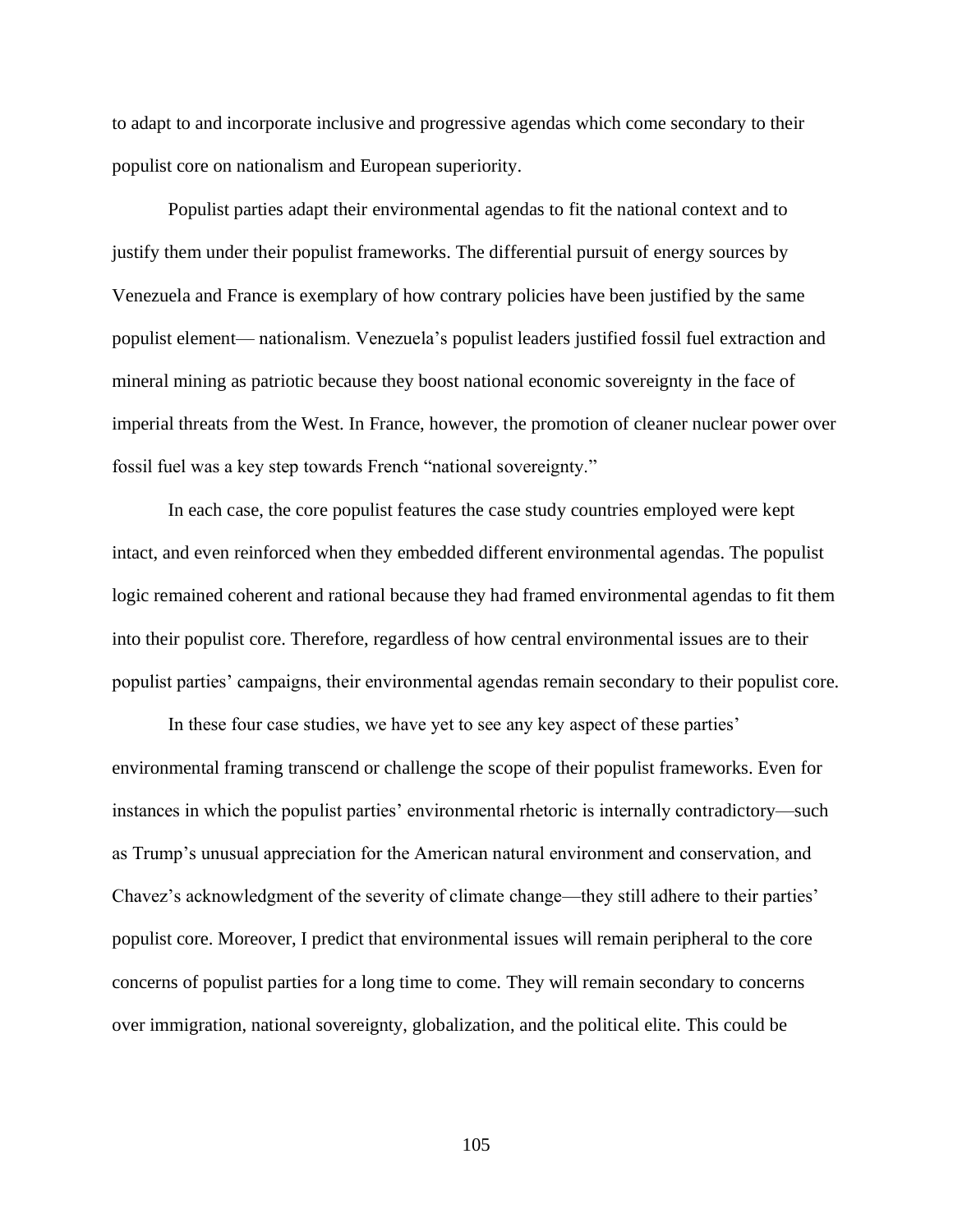to adapt to and incorporate inclusive and progressive agendas which come secondary to their populist core on nationalism and European superiority.

Populist parties adapt their environmental agendas to fit the national context and to justify them under their populist frameworks. The differential pursuit of energy sources by Venezuela and France is exemplary of how contrary policies have been justified by the same populist element— nationalism. Venezuela's populist leaders justified fossil fuel extraction and mineral mining as patriotic because they boost national economic sovereignty in the face of imperial threats from the West. In France, however, the promotion of cleaner nuclear power over fossil fuel was a key step towards French "national sovereignty."

In each case, the core populist features the case study countries employed were kept intact, and even reinforced when they embedded different environmental agendas. The populist logic remained coherent and rational because they had framed environmental agendas to fit them into their populist core. Therefore, regardless of how central environmental issues are to their populist parties' campaigns, their environmental agendas remain secondary to their populist core.

In these four case studies, we have yet to see any key aspect of these parties' environmental framing transcend or challenge the scope of their populist frameworks. Even for instances in which the populist parties' environmental rhetoric is internally contradictory—such as Trump's unusual appreciation for the American natural environment and conservation, and Chavez's acknowledgment of the severity of climate change—they still adhere to their parties' populist core. Moreover, I predict that environmental issues will remain peripheral to the core concerns of populist parties for a long time to come. They will remain secondary to concerns over immigration, national sovereignty, globalization, and the political elite. This could be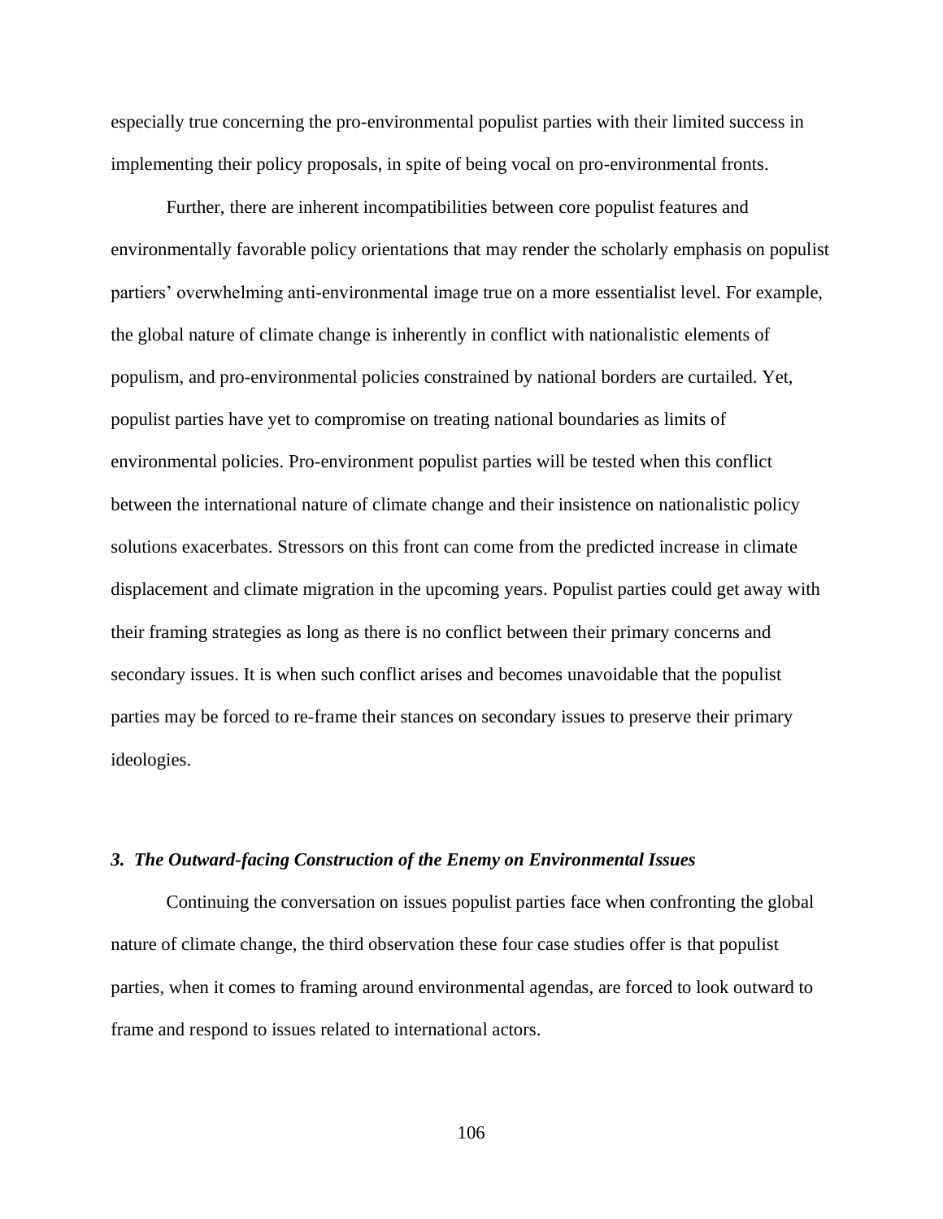especially true concerning the pro-environmental populist parties with their limited success in implementing their policy proposals, in spite of being vocal on pro-environmental fronts.

Further, there are inherent incompatibilities between core populist features and environmentally favorable policy orientations that may render the scholarly emphasis on populist partiers' overwhelming anti-environmental image true on a more essentialist level. For example, the global nature of climate change is inherently in conflict with nationalistic elements of populism, and pro-environmental policies constrained by national borders are curtailed. Yet, populist parties have yet to compromise on treating national boundaries as limits of environmental policies. Pro-environment populist parties will be tested when this conflict between the international nature of climate change and their insistence on nationalistic policy solutions exacerbates. Stressors on this front can come from the predicted increase in climate displacement and climate migration in the upcoming years. Populist parties could get away with their framing strategies as long as there is no conflict between their primary concerns and secondary issues. It is when such conflict arises and becomes unavoidable that the populist parties may be forced to re-frame their stances on secondary issues to preserve their primary ideologies.

### *3. The Outward-facing Construction of the Enemy on Environmental Issues*

Continuing the conversation on issues populist parties face when confronting the global nature of climate change, the third observation these four case studies offer is that populist parties, when it comes to framing around environmental agendas, are forced to look outward to frame and respond to issues related to international actors.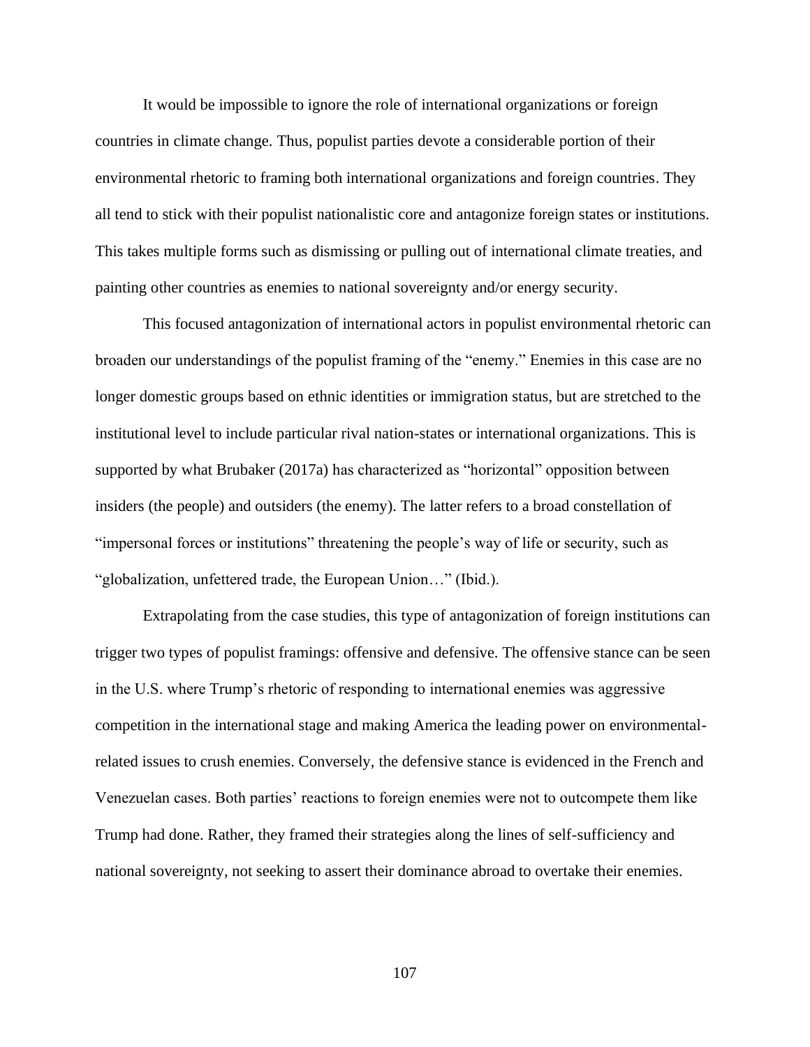It would be impossible to ignore the role of international organizations or foreign countries in climate change. Thus, populist parties devote a considerable portion of their environmental rhetoric to framing both international organizations and foreign countries. They all tend to stick with their populist nationalistic core and antagonize foreign states or institutions. This takes multiple forms such as dismissing or pulling out of international climate treaties, and painting other countries as enemies to national sovereignty and/or energy security.

This focused antagonization of international actors in populist environmental rhetoric can broaden our understandings of the populist framing of the "enemy." Enemies in this case are no longer domestic groups based on ethnic identities or immigration status, but are stretched to the institutional level to include particular rival nation-states or international organizations. This is supported by what Brubaker (2017a) has characterized as "horizontal" opposition between insiders (the people) and outsiders (the enemy). The latter refers to a broad constellation of "impersonal forces or institutions" threatening the people's way of life or security, such as "globalization, unfettered trade, the European Union…" (Ibid.).

Extrapolating from the case studies, this type of antagonization of foreign institutions can trigger two types of populist framings: offensive and defensive. The offensive stance can be seen in the U.S. where Trump's rhetoric of responding to international enemies was aggressive competition in the international stage and making America the leading power on environmental-related issues to crush enemies. Conversely, the defensive stance is evidenced in the French and Venezuelan cases. Both parties' reactions to foreign enemies were not to outcompete them like Trump had done. Rather, they framed their strategies along the lines of self-sufficiency and national sovereignty, not seeking to assert their dominance abroad to overtake their enemies.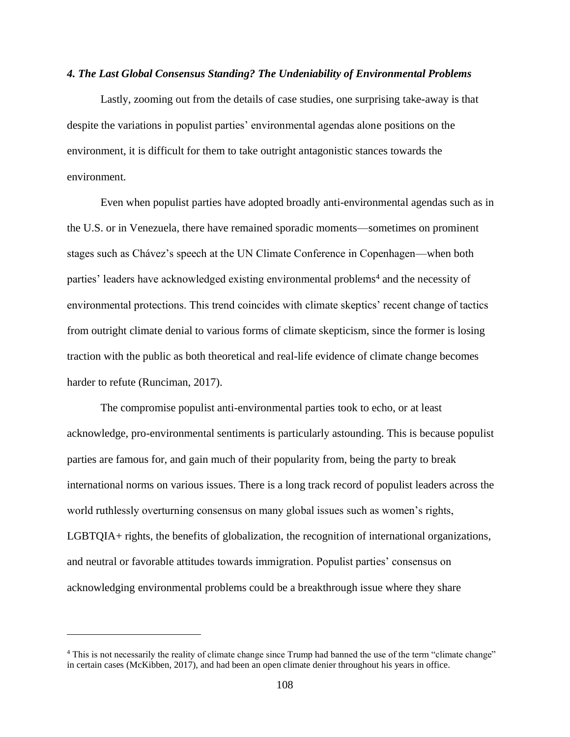***4. The Last Global Consensus Standing? The Undeniability of Environmental Problems***

Lastly, zooming out from the details of case studies, one surprising take-away is that despite the variations in populist parties' environmental agendas alone positions on the environment, it is difficult for them to take outright antagonistic stances towards the environment.

Even when populist parties have adopted broadly anti-environmental agendas such as in the U.S. or in Venezuela, there have remained sporadic moments—sometimes on prominent stages such as Chávez's speech at the UN Climate Conference in Copenhagen—when both parties' leaders have acknowledged existing environmental problems[4] and the necessity of environmental protections. This trend coincides with climate skeptics' recent change of tactics from outright climate denial to various forms of climate skepticism, since the former is losing traction with the public as both theoretical and real-life evidence of climate change becomes harder to refute (Runciman, 2017).

The compromise populist anti-environmental parties took to echo, or at least acknowledge, pro-environmental sentiments is particularly astounding. This is because populist parties are famous for, and gain much of their popularity from, being the party to break international norms on various issues. There is a long track record of populist leaders across the world ruthlessly overturning consensus on many global issues such as women's rights, LGBTQIA+ rights, the benefits of globalization, the recognition of international organizations, and neutral or favorable attitudes towards immigration. Populist parties' consensus on acknowledging environmental problems could be a breakthrough issue where they share

---

[4] This is not necessarily the reality of climate change since Trump had banned the use of the term "climate change" in certain cases (McKibben, 2017), and had been an open climate denier throughout his years in office.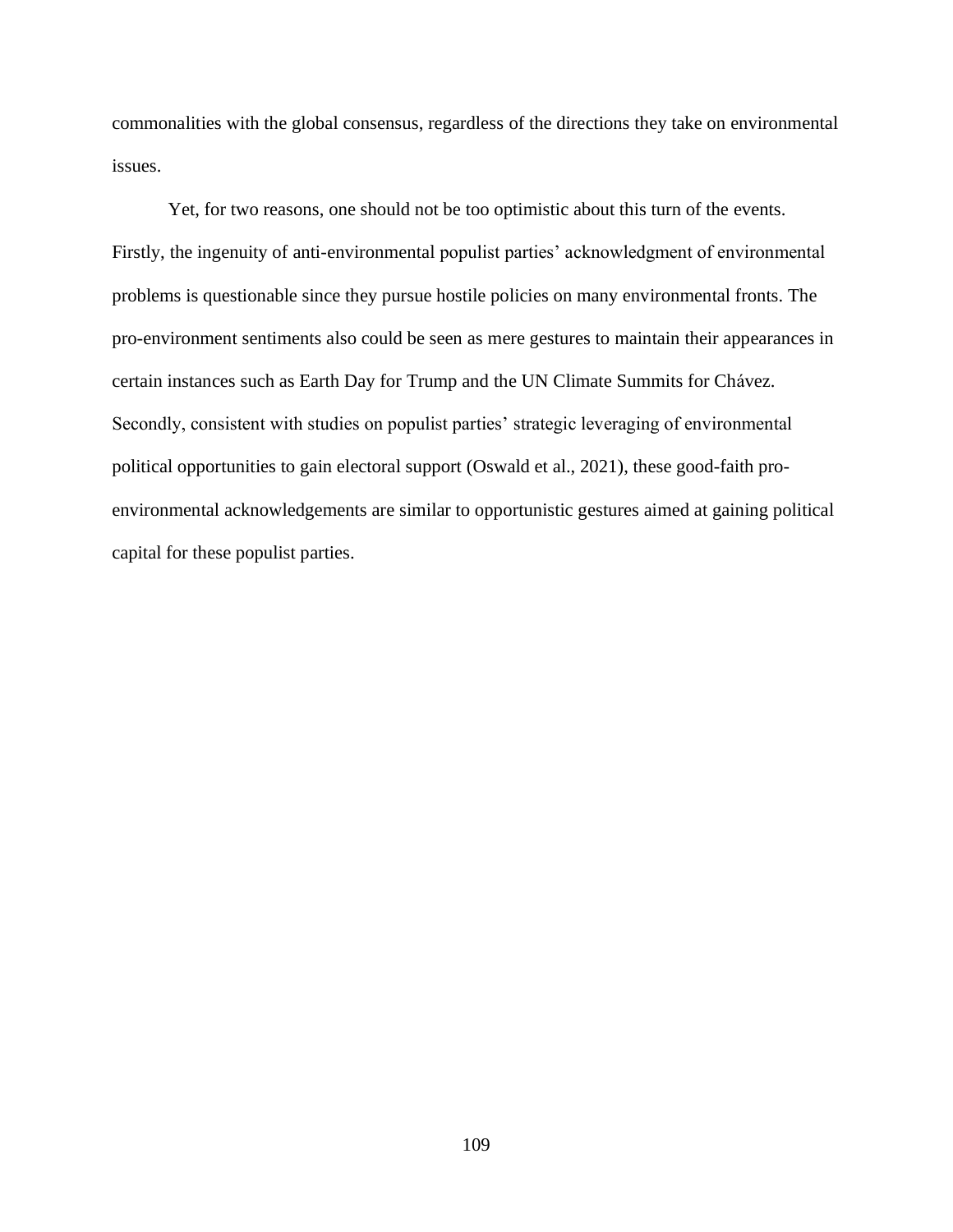commonalities with the global consensus, regardless of the directions they take on environmental issues.

Yet, for two reasons, one should not be too optimistic about this turn of the events. Firstly, the ingenuity of anti-environmental populist parties' acknowledgment of environmental problems is questionable since they pursue hostile policies on many environmental fronts. The pro-environment sentiments also could be seen as mere gestures to maintain their appearances in certain instances such as Earth Day for Trump and the UN Climate Summits for Chávez. Secondly, consistent with studies on populist parties' strategic leveraging of environmental political opportunities to gain electoral support (Oswald et al., 2021), these good-faith pro-environmental acknowledgements are similar to opportunistic gestures aimed at gaining political capital for these populist parties.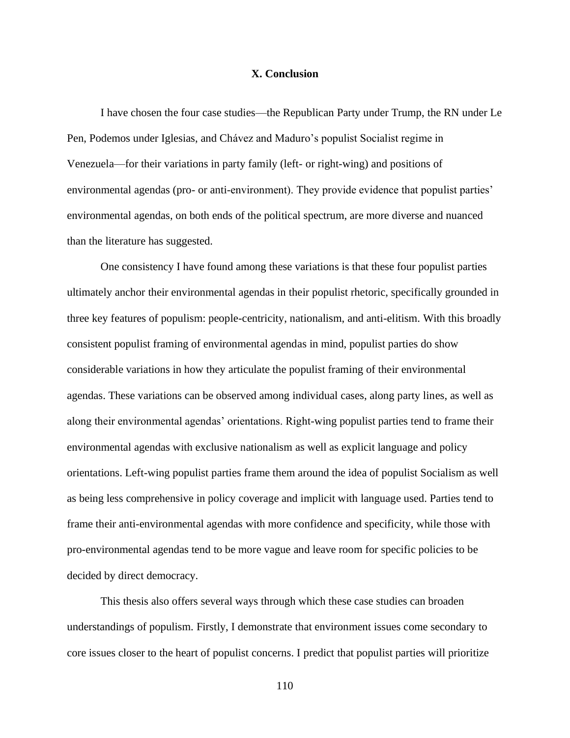## X. Conclusion

I have chosen the four case studies—the Republican Party under Trump, the RN under Le Pen, Podemos under Iglesias, and Chávez and Maduro's populist Socialist regime in Venezuela—for their variations in party family (left- or right-wing) and positions of environmental agendas (pro- or anti-environment). They provide evidence that populist parties' environmental agendas, on both ends of the political spectrum, are more diverse and nuanced than the literature has suggested.

One consistency I have found among these variations is that these four populist parties ultimately anchor their environmental agendas in their populist rhetoric, specifically grounded in three key features of populism: people-centricity, nationalism, and anti-elitism. With this broadly consistent populist framing of environmental agendas in mind, populist parties do show considerable variations in how they articulate the populist framing of their environmental agendas. These variations can be observed among individual cases, along party lines, as well as along their environmental agendas' orientations. Right-wing populist parties tend to frame their environmental agendas with exclusive nationalism as well as explicit language and policy orientations. Left-wing populist parties frame them around the idea of populist Socialism as well as being less comprehensive in policy coverage and implicit with language used. Parties tend to frame their anti-environmental agendas with more confidence and specificity, while those with pro-environmental agendas tend to be more vague and leave room for specific policies to be decided by direct democracy.

This thesis also offers several ways through which these case studies can broaden understandings of populism. Firstly, I demonstrate that environment issues come secondary to core issues closer to the heart of populist concerns. I predict that populist parties will prioritize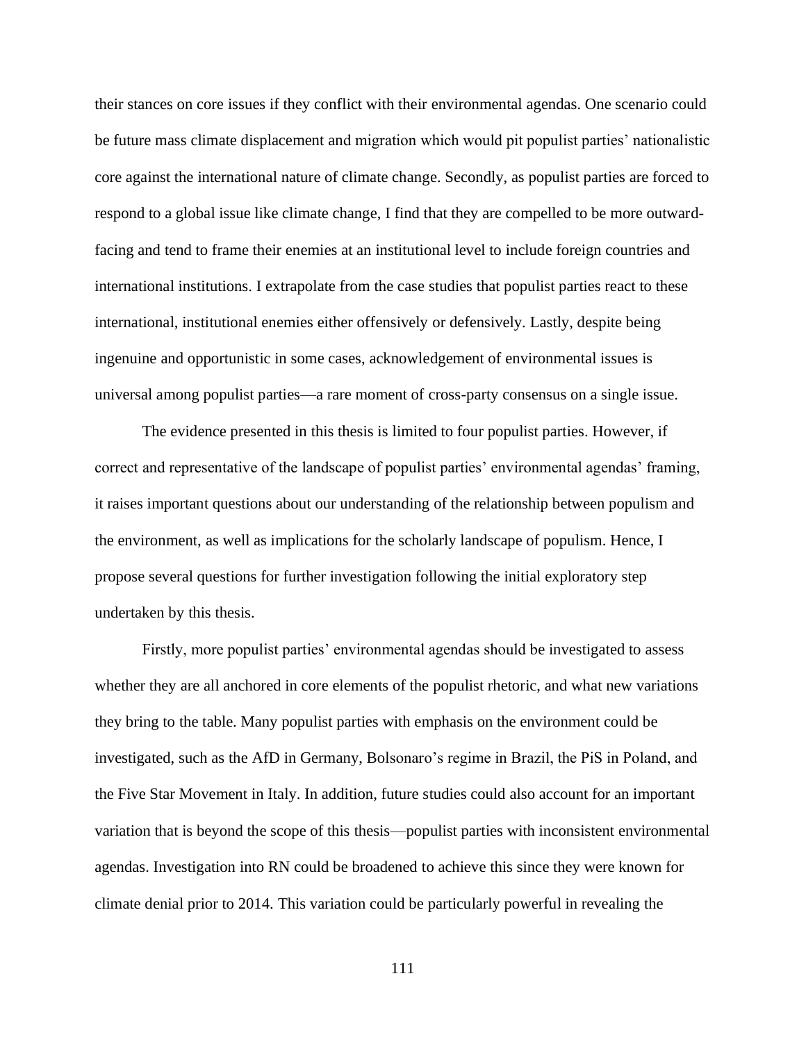their stances on core issues if they conflict with their environmental agendas. One scenario could be future mass climate displacement and migration which would pit populist parties' nationalistic core against the international nature of climate change. Secondly, as populist parties are forced to respond to a global issue like climate change, I find that they are compelled to be more outward-facing and tend to frame their enemies at an institutional level to include foreign countries and international institutions. I extrapolate from the case studies that populist parties react to these international, institutional enemies either offensively or defensively. Lastly, despite being ingenuine and opportunistic in some cases, acknowledgement of environmental issues is universal among populist parties—a rare moment of cross-party consensus on a single issue.

The evidence presented in this thesis is limited to four populist parties. However, if correct and representative of the landscape of populist parties' environmental agendas' framing, it raises important questions about our understanding of the relationship between populism and the environment, as well as implications for the scholarly landscape of populism. Hence, I propose several questions for further investigation following the initial exploratory step undertaken by this thesis.

Firstly, more populist parties' environmental agendas should be investigated to assess whether they are all anchored in core elements of the populist rhetoric, and what new variations they bring to the table. Many populist parties with emphasis on the environment could be investigated, such as the AfD in Germany, Bolsonaro's regime in Brazil, the PiS in Poland, and the Five Star Movement in Italy. In addition, future studies could also account for an important variation that is beyond the scope of this thesis—populist parties with inconsistent environmental agendas. Investigation into RN could be broadened to achieve this since they were known for climate denial prior to 2014. This variation could be particularly powerful in revealing the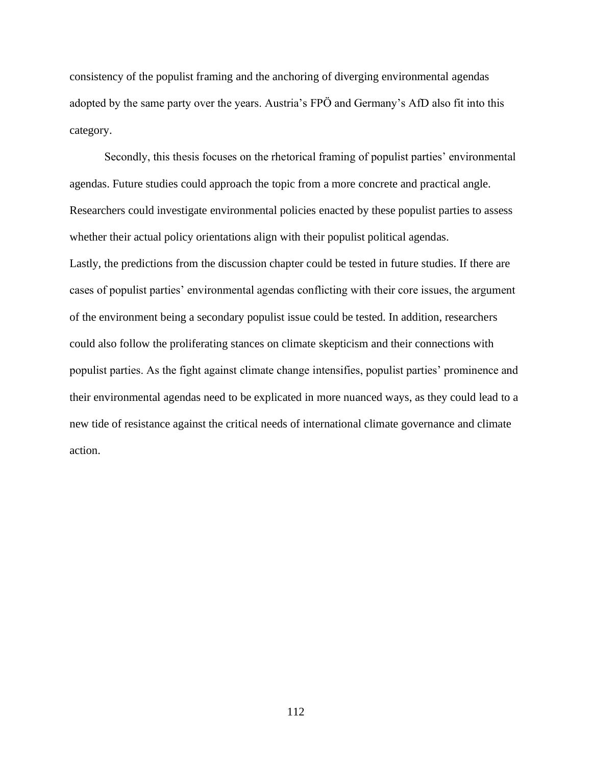consistency of the populist framing and the anchoring of diverging environmental agendas adopted by the same party over the years. Austria's FPÖ and Germany's AfD also fit into this category.

Secondly, this thesis focuses on the rhetorical framing of populist parties' environmental agendas. Future studies could approach the topic from a more concrete and practical angle. Researchers could investigate environmental policies enacted by these populist parties to assess whether their actual policy orientations align with their populist political agendas.

Lastly, the predictions from the discussion chapter could be tested in future studies. If there are cases of populist parties' environmental agendas conflicting with their core issues, the argument of the environment being a secondary populist issue could be tested. In addition, researchers could also follow the proliferating stances on climate skepticism and their connections with populist parties. As the fight against climate change intensifies, populist parties' prominence and their environmental agendas need to be explicated in more nuanced ways, as they could lead to a new tide of resistance against the critical needs of international climate governance and climate action.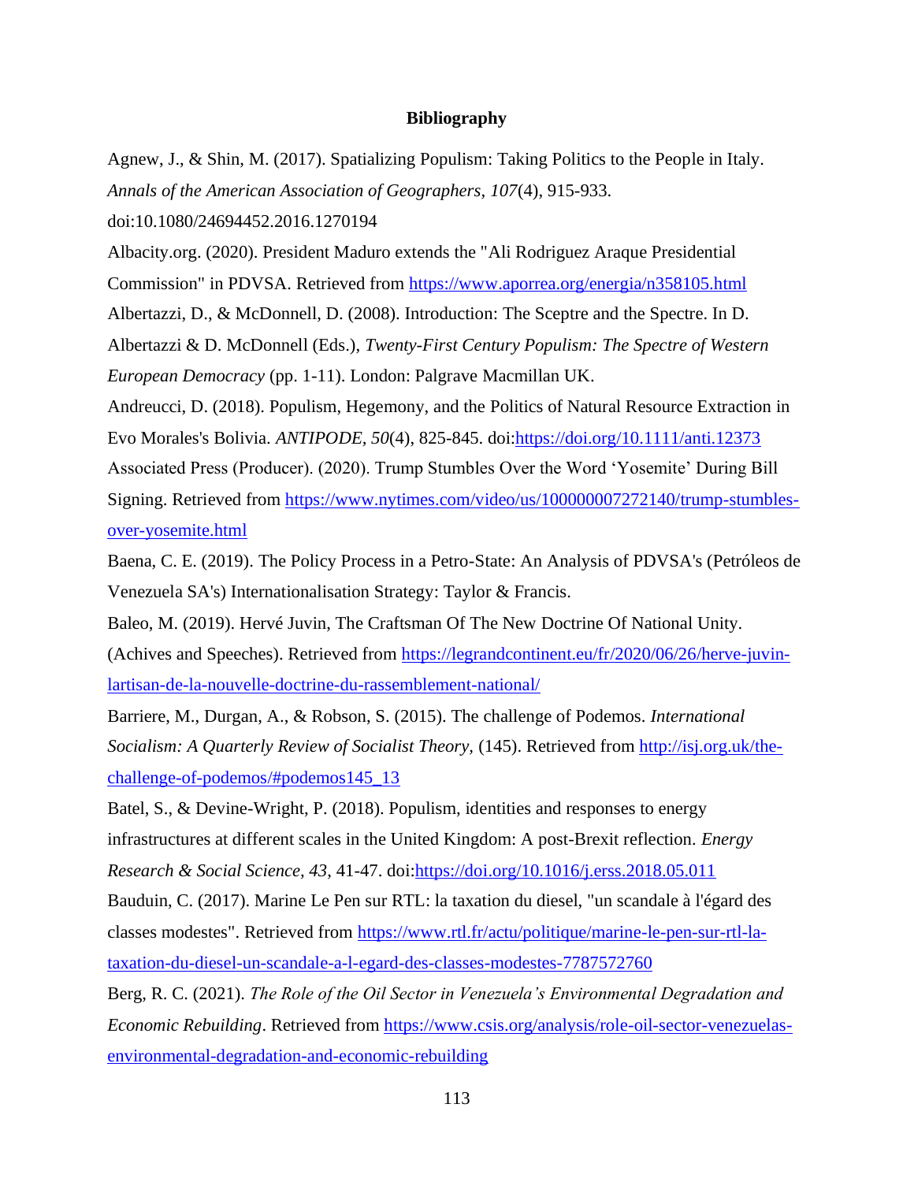**Bibliography**

Agnew, J., & Shin, M. (2017). Spatializing Populism: Taking Politics to the People in Italy. *Annals of the American Association of Geographers, 107*(4), 915-933. doi:10.1080/24694452.2016.1270194

Albacity.org. (2020). President Maduro extends the "Ali Rodriguez Araque Presidential Commission" in PDVSA. Retrieved from https://www.aporrea.org/energia/n358105.html

Albertazzi, D., & McDonnell, D. (2008). Introduction: The Sceptre and the Spectre. In D. Albertazzi & D. McDonnell (Eds.), *Twenty-First Century Populism: The Spectre of Western European Democracy* (pp. 1-11). London: Palgrave Macmillan UK.

Andreucci, D. (2018). Populism, Hegemony, and the Politics of Natural Resource Extraction in Evo Morales's Bolivia. *ANTIPODE, 50*(4), 825-845. doi:https://doi.org/10.1111/anti.12373

Associated Press (Producer). (2020). Trump Stumbles Over the Word 'Yosemite' During Bill Signing. Retrieved from https://www.nytimes.com/video/us/100000007272140/trump-stumbles-over-yosemite.html

Baena, C. E. (2019). The Policy Process in a Petro-State: An Analysis of PDVSA's (Petróleos de Venezuela SA's) Internationalisation Strategy: Taylor & Francis.

Baleo, M. (2019). Hervé Juvin, The Craftsman Of The New Doctrine Of National Unity. (Achives and Speeches). Retrieved from https://legrandcontinent.eu/fr/2020/06/26/herve-juvin-lartisan-de-la-nouvelle-doctrine-du-rassemblement-national/

Barriere, M., Durgan, A., & Robson, S. (2015). The challenge of Podemos. *International Socialism: A Quarterly Review of Socialist Theory*, (145). Retrieved from http://isj.org.uk/the-challenge-of-podemos/#podemos145_13

Batel, S., & Devine-Wright, P. (2018). Populism, identities and responses to energy infrastructures at different scales in the United Kingdom: A post-Brexit reflection. *Energy Research & Social Science, 43*, 41-47. doi:https://doi.org/10.1016/j.erss.2018.05.011

Bauduin, C. (2017). Marine Le Pen sur RTL: la taxation du diesel, "un scandale à l'égard des classes modestes". Retrieved from https://www.rtl.fr/actu/politique/marine-le-pen-sur-rtl-la-taxation-du-diesel-un-scandale-a-l-egard-des-classes-modestes-7787572760

Berg, R. C. (2021). *The Role of the Oil Sector in Venezuela's Environmental Degradation and Economic Rebuilding*. Retrieved from https://www.csis.org/analysis/role-oil-sector-venezuelas-environmental-degradation-and-economic-rebuilding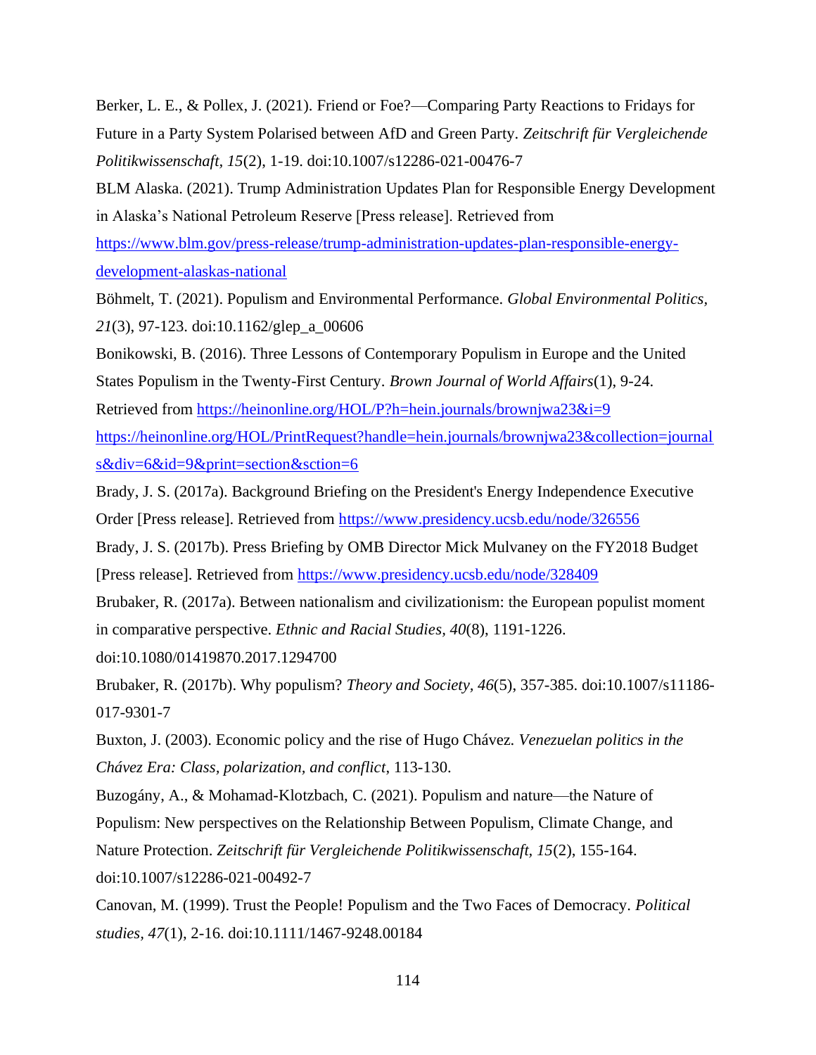Berker, L. E., & Pollex, J. (2021). Friend or Foe?—Comparing Party Reactions to Fridays for Future in a Party System Polarised between AfD and Green Party. *Zeitschrift für Vergleichende Politikwissenschaft, 15*(2), 1-19. doi:10.1007/s12286-021-00476-7

BLM Alaska. (2021). Trump Administration Updates Plan for Responsible Energy Development in Alaska's National Petroleum Reserve [Press release]. Retrieved from https://www.blm.gov/press-release/trump-administration-updates-plan-responsible-energy-development-alaskas-national

Böhmelt, T. (2021). Populism and Environmental Performance. *Global Environmental Politics, 21*(3), 97-123. doi:10.1162/glep_a_00606

Bonikowski, B. (2016). Three Lessons of Contemporary Populism in Europe and the United States Populism in the Twenty-First Century. *Brown Journal of World Affairs*(1), 9-24. Retrieved from https://heinonline.org/HOL/P?h=hein.journals/brownjwa23&i=9 https://heinonline.org/HOL/PrintRequest?handle=hein.journals/brownjwa23&collection=journals&div=6&id=9&print=section&sction=6

Brady, J. S. (2017a). Background Briefing on the President's Energy Independence Executive Order [Press release]. Retrieved from https://www.presidency.ucsb.edu/node/326556

Brady, J. S. (2017b). Press Briefing by OMB Director Mick Mulvaney on the FY2018 Budget [Press release]. Retrieved from https://www.presidency.ucsb.edu/node/328409

Brubaker, R. (2017a). Between nationalism and civilizationism: the European populist moment in comparative perspective. *Ethnic and Racial Studies, 40*(8), 1191-1226. doi:10.1080/01419870.2017.1294700

Brubaker, R. (2017b). Why populism? *Theory and Society, 46*(5), 357-385. doi:10.1007/s11186-017-9301-7

Buxton, J. (2003). Economic policy and the rise of Hugo Chávez. *Venezuelan politics in the Chávez Era: Class, polarization, and conflict*, 113-130.

Buzogány, A., & Mohamad-Klotzbach, C. (2021). Populism and nature—the Nature of Populism: New perspectives on the Relationship Between Populism, Climate Change, and Nature Protection. *Zeitschrift für Vergleichende Politikwissenschaft, 15*(2), 155-164. doi:10.1007/s12286-021-00492-7

Canovan, M. (1999). Trust the People! Populism and the Two Faces of Democracy. *Political studies, 47*(1), 2-16. doi:10.1111/1467-9248.00184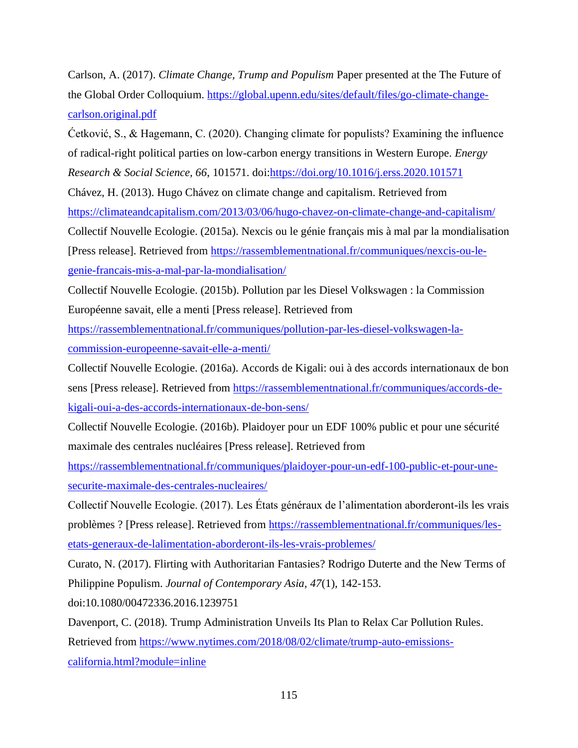Carlson, A. (2017). *Climate Change, Trump and Populism* Paper presented at the The Future of the Global Order Colloquium. https://global.upenn.edu/sites/default/files/go-climate-change-carlson.original.pdf

Ćetković, S., & Hagemann, C. (2020). Changing climate for populists? Examining the influence of radical-right political parties on low-carbon energy transitions in Western Europe. *Energy Research & Social Science, 66*, 101571. doi:https://doi.org/10.1016/j.erss.2020.101571

Chávez, H. (2013). Hugo Chávez on climate change and capitalism. Retrieved from https://climateandcapitalism.com/2013/03/06/hugo-chavez-on-climate-change-and-capitalism/

Collectif Nouvelle Ecologie. (2015a). Nexcis ou le génie français mis à mal par la mondialisation [Press release]. Retrieved from https://rassemblementnational.fr/communiques/nexcis-ou-le-genie-francais-mis-a-mal-par-la-mondialisation/

Collectif Nouvelle Ecologie. (2015b). Pollution par les Diesel Volkswagen : la Commission Européenne savait, elle a menti [Press release]. Retrieved from https://rassemblementnational.fr/communiques/pollution-par-les-diesel-volkswagen-la-commission-europeenne-savait-elle-a-menti/

Collectif Nouvelle Ecologie. (2016a). Accords de Kigali: oui à des accords internationaux de bon sens [Press release]. Retrieved from https://rassemblementnational.fr/communiques/accords-de-kigali-oui-a-des-accords-internationaux-de-bon-sens/

Collectif Nouvelle Ecologie. (2016b). Plaidoyer pour un EDF 100% public et pour une sécurité maximale des centrales nucléaires [Press release]. Retrieved from https://rassemblementnational.fr/communiques/plaidoyer-pour-un-edf-100-public-et-pour-une-securite-maximale-des-centrales-nucleaires/

Collectif Nouvelle Ecologie. (2017). Les États généraux de l'alimentation aborderont-ils les vrais problèmes ? [Press release]. Retrieved from https://rassemblementnational.fr/communiques/les-etats-generaux-de-lalimentation-aborderont-ils-les-vrais-problemes/

Curato, N. (2017). Flirting with Authoritarian Fantasies? Rodrigo Duterte and the New Terms of Philippine Populism. *Journal of Contemporary Asia, 47*(1), 142-153. doi:10.1080/00472336.2016.1239751

Davenport, C. (2018). Trump Administration Unveils Its Plan to Relax Car Pollution Rules. Retrieved from https://www.nytimes.com/2018/08/02/climate/trump-auto-emissions-california.html?module=inline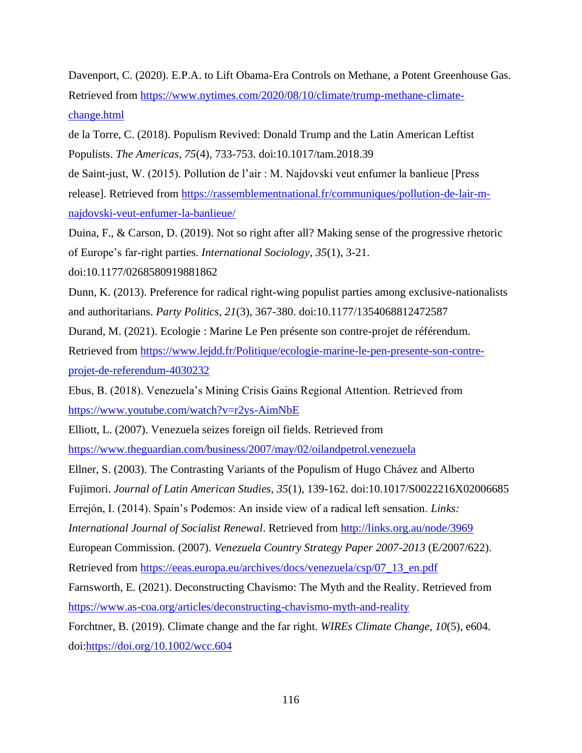Davenport, C. (2020). E.P.A. to Lift Obama-Era Controls on Methane, a Potent Greenhouse Gas. Retrieved from https://www.nytimes.com/2020/08/10/climate/trump-methane-climate-change.html

de la Torre, C. (2018). Populism Revived: Donald Trump and the Latin American Leftist Populists. *The Americas, 75*(4), 733-753. doi:10.1017/tam.2018.39

de Saint-just, W. (2015). Pollution de l'air : M. Najdovski veut enfumer la banlieue [Press release]. Retrieved from https://rassemblementnational.fr/communiques/pollution-de-lair-m-najdovski-veut-enfumer-la-banlieue/

Duina, F., & Carson, D. (2019). Not so right after all? Making sense of the progressive rhetoric of Europe's far-right parties. *International Sociology, 35*(1), 3-21. doi:10.1177/0268580919881862

Dunn, K. (2013). Preference for radical right-wing populist parties among exclusive-nationalists and authoritarians. *Party Politics, 21*(3), 367-380. doi:10.1177/1354068812472587

Durand, M. (2021). Ecologie : Marine Le Pen présente son contre-projet de référendum. Retrieved from https://www.lejdd.fr/Politique/ecologie-marine-le-pen-presente-son-contre-projet-de-referendum-4030232

Ebus, B. (2018). Venezuela's Mining Crisis Gains Regional Attention. Retrieved from https://www.youtube.com/watch?v=r2ys-AimNbE

Elliott, L. (2007). Venezuela seizes foreign oil fields. Retrieved from https://www.theguardian.com/business/2007/may/02/oilandpetrol.venezuela

Ellner, S. (2003). The Contrasting Variants of the Populism of Hugo Chávez and Alberto Fujimori. *Journal of Latin American Studies, 35*(1), 139-162. doi:10.1017/S0022216X02006685

Errejón, I. (2014). Spain's Podemos: An inside view of a radical left sensation. *Links: International Journal of Socialist Renewal*. Retrieved from http://links.org.au/node/3969

European Commission. (2007). *Venezuela Country Strategy Paper 2007-2013* (E/2007/622). Retrieved from https://eeas.europa.eu/archives/docs/venezuela/csp/07_13_en.pdf

Farnsworth, E. (2021). Deconstructing Chavismo: The Myth and the Reality. Retrieved from https://www.as-coa.org/articles/deconstructing-chavismo-myth-and-reality

Forchtner, B. (2019). Climate change and the far right. *WIREs Climate Change, 10*(5), e604. doi:https://doi.org/10.1002/wcc.604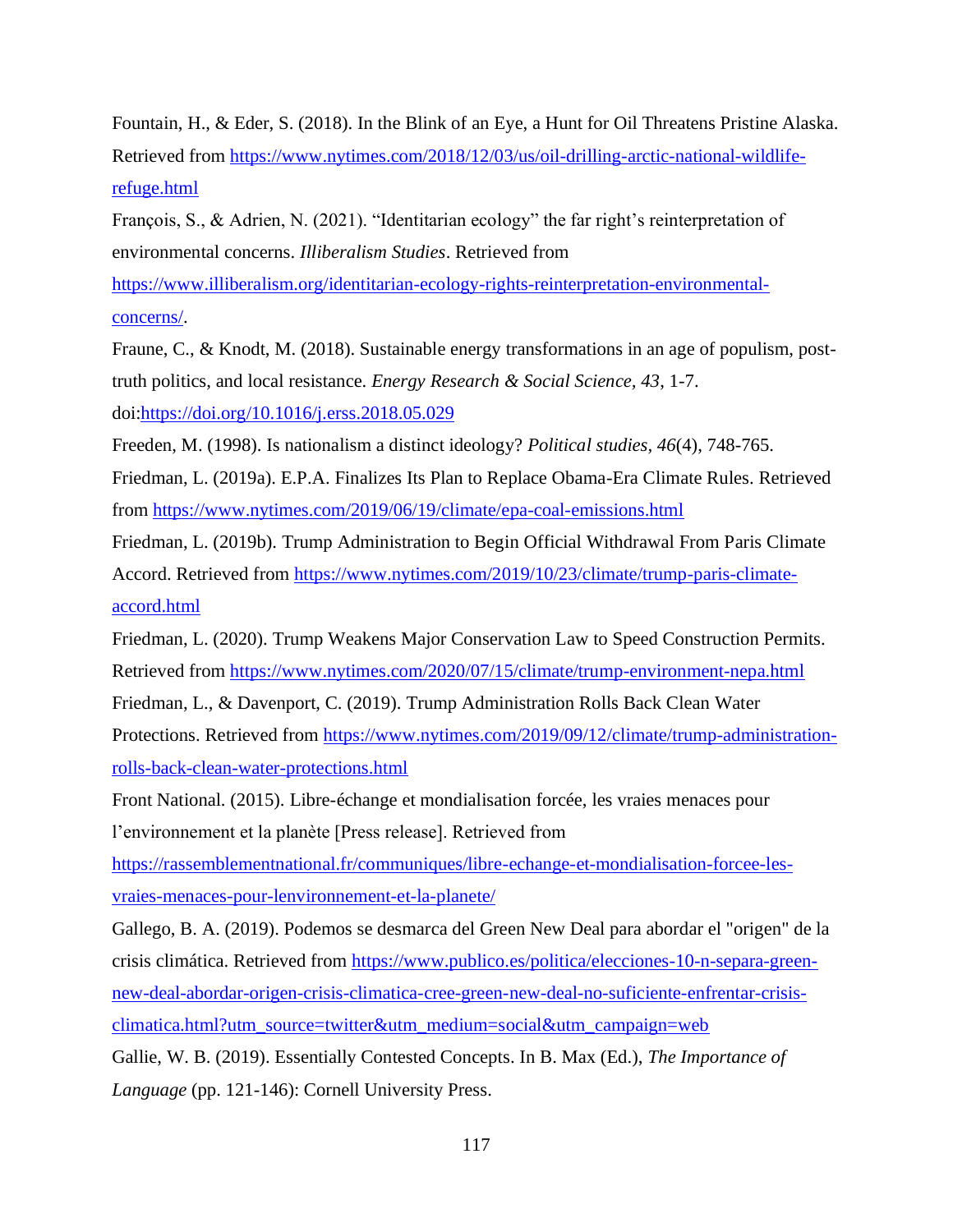Fountain, H., & Eder, S. (2018). In the Blink of an Eye, a Hunt for Oil Threatens Pristine Alaska. Retrieved from https://www.nytimes.com/2018/12/03/us/oil-drilling-arctic-national-wildlife-refuge.html

François, S., & Adrien, N. (2021). "Identitarian ecology" the far right's reinterpretation of environmental concerns. *Illiberalism Studies*. Retrieved from https://www.illiberalism.org/identitarian-ecology-rights-reinterpretation-environmental-concerns/.

Fraune, C., & Knodt, M. (2018). Sustainable energy transformations in an age of populism, post-truth politics, and local resistance. *Energy Research & Social Science, 43*, 1-7. doi:https://doi.org/10.1016/j.erss.2018.05.029

Freeden, M. (1998). Is nationalism a distinct ideology? *Political studies, 46*(4), 748-765.

Friedman, L. (2019a). E.P.A. Finalizes Its Plan to Replace Obama-Era Climate Rules. Retrieved from https://www.nytimes.com/2019/06/19/climate/epa-coal-emissions.html

Friedman, L. (2019b). Trump Administration to Begin Official Withdrawal From Paris Climate Accord. Retrieved from https://www.nytimes.com/2019/10/23/climate/trump-paris-climate-accord.html

Friedman, L. (2020). Trump Weakens Major Conservation Law to Speed Construction Permits. Retrieved from https://www.nytimes.com/2020/07/15/climate/trump-environment-nepa.html

Friedman, L., & Davenport, C. (2019). Trump Administration Rolls Back Clean Water Protections. Retrieved from https://www.nytimes.com/2019/09/12/climate/trump-administration-rolls-back-clean-water-protections.html

Front National. (2015). Libre-échange et mondialisation forcée, les vraies menaces pour l'environnement et la planète [Press release]. Retrieved from https://rassemblementnational.fr/communiques/libre-echange-et-mondialisation-forcee-les-vraies-menaces-pour-lenvironnement-et-la-planete/

Gallego, B. A. (2019). Podemos se desmarca del Green New Deal para abordar el "origen" de la crisis climática. Retrieved from https://www.publico.es/politica/elecciones-10-n-separa-green-new-deal-abordar-origen-crisis-climatica-cree-green-new-deal-no-suficiente-enfrentar-crisis-climatica.html?utm_source=twitter&utm_medium=social&utm_campaign=web

Gallie, W. B. (2019). Essentially Contested Concepts. In B. Max (Ed.), *The Importance of Language* (pp. 121-146): Cornell University Press.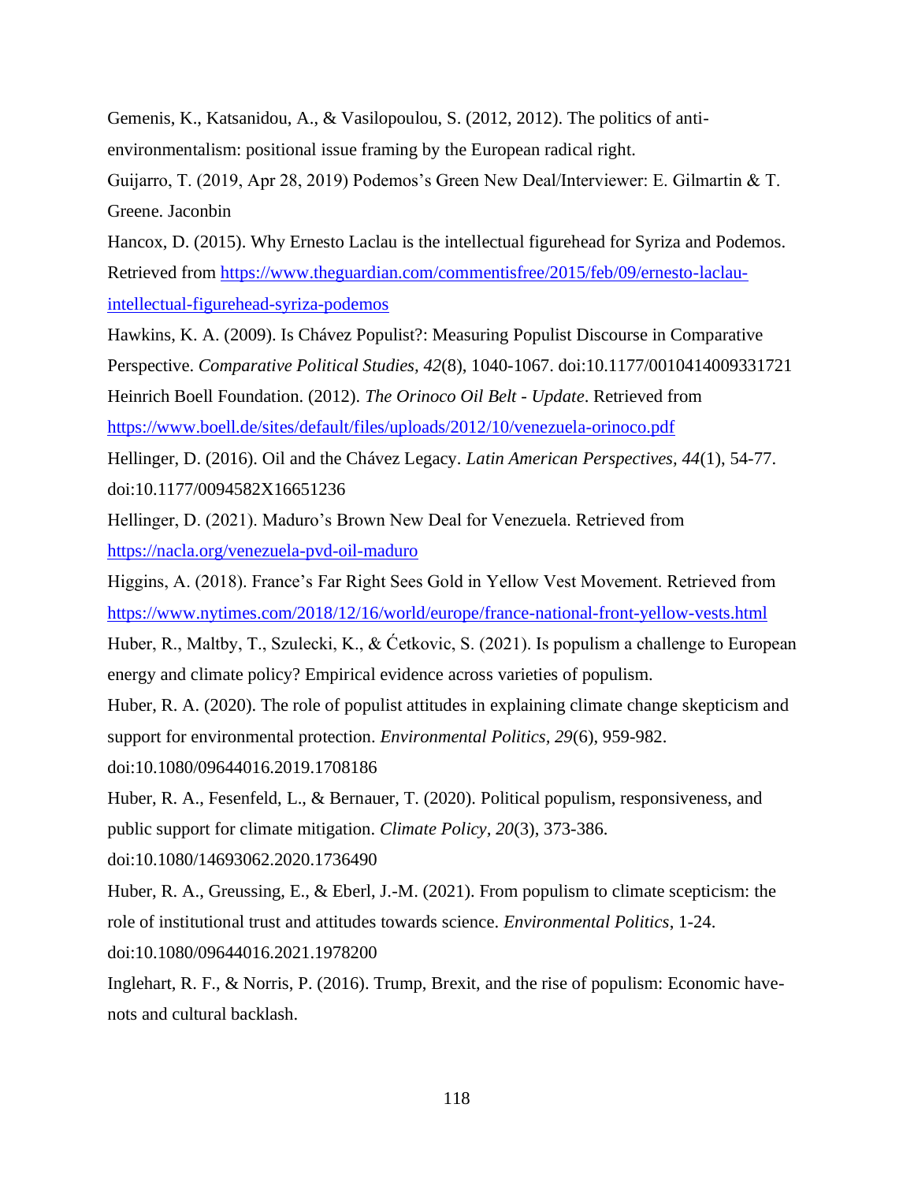Gemenis, K., Katsanidou, A., & Vasilopoulou, S. (2012, 2012). The politics of anti-environmentalism: positional issue framing by the European radical right.

Guijarro, T. (2019, Apr 28, 2019) Podemos's Green New Deal/Interviewer: E. Gilmartin & T. Greene. Jaconbin

Hancox, D. (2015). Why Ernesto Laclau is the intellectual figurehead for Syriza and Podemos. Retrieved from https://www.theguardian.com/commentisfree/2015/feb/09/ernesto-laclau-intellectual-figurehead-syriza-podemos

Hawkins, K. A. (2009). Is Chávez Populist?: Measuring Populist Discourse in Comparative Perspective. *Comparative Political Studies, 42*(8), 1040-1067. doi:10.1177/0010414009331721

Heinrich Boell Foundation. (2012). *The Orinoco Oil Belt - Update*. Retrieved from https://www.boell.de/sites/default/files/uploads/2012/10/venezuela-orinoco.pdf

Hellinger, D. (2016). Oil and the Chávez Legacy. *Latin American Perspectives, 44*(1), 54-77. doi:10.1177/0094582X16651236

Hellinger, D. (2021). Maduro's Brown New Deal for Venezuela. Retrieved from https://nacla.org/venezuela-pvd-oil-maduro

Higgins, A. (2018). France's Far Right Sees Gold in Yellow Vest Movement. Retrieved from https://www.nytimes.com/2018/12/16/world/europe/france-national-front-yellow-vests.html

Huber, R., Maltby, T., Szulecki, K., & Ćetkovic, S. (2021). Is populism a challenge to European energy and climate policy? Empirical evidence across varieties of populism.

Huber, R. A. (2020). The role of populist attitudes in explaining climate change skepticism and support for environmental protection. *Environmental Politics, 29*(6), 959-982. doi:10.1080/09644016.2019.1708186

Huber, R. A., Fesenfeld, L., & Bernauer, T. (2020). Political populism, responsiveness, and public support for climate mitigation. *Climate Policy, 20*(3), 373-386. doi:10.1080/14693062.2020.1736490

Huber, R. A., Greussing, E., & Eberl, J.-M. (2021). From populism to climate scepticism: the role of institutional trust and attitudes towards science. *Environmental Politics*, 1-24. doi:10.1080/09644016.2021.1978200

Inglehart, R. F., & Norris, P. (2016). Trump, Brexit, and the rise of populism: Economic have-nots and cultural backlash.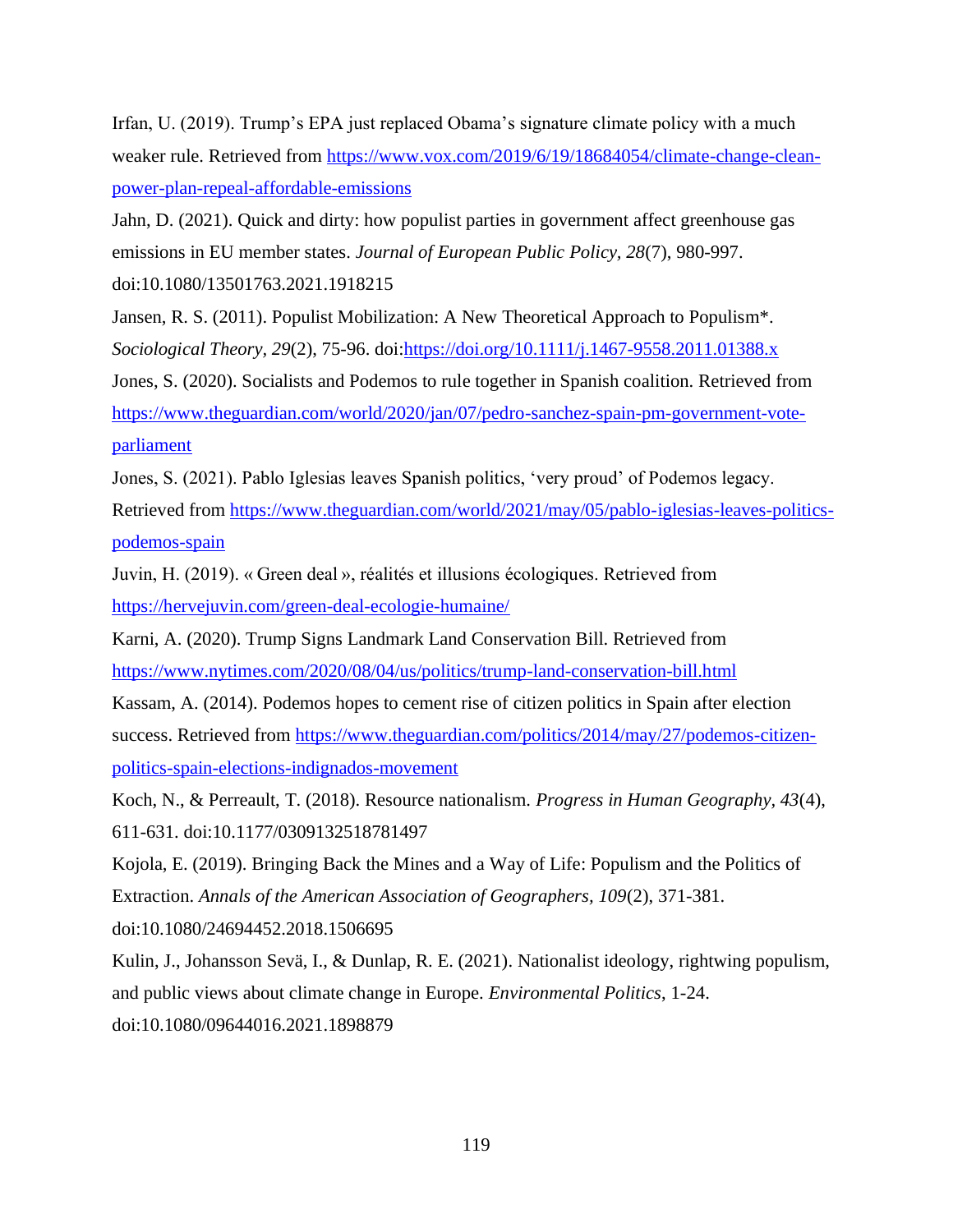Irfan, U. (2019). Trump's EPA just replaced Obama's signature climate policy with a much weaker rule. Retrieved from https://www.vox.com/2019/6/19/18684054/climate-change-clean-power-plan-repeal-affordable-emissions

Jahn, D. (2021). Quick and dirty: how populist parties in government affect greenhouse gas emissions in EU member states. *Journal of European Public Policy, 28*(7), 980-997. doi:10.1080/13501763.2021.1918215

Jansen, R. S. (2011). Populist Mobilization: A New Theoretical Approach to Populism*. *Sociological Theory, 29*(2), 75-96. doi:https://doi.org/10.1111/j.1467-9558.2011.01388.x

Jones, S. (2020). Socialists and Podemos to rule together in Spanish coalition. Retrieved from https://www.theguardian.com/world/2020/jan/07/pedro-sanchez-spain-pm-government-vote-parliament

Jones, S. (2021). Pablo Iglesias leaves Spanish politics, 'very proud' of Podemos legacy. Retrieved from https://www.theguardian.com/world/2021/may/05/pablo-iglesias-leaves-politics-podemos-spain

Juvin, H. (2019). « Green deal », réalités et illusions écologiques. Retrieved from https://hervejuvin.com/green-deal-ecologie-humaine/

Karni, A. (2020). Trump Signs Landmark Land Conservation Bill. Retrieved from https://www.nytimes.com/2020/08/04/us/politics/trump-land-conservation-bill.html

Kassam, A. (2014). Podemos hopes to cement rise of citizen politics in Spain after election success. Retrieved from https://www.theguardian.com/politics/2014/may/27/podemos-citizen-politics-spain-elections-indignados-movement

Koch, N., & Perreault, T. (2018). Resource nationalism. *Progress in Human Geography, 43*(4), 611-631. doi:10.1177/0309132518781497

Kojola, E. (2019). Bringing Back the Mines and a Way of Life: Populism and the Politics of Extraction. *Annals of the American Association of Geographers, 109*(2), 371-381. doi:10.1080/24694452.2018.1506695

Kulin, J., Johansson Sevä, I., & Dunlap, R. E. (2021). Nationalist ideology, rightwing populism, and public views about climate change in Europe. *Environmental Politics*, 1-24. doi:10.1080/09644016.2021.1898879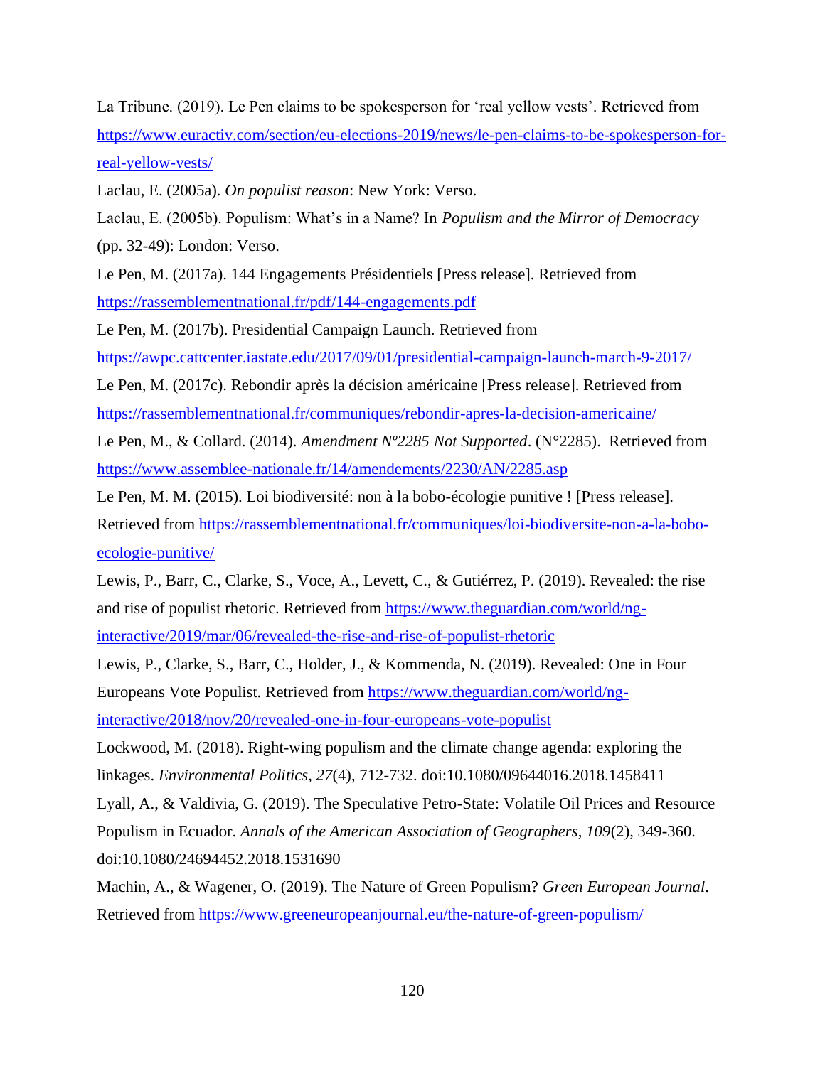La Tribune. (2019). Le Pen claims to be spokesperson for 'real yellow vests'. Retrieved from https://www.euractiv.com/section/eu-elections-2019/news/le-pen-claims-to-be-spokesperson-for-real-yellow-vests/

Laclau, E. (2005a). *On populist reason*: New York: Verso.

Laclau, E. (2005b). Populism: What's in a Name? In *Populism and the Mirror of Democracy* (pp. 32-49): London: Verso.

Le Pen, M. (2017a). 144 Engagements Présidentiels [Press release]. Retrieved from https://rassemblementnational.fr/pdf/144-engagements.pdf

Le Pen, M. (2017b). Presidential Campaign Launch. Retrieved from https://awpc.cattcenter.iastate.edu/2017/09/01/presidential-campaign-launch-march-9-2017/

Le Pen, M. (2017c). Rebondir après la décision américaine [Press release]. Retrieved from https://rassemblementnational.fr/communiques/rebondir-apres-la-decision-americaine/

Le Pen, M., & Collard. (2014). *Amendment Nº2285 Not Supported*. (N°2285). Retrieved from https://www.assemblee-nationale.fr/14/amendements/2230/AN/2285.asp

Le Pen, M. M. (2015). Loi biodiversité: non à la bobo-écologie punitive ! [Press release]. Retrieved from https://rassemblementnational.fr/communiques/loi-biodiversite-non-a-la-bobo-ecologie-punitive/

Lewis, P., Barr, C., Clarke, S., Voce, A., Levett, C., & Gutiérrez, P. (2019). Revealed: the rise and rise of populist rhetoric. Retrieved from https://www.theguardian.com/world/ng-interactive/2019/mar/06/revealed-the-rise-and-rise-of-populist-rhetoric

Lewis, P., Clarke, S., Barr, C., Holder, J., & Kommenda, N. (2019). Revealed: One in Four Europeans Vote Populist. Retrieved from https://www.theguardian.com/world/ng-interactive/2018/nov/20/revealed-one-in-four-europeans-vote-populist

Lockwood, M. (2018). Right-wing populism and the climate change agenda: exploring the linkages. *Environmental Politics, 27*(4), 712-732. doi:10.1080/09644016.2018.1458411

Lyall, A., & Valdivia, G. (2019). The Speculative Petro-State: Volatile Oil Prices and Resource Populism in Ecuador. *Annals of the American Association of Geographers, 109*(2), 349-360. doi:10.1080/24694452.2018.1531690

Machin, A., & Wagener, O. (2019). The Nature of Green Populism? *Green European Journal*. Retrieved from https://www.greeneuropeanjournal.eu/the-nature-of-green-populism/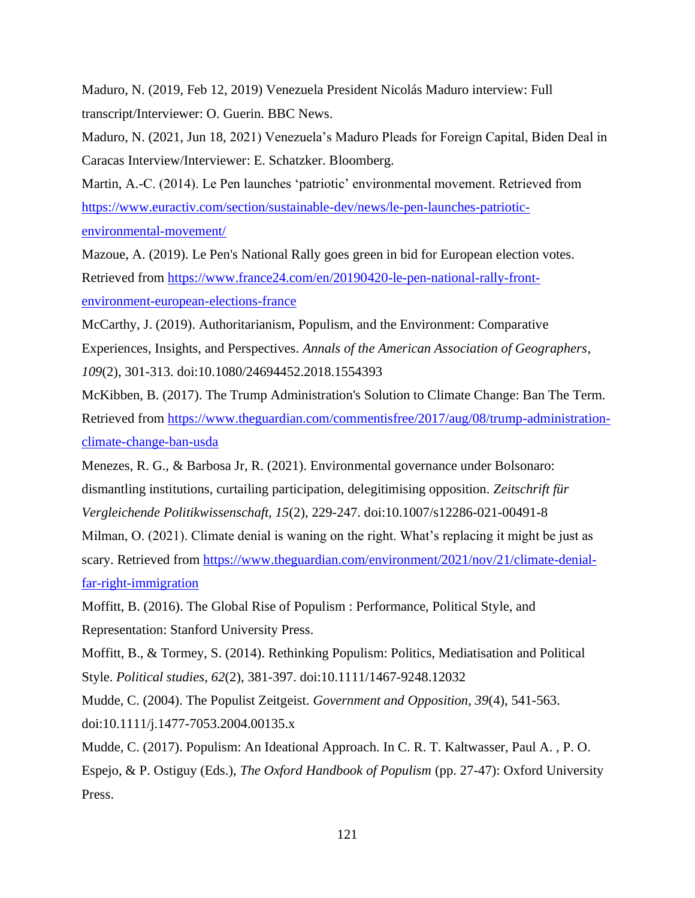Maduro, N. (2019, Feb 12, 2019) Venezuela President Nicolás Maduro interview: Full transcript/Interviewer: O. Guerin. BBC News.

Maduro, N. (2021, Jun 18, 2021) Venezuela's Maduro Pleads for Foreign Capital, Biden Deal in Caracas Interview/Interviewer: E. Schatzker. Bloomberg.

Martin, A.-C. (2014). Le Pen launches 'patriotic' environmental movement. Retrieved from https://www.euractiv.com/section/sustainable-dev/news/le-pen-launches-patriotic-environmental-movement/

Mazoue, A. (2019). Le Pen's National Rally goes green in bid for European election votes. Retrieved from https://www.france24.com/en/20190420-le-pen-national-rally-front-environment-european-elections-france

McCarthy, J. (2019). Authoritarianism, Populism, and the Environment: Comparative Experiences, Insights, and Perspectives. *Annals of the American Association of Geographers, 109*(2), 301-313. doi:10.1080/24694452.2018.1554393

McKibben, B. (2017). The Trump Administration's Solution to Climate Change: Ban The Term. Retrieved from https://www.theguardian.com/commentisfree/2017/aug/08/trump-administration-climate-change-ban-usda

Menezes, R. G., & Barbosa Jr, R. (2021). Environmental governance under Bolsonaro: dismantling institutions, curtailing participation, delegitimising opposition. *Zeitschrift für Vergleichende Politikwissenschaft, 15*(2), 229-247. doi:10.1007/s12286-021-00491-8

Milman, O. (2021). Climate denial is waning on the right. What's replacing it might be just as scary. Retrieved from https://www.theguardian.com/environment/2021/nov/21/climate-denial-far-right-immigration

Moffitt, B. (2016). The Global Rise of Populism : Performance, Political Style, and Representation: Stanford University Press.

Moffitt, B., & Tormey, S. (2014). Rethinking Populism: Politics, Mediatisation and Political Style. *Political studies, 62*(2), 381-397. doi:10.1111/1467-9248.12032

Mudde, C. (2004). The Populist Zeitgeist. *Government and Opposition, 39*(4), 541-563. doi:10.1111/j.1477-7053.2004.00135.x

Mudde, C. (2017). Populism: An Ideational Approach. In C. R. T. Kaltwasser, Paul A. , P. O. Espejo, & P. Ostiguy (Eds.), *The Oxford Handbook of Populism* (pp. 27-47): Oxford University Press.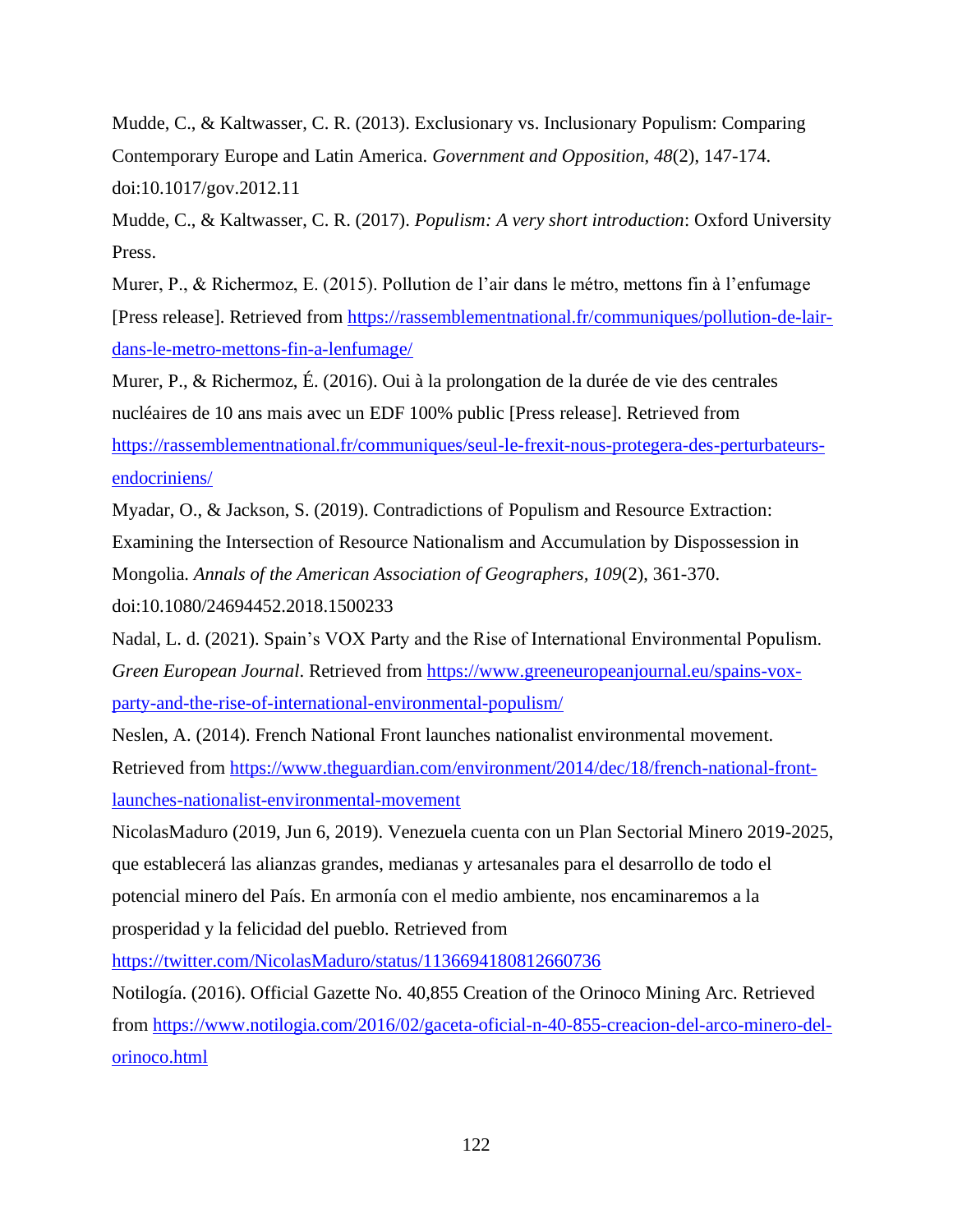Mudde, C., & Kaltwasser, C. R. (2013). Exclusionary vs. Inclusionary Populism: Comparing Contemporary Europe and Latin America. *Government and Opposition, 48*(2), 147-174. doi:10.1017/gov.2012.11

Mudde, C., & Kaltwasser, C. R. (2017). *Populism: A very short introduction*: Oxford University Press.

Murer, P., & Richermoz, E. (2015). Pollution de l'air dans le métro, mettons fin à l'enfumage [Press release]. Retrieved from https://rassemblementnational.fr/communiques/pollution-de-lair-dans-le-metro-mettons-fin-a-lenfumage/

Murer, P., & Richermoz, É. (2016). Oui à la prolongation de la durée de vie des centrales nucléaires de 10 ans mais avec un EDF 100% public [Press release]. Retrieved from https://rassemblementnational.fr/communiques/seul-le-frexit-nous-protegera-des-perturbateurs-endocriniens/

Myadar, O., & Jackson, S. (2019). Contradictions of Populism and Resource Extraction: Examining the Intersection of Resource Nationalism and Accumulation by Dispossession in Mongolia. *Annals of the American Association of Geographers, 109*(2), 361-370. doi:10.1080/24694452.2018.1500233

Nadal, L. d. (2021). Spain's VOX Party and the Rise of International Environmental Populism. *Green European Journal*. Retrieved from https://www.greeneuropeanjournal.eu/spains-vox-party-and-the-rise-of-international-environmental-populism/

Neslen, A. (2014). French National Front launches nationalist environmental movement. Retrieved from https://www.theguardian.com/environment/2014/dec/18/french-national-front-launches-nationalist-environmental-movement

NicolasMaduro (2019, Jun 6, 2019). Venezuela cuenta con un Plan Sectorial Minero 2019-2025, que establecerá las alianzas grandes, medianas y artesanales para el desarrollo de todo el potencial minero del País. En armonía con el medio ambiente, nos encaminaremos a la prosperidad y la felicidad del pueblo. Retrieved from https://twitter.com/NicolasMaduro/status/1136694180812660736

Notilogía. (2016). Official Gazette No. 40,855 Creation of the Orinoco Mining Arc. Retrieved from https://www.notilogia.com/2016/02/gaceta-oficial-n-40-855-creacion-del-arco-minero-del-orinoco.html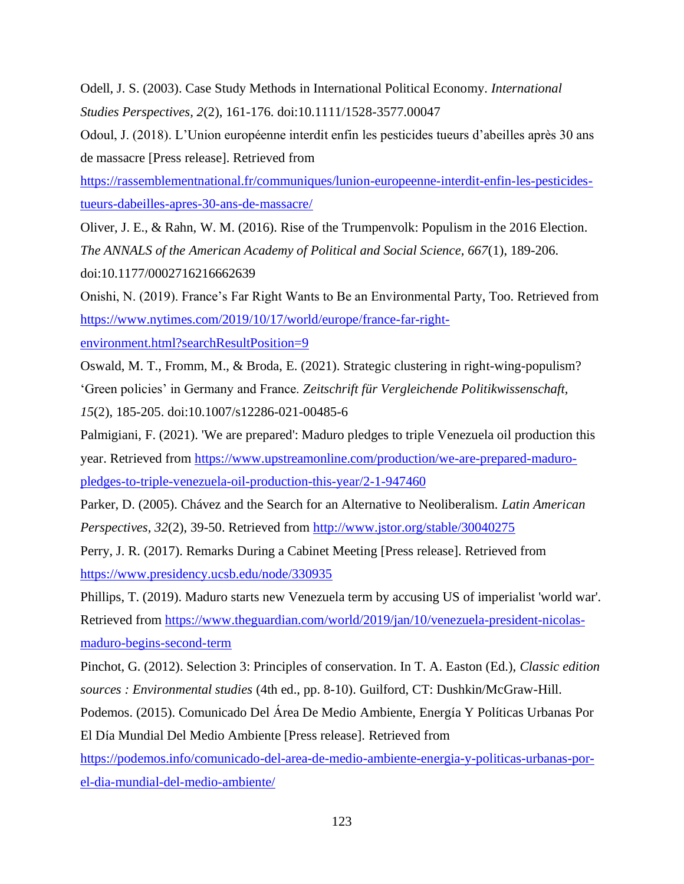Odell, J. S. (2003). Case Study Methods in International Political Economy. *International Studies Perspectives, 2*(2), 161-176. doi:10.1111/1528-3577.00047

Odoul, J. (2018). L'Union européenne interdit enfin les pesticides tueurs d'abeilles après 30 ans de massacre [Press release]. Retrieved from https://rassemblementnational.fr/communiques/lunion-europeenne-interdit-enfin-les-pesticides-tueurs-dabeilles-apres-30-ans-de-massacre/

Oliver, J. E., & Rahn, W. M. (2016). Rise of the Trumpenvolk: Populism in the 2016 Election. *The ANNALS of the American Academy of Political and Social Science, 667*(1), 189-206. doi:10.1177/0002716216662639

Onishi, N. (2019). France's Far Right Wants to Be an Environmental Party, Too. Retrieved from https://www.nytimes.com/2019/10/17/world/europe/france-far-right-environment.html?searchResultPosition=9

Oswald, M. T., Fromm, M., & Broda, E. (2021). Strategic clustering in right-wing-populism? 'Green policies' in Germany and France. *Zeitschrift für Vergleichende Politikwissenschaft, 15*(2), 185-205. doi:10.1007/s12286-021-00485-6

Palmigiani, F. (2021). 'We are prepared': Maduro pledges to triple Venezuela oil production this year. Retrieved from https://www.upstreamonline.com/production/we-are-prepared-maduro-pledges-to-triple-venezuela-oil-production-this-year/2-1-947460

Parker, D. (2005). Chávez and the Search for an Alternative to Neoliberalism. *Latin American Perspectives, 32*(2), 39-50. Retrieved from http://www.jstor.org/stable/30040275

Perry, J. R. (2017). Remarks During a Cabinet Meeting [Press release]. Retrieved from https://www.presidency.ucsb.edu/node/330935

Phillips, T. (2019). Maduro starts new Venezuela term by accusing US of imperialist 'world war'. Retrieved from https://www.theguardian.com/world/2019/jan/10/venezuela-president-nicolas-maduro-begins-second-term

Pinchot, G. (2012). Selection 3: Principles of conservation. In T. A. Easton (Ed.), *Classic edition sources : Environmental studies* (4th ed., pp. 8-10). Guilford, CT: Dushkin/McGraw-Hill.

Podemos. (2015). Comunicado Del Área De Medio Ambiente, Energía Y Políticas Urbanas Por El Día Mundial Del Medio Ambiente [Press release]. Retrieved from https://podemos.info/comunicado-del-area-de-medio-ambiente-energia-y-politicas-urbanas-por-el-dia-mundial-del-medio-ambiente/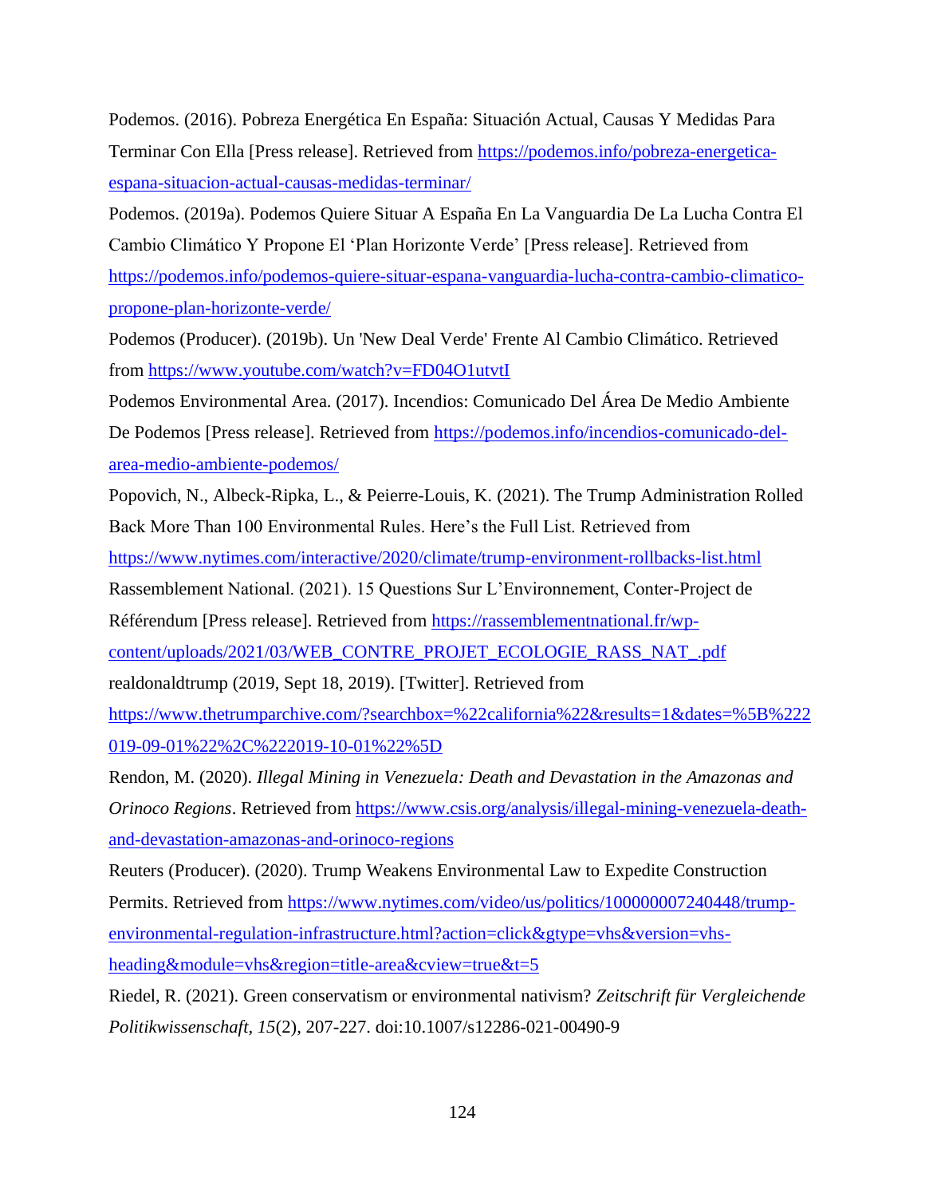Podemos. (2016). Pobreza Energética En España: Situación Actual, Causas Y Medidas Para Terminar Con Ella [Press release]. Retrieved from https://podemos.info/pobreza-energetica-espana-situacion-actual-causas-medidas-terminar/

Podemos. (2019a). Podemos Quiere Situar A España En La Vanguardia De La Lucha Contra El Cambio Climático Y Propone El 'Plan Horizonte Verde' [Press release]. Retrieved from https://podemos.info/podemos-quiere-situar-espana-vanguardia-lucha-contra-cambio-climatico-propone-plan-horizonte-verde/

Podemos (Producer). (2019b). Un 'New Deal Verde' Frente Al Cambio Climático. Retrieved from https://www.youtube.com/watch?v=FD04O1utvtI

Podemos Environmental Area. (2017). Incendios: Comunicado Del Área De Medio Ambiente De Podemos [Press release]. Retrieved from https://podemos.info/incendios-comunicado-del-area-medio-ambiente-podemos/

Popovich, N., Albeck-Ripka, L., & Peierre-Louis, K. (2021). The Trump Administration Rolled Back More Than 100 Environmental Rules. Here's the Full List. Retrieved from https://www.nytimes.com/interactive/2020/climate/trump-environment-rollbacks-list.html

Rassemblement National. (2021). 15 Questions Sur L'Environnement, Conter-Project de Référendum [Press release]. Retrieved from https://rassemblementnational.fr/wp-content/uploads/2021/03/WEB_CONTRE_PROJET_ECOLOGIE_RASS_NAT_.pdf

realdonaldtrump (2019, Sept 18, 2019). [Twitter]. Retrieved from https://www.thetrumparchive.com/?searchbox=%22california%22&results=1&dates=%5B%222019-09-01%22%2C%222019-10-01%22%5D

Rendon, M. (2020). *Illegal Mining in Venezuela: Death and Devastation in the Amazonas and Orinoco Regions*. Retrieved from https://www.csis.org/analysis/illegal-mining-venezuela-death-and-devastation-amazonas-and-orinoco-regions

Reuters (Producer). (2020). Trump Weakens Environmental Law to Expedite Construction Permits. Retrieved from https://www.nytimes.com/video/us/politics/100000007240448/trump-environmental-regulation-infrastructure.html?action=click&gtype=vhs&version=vhs-heading&module=vhs&region=title-area&cview=true&t=5

Riedel, R. (2021). Green conservatism or environmental nativism? *Zeitschrift für Vergleichende Politikwissenschaft, 15*(2), 207-227. doi:10.1007/s12286-021-00490-9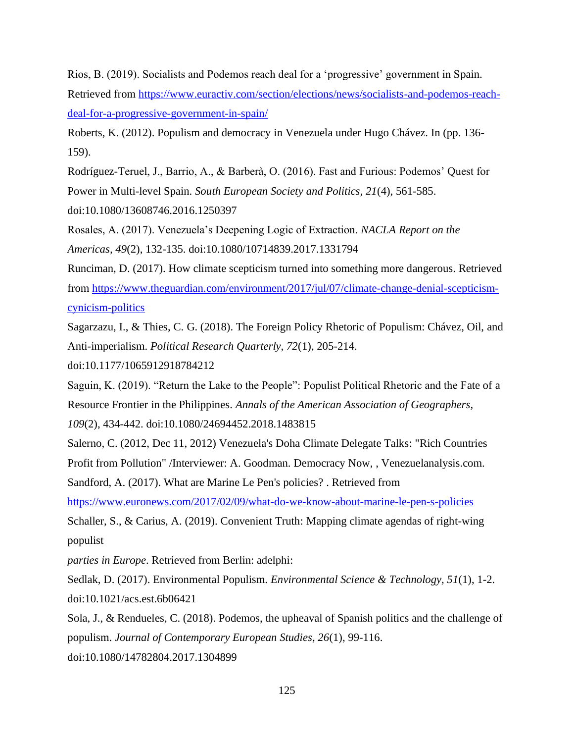Rios, B. (2019). Socialists and Podemos reach deal for a 'progressive' government in Spain. Retrieved from https://www.euractiv.com/section/elections/news/socialists-and-podemos-reach-deal-for-a-progressive-government-in-spain/

Roberts, K. (2012). Populism and democracy in Venezuela under Hugo Chávez. In (pp. 136-159).

Rodríguez-Teruel, J., Barrio, A., & Barberà, O. (2016). Fast and Furious: Podemos' Quest for Power in Multi-level Spain. *South European Society and Politics, 21*(4), 561-585. doi:10.1080/13608746.2016.1250397

Rosales, A. (2017). Venezuela's Deepening Logic of Extraction. *NACLA Report on the Americas, 49*(2), 132-135. doi:10.1080/10714839.2017.1331794

Runciman, D. (2017). How climate scepticism turned into something more dangerous. Retrieved from https://www.theguardian.com/environment/2017/jul/07/climate-change-denial-scepticism-cynicism-politics

Sagarzazu, I., & Thies, C. G. (2018). The Foreign Policy Rhetoric of Populism: Chávez, Oil, and Anti-imperialism. *Political Research Quarterly, 72*(1), 205-214. doi:10.1177/1065912918784212

Saguin, K. (2019). "Return the Lake to the People": Populist Political Rhetoric and the Fate of a Resource Frontier in the Philippines. *Annals of the American Association of Geographers, 109*(2), 434-442. doi:10.1080/24694452.2018.1483815

Salerno, C. (2012, Dec 11, 2012) Venezuela's Doha Climate Delegate Talks: "Rich Countries Profit from Pollution" /Interviewer: A. Goodman. Democracy Now, , Venezuelanalysis.com.

Sandford, A. (2017). What are Marine Le Pen's policies? . Retrieved from https://www.euronews.com/2017/02/09/what-do-we-know-about-marine-le-pen-s-policies

Schaller, S., & Carius, A. (2019). Convenient Truth: Mapping climate agendas of right-wing populist *parties in Europe*. Retrieved from Berlin: adelphi:

Sedlak, D. (2017). Environmental Populism. *Environmental Science & Technology, 51*(1), 1-2. doi:10.1021/acs.est.6b06421

Sola, J., & Rendueles, C. (2018). Podemos, the upheaval of Spanish politics and the challenge of populism. *Journal of Contemporary European Studies, 26*(1), 99-116. doi:10.1080/14782804.2017.1304899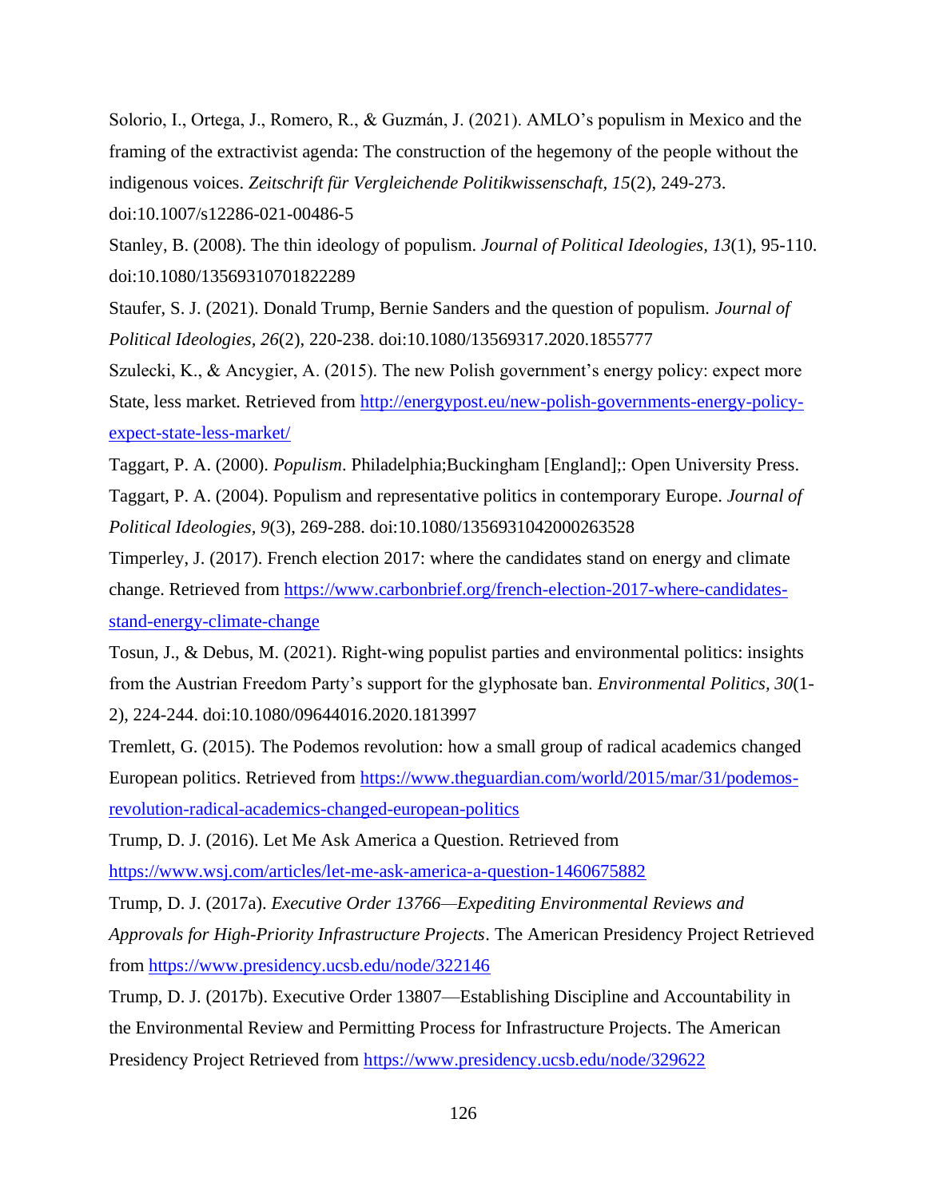Solorio, I., Ortega, J., Romero, R., & Guzmán, J. (2021). AMLO's populism in Mexico and the framing of the extractivist agenda: The construction of the hegemony of the people without the indigenous voices. *Zeitschrift für Vergleichende Politikwissenschaft, 15*(2), 249-273. doi:10.1007/s12286-021-00486-5

Stanley, B. (2008). The thin ideology of populism. *Journal of Political Ideologies, 13*(1), 95-110. doi:10.1080/13569310701822289

Staufer, S. J. (2021). Donald Trump, Bernie Sanders and the question of populism. *Journal of Political Ideologies, 26*(2), 220-238. doi:10.1080/13569317.2020.1855777

Szulecki, K., & Ancygier, A. (2015). The new Polish government's energy policy: expect more State, less market. Retrieved from http://energypost.eu/new-polish-governments-energy-policy-expect-state-less-market/

Taggart, P. A. (2000). *Populism*. Philadelphia;Buckingham [England];: Open University Press.

Taggart, P. A. (2004). Populism and representative politics in contemporary Europe. *Journal of Political Ideologies, 9*(3), 269-288. doi:10.1080/1356931042000263528

Timperley, J. (2017). French election 2017: where the candidates stand on energy and climate change. Retrieved from https://www.carbonbrief.org/french-election-2017-where-candidates-stand-energy-climate-change

Tosun, J., & Debus, M. (2021). Right-wing populist parties and environmental politics: insights from the Austrian Freedom Party's support for the glyphosate ban. *Environmental Politics, 30*(1-2), 224-244. doi:10.1080/09644016.2020.1813997

Tremlett, G. (2015). The Podemos revolution: how a small group of radical academics changed European politics. Retrieved from https://www.theguardian.com/world/2015/mar/31/podemos-revolution-radical-academics-changed-european-politics

Trump, D. J. (2016). Let Me Ask America a Question. Retrieved from https://www.wsj.com/articles/let-me-ask-america-a-question-1460675882

Trump, D. J. (2017a). *Executive Order 13766—Expediting Environmental Reviews and Approvals for High-Priority Infrastructure Projects*. The American Presidency Project Retrieved from https://www.presidency.ucsb.edu/node/322146

Trump, D. J. (2017b). Executive Order 13807—Establishing Discipline and Accountability in the Environmental Review and Permitting Process for Infrastructure Projects. The American Presidency Project Retrieved from https://www.presidency.ucsb.edu/node/329622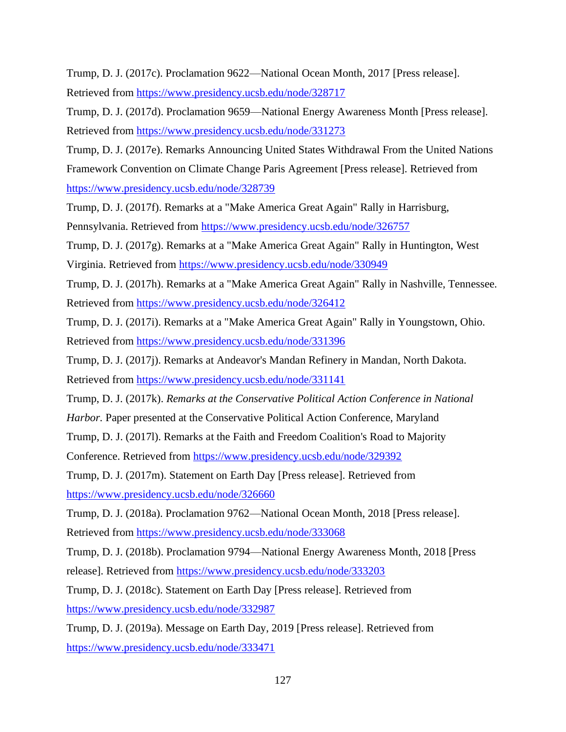Trump, D. J. (2017c). Proclamation 9622—National Ocean Month, 2017 [Press release]. Retrieved from https://www.presidency.ucsb.edu/node/328717

Trump, D. J. (2017d). Proclamation 9659—National Energy Awareness Month [Press release]. Retrieved from https://www.presidency.ucsb.edu/node/331273

Trump, D. J. (2017e). Remarks Announcing United States Withdrawal From the United Nations Framework Convention on Climate Change Paris Agreement [Press release]. Retrieved from https://www.presidency.ucsb.edu/node/328739

Trump, D. J. (2017f). Remarks at a "Make America Great Again" Rally in Harrisburg, Pennsylvania. Retrieved from https://www.presidency.ucsb.edu/node/326757

Trump, D. J. (2017g). Remarks at a "Make America Great Again" Rally in Huntington, West Virginia. Retrieved from https://www.presidency.ucsb.edu/node/330949

Trump, D. J. (2017h). Remarks at a "Make America Great Again" Rally in Nashville, Tennessee. Retrieved from https://www.presidency.ucsb.edu/node/326412

Trump, D. J. (2017i). Remarks at a "Make America Great Again" Rally in Youngstown, Ohio. Retrieved from https://www.presidency.ucsb.edu/node/331396

Trump, D. J. (2017j). Remarks at Andeavor's Mandan Refinery in Mandan, North Dakota. Retrieved from https://www.presidency.ucsb.edu/node/331141

Trump, D. J. (2017k). *Remarks at the Conservative Political Action Conference in National Harbor.* Paper presented at the Conservative Political Action Conference, Maryland

Trump, D. J. (2017l). Remarks at the Faith and Freedom Coalition's Road to Majority Conference. Retrieved from https://www.presidency.ucsb.edu/node/329392

Trump, D. J. (2017m). Statement on Earth Day [Press release]. Retrieved from https://www.presidency.ucsb.edu/node/326660

Trump, D. J. (2018a). Proclamation 9762—National Ocean Month, 2018 [Press release]. Retrieved from https://www.presidency.ucsb.edu/node/333068

Trump, D. J. (2018b). Proclamation 9794—National Energy Awareness Month, 2018 [Press release]. Retrieved from https://www.presidency.ucsb.edu/node/333203

Trump, D. J. (2018c). Statement on Earth Day [Press release]. Retrieved from https://www.presidency.ucsb.edu/node/332987

Trump, D. J. (2019a). Message on Earth Day, 2019 [Press release]. Retrieved from https://www.presidency.ucsb.edu/node/333471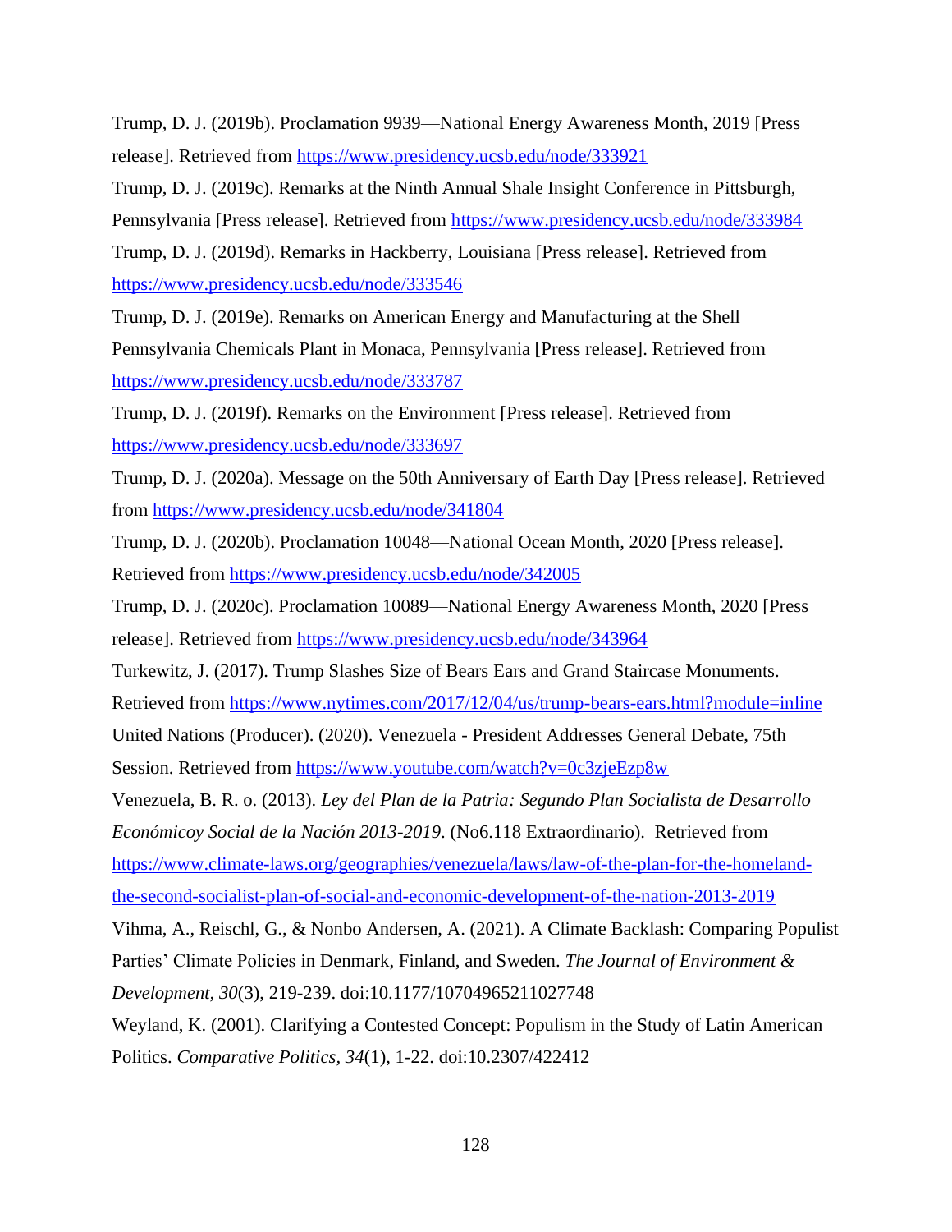Trump, D. J. (2019b). Proclamation 9939—National Energy Awareness Month, 2019 [Press release]. Retrieved from https://www.presidency.ucsb.edu/node/333921

Trump, D. J. (2019c). Remarks at the Ninth Annual Shale Insight Conference in Pittsburgh, Pennsylvania [Press release]. Retrieved from https://www.presidency.ucsb.edu/node/333984

Trump, D. J. (2019d). Remarks in Hackberry, Louisiana [Press release]. Retrieved from https://www.presidency.ucsb.edu/node/333546

Trump, D. J. (2019e). Remarks on American Energy and Manufacturing at the Shell Pennsylvania Chemicals Plant in Monaca, Pennsylvania [Press release]. Retrieved from https://www.presidency.ucsb.edu/node/333787

Trump, D. J. (2019f). Remarks on the Environment [Press release]. Retrieved from https://www.presidency.ucsb.edu/node/333697

Trump, D. J. (2020a). Message on the 50th Anniversary of Earth Day [Press release]. Retrieved from https://www.presidency.ucsb.edu/node/341804

Trump, D. J. (2020b). Proclamation 10048—National Ocean Month, 2020 [Press release]. Retrieved from https://www.presidency.ucsb.edu/node/342005

Trump, D. J. (2020c). Proclamation 10089—National Energy Awareness Month, 2020 [Press release]. Retrieved from https://www.presidency.ucsb.edu/node/343964

Turkewitz, J. (2017). Trump Slashes Size of Bears Ears and Grand Staircase Monuments. Retrieved from https://www.nytimes.com/2017/12/04/us/trump-bears-ears.html?module=inline

United Nations (Producer). (2020). Venezuela - President Addresses General Debate, 75th Session. Retrieved from https://www.youtube.com/watch?v=0c3zjeEzp8w

Venezuela, B. R. o. (2013). *Ley del Plan de la Patria: Segundo Plan Socialista de Desarrollo Económicoy Social de la Nación 2013-2019*. (No6.118 Extraordinario). Retrieved from https://www.climate-laws.org/geographies/venezuela/laws/law-of-the-plan-for-the-homeland-the-second-socialist-plan-of-social-and-economic-development-of-the-nation-2013-2019

Vihma, A., Reischl, G., & Nonbo Andersen, A. (2021). A Climate Backlash: Comparing Populist Parties' Climate Policies in Denmark, Finland, and Sweden. *The Journal of Environment & Development, 30*(3), 219-239. doi:10.1177/10704965211027748

Weyland, K. (2001). Clarifying a Contested Concept: Populism in the Study of Latin American Politics. *Comparative Politics, 34*(1), 1-22. doi:10.2307/422412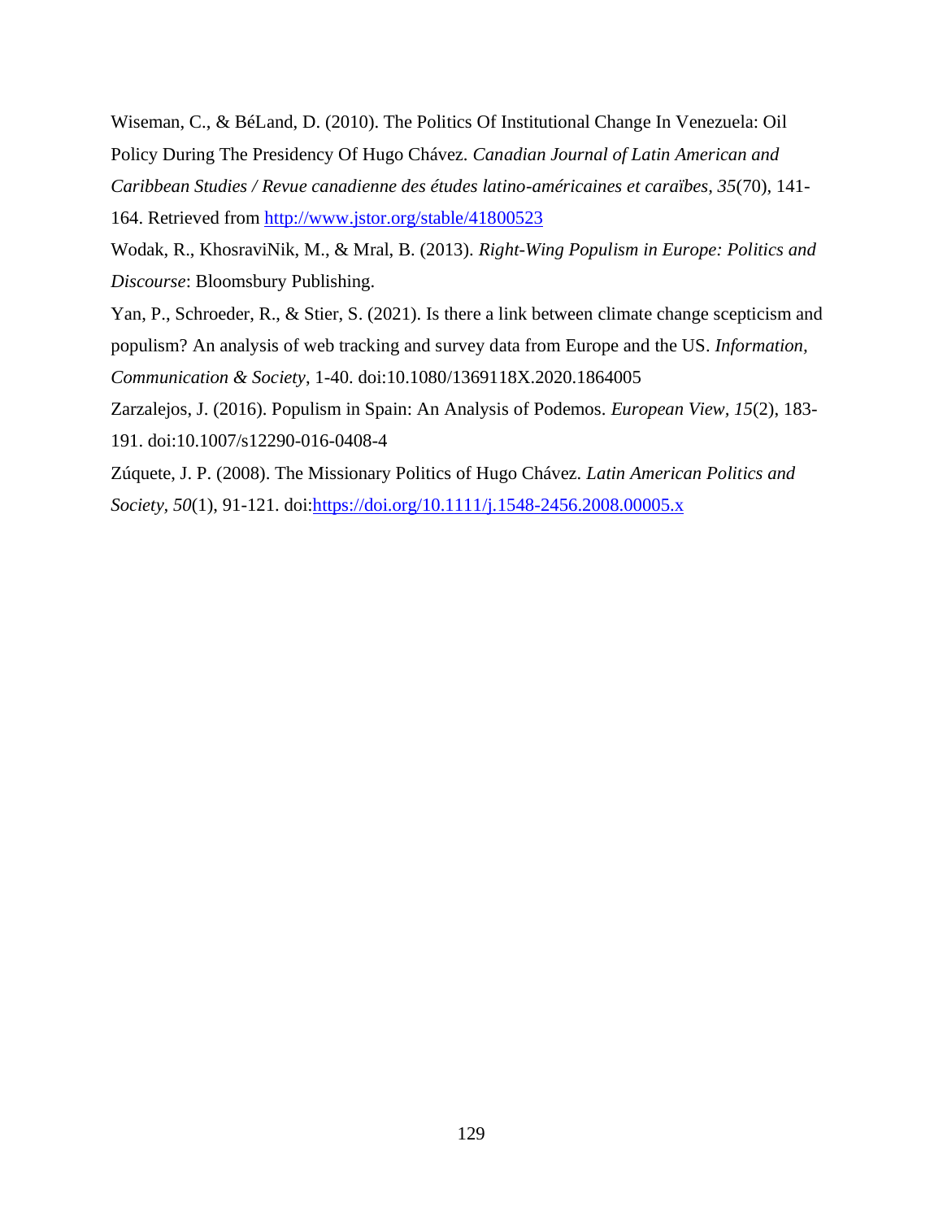Wiseman, C., & BéLand, D. (2010). The Politics Of Institutional Change In Venezuela: Oil Policy During The Presidency Of Hugo Chávez. *Canadian Journal of Latin American and Caribbean Studies / Revue canadienne des études latino-américaines et caraïbes, 35*(70), 141-164. Retrieved from http://www.jstor.org/stable/41800523

Wodak, R., KhosraviNik, M., & Mral, B. (2013). *Right-Wing Populism in Europe: Politics and Discourse*: Bloomsbury Publishing.

Yan, P., Schroeder, R., & Stier, S. (2021). Is there a link between climate change scepticism and populism? An analysis of web tracking and survey data from Europe and the US. *Information, Communication & Society*, 1-40. doi:10.1080/1369118X.2020.1864005

Zarzalejos, J. (2016). Populism in Spain: An Analysis of Podemos. *European View, 15*(2), 183-191. doi:10.1007/s12290-016-0408-4

Zúquete, J. P. (2008). The Missionary Politics of Hugo Chávez. *Latin American Politics and Society, 50*(1), 91-121. doi:https://doi.org/10.1111/j.1548-2456.2008.00005.x